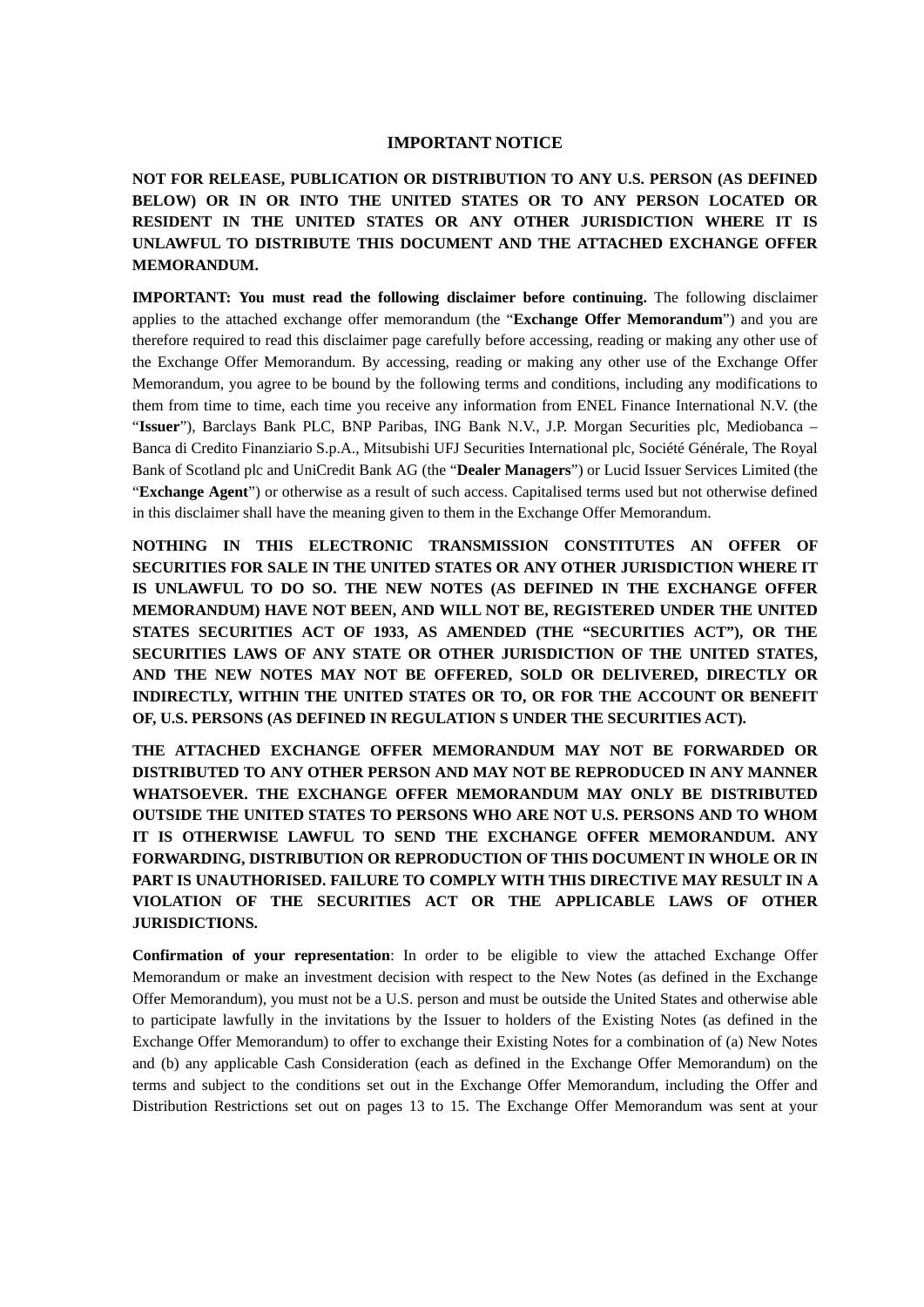## IMPORTANT NOTICE

**NOT FOR RELEASE, PUBLICATION OR DISTRIBUTION TO ANY U.S. PERSON (AS DEFINED BELOW) OR IN OR INTO THE UNITED STATES OR TO ANY PERSON LOCATED OR RESIDENT IN THE UNITED STATES OR ANY OTHER JURISDICTION WHERE IT IS UNLAWFUL TO DISTRIBUTE THIS DOCUMENT AND THE ATTACHED EXCHANGE OFFER MEMORANDUM.**

**IMPORTANT: You must read the following disclaimer before continuing.** The following disclaimer applies to the attached exchange offer memorandum (the "**Exchange Offer Memorandum**") and you are therefore required to read this disclaimer page carefully before accessing, reading or making any other use of the Exchange Offer Memorandum. By accessing, reading or making any other use of the Exchange Offer Memorandum, you agree to be bound by the following terms and conditions, including any modifications to them from time to time, each time you receive any information from ENEL Finance International N.V. (the "**Issuer**"), Barclays Bank PLC, BNP Paribas, ING Bank N.V., J.P. Morgan Securities plc, Mediobanca – Banca di Credito Finanziario S.p.A., Mitsubishi UFJ Securities International plc, Société Générale, The Royal Bank of Scotland plc and UniCredit Bank AG (the "**Dealer Managers**") or Lucid Issuer Services Limited (the "**Exchange Agent**") or otherwise as a result of such access. Capitalised terms used but not otherwise defined in this disclaimer shall have the meaning given to them in the Exchange Offer Memorandum.

**NOTHING IN THIS ELECTRONIC TRANSMISSION CONSTITUTES AN OFFER OF SECURITIES FOR SALE IN THE UNITED STATES OR ANY OTHER JURISDICTION WHERE IT IS UNLAWFUL TO DO SO. THE NEW NOTES (AS DEFINED IN THE EXCHANGE OFFER MEMORANDUM) HAVE NOT BEEN, AND WILL NOT BE, REGISTERED UNDER THE UNITED STATES SECURITIES ACT OF 1933, AS AMENDED (THE "SECURITIES ACT"), OR THE SECURITIES LAWS OF ANY STATE OR OTHER JURISDICTION OF THE UNITED STATES, AND THE NEW NOTES MAY NOT BE OFFERED, SOLD OR DELIVERED, DIRECTLY OR INDIRECTLY, WITHIN THE UNITED STATES OR TO, OR FOR THE ACCOUNT OR BENEFIT OF, U.S. PERSONS (AS DEFINED IN REGULATION S UNDER THE SECURITIES ACT).**

**THE ATTACHED EXCHANGE OFFER MEMORANDUM MAY NOT BE FORWARDED OR DISTRIBUTED TO ANY OTHER PERSON AND MAY NOT BE REPRODUCED IN ANY MANNER WHATSOEVER. THE EXCHANGE OFFER MEMORANDUM MAY ONLY BE DISTRIBUTED OUTSIDE THE UNITED STATES TO PERSONS WHO ARE NOT U.S. PERSONS AND TO WHOM IT IS OTHERWISE LAWFUL TO SEND THE EXCHANGE OFFER MEMORANDUM. ANY FORWARDING, DISTRIBUTION OR REPRODUCTION OF THIS DOCUMENT IN WHOLE OR IN PART IS UNAUTHORISED. FAILURE TO COMPLY WITH THIS DIRECTIVE MAY RESULT IN A VIOLATION OF THE SECURITIES ACT OR THE APPLICABLE LAWS OF OTHER JURISDICTIONS.**

**Confirmation of your representation**: In order to be eligible to view the attached Exchange Offer Memorandum or make an investment decision with respect to the New Notes (as defined in the Exchange Offer Memorandum), you must not be a U.S. person and must be outside the United States and otherwise able to participate lawfully in the invitations by the Issuer to holders of the Existing Notes (as defined in the Exchange Offer Memorandum) to offer to exchange their Existing Notes for a combination of (a) New Notes and (b) any applicable Cash Consideration (each as defined in the Exchange Offer Memorandum) on the terms and subject to the conditions set out in the Exchange Offer Memorandum, including the Offer and Distribution Restrictions set out on pages 13 to 15. The Exchange Offer Memorandum was sent at your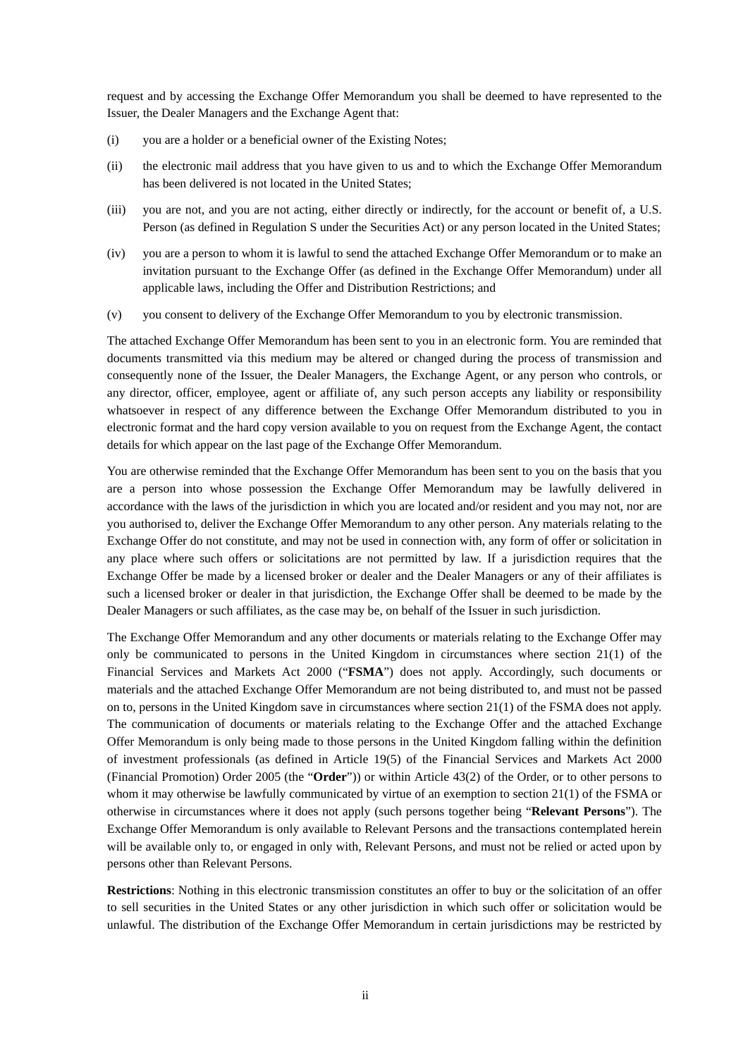request and by accessing the Exchange Offer Memorandum you shall be deemed to have represented to the Issuer, the Dealer Managers and the Exchange Agent that:

(i) you are a holder or a beneficial owner of the Existing Notes;

(ii) the electronic mail address that you have given to us and to which the Exchange Offer Memorandum has been delivered is not located in the United States;

(iii) you are not, and you are not acting, either directly or indirectly, for the account or benefit of, a U.S. Person (as defined in Regulation S under the Securities Act) or any person located in the United States;

(iv) you are a person to whom it is lawful to send the attached Exchange Offer Memorandum or to make an invitation pursuant to the Exchange Offer (as defined in the Exchange Offer Memorandum) under all applicable laws, including the Offer and Distribution Restrictions; and

(v) you consent to delivery of the Exchange Offer Memorandum to you by electronic transmission.

The attached Exchange Offer Memorandum has been sent to you in an electronic form. You are reminded that documents transmitted via this medium may be altered or changed during the process of transmission and consequently none of the Issuer, the Dealer Managers, the Exchange Agent, or any person who controls, or any director, officer, employee, agent or affiliate of, any such person accepts any liability or responsibility whatsoever in respect of any difference between the Exchange Offer Memorandum distributed to you in electronic format and the hard copy version available to you on request from the Exchange Agent, the contact details for which appear on the last page of the Exchange Offer Memorandum.

You are otherwise reminded that the Exchange Offer Memorandum has been sent to you on the basis that you are a person into whose possession the Exchange Offer Memorandum may be lawfully delivered in accordance with the laws of the jurisdiction in which you are located and/or resident and you may not, nor are you authorised to, deliver the Exchange Offer Memorandum to any other person. Any materials relating to the Exchange Offer do not constitute, and may not be used in connection with, any form of offer or solicitation in any place where such offers or solicitations are not permitted by law. If a jurisdiction requires that the Exchange Offer be made by a licensed broker or dealer and the Dealer Managers or any of their affiliates is such a licensed broker or dealer in that jurisdiction, the Exchange Offer shall be deemed to be made by the Dealer Managers or such affiliates, as the case may be, on behalf of the Issuer in such jurisdiction.

The Exchange Offer Memorandum and any other documents or materials relating to the Exchange Offer may only be communicated to persons in the United Kingdom in circumstances where section 21(1) of the Financial Services and Markets Act 2000 ("**FSMA**") does not apply. Accordingly, such documents or materials and the attached Exchange Offer Memorandum are not being distributed to, and must not be passed on to, persons in the United Kingdom save in circumstances where section 21(1) of the FSMA does not apply. The communication of documents or materials relating to the Exchange Offer and the attached Exchange Offer Memorandum is only being made to those persons in the United Kingdom falling within the definition of investment professionals (as defined in Article 19(5) of the Financial Services and Markets Act 2000 (Financial Promotion) Order 2005 (the "**Order**")) or within Article 43(2) of the Order, or to other persons to whom it may otherwise be lawfully communicated by virtue of an exemption to section 21(1) of the FSMA or otherwise in circumstances where it does not apply (such persons together being "**Relevant Persons**"). The Exchange Offer Memorandum is only available to Relevant Persons and the transactions contemplated herein will be available only to, or engaged in only with, Relevant Persons, and must not be relied or acted upon by persons other than Relevant Persons.

**Restrictions**: Nothing in this electronic transmission constitutes an offer to buy or the solicitation of an offer to sell securities in the United States or any other jurisdiction in which such offer or solicitation would be unlawful. The distribution of the Exchange Offer Memorandum in certain jurisdictions may be restricted by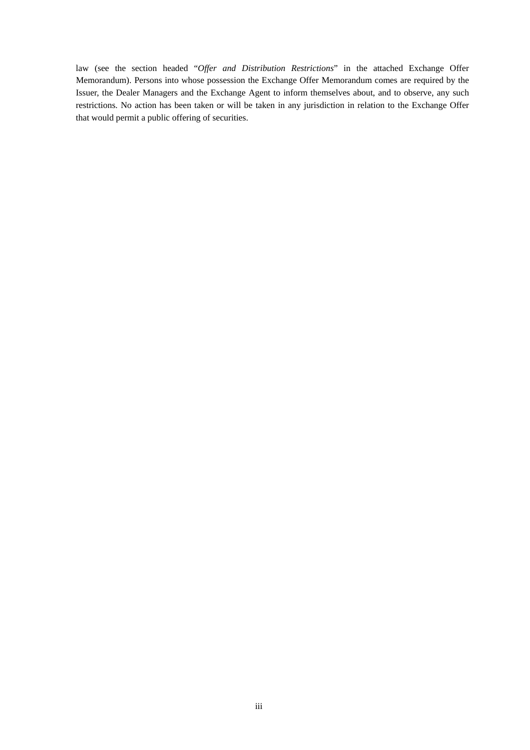law (see the section headed "*Offer and Distribution Restrictions*" in the attached Exchange Offer Memorandum). Persons into whose possession the Exchange Offer Memorandum comes are required by the Issuer, the Dealer Managers and the Exchange Agent to inform themselves about, and to observe, any such restrictions. No action has been taken or will be taken in any jurisdiction in relation to the Exchange Offer that would permit a public offering of securities.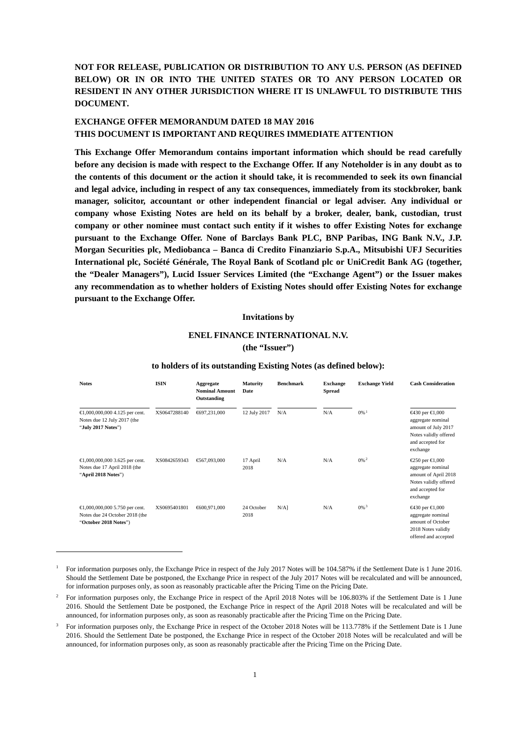**NOT FOR RELEASE, PUBLICATION OR DISTRIBUTION TO ANY U.S. PERSON (AS DEFINED BELOW) OR IN OR INTO THE UNITED STATES OR TO ANY PERSON LOCATED OR RESIDENT IN ANY OTHER JURISDICTION WHERE IT IS UNLAWFUL TO DISTRIBUTE THIS DOCUMENT.**

**EXCHANGE OFFER MEMORANDUM DATED 18 MAY 2016**
**THIS DOCUMENT IS IMPORTANT AND REQUIRES IMMEDIATE ATTENTION**

**This Exchange Offer Memorandum contains important information which should be read carefully before any decision is made with respect to the Exchange Offer. If any Noteholder is in any doubt as to the contents of this document or the action it should take, it is recommended to seek its own financial and legal advice, including in respect of any tax consequences, immediately from its stockbroker, bank manager, solicitor, accountant or other independent financial or legal adviser. Any individual or company whose Existing Notes are held on its behalf by a broker, dealer, bank, custodian, trust company or other nominee must contact such entity if it wishes to offer Existing Notes for exchange pursuant to the Exchange Offer. None of Barclays Bank PLC, BNP Paribas, ING Bank N.V., J.P. Morgan Securities plc, Mediobanca – Banca di Credito Finanziario S.p.A., Mitsubishi UFJ Securities International plc, Société Générale, The Royal Bank of Scotland plc or UniCredit Bank AG (together, the "Dealer Managers"), Lucid Issuer Services Limited (the "Exchange Agent") or the Issuer makes any recommendation as to whether holders of Existing Notes should offer Existing Notes for exchange pursuant to the Exchange Offer.**

**Invitations by**

**ENEL FINANCE INTERNATIONAL N.V.**
**(the "Issuer")**

**to holders of its outstanding Existing Notes (as defined below):**

| Notes | ISIN | Aggregate Nominal Amount Outstanding | Maturity Date | Benchmark | Exchange Spread | Exchange Yield | Cash Consideration |
|---|---|---|---|---|---|---|---|
| €1,000,000,000 4.125 per cent. Notes due 12 July 2017 (the "**July 2017 Notes**") | XS0647288140 | €697,231,000 | 12 July 2017 | N/A | N/A | 0%[1] | €430 per €1,000 aggregate nominal amount of July 2017 Notes validly offered and accepted for exchange |
| €1,000,000,000 3.625 per cent. Notes due 17 April 2018 (the "**April 2018 Notes**") | XS0842659343 | €567,093,000 | 17 April 2018 | N/A | N/A | 0%[2] | €250 per €1,000 aggregate nominal amount of April 2018 Notes validly offered and accepted for exchange |
| €1,000,000,000 5.750 per cent. Notes due 24 October 2018 (the "**October 2018 Notes**") | XS0695401801 | €600,971,000 | 24 October 2018 | N/A] | N/A | 0%[3] | €430 per €1,000 aggregate nominal amount of October 2018 Notes validly offered and accepted |

[1] For information purposes only, the Exchange Price in respect of the July 2017 Notes will be 104.587% if the Settlement Date is 1 June 2016. Should the Settlement Date be postponed, the Exchange Price in respect of the July 2017 Notes will be recalculated and will be announced, for information purposes only, as soon as reasonably practicable after the Pricing Time on the Pricing Date.

[2] For information purposes only, the Exchange Price in respect of the April 2018 Notes will be 106.803% if the Settlement Date is 1 June 2016. Should the Settlement Date be postponed, the Exchange Price in respect of the April 2018 Notes will be recalculated and will be announced, for information purposes only, as soon as reasonably practicable after the Pricing Time on the Pricing Date.

[3] For information purposes only, the Exchange Price in respect of the October 2018 Notes will be 113.778% if the Settlement Date is 1 June 2016. Should the Settlement Date be postponed, the Exchange Price in respect of the October 2018 Notes will be recalculated and will be announced, for information purposes only, as soon as reasonably practicable after the Pricing Time on the Pricing Date.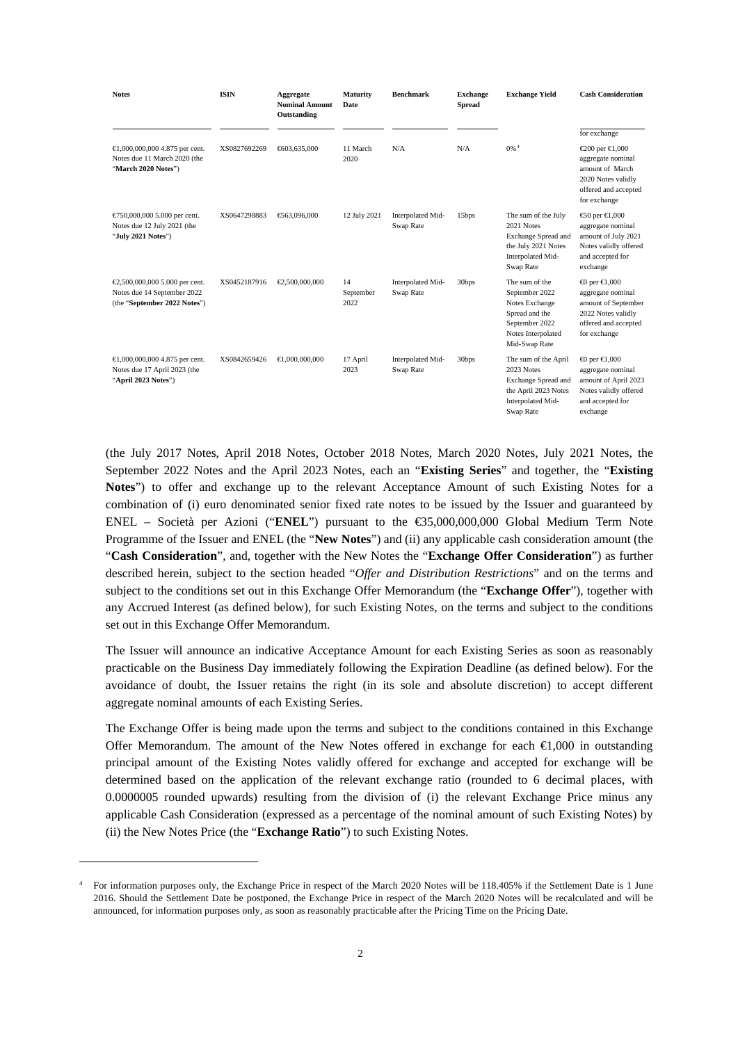| Notes | ISIN | Aggregate Nominal Amount Outstanding | Maturity Date | Benchmark | Exchange Spread | Exchange Yield | Cash Consideration |
|---|---|---|---|---|---|---|---|
| | | | | | | | for exchange |
| €1,000,000,000 4.875 per cent. Notes due 11 March 2020 (the "**March 2020 Notes**") | XS0827692269 | €603,635,000 | 11 March 2020 | N/A | N/A | 0%[4] | €200 per €1,000 aggregate nominal amount of March 2020 Notes validly offered and accepted for exchange |
| €750,000,000 5.000 per cent. Notes due 12 July 2021 (the "**July 2021 Notes**") | XS0647298883 | €563,096,000 | 12 July 2021 | Interpolated Mid-Swap Rate | 15bps | The sum of the July 2021 Notes Exchange Spread and the July 2021 Notes Interpolated Mid-Swap Rate | €50 per €1,000 aggregate nominal amount of July 2021 Notes validly offered and accepted for exchange |
| €2,500,000,000 5.000 per cent. Notes due 14 September 2022 (the "**September 2022 Notes**") | XS0452187916 | €2,500,000,000 | 14 September 2022 | Interpolated Mid-Swap Rate | 30bps | The sum of the September 2022 Notes Exchange Spread and the September 2022 Notes Interpolated Mid-Swap Rate | €0 per €1,000 aggregate nominal amount of September 2022 Notes validly offered and accepted for exchange |
| €1,000,000,000 4.875 per cent. Notes due 17 April 2023 (the "**April 2023 Notes**") | XS0842659426 | €1,000,000,000 | 17 April 2023 | Interpolated Mid-Swap Rate | 30bps | The sum of the April 2023 Notes Exchange Spread and the April 2023 Notes Interpolated Mid-Swap Rate | €0 per €1,000 aggregate nominal amount of April 2023 Notes validly offered and accepted for exchange |

(the July 2017 Notes, April 2018 Notes, October 2018 Notes, March 2020 Notes, July 2021 Notes, the September 2022 Notes and the April 2023 Notes, each an "**Existing Series**" and together, the "**Existing Notes**") to offer and exchange up to the relevant Acceptance Amount of such Existing Notes for a combination of (i) euro denominated senior fixed rate notes to be issued by the Issuer and guaranteed by ENEL – Società per Azioni ("**ENEL**") pursuant to the €35,000,000,000 Global Medium Term Note Programme of the Issuer and ENEL (the "**New Notes**") and (ii) any applicable cash consideration amount (the "**Cash Consideration**", and, together with the New Notes the "**Exchange Offer Consideration**") as further described herein, subject to the section headed "*Offer and Distribution Restrictions*" and on the terms and subject to the conditions set out in this Exchange Offer Memorandum (the "**Exchange Offer**"), together with any Accrued Interest (as defined below), for such Existing Notes, on the terms and subject to the conditions set out in this Exchange Offer Memorandum.

The Issuer will announce an indicative Acceptance Amount for each Existing Series as soon as reasonably practicable on the Business Day immediately following the Expiration Deadline (as defined below). For the avoidance of doubt, the Issuer retains the right (in its sole and absolute discretion) to accept different aggregate nominal amounts of each Existing Series.

The Exchange Offer is being made upon the terms and subject to the conditions contained in this Exchange Offer Memorandum. The amount of the New Notes offered in exchange for each €1,000 in outstanding principal amount of the Existing Notes validly offered for exchange and accepted for exchange will be determined based on the application of the relevant exchange ratio (rounded to 6 decimal places, with 0.0000005 rounded upwards) resulting from the division of (i) the relevant Exchange Price minus any applicable Cash Consideration (expressed as a percentage of the nominal amount of such Existing Notes) by (ii) the New Notes Price (the "**Exchange Ratio**") to such Existing Notes.

[4] For information purposes only, the Exchange Price in respect of the March 2020 Notes will be 118.405% if the Settlement Date is 1 June 2016. Should the Settlement Date be postponed, the Exchange Price in respect of the March 2020 Notes will be recalculated and will be announced, for information purposes only, as soon as reasonably practicable after the Pricing Time on the Pricing Date.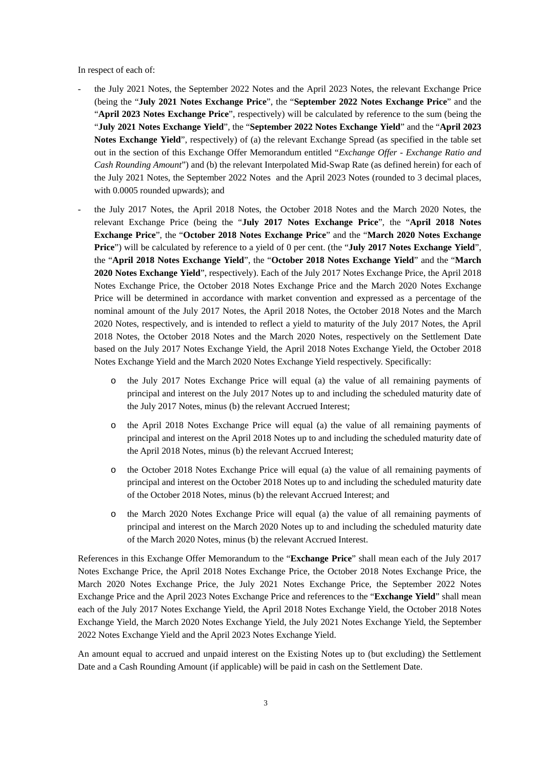In respect of each of:

- the July 2021 Notes, the September 2022 Notes and the April 2023 Notes, the relevant Exchange Price (being the "**July 2021 Notes Exchange Price**", the "**September 2022 Notes Exchange Price**" and the "**April 2023 Notes Exchange Price**", respectively) will be calculated by reference to the sum (being the "**July 2021 Notes Exchange Yield**", the "**September 2022 Notes Exchange Yield**" and the "**April 2023 Notes Exchange Yield**", respectively) of (a) the relevant Exchange Spread (as specified in the table set out in the section of this Exchange Offer Memorandum entitled "*Exchange Offer - Exchange Ratio and Cash Rounding Amount*") and (b) the relevant Interpolated Mid-Swap Rate (as defined herein) for each of the July 2021 Notes, the September 2022 Notes and the April 2023 Notes (rounded to 3 decimal places, with 0.0005 rounded upwards); and

- the July 2017 Notes, the April 2018 Notes, the October 2018 Notes and the March 2020 Notes, the relevant Exchange Price (being the "**July 2017 Notes Exchange Price**", the "**April 2018 Notes Exchange Price**", the "**October 2018 Notes Exchange Price**" and the "**March 2020 Notes Exchange Price**") will be calculated by reference to a yield of 0 per cent. (the "**July 2017 Notes Exchange Yield**", the "**April 2018 Notes Exchange Yield**", the "**October 2018 Notes Exchange Yield**" and the "**March 2020 Notes Exchange Yield**", respectively). Each of the July 2017 Notes Exchange Price, the April 2018 Notes Exchange Price, the October 2018 Notes Exchange Price and the March 2020 Notes Exchange Price will be determined in accordance with market convention and expressed as a percentage of the nominal amount of the July 2017 Notes, the April 2018 Notes, the October 2018 Notes and the March 2020 Notes, respectively, and is intended to reflect a yield to maturity of the July 2017 Notes, the April 2018 Notes, the October 2018 Notes and the March 2020 Notes, respectively on the Settlement Date based on the July 2017 Notes Exchange Yield, the April 2018 Notes Exchange Yield, the October 2018 Notes Exchange Yield and the March 2020 Notes Exchange Yield respectively. Specifically:

  - the July 2017 Notes Exchange Price will equal (a) the value of all remaining payments of principal and interest on the July 2017 Notes up to and including the scheduled maturity date of the July 2017 Notes, minus (b) the relevant Accrued Interest;

  - the April 2018 Notes Exchange Price will equal (a) the value of all remaining payments of principal and interest on the April 2018 Notes up to and including the scheduled maturity date of the April 2018 Notes, minus (b) the relevant Accrued Interest;

  - the October 2018 Notes Exchange Price will equal (a) the value of all remaining payments of principal and interest on the October 2018 Notes up to and including the scheduled maturity date of the October 2018 Notes, minus (b) the relevant Accrued Interest; and

  - the March 2020 Notes Exchange Price will equal (a) the value of all remaining payments of principal and interest on the March 2020 Notes up to and including the scheduled maturity date of the March 2020 Notes, minus (b) the relevant Accrued Interest.

References in this Exchange Offer Memorandum to the "**Exchange Price**" shall mean each of the July 2017 Notes Exchange Price, the April 2018 Notes Exchange Price, the October 2018 Notes Exchange Price, the March 2020 Notes Exchange Price, the July 2021 Notes Exchange Price, the September 2022 Notes Exchange Price and the April 2023 Notes Exchange Price and references to the "**Exchange Yield**" shall mean each of the July 2017 Notes Exchange Yield, the April 2018 Notes Exchange Yield, the October 2018 Notes Exchange Yield, the March 2020 Notes Exchange Yield, the July 2021 Notes Exchange Yield, the September 2022 Notes Exchange Yield and the April 2023 Notes Exchange Yield.

An amount equal to accrued and unpaid interest on the Existing Notes up to (but excluding) the Settlement Date and a Cash Rounding Amount (if applicable) will be paid in cash on the Settlement Date.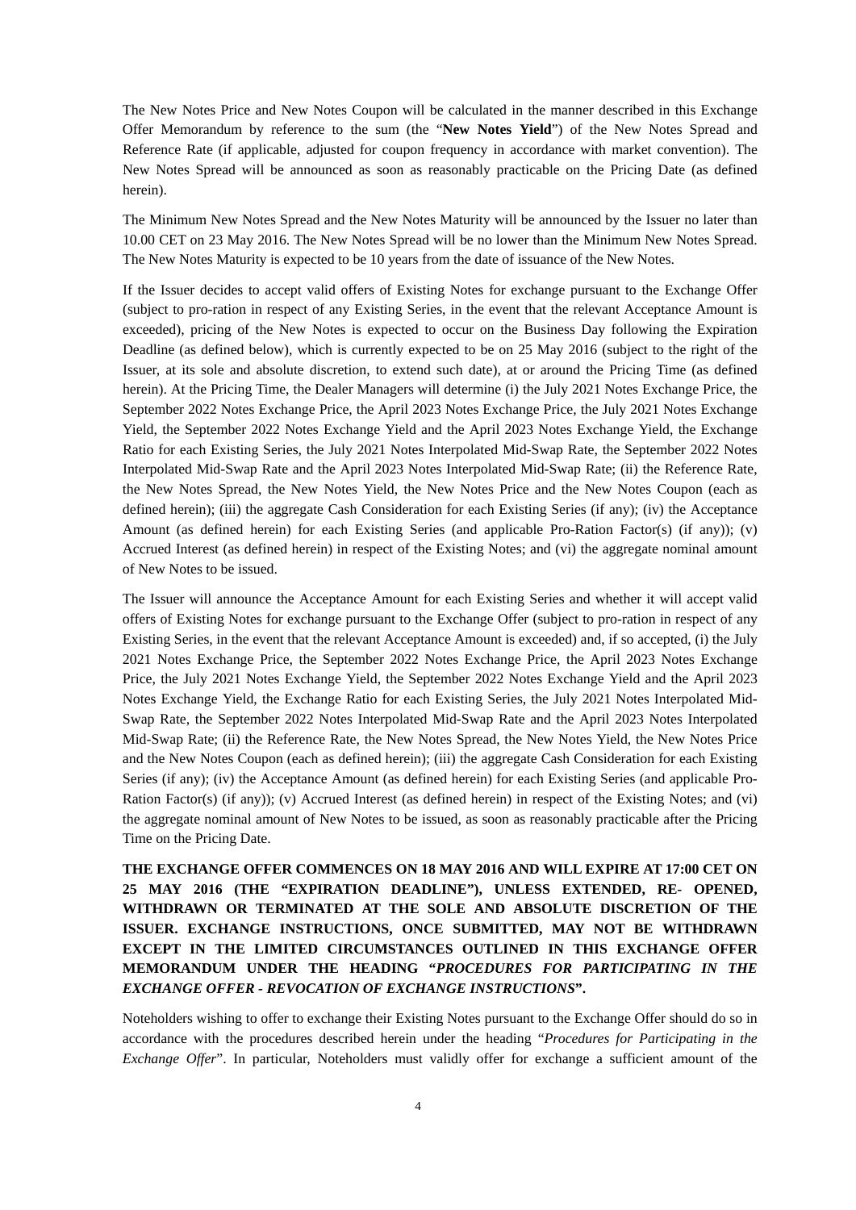The New Notes Price and New Notes Coupon will be calculated in the manner described in this Exchange Offer Memorandum by reference to the sum (the "**New Notes Yield**") of the New Notes Spread and Reference Rate (if applicable, adjusted for coupon frequency in accordance with market convention). The New Notes Spread will be announced as soon as reasonably practicable on the Pricing Date (as defined herein).

The Minimum New Notes Spread and the New Notes Maturity will be announced by the Issuer no later than 10.00 CET on 23 May 2016. The New Notes Spread will be no lower than the Minimum New Notes Spread. The New Notes Maturity is expected to be 10 years from the date of issuance of the New Notes.

If the Issuer decides to accept valid offers of Existing Notes for exchange pursuant to the Exchange Offer (subject to pro-ration in respect of any Existing Series, in the event that the relevant Acceptance Amount is exceeded), pricing of the New Notes is expected to occur on the Business Day following the Expiration Deadline (as defined below), which is currently expected to be on 25 May 2016 (subject to the right of the Issuer, at its sole and absolute discretion, to extend such date), at or around the Pricing Time (as defined herein). At the Pricing Time, the Dealer Managers will determine (i) the July 2021 Notes Exchange Price, the September 2022 Notes Exchange Price, the April 2023 Notes Exchange Price, the July 2021 Notes Exchange Yield, the September 2022 Notes Exchange Yield and the April 2023 Notes Exchange Yield, the Exchange Ratio for each Existing Series, the July 2021 Notes Interpolated Mid-Swap Rate, the September 2022 Notes Interpolated Mid-Swap Rate and the April 2023 Notes Interpolated Mid-Swap Rate; (ii) the Reference Rate, the New Notes Spread, the New Notes Yield, the New Notes Price and the New Notes Coupon (each as defined herein); (iii) the aggregate Cash Consideration for each Existing Series (if any); (iv) the Acceptance Amount (as defined herein) for each Existing Series (and applicable Pro-Ration Factor(s) (if any)); (v) Accrued Interest (as defined herein) in respect of the Existing Notes; and (vi) the aggregate nominal amount of New Notes to be issued.

The Issuer will announce the Acceptance Amount for each Existing Series and whether it will accept valid offers of Existing Notes for exchange pursuant to the Exchange Offer (subject to pro-ration in respect of any Existing Series, in the event that the relevant Acceptance Amount is exceeded) and, if so accepted, (i) the July 2021 Notes Exchange Price, the September 2022 Notes Exchange Price, the April 2023 Notes Exchange Price, the July 2021 Notes Exchange Yield, the September 2022 Notes Exchange Yield and the April 2023 Notes Exchange Yield, the Exchange Ratio for each Existing Series, the July 2021 Notes Interpolated Mid-Swap Rate, the September 2022 Notes Interpolated Mid-Swap Rate and the April 2023 Notes Interpolated Mid-Swap Rate; (ii) the Reference Rate, the New Notes Spread, the New Notes Yield, the New Notes Price and the New Notes Coupon (each as defined herein); (iii) the aggregate Cash Consideration for each Existing Series (if any); (iv) the Acceptance Amount (as defined herein) for each Existing Series (and applicable Pro-Ration Factor(s) (if any)); (v) Accrued Interest (as defined herein) in respect of the Existing Notes; and (vi) the aggregate nominal amount of New Notes to be issued, as soon as reasonably practicable after the Pricing Time on the Pricing Date.

**THE EXCHANGE OFFER COMMENCES ON 18 MAY 2016 AND WILL EXPIRE AT 17:00 CET ON 25 MAY 2016 (THE "EXPIRATION DEADLINE"), UNLESS EXTENDED, RE- OPENED, WITHDRAWN OR TERMINATED AT THE SOLE AND ABSOLUTE DISCRETION OF THE ISSUER. EXCHANGE INSTRUCTIONS, ONCE SUBMITTED, MAY NOT BE WITHDRAWN EXCEPT IN THE LIMITED CIRCUMSTANCES OUTLINED IN THIS EXCHANGE OFFER MEMORANDUM UNDER THE HEADING "*PROCEDURES FOR PARTICIPATING IN THE EXCHANGE OFFER - REVOCATION OF EXCHANGE INSTRUCTIONS*".**

Noteholders wishing to offer to exchange their Existing Notes pursuant to the Exchange Offer should do so in accordance with the procedures described herein under the heading "*Procedures for Participating in the Exchange Offer*". In particular, Noteholders must validly offer for exchange a sufficient amount of the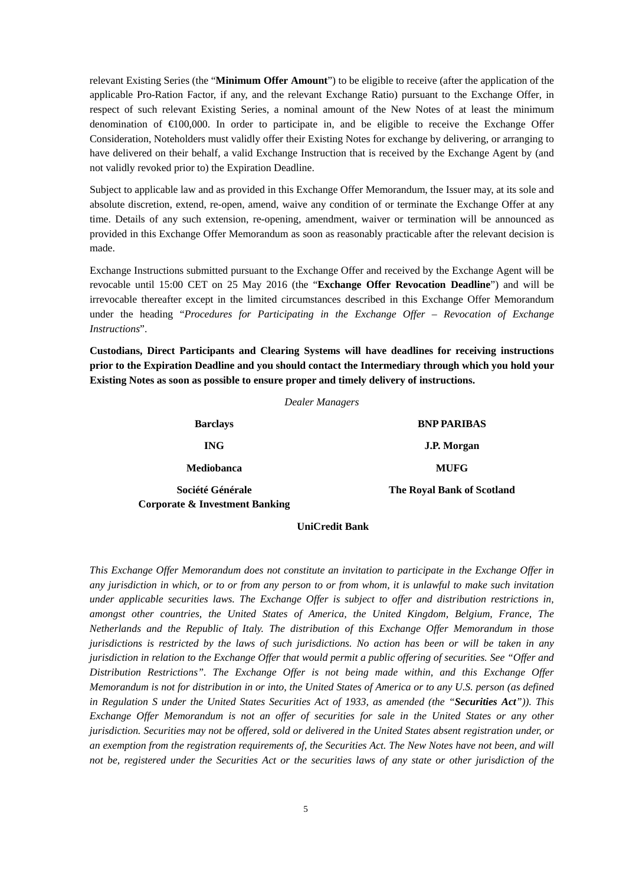relevant Existing Series (the "**Minimum Offer Amount**") to be eligible to receive (after the application of the applicable Pro-Ration Factor, if any, and the relevant Exchange Ratio) pursuant to the Exchange Offer, in respect of such relevant Existing Series, a nominal amount of the New Notes of at least the minimum denomination of €100,000. In order to participate in, and be eligible to receive the Exchange Offer Consideration, Noteholders must validly offer their Existing Notes for exchange by delivering, or arranging to have delivered on their behalf, a valid Exchange Instruction that is received by the Exchange Agent by (and not validly revoked prior to) the Expiration Deadline.

Subject to applicable law and as provided in this Exchange Offer Memorandum, the Issuer may, at its sole and absolute discretion, extend, re-open, amend, waive any condition of or terminate the Exchange Offer at any time. Details of any such extension, re-opening, amendment, waiver or termination will be announced as provided in this Exchange Offer Memorandum as soon as reasonably practicable after the relevant decision is made.

Exchange Instructions submitted pursuant to the Exchange Offer and received by the Exchange Agent will be revocable until 15:00 CET on 25 May 2016 (the "**Exchange Offer Revocation Deadline**") and will be irrevocable thereafter except in the limited circumstances described in this Exchange Offer Memorandum under the heading "*Procedures for Participating in the Exchange Offer – Revocation of Exchange Instructions*".

**Custodians, Direct Participants and Clearing Systems will have deadlines for receiving instructions prior to the Expiration Deadline and you should contact the Intermediary through which you hold your Existing Notes as soon as possible to ensure proper and timely delivery of instructions.**

*Dealer Managers*

**Barclays**

**BNP PARIBAS**

**ING**

**J.P. Morgan**

**Mediobanca**

**MUFG**

**Société Générale Corporate & Investment Banking**

**The Royal Bank of Scotland**

**UniCredit Bank**

*This Exchange Offer Memorandum does not constitute an invitation to participate in the Exchange Offer in any jurisdiction in which, or to or from any person to or from whom, it is unlawful to make such invitation under applicable securities laws. The Exchange Offer is subject to offer and distribution restrictions in, amongst other countries, the United States of America, the United Kingdom, Belgium, France, The Netherlands and the Republic of Italy. The distribution of this Exchange Offer Memorandum in those jurisdictions is restricted by the laws of such jurisdictions. No action has been or will be taken in any jurisdiction in relation to the Exchange Offer that would permit a public offering of securities. See "Offer and Distribution Restrictions". The Exchange Offer is not being made within, and this Exchange Offer Memorandum is not for distribution in or into, the United States of America or to any U.S. person (as defined in Regulation S under the United States Securities Act of 1933, as amended (the "**Securities Act**")). This Exchange Offer Memorandum is not an offer of securities for sale in the United States or any other jurisdiction. Securities may not be offered, sold or delivered in the United States absent registration under, or an exemption from the registration requirements of, the Securities Act. The New Notes have not been, and will not be, registered under the Securities Act or the securities laws of any state or other jurisdiction of the*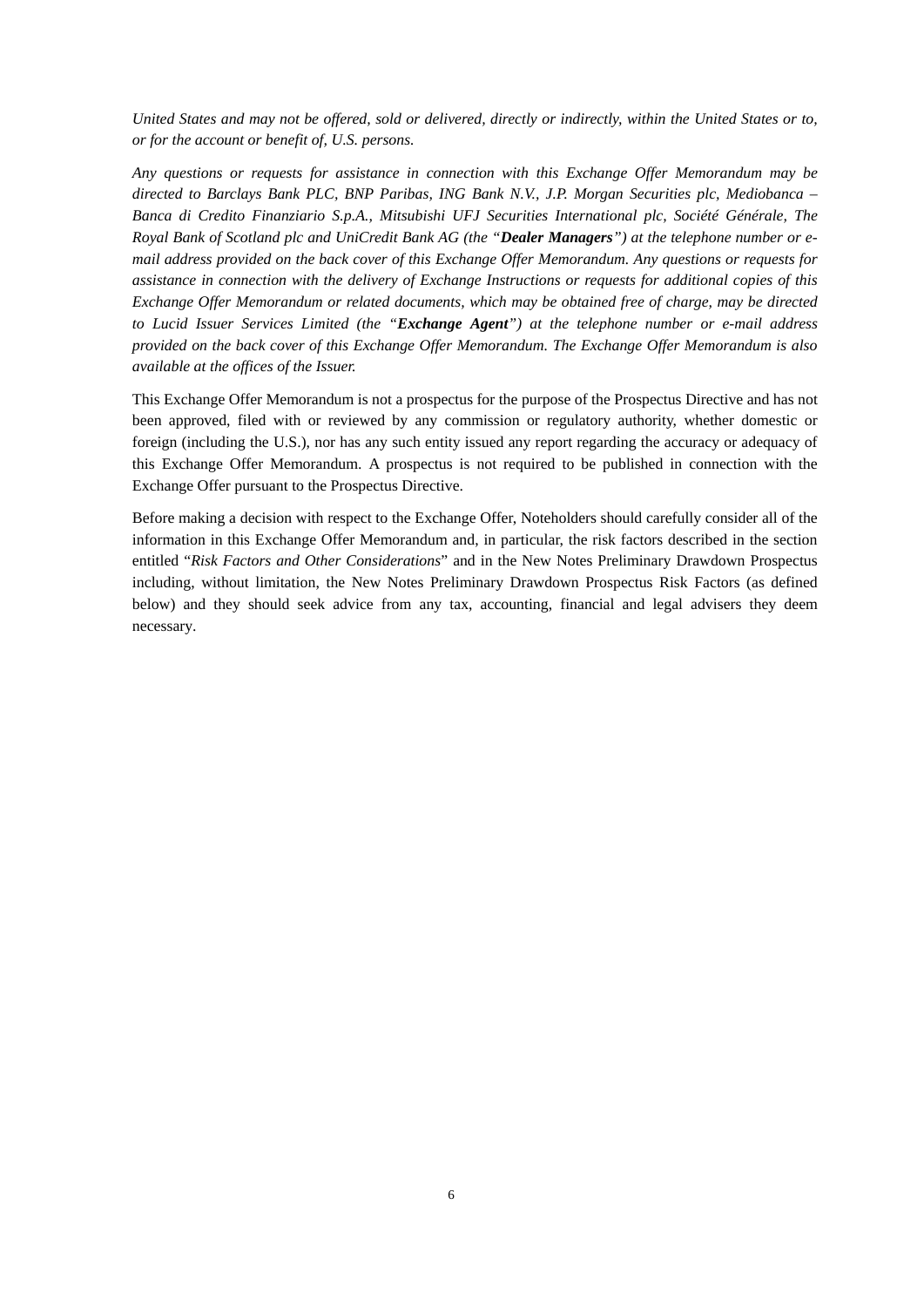*United States and may not be offered, sold or delivered, directly or indirectly, within the United States or to, or for the account or benefit of, U.S. persons.*

*Any questions or requests for assistance in connection with this Exchange Offer Memorandum may be directed to Barclays Bank PLC, BNP Paribas, ING Bank N.V., J.P. Morgan Securities plc, Mediobanca – Banca di Credito Finanziario S.p.A., Mitsubishi UFJ Securities International plc, Société Générale, The Royal Bank of Scotland plc and UniCredit Bank AG (the "**Dealer Managers**") at the telephone number or e-mail address provided on the back cover of this Exchange Offer Memorandum. Any questions or requests for assistance in connection with the delivery of Exchange Instructions or requests for additional copies of this Exchange Offer Memorandum or related documents, which may be obtained free of charge, may be directed to Lucid Issuer Services Limited (the "**Exchange Agent**") at the telephone number or e-mail address provided on the back cover of this Exchange Offer Memorandum. The Exchange Offer Memorandum is also available at the offices of the Issuer.*

This Exchange Offer Memorandum is not a prospectus for the purpose of the Prospectus Directive and has not been approved, filed with or reviewed by any commission or regulatory authority, whether domestic or foreign (including the U.S.), nor has any such entity issued any report regarding the accuracy or adequacy of this Exchange Offer Memorandum. A prospectus is not required to be published in connection with the Exchange Offer pursuant to the Prospectus Directive.

Before making a decision with respect to the Exchange Offer, Noteholders should carefully consider all of the information in this Exchange Offer Memorandum and, in particular, the risk factors described in the section entitled "*Risk Factors and Other Considerations*" and in the New Notes Preliminary Drawdown Prospectus including, without limitation, the New Notes Preliminary Drawdown Prospectus Risk Factors (as defined below) and they should seek advice from any tax, accounting, financial and legal advisers they deem necessary.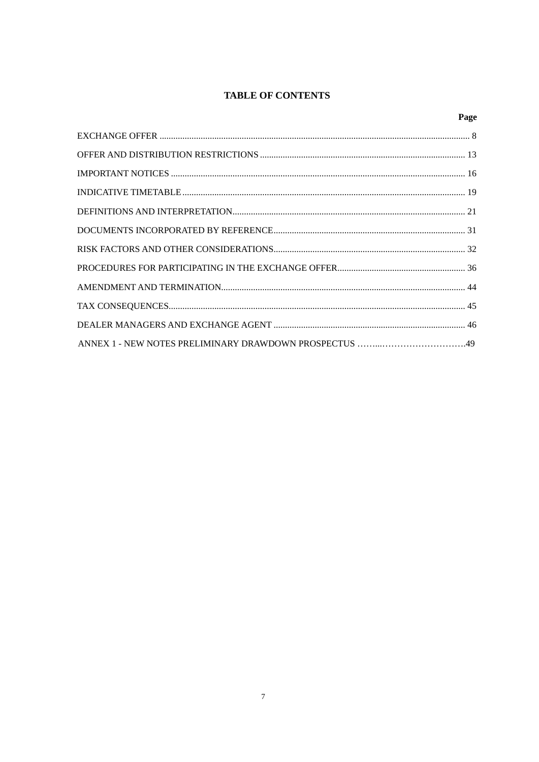# TABLE OF CONTENTS

| | Page |
|---|---|
| EXCHANGE OFFER | 8 |
| OFFER AND DISTRIBUTION RESTRICTIONS | 13 |
| IMPORTANT NOTICES | 16 |
| INDICATIVE TIMETABLE | 19 |
| DEFINITIONS AND INTERPRETATION | 21 |
| DOCUMENTS INCORPORATED BY REFERENCE | 31 |
| RISK FACTORS AND OTHER CONSIDERATIONS | 32 |
| PROCEDURES FOR PARTICIPATING IN THE EXCHANGE OFFER | 36 |
| AMENDMENT AND TERMINATION | 44 |
| TAX CONSEQUENCES | 45 |
| DEALER MANAGERS AND EXCHANGE AGENT | 46 |
| ANNEX 1 - NEW NOTES PRELIMINARY DRAWDOWN PROSPECTUS | 49 |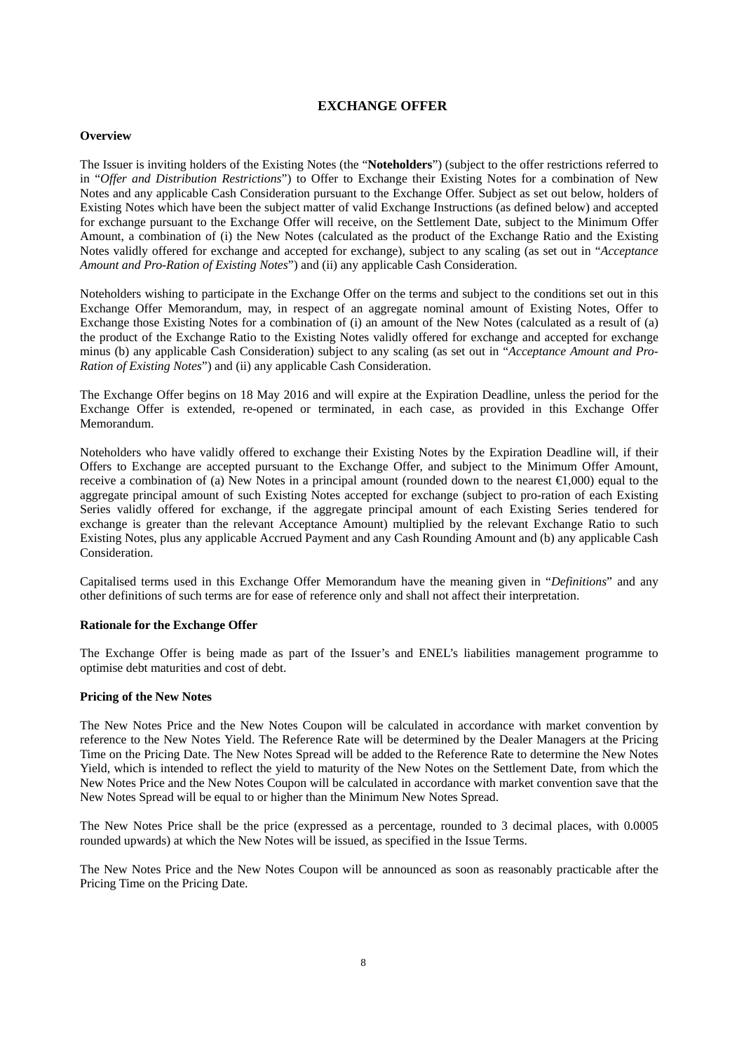# EXCHANGE OFFER

### Overview

The Issuer is inviting holders of the Existing Notes (the "**Noteholders**") (subject to the offer restrictions referred to in "*Offer and Distribution Restrictions*") to Offer to Exchange their Existing Notes for a combination of New Notes and any applicable Cash Consideration pursuant to the Exchange Offer. Subject as set out below, holders of Existing Notes which have been the subject matter of valid Exchange Instructions (as defined below) and accepted for exchange pursuant to the Exchange Offer will receive, on the Settlement Date, subject to the Minimum Offer Amount, a combination of (i) the New Notes (calculated as the product of the Exchange Ratio and the Existing Notes validly offered for exchange and accepted for exchange), subject to any scaling (as set out in "*Acceptance Amount and Pro-Ration of Existing Notes*") and (ii) any applicable Cash Consideration.

Noteholders wishing to participate in the Exchange Offer on the terms and subject to the conditions set out in this Exchange Offer Memorandum, may, in respect of an aggregate nominal amount of Existing Notes, Offer to Exchange those Existing Notes for a combination of (i) an amount of the New Notes (calculated as a result of (a) the product of the Exchange Ratio to the Existing Notes validly offered for exchange and accepted for exchange minus (b) any applicable Cash Consideration) subject to any scaling (as set out in "*Acceptance Amount and Pro-Ration of Existing Notes*") and (ii) any applicable Cash Consideration.

The Exchange Offer begins on 18 May 2016 and will expire at the Expiration Deadline, unless the period for the Exchange Offer is extended, re-opened or terminated, in each case, as provided in this Exchange Offer Memorandum.

Noteholders who have validly offered to exchange their Existing Notes by the Expiration Deadline will, if their Offers to Exchange are accepted pursuant to the Exchange Offer, and subject to the Minimum Offer Amount, receive a combination of (a) New Notes in a principal amount (rounded down to the nearest €1,000) equal to the aggregate principal amount of such Existing Notes accepted for exchange (subject to pro-ration of each Existing Series validly offered for exchange, if the aggregate principal amount of each Existing Series tendered for exchange is greater than the relevant Acceptance Amount) multiplied by the relevant Exchange Ratio to such Existing Notes, plus any applicable Accrued Payment and any Cash Rounding Amount and (b) any applicable Cash Consideration.

Capitalised terms used in this Exchange Offer Memorandum have the meaning given in "*Definitions*" and any other definitions of such terms are for ease of reference only and shall not affect their interpretation.

### Rationale for the Exchange Offer

The Exchange Offer is being made as part of the Issuer's and ENEL's liabilities management programme to optimise debt maturities and cost of debt.

### Pricing of the New Notes

The New Notes Price and the New Notes Coupon will be calculated in accordance with market convention by reference to the New Notes Yield. The Reference Rate will be determined by the Dealer Managers at the Pricing Time on the Pricing Date. The New Notes Spread will be added to the Reference Rate to determine the New Notes Yield, which is intended to reflect the yield to maturity of the New Notes on the Settlement Date, from which the New Notes Price and the New Notes Coupon will be calculated in accordance with market convention save that the New Notes Spread will be equal to or higher than the Minimum New Notes Spread.

The New Notes Price shall be the price (expressed as a percentage, rounded to 3 decimal places, with 0.0005 rounded upwards) at which the New Notes will be issued, as specified in the Issue Terms.

The New Notes Price and the New Notes Coupon will be announced as soon as reasonably practicable after the Pricing Time on the Pricing Date.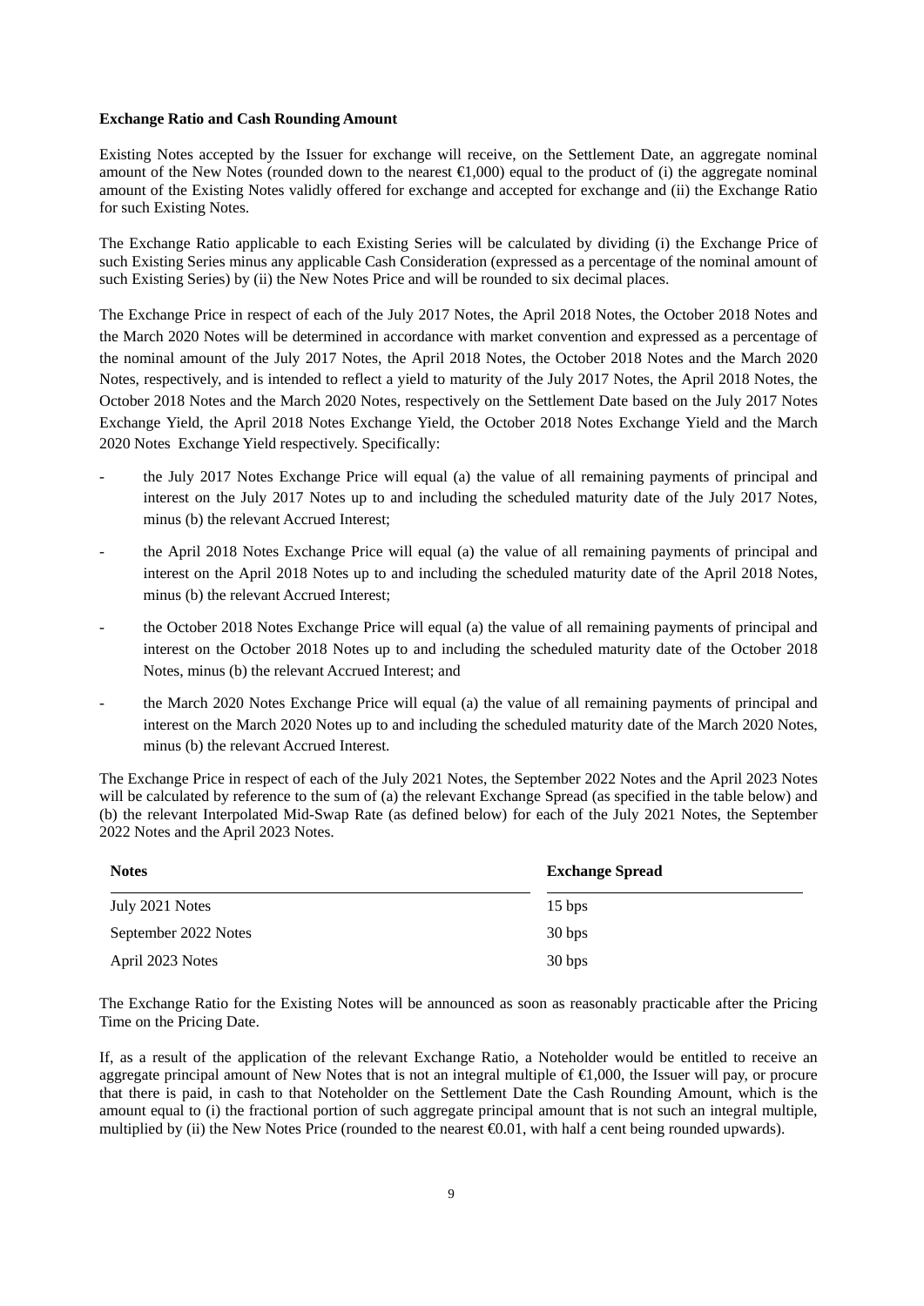**Exchange Ratio and Cash Rounding Amount**

Existing Notes accepted by the Issuer for exchange will receive, on the Settlement Date, an aggregate nominal amount of the New Notes (rounded down to the nearest €1,000) equal to the product of (i) the aggregate nominal amount of the Existing Notes validly offered for exchange and accepted for exchange and (ii) the Exchange Ratio for such Existing Notes.

The Exchange Ratio applicable to each Existing Series will be calculated by dividing (i) the Exchange Price of such Existing Series minus any applicable Cash Consideration (expressed as a percentage of the nominal amount of such Existing Series) by (ii) the New Notes Price and will be rounded to six decimal places.

The Exchange Price in respect of each of the July 2017 Notes, the April 2018 Notes, the October 2018 Notes and the March 2020 Notes will be determined in accordance with market convention and expressed as a percentage of the nominal amount of the July 2017 Notes, the April 2018 Notes, the October 2018 Notes and the March 2020 Notes, respectively, and is intended to reflect a yield to maturity of the July 2017 Notes, the April 2018 Notes, the October 2018 Notes and the March 2020 Notes, respectively on the Settlement Date based on the July 2017 Notes Exchange Yield, the April 2018 Notes Exchange Yield, the October 2018 Notes Exchange Yield and the March 2020 Notes Exchange Yield respectively. Specifically:

- the July 2017 Notes Exchange Price will equal (a) the value of all remaining payments of principal and interest on the July 2017 Notes up to and including the scheduled maturity date of the July 2017 Notes, minus (b) the relevant Accrued Interest;
- the April 2018 Notes Exchange Price will equal (a) the value of all remaining payments of principal and interest on the April 2018 Notes up to and including the scheduled maturity date of the April 2018 Notes, minus (b) the relevant Accrued Interest;
- the October 2018 Notes Exchange Price will equal (a) the value of all remaining payments of principal and interest on the October 2018 Notes up to and including the scheduled maturity date of the October 2018 Notes, minus (b) the relevant Accrued Interest; and
- the March 2020 Notes Exchange Price will equal (a) the value of all remaining payments of principal and interest on the March 2020 Notes up to and including the scheduled maturity date of the March 2020 Notes, minus (b) the relevant Accrued Interest.

The Exchange Price in respect of each of the July 2021 Notes, the September 2022 Notes and the April 2023 Notes will be calculated by reference to the sum of (a) the relevant Exchange Spread (as specified in the table below) and (b) the relevant Interpolated Mid-Swap Rate (as defined below) for each of the July 2021 Notes, the September 2022 Notes and the April 2023 Notes.

| Notes | Exchange Spread |
|---|---|
| July 2021 Notes | 15 bps |
| September 2022 Notes | 30 bps |
| April 2023 Notes | 30 bps |

The Exchange Ratio for the Existing Notes will be announced as soon as reasonably practicable after the Pricing Time on the Pricing Date.

If, as a result of the application of the relevant Exchange Ratio, a Noteholder would be entitled to receive an aggregate principal amount of New Notes that is not an integral multiple of €1,000, the Issuer will pay, or procure that there is paid, in cash to that Noteholder on the Settlement Date the Cash Rounding Amount, which is the amount equal to (i) the fractional portion of such aggregate principal amount that is not such an integral multiple, multiplied by (ii) the New Notes Price (rounded to the nearest €0.01, with half a cent being rounded upwards).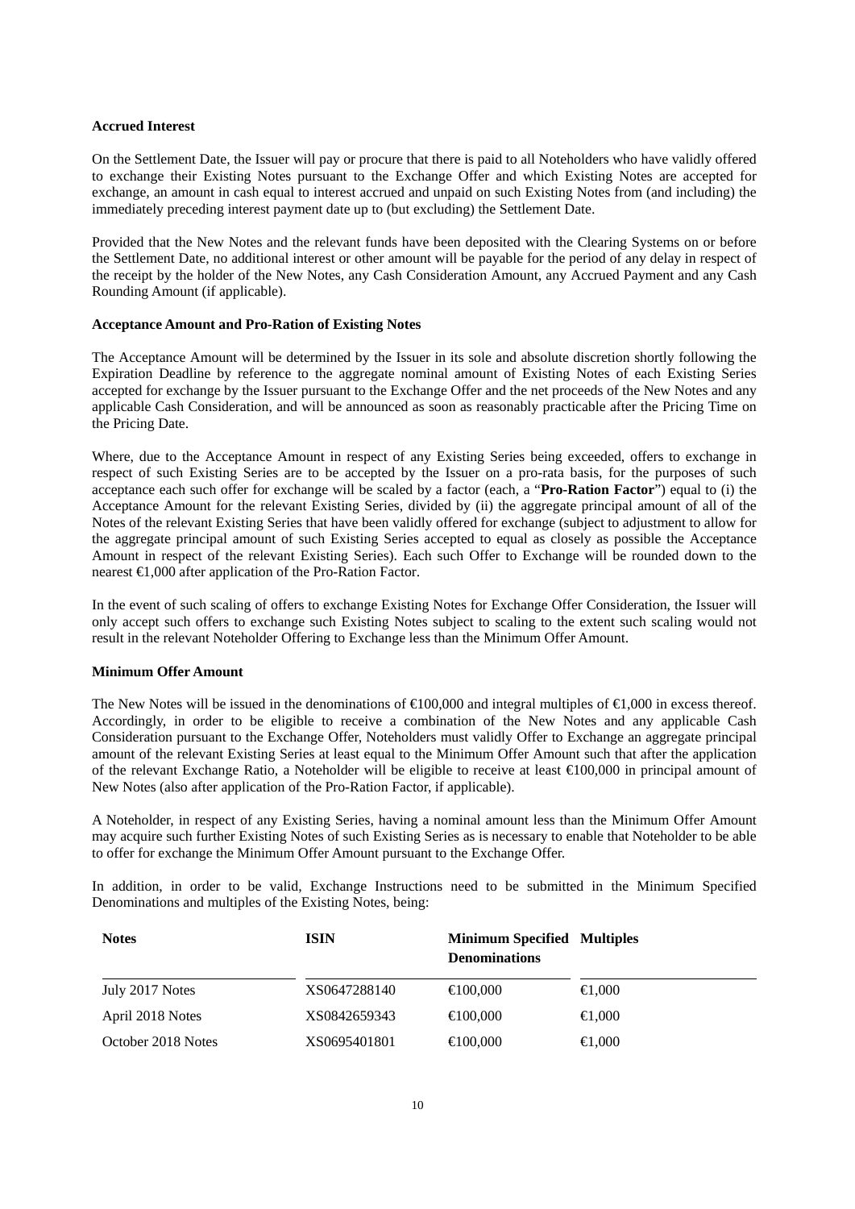### Accrued Interest

On the Settlement Date, the Issuer will pay or procure that there is paid to all Noteholders who have validly offered to exchange their Existing Notes pursuant to the Exchange Offer and which Existing Notes are accepted for exchange, an amount in cash equal to interest accrued and unpaid on such Existing Notes from (and including) the immediately preceding interest payment date up to (but excluding) the Settlement Date.

Provided that the New Notes and the relevant funds have been deposited with the Clearing Systems on or before the Settlement Date, no additional interest or other amount will be payable for the period of any delay in respect of the receipt by the holder of the New Notes, any Cash Consideration Amount, any Accrued Payment and any Cash Rounding Amount (if applicable).

### Acceptance Amount and Pro-Ration of Existing Notes

The Acceptance Amount will be determined by the Issuer in its sole and absolute discretion shortly following the Expiration Deadline by reference to the aggregate nominal amount of Existing Notes of each Existing Series accepted for exchange by the Issuer pursuant to the Exchange Offer and the net proceeds of the New Notes and any applicable Cash Consideration, and will be announced as soon as reasonably practicable after the Pricing Time on the Pricing Date.

Where, due to the Acceptance Amount in respect of any Existing Series being exceeded, offers to exchange in respect of such Existing Series are to be accepted by the Issuer on a pro-rata basis, for the purposes of such acceptance each such offer for exchange will be scaled by a factor (each, a "**Pro-Ration Factor**") equal to (i) the Acceptance Amount for the relevant Existing Series, divided by (ii) the aggregate principal amount of all of the Notes of the relevant Existing Series that have been validly offered for exchange (subject to adjustment to allow for the aggregate principal amount of such Existing Series accepted to equal as closely as possible the Acceptance Amount in respect of the relevant Existing Series). Each such Offer to Exchange will be rounded down to the nearest €1,000 after application of the Pro-Ration Factor.

In the event of such scaling of offers to exchange Existing Notes for Exchange Offer Consideration, the Issuer will only accept such offers to exchange such Existing Notes subject to scaling to the extent such scaling would not result in the relevant Noteholder Offering to Exchange less than the Minimum Offer Amount.

### Minimum Offer Amount

The New Notes will be issued in the denominations of €100,000 and integral multiples of €1,000 in excess thereof. Accordingly, in order to be eligible to receive a combination of the New Notes and any applicable Cash Consideration pursuant to the Exchange Offer, Noteholders must validly Offer to Exchange an aggregate principal amount of the relevant Existing Series at least equal to the Minimum Offer Amount such that after the application of the relevant Exchange Ratio, a Noteholder will be eligible to receive at least €100,000 in principal amount of New Notes (also after application of the Pro-Ration Factor, if applicable).

A Noteholder, in respect of any Existing Series, having a nominal amount less than the Minimum Offer Amount may acquire such further Existing Notes of such Existing Series as is necessary to enable that Noteholder to be able to offer for exchange the Minimum Offer Amount pursuant to the Exchange Offer.

In addition, in order to be valid, Exchange Instructions need to be submitted in the Minimum Specified Denominations and multiples of the Existing Notes, being:

| Notes | ISIN | Minimum Specified Denominations | Multiples |
|---|---|---|---|
| July 2017 Notes | XS0647288140 | €100,000 | €1,000 |
| April 2018 Notes | XS0842659343 | €100,000 | €1,000 |
| October 2018 Notes | XS0695401801 | €100,000 | €1,000 |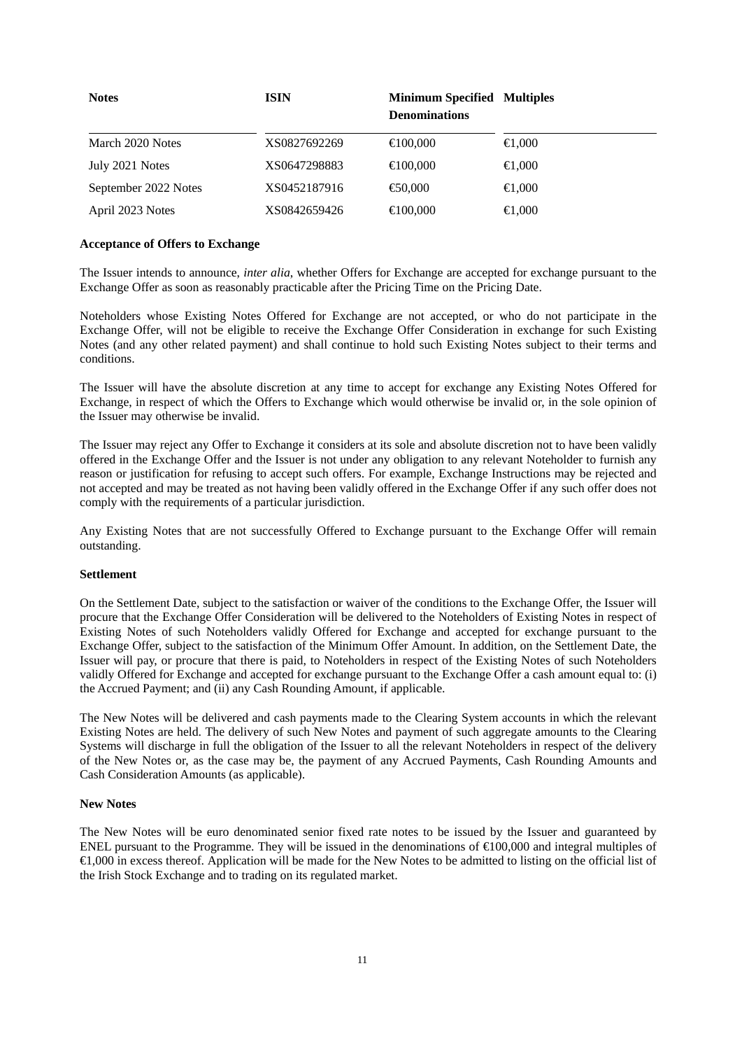| Notes | ISIN | Minimum Specified Denominations | Multiples |
|---|---|---|---|
| March 2020 Notes | XS0827692269 | €100,000 | €1,000 |
| July 2021 Notes | XS0647298883 | €100,000 | €1,000 |
| September 2022 Notes | XS0452187916 | €50,000 | €1,000 |
| April 2023 Notes | XS0842659426 | €100,000 | €1,000 |

**Acceptance of Offers to Exchange**

The Issuer intends to announce, *inter alia*, whether Offers for Exchange are accepted for exchange pursuant to the Exchange Offer as soon as reasonably practicable after the Pricing Time on the Pricing Date.

Noteholders whose Existing Notes Offered for Exchange are not accepted, or who do not participate in the Exchange Offer, will not be eligible to receive the Exchange Offer Consideration in exchange for such Existing Notes (and any other related payment) and shall continue to hold such Existing Notes subject to their terms and conditions.

The Issuer will have the absolute discretion at any time to accept for exchange any Existing Notes Offered for Exchange, in respect of which the Offers to Exchange which would otherwise be invalid or, in the sole opinion of the Issuer may otherwise be invalid.

The Issuer may reject any Offer to Exchange it considers at its sole and absolute discretion not to have been validly offered in the Exchange Offer and the Issuer is not under any obligation to any relevant Noteholder to furnish any reason or justification for refusing to accept such offers. For example, Exchange Instructions may be rejected and not accepted and may be treated as not having been validly offered in the Exchange Offer if any such offer does not comply with the requirements of a particular jurisdiction.

Any Existing Notes that are not successfully Offered to Exchange pursuant to the Exchange Offer will remain outstanding.

**Settlement**

On the Settlement Date, subject to the satisfaction or waiver of the conditions to the Exchange Offer, the Issuer will procure that the Exchange Offer Consideration will be delivered to the Noteholders of Existing Notes in respect of Existing Notes of such Noteholders validly Offered for Exchange and accepted for exchange pursuant to the Exchange Offer, subject to the satisfaction of the Minimum Offer Amount. In addition, on the Settlement Date, the Issuer will pay, or procure that there is paid, to Noteholders in respect of the Existing Notes of such Noteholders validly Offered for Exchange and accepted for exchange pursuant to the Exchange Offer a cash amount equal to: (i) the Accrued Payment; and (ii) any Cash Rounding Amount, if applicable.

The New Notes will be delivered and cash payments made to the Clearing System accounts in which the relevant Existing Notes are held. The delivery of such New Notes and payment of such aggregate amounts to the Clearing Systems will discharge in full the obligation of the Issuer to all the relevant Noteholders in respect of the delivery of the New Notes or, as the case may be, the payment of any Accrued Payments, Cash Rounding Amounts and Cash Consideration Amounts (as applicable).

**New Notes**

The New Notes will be euro denominated senior fixed rate notes to be issued by the Issuer and guaranteed by ENEL pursuant to the Programme. They will be issued in the denominations of €100,000 and integral multiples of €1,000 in excess thereof. Application will be made for the New Notes to be admitted to listing on the official list of the Irish Stock Exchange and to trading on its regulated market.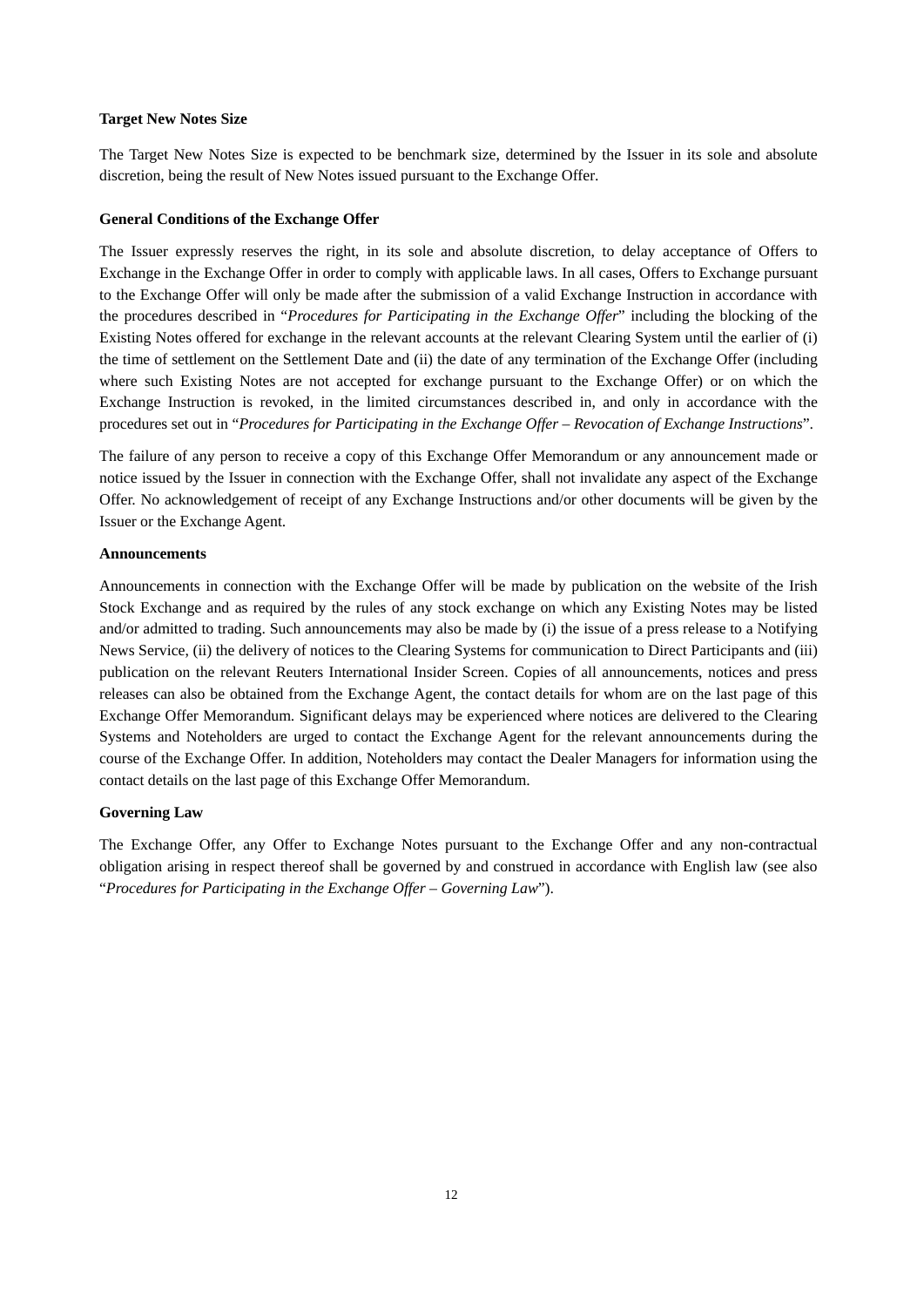**Target New Notes Size**

The Target New Notes Size is expected to be benchmark size, determined by the Issuer in its sole and absolute discretion, being the result of New Notes issued pursuant to the Exchange Offer.

**General Conditions of the Exchange Offer**

The Issuer expressly reserves the right, in its sole and absolute discretion, to delay acceptance of Offers to Exchange in the Exchange Offer in order to comply with applicable laws. In all cases, Offers to Exchange pursuant to the Exchange Offer will only be made after the submission of a valid Exchange Instruction in accordance with the procedures described in "*Procedures for Participating in the Exchange Offer*" including the blocking of the Existing Notes offered for exchange in the relevant accounts at the relevant Clearing System until the earlier of (i) the time of settlement on the Settlement Date and (ii) the date of any termination of the Exchange Offer (including where such Existing Notes are not accepted for exchange pursuant to the Exchange Offer) or on which the Exchange Instruction is revoked, in the limited circumstances described in, and only in accordance with the procedures set out in "*Procedures for Participating in the Exchange Offer – Revocation of Exchange Instructions*".

The failure of any person to receive a copy of this Exchange Offer Memorandum or any announcement made or notice issued by the Issuer in connection with the Exchange Offer, shall not invalidate any aspect of the Exchange Offer. No acknowledgement of receipt of any Exchange Instructions and/or other documents will be given by the Issuer or the Exchange Agent.

**Announcements**

Announcements in connection with the Exchange Offer will be made by publication on the website of the Irish Stock Exchange and as required by the rules of any stock exchange on which any Existing Notes may be listed and/or admitted to trading. Such announcements may also be made by (i) the issue of a press release to a Notifying News Service, (ii) the delivery of notices to the Clearing Systems for communication to Direct Participants and (iii) publication on the relevant Reuters International Insider Screen. Copies of all announcements, notices and press releases can also be obtained from the Exchange Agent, the contact details for whom are on the last page of this Exchange Offer Memorandum. Significant delays may be experienced where notices are delivered to the Clearing Systems and Noteholders are urged to contact the Exchange Agent for the relevant announcements during the course of the Exchange Offer. In addition, Noteholders may contact the Dealer Managers for information using the contact details on the last page of this Exchange Offer Memorandum.

**Governing Law**

The Exchange Offer, any Offer to Exchange Notes pursuant to the Exchange Offer and any non-contractual obligation arising in respect thereof shall be governed by and construed in accordance with English law (see also "*Procedures for Participating in the Exchange Offer – Governing Law*").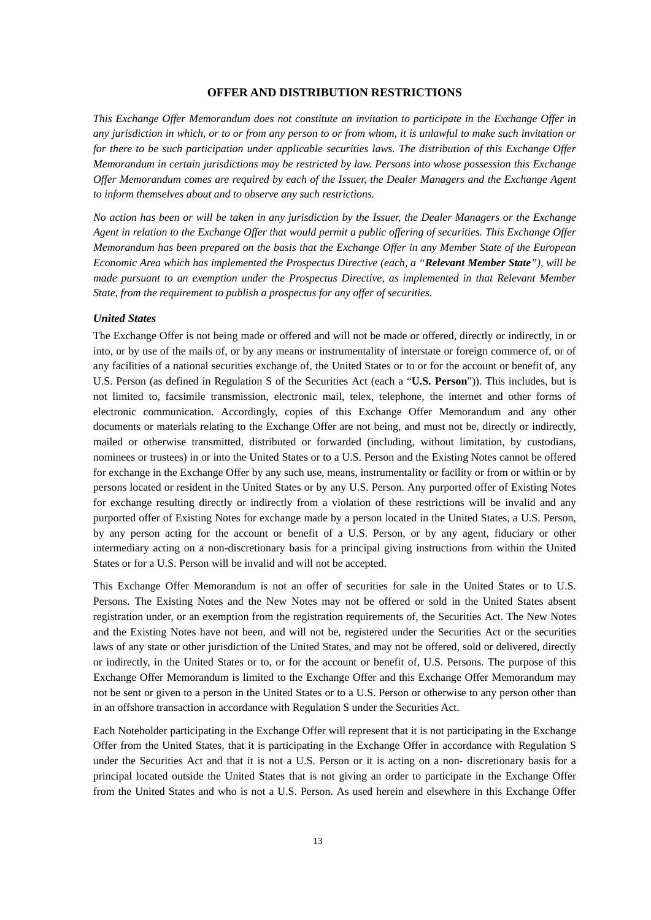## OFFER AND DISTRIBUTION RESTRICTIONS

*This Exchange Offer Memorandum does not constitute an invitation to participate in the Exchange Offer in any jurisdiction in which, or to or from any person to or from whom, it is unlawful to make such invitation or for there to be such participation under applicable securities laws. The distribution of this Exchange Offer Memorandum in certain jurisdictions may be restricted by law. Persons into whose possession this Exchange Offer Memorandum comes are required by each of the Issuer, the Dealer Managers and the Exchange Agent to inform themselves about and to observe any such restrictions.*

*No action has been or will be taken in any jurisdiction by the Issuer, the Dealer Managers or the Exchange Agent in relation to the Exchange Offer that would permit a public offering of securities. This Exchange Offer Memorandum has been prepared on the basis that the Exchange Offer in any Member State of the European Economic Area which has implemented the Prospectus Directive (each, a "**Relevant Member State**"), will be made pursuant to an exemption under the Prospectus Directive, as implemented in that Relevant Member State, from the requirement to publish a prospectus for any offer of securities.*

### *United States*

The Exchange Offer is not being made or offered and will not be made or offered, directly or indirectly, in or into, or by use of the mails of, or by any means or instrumentality of interstate or foreign commerce of, or of any facilities of a national securities exchange of, the United States or to or for the account or benefit of, any U.S. Person (as defined in Regulation S of the Securities Act (each a "**U.S. Person**")). This includes, but is not limited to, facsimile transmission, electronic mail, telex, telephone, the internet and other forms of electronic communication. Accordingly, copies of this Exchange Offer Memorandum and any other documents or materials relating to the Exchange Offer are not being, and must not be, directly or indirectly, mailed or otherwise transmitted, distributed or forwarded (including, without limitation, by custodians, nominees or trustees) in or into the United States or to a U.S. Person and the Existing Notes cannot be offered for exchange in the Exchange Offer by any such use, means, instrumentality or facility or from or within or by persons located or resident in the United States or by any U.S. Person. Any purported offer of Existing Notes for exchange resulting directly or indirectly from a violation of these restrictions will be invalid and any purported offer of Existing Notes for exchange made by a person located in the United States, a U.S. Person, by any person acting for the account or benefit of a U.S. Person, or by any agent, fiduciary or other intermediary acting on a non-discretionary basis for a principal giving instructions from within the United States or for a U.S. Person will be invalid and will not be accepted.

This Exchange Offer Memorandum is not an offer of securities for sale in the United States or to U.S. Persons. The Existing Notes and the New Notes may not be offered or sold in the United States absent registration under, or an exemption from the registration requirements of, the Securities Act. The New Notes and the Existing Notes have not been, and will not be, registered under the Securities Act or the securities laws of any state or other jurisdiction of the United States, and may not be offered, sold or delivered, directly or indirectly, in the United States or to, or for the account or benefit of, U.S. Persons. The purpose of this Exchange Offer Memorandum is limited to the Exchange Offer and this Exchange Offer Memorandum may not be sent or given to a person in the United States or to a U.S. Person or otherwise to any person other than in an offshore transaction in accordance with Regulation S under the Securities Act.

Each Noteholder participating in the Exchange Offer will represent that it is not participating in the Exchange Offer from the United States, that it is participating in the Exchange Offer in accordance with Regulation S under the Securities Act and that it is not a U.S. Person or it is acting on a non- discretionary basis for a principal located outside the United States that is not giving an order to participate in the Exchange Offer from the United States and who is not a U.S. Person. As used herein and elsewhere in this Exchange Offer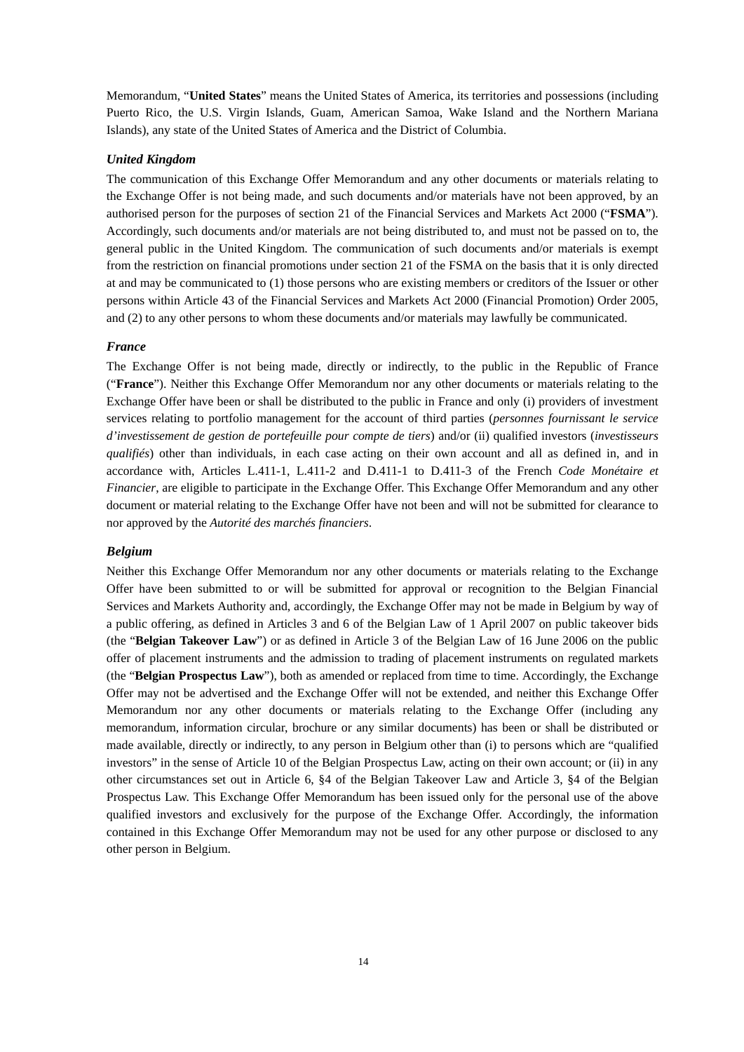Memorandum, "**United States**" means the United States of America, its territories and possessions (including Puerto Rico, the U.S. Virgin Islands, Guam, American Samoa, Wake Island and the Northern Mariana Islands), any state of the United States of America and the District of Columbia.

### *United Kingdom*

The communication of this Exchange Offer Memorandum and any other documents or materials relating to the Exchange Offer is not being made, and such documents and/or materials have not been approved, by an authorised person for the purposes of section 21 of the Financial Services and Markets Act 2000 ("**FSMA**"). Accordingly, such documents and/or materials are not being distributed to, and must not be passed on to, the general public in the United Kingdom. The communication of such documents and/or materials is exempt from the restriction on financial promotions under section 21 of the FSMA on the basis that it is only directed at and may be communicated to (1) those persons who are existing members or creditors of the Issuer or other persons within Article 43 of the Financial Services and Markets Act 2000 (Financial Promotion) Order 2005, and (2) to any other persons to whom these documents and/or materials may lawfully be communicated.

### *France*

The Exchange Offer is not being made, directly or indirectly, to the public in the Republic of France ("**France**"). Neither this Exchange Offer Memorandum nor any other documents or materials relating to the Exchange Offer have been or shall be distributed to the public in France and only (i) providers of investment services relating to portfolio management for the account of third parties (*personnes fournissant le service d'investissement de gestion de portefeuille pour compte de tiers*) and/or (ii) qualified investors (*investisseurs qualifiés*) other than individuals, in each case acting on their own account and all as defined in, and in accordance with, Articles L.411-1, L.411-2 and D.411-1 to D.411-3 of the French *Code Monétaire et Financier*, are eligible to participate in the Exchange Offer. This Exchange Offer Memorandum and any other document or material relating to the Exchange Offer have not been and will not be submitted for clearance to nor approved by the *Autorité des marchés financiers*.

### *Belgium*

Neither this Exchange Offer Memorandum nor any other documents or materials relating to the Exchange Offer have been submitted to or will be submitted for approval or recognition to the Belgian Financial Services and Markets Authority and, accordingly, the Exchange Offer may not be made in Belgium by way of a public offering, as defined in Articles 3 and 6 of the Belgian Law of 1 April 2007 on public takeover bids (the "**Belgian Takeover Law**") or as defined in Article 3 of the Belgian Law of 16 June 2006 on the public offer of placement instruments and the admission to trading of placement instruments on regulated markets (the "**Belgian Prospectus Law**"), both as amended or replaced from time to time. Accordingly, the Exchange Offer may not be advertised and the Exchange Offer will not be extended, and neither this Exchange Offer Memorandum nor any other documents or materials relating to the Exchange Offer (including any memorandum, information circular, brochure or any similar documents) has been or shall be distributed or made available, directly or indirectly, to any person in Belgium other than (i) to persons which are "qualified investors" in the sense of Article 10 of the Belgian Prospectus Law, acting on their own account; or (ii) in any other circumstances set out in Article 6, §4 of the Belgian Takeover Law and Article 3, §4 of the Belgian Prospectus Law. This Exchange Offer Memorandum has been issued only for the personal use of the above qualified investors and exclusively for the purpose of the Exchange Offer. Accordingly, the information contained in this Exchange Offer Memorandum may not be used for any other purpose or disclosed to any other person in Belgium.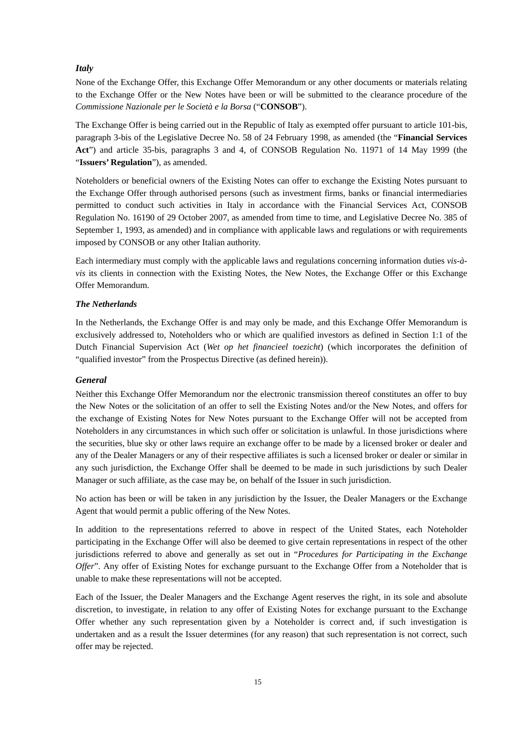### *Italy*

None of the Exchange Offer, this Exchange Offer Memorandum or any other documents or materials relating to the Exchange Offer or the New Notes have been or will be submitted to the clearance procedure of the *Commissione Nazionale per le Società e la Borsa* ("**CONSOB**").

The Exchange Offer is being carried out in the Republic of Italy as exempted offer pursuant to article 101-bis, paragraph 3-bis of the Legislative Decree No. 58 of 24 February 1998, as amended (the "**Financial Services Act**") and article 35-bis, paragraphs 3 and 4, of CONSOB Regulation No. 11971 of 14 May 1999 (the "**Issuers' Regulation**"), as amended.

Noteholders or beneficial owners of the Existing Notes can offer to exchange the Existing Notes pursuant to the Exchange Offer through authorised persons (such as investment firms, banks or financial intermediaries permitted to conduct such activities in Italy in accordance with the Financial Services Act, CONSOB Regulation No. 16190 of 29 October 2007, as amended from time to time, and Legislative Decree No. 385 of September 1, 1993, as amended) and in compliance with applicable laws and regulations or with requirements imposed by CONSOB or any other Italian authority.

Each intermediary must comply with the applicable laws and regulations concerning information duties *vis-à-vis* its clients in connection with the Existing Notes, the New Notes, the Exchange Offer or this Exchange Offer Memorandum.

### *The Netherlands*

In the Netherlands, the Exchange Offer is and may only be made, and this Exchange Offer Memorandum is exclusively addressed to, Noteholders who or which are qualified investors as defined in Section 1:1 of the Dutch Financial Supervision Act (*Wet op het financieel toezicht*) (which incorporates the definition of "qualified investor" from the Prospectus Directive (as defined herein)).

### *General*

Neither this Exchange Offer Memorandum nor the electronic transmission thereof constitutes an offer to buy the New Notes or the solicitation of an offer to sell the Existing Notes and/or the New Notes, and offers for the exchange of Existing Notes for New Notes pursuant to the Exchange Offer will not be accepted from Noteholders in any circumstances in which such offer or solicitation is unlawful. In those jurisdictions where the securities, blue sky or other laws require an exchange offer to be made by a licensed broker or dealer and any of the Dealer Managers or any of their respective affiliates is such a licensed broker or dealer or similar in any such jurisdiction, the Exchange Offer shall be deemed to be made in such jurisdictions by such Dealer Manager or such affiliate, as the case may be, on behalf of the Issuer in such jurisdiction.

No action has been or will be taken in any jurisdiction by the Issuer, the Dealer Managers or the Exchange Agent that would permit a public offering of the New Notes.

In addition to the representations referred to above in respect of the United States, each Noteholder participating in the Exchange Offer will also be deemed to give certain representations in respect of the other jurisdictions referred to above and generally as set out in "*Procedures for Participating in the Exchange Offer*". Any offer of Existing Notes for exchange pursuant to the Exchange Offer from a Noteholder that is unable to make these representations will not be accepted.

Each of the Issuer, the Dealer Managers and the Exchange Agent reserves the right, in its sole and absolute discretion, to investigate, in relation to any offer of Existing Notes for exchange pursuant to the Exchange Offer whether any such representation given by a Noteholder is correct and, if such investigation is undertaken and as a result the Issuer determines (for any reason) that such representation is not correct, such offer may be rejected.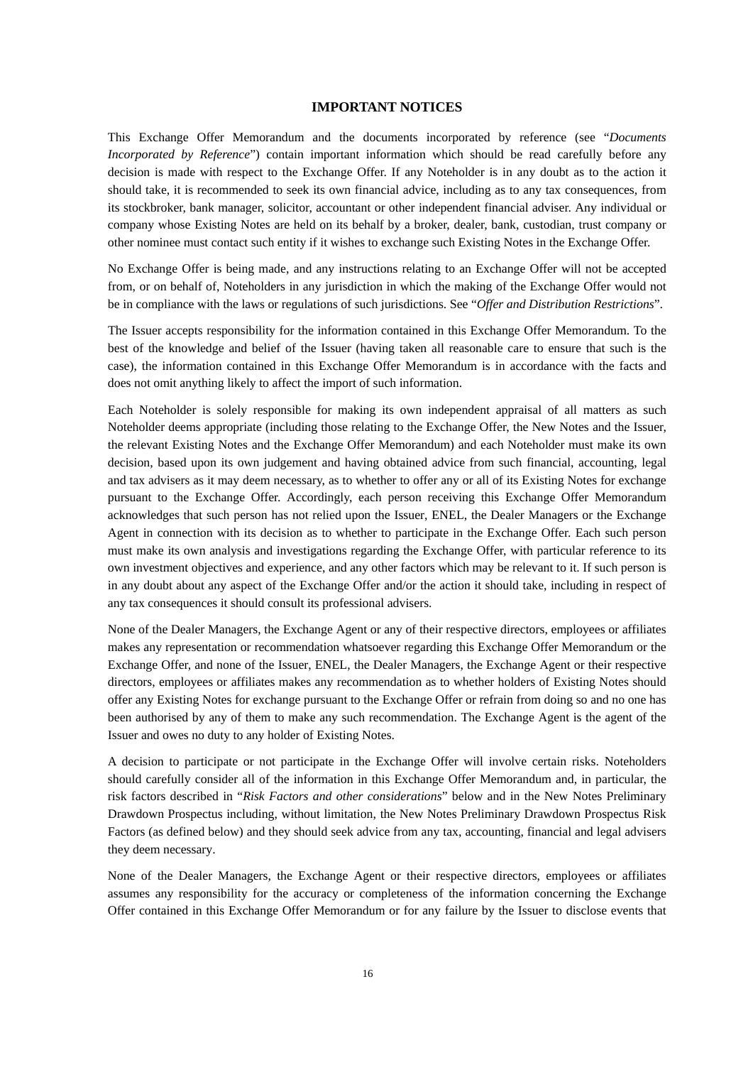# IMPORTANT NOTICES

This Exchange Offer Memorandum and the documents incorporated by reference (see "*Documents Incorporated by Reference*") contain important information which should be read carefully before any decision is made with respect to the Exchange Offer. If any Noteholder is in any doubt as to the action it should take, it is recommended to seek its own financial advice, including as to any tax consequences, from its stockbroker, bank manager, solicitor, accountant or other independent financial adviser. Any individual or company whose Existing Notes are held on its behalf by a broker, dealer, bank, custodian, trust company or other nominee must contact such entity if it wishes to exchange such Existing Notes in the Exchange Offer.

No Exchange Offer is being made, and any instructions relating to an Exchange Offer will not be accepted from, or on behalf of, Noteholders in any jurisdiction in which the making of the Exchange Offer would not be in compliance with the laws or regulations of such jurisdictions. See "*Offer and Distribution Restrictions*".

The Issuer accepts responsibility for the information contained in this Exchange Offer Memorandum. To the best of the knowledge and belief of the Issuer (having taken all reasonable care to ensure that such is the case), the information contained in this Exchange Offer Memorandum is in accordance with the facts and does not omit anything likely to affect the import of such information.

Each Noteholder is solely responsible for making its own independent appraisal of all matters as such Noteholder deems appropriate (including those relating to the Exchange Offer, the New Notes and the Issuer, the relevant Existing Notes and the Exchange Offer Memorandum) and each Noteholder must make its own decision, based upon its own judgement and having obtained advice from such financial, accounting, legal and tax advisers as it may deem necessary, as to whether to offer any or all of its Existing Notes for exchange pursuant to the Exchange Offer. Accordingly, each person receiving this Exchange Offer Memorandum acknowledges that such person has not relied upon the Issuer, ENEL, the Dealer Managers or the Exchange Agent in connection with its decision as to whether to participate in the Exchange Offer. Each such person must make its own analysis and investigations regarding the Exchange Offer, with particular reference to its own investment objectives and experience, and any other factors which may be relevant to it. If such person is in any doubt about any aspect of the Exchange Offer and/or the action it should take, including in respect of any tax consequences it should consult its professional advisers.

None of the Dealer Managers, the Exchange Agent or any of their respective directors, employees or affiliates makes any representation or recommendation whatsoever regarding this Exchange Offer Memorandum or the Exchange Offer, and none of the Issuer, ENEL, the Dealer Managers, the Exchange Agent or their respective directors, employees or affiliates makes any recommendation as to whether holders of Existing Notes should offer any Existing Notes for exchange pursuant to the Exchange Offer or refrain from doing so and no one has been authorised by any of them to make any such recommendation. The Exchange Agent is the agent of the Issuer and owes no duty to any holder of Existing Notes.

A decision to participate or not participate in the Exchange Offer will involve certain risks. Noteholders should carefully consider all of the information in this Exchange Offer Memorandum and, in particular, the risk factors described in "*Risk Factors and other considerations*" below and in the New Notes Preliminary Drawdown Prospectus including, without limitation, the New Notes Preliminary Drawdown Prospectus Risk Factors (as defined below) and they should seek advice from any tax, accounting, financial and legal advisers they deem necessary.

None of the Dealer Managers, the Exchange Agent or their respective directors, employees or affiliates assumes any responsibility for the accuracy or completeness of the information concerning the Exchange Offer contained in this Exchange Offer Memorandum or for any failure by the Issuer to disclose events that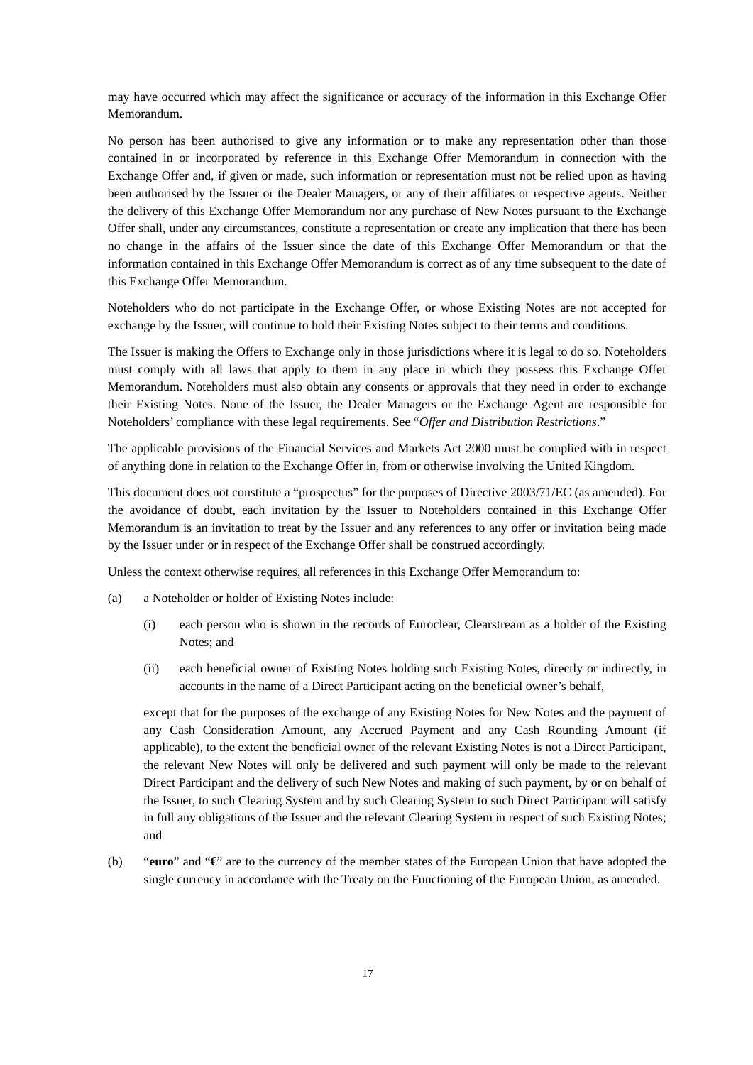may have occurred which may affect the significance or accuracy of the information in this Exchange Offer Memorandum.

No person has been authorised to give any information or to make any representation other than those contained in or incorporated by reference in this Exchange Offer Memorandum in connection with the Exchange Offer and, if given or made, such information or representation must not be relied upon as having been authorised by the Issuer or the Dealer Managers, or any of their affiliates or respective agents. Neither the delivery of this Exchange Offer Memorandum nor any purchase of New Notes pursuant to the Exchange Offer shall, under any circumstances, constitute a representation or create any implication that there has been no change in the affairs of the Issuer since the date of this Exchange Offer Memorandum or that the information contained in this Exchange Offer Memorandum is correct as of any time subsequent to the date of this Exchange Offer Memorandum.

Noteholders who do not participate in the Exchange Offer, or whose Existing Notes are not accepted for exchange by the Issuer, will continue to hold their Existing Notes subject to their terms and conditions.

The Issuer is making the Offers to Exchange only in those jurisdictions where it is legal to do so. Noteholders must comply with all laws that apply to them in any place in which they possess this Exchange Offer Memorandum. Noteholders must also obtain any consents or approvals that they need in order to exchange their Existing Notes. None of the Issuer, the Dealer Managers or the Exchange Agent are responsible for Noteholders' compliance with these legal requirements. See "*Offer and Distribution Restrictions*."

The applicable provisions of the Financial Services and Markets Act 2000 must be complied with in respect of anything done in relation to the Exchange Offer in, from or otherwise involving the United Kingdom.

This document does not constitute a "prospectus" for the purposes of Directive 2003/71/EC (as amended). For the avoidance of doubt, each invitation by the Issuer to Noteholders contained in this Exchange Offer Memorandum is an invitation to treat by the Issuer and any references to any offer or invitation being made by the Issuer under or in respect of the Exchange Offer shall be construed accordingly.

Unless the context otherwise requires, all references in this Exchange Offer Memorandum to:

(a) a Noteholder or holder of Existing Notes include:

  (i) each person who is shown in the records of Euroclear, Clearstream as a holder of the Existing Notes; and

  (ii) each beneficial owner of Existing Notes holding such Existing Notes, directly or indirectly, in accounts in the name of a Direct Participant acting on the beneficial owner's behalf,

  except that for the purposes of the exchange of any Existing Notes for New Notes and the payment of any Cash Consideration Amount, any Accrued Payment and any Cash Rounding Amount (if applicable), to the extent the beneficial owner of the relevant Existing Notes is not a Direct Participant, the relevant New Notes will only be delivered and such payment will only be made to the relevant Direct Participant and the delivery of such New Notes and making of such payment, by or on behalf of the Issuer, to such Clearing System and by such Clearing System to such Direct Participant will satisfy in full any obligations of the Issuer and the relevant Clearing System in respect of such Existing Notes; and

(b) "**euro**" and "**€**" are to the currency of the member states of the European Union that have adopted the single currency in accordance with the Treaty on the Functioning of the European Union, as amended.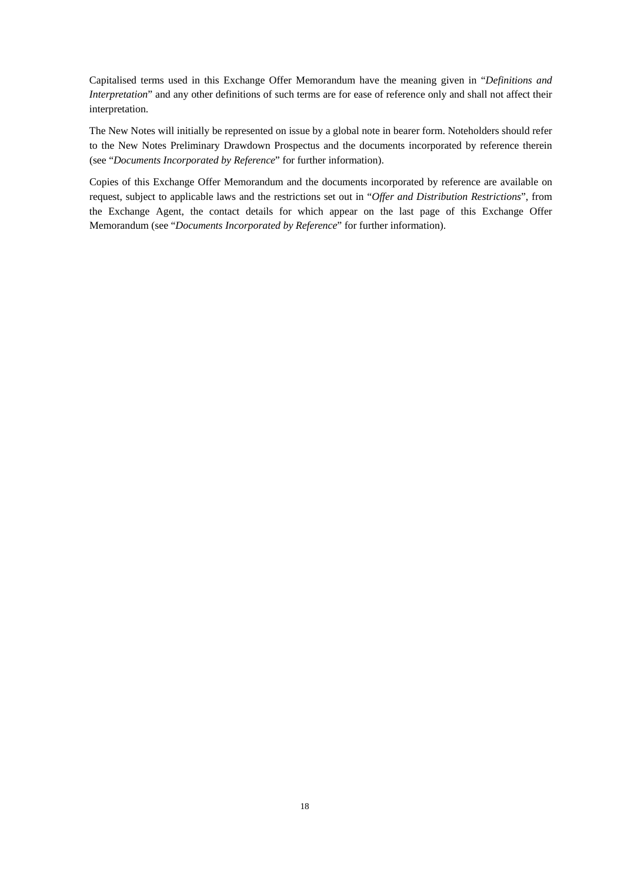Capitalised terms used in this Exchange Offer Memorandum have the meaning given in "*Definitions and Interpretation*" and any other definitions of such terms are for ease of reference only and shall not affect their interpretation.

The New Notes will initially be represented on issue by a global note in bearer form. Noteholders should refer to the New Notes Preliminary Drawdown Prospectus and the documents incorporated by reference therein (see "*Documents Incorporated by Reference*" for further information).

Copies of this Exchange Offer Memorandum and the documents incorporated by reference are available on request, subject to applicable laws and the restrictions set out in "*Offer and Distribution Restrictions*", from the Exchange Agent, the contact details for which appear on the last page of this Exchange Offer Memorandum (see "*Documents Incorporated by Reference*" for further information).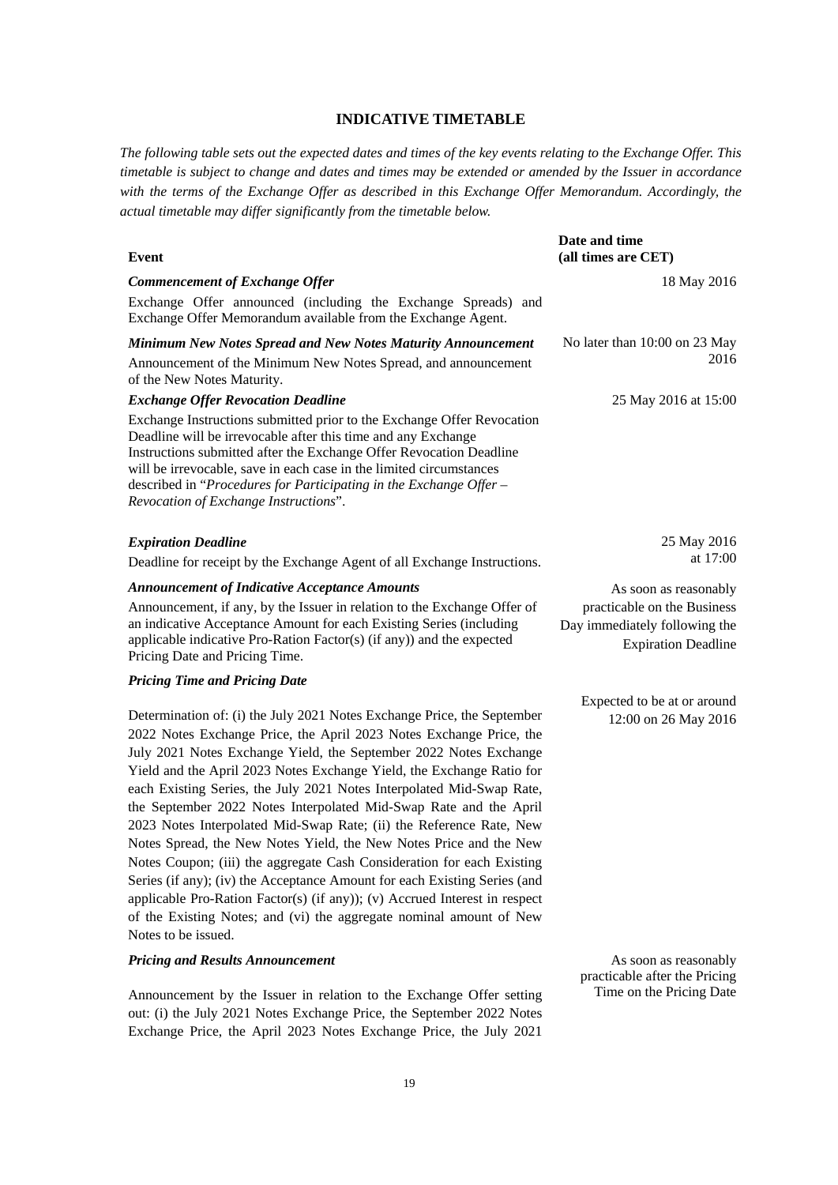## INDICATIVE TIMETABLE

*The following table sets out the expected dates and times of the key events relating to the Exchange Offer. This timetable is subject to change and dates and times may be extended or amended by the Issuer in accordance with the terms of the Exchange Offer as described in this Exchange Offer Memorandum. Accordingly, the actual timetable may differ significantly from the timetable below.*

| **Event** | **Date and time (all times are CET)** |
|---|---|
| ***Commencement of Exchange Offer***<br>Exchange Offer announced (including the Exchange Spreads) and Exchange Offer Memorandum available from the Exchange Agent. | 18 May 2016 |
| ***Minimum New Notes Spread and New Notes Maturity Announcement***<br>Announcement of the Minimum New Notes Spread, and announcement of the New Notes Maturity. | No later than 10:00 on 23 May 2016 |
| ***Exchange Offer Revocation Deadline***<br>Exchange Instructions submitted prior to the Exchange Offer Revocation Deadline will be irrevocable after this time and any Exchange Instructions submitted after the Exchange Offer Revocation Deadline will be irrevocable, save in each case in the limited circumstances described in "*Procedures for Participating in the Exchange Offer – Revocation of Exchange Instructions*". | 25 May 2016 at 15:00 |
| ***Expiration Deadline***<br>Deadline for receipt by the Exchange Agent of all Exchange Instructions. | 25 May 2016 at 17:00 |
| ***Announcement of Indicative Acceptance Amounts***<br>Announcement, if any, by the Issuer in relation to the Exchange Offer of an indicative Acceptance Amount for each Existing Series (including applicable indicative Pro-Ration Factor(s) (if any)) and the expected Pricing Date and Pricing Time. | As soon as reasonably practicable on the Business Day immediately following the Expiration Deadline |
| ***Pricing Time and Pricing Date***<br>Determination of: (i) the July 2021 Notes Exchange Price, the September 2022 Notes Exchange Price, the April 2023 Notes Exchange Price, the July 2021 Notes Exchange Yield, the September 2022 Notes Exchange Yield and the April 2023 Notes Exchange Yield, the Exchange Ratio for each Existing Series, the July 2021 Notes Interpolated Mid-Swap Rate, the September 2022 Notes Interpolated Mid-Swap Rate and the April 2023 Notes Interpolated Mid-Swap Rate; (ii) the Reference Rate, New Notes Spread, the New Notes Yield, the New Notes Price and the New Notes Coupon; (iii) the aggregate Cash Consideration for each Existing Series (if any); (iv) the Acceptance Amount for each Existing Series (and applicable Pro-Ration Factor(s) (if any)); (v) Accrued Interest in respect of the Existing Notes; and (vi) the aggregate nominal amount of New Notes to be issued. | Expected to be at or around 12:00 on 26 May 2016 |
| ***Pricing and Results Announcement***<br>Announcement by the Issuer in relation to the Exchange Offer setting out: (i) the July 2021 Notes Exchange Price, the September 2022 Notes Exchange Price, the April 2023 Notes Exchange Price, the July 2021 | As soon as reasonably practicable after the Pricing Time on the Pricing Date |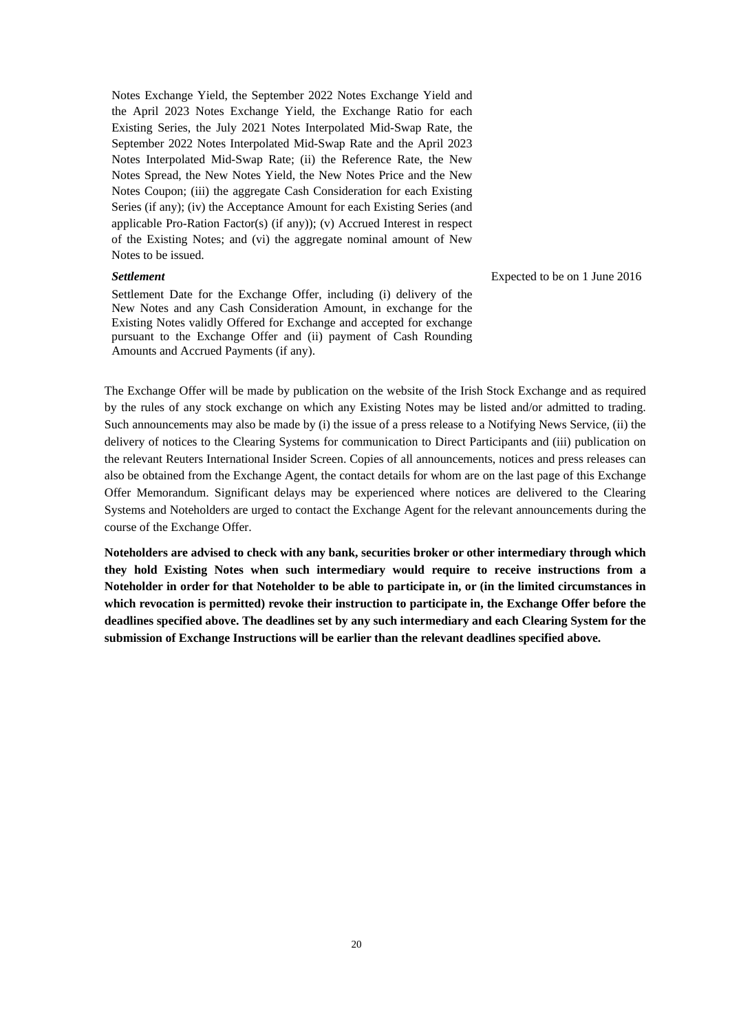Notes Exchange Yield, the September 2022 Notes Exchange Yield and the April 2023 Notes Exchange Yield, the Exchange Ratio for each Existing Series, the July 2021 Notes Interpolated Mid-Swap Rate, the September 2022 Notes Interpolated Mid-Swap Rate and the April 2023 Notes Interpolated Mid-Swap Rate; (ii) the Reference Rate, the New Notes Spread, the New Notes Yield, the New Notes Price and the New Notes Coupon; (iii) the aggregate Cash Consideration for each Existing Series (if any); (iv) the Acceptance Amount for each Existing Series (and applicable Pro-Ration Factor(s) (if any)); (v) Accrued Interest in respect of the Existing Notes; and (vi) the aggregate nominal amount of New Notes to be issued.

| | |
|---|---|
| ***Settlement*** | Expected to be on 1 June 2016 |
| Settlement Date for the Exchange Offer, including (i) delivery of the New Notes and any Cash Consideration Amount, in exchange for the Existing Notes validly Offered for Exchange and accepted for exchange pursuant to the Exchange Offer and (ii) payment of Cash Rounding Amounts and Accrued Payments (if any). | |

The Exchange Offer will be made by publication on the website of the Irish Stock Exchange and as required by the rules of any stock exchange on which any Existing Notes may be listed and/or admitted to trading. Such announcements may also be made by (i) the issue of a press release to a Notifying News Service, (ii) the delivery of notices to the Clearing Systems for communication to Direct Participants and (iii) publication on the relevant Reuters International Insider Screen. Copies of all announcements, notices and press releases can also be obtained from the Exchange Agent, the contact details for whom are on the last page of this Exchange Offer Memorandum. Significant delays may be experienced where notices are delivered to the Clearing Systems and Noteholders are urged to contact the Exchange Agent for the relevant announcements during the course of the Exchange Offer.

**Noteholders are advised to check with any bank, securities broker or other intermediary through which they hold Existing Notes when such intermediary would require to receive instructions from a Noteholder in order for that Noteholder to be able to participate in, or (in the limited circumstances in which revocation is permitted) revoke their instruction to participate in, the Exchange Offer before the deadlines specified above. The deadlines set by any such intermediary and each Clearing System for the submission of Exchange Instructions will be earlier than the relevant deadlines specified above.**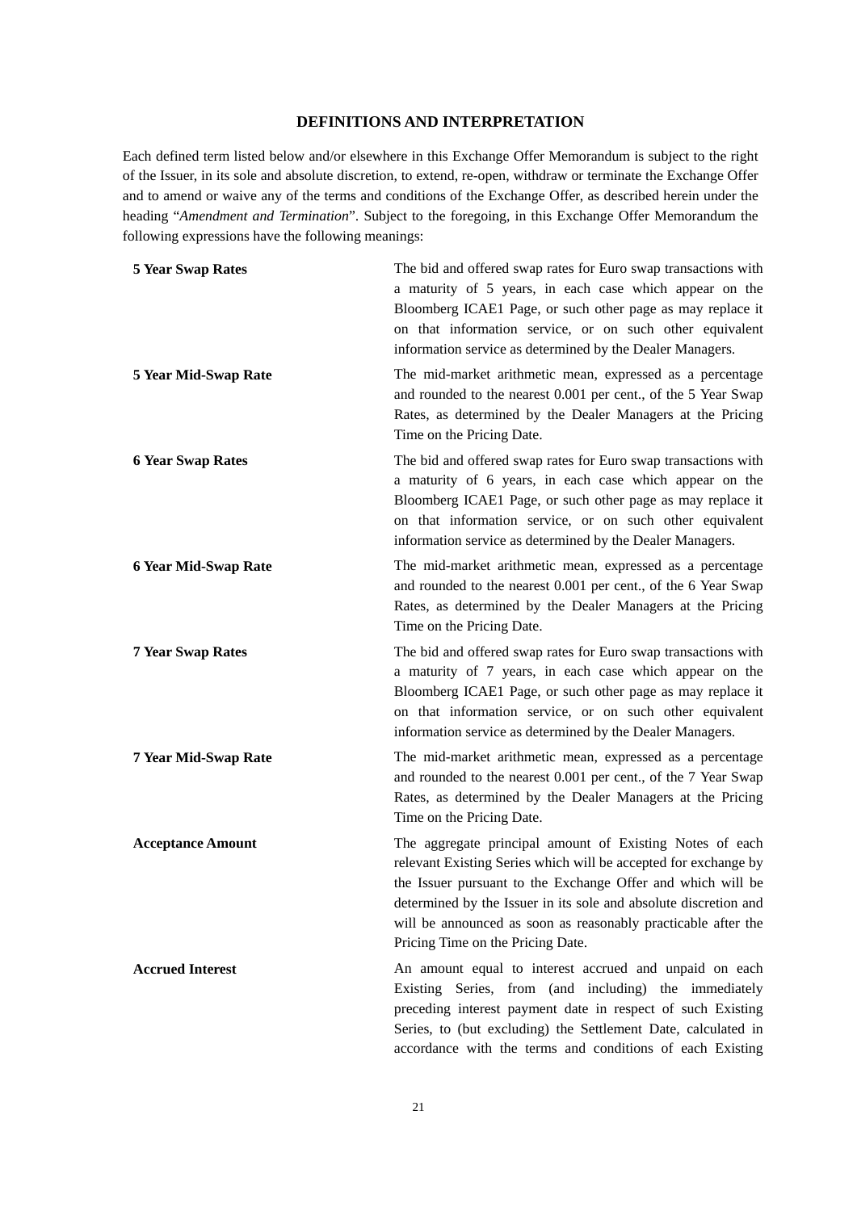## DEFINITIONS AND INTERPRETATION

Each defined term listed below and/or elsewhere in this Exchange Offer Memorandum is subject to the right of the Issuer, in its sole and absolute discretion, to extend, re-open, withdraw or terminate the Exchange Offer and to amend or waive any of the terms and conditions of the Exchange Offer, as described herein under the heading "*Amendment and Termination*". Subject to the foregoing, in this Exchange Offer Memorandum the following expressions have the following meanings:

| | |
|---|---|
| **5 Year Swap Rates** | The bid and offered swap rates for Euro swap transactions with a maturity of 5 years, in each case which appear on the Bloomberg ICAE1 Page, or such other page as may replace it on that information service, or on such other equivalent information service as determined by the Dealer Managers. |
| **5 Year Mid-Swap Rate** | The mid-market arithmetic mean, expressed as a percentage and rounded to the nearest 0.001 per cent., of the 5 Year Swap Rates, as determined by the Dealer Managers at the Pricing Time on the Pricing Date. |
| **6 Year Swap Rates** | The bid and offered swap rates for Euro swap transactions with a maturity of 6 years, in each case which appear on the Bloomberg ICAE1 Page, or such other page as may replace it on that information service, or on such other equivalent information service as determined by the Dealer Managers. |
| **6 Year Mid-Swap Rate** | The mid-market arithmetic mean, expressed as a percentage and rounded to the nearest 0.001 per cent., of the 6 Year Swap Rates, as determined by the Dealer Managers at the Pricing Time on the Pricing Date. |
| **7 Year Swap Rates** | The bid and offered swap rates for Euro swap transactions with a maturity of 7 years, in each case which appear on the Bloomberg ICAE1 Page, or such other page as may replace it on that information service, or on such other equivalent information service as determined by the Dealer Managers. |
| **7 Year Mid-Swap Rate** | The mid-market arithmetic mean, expressed as a percentage and rounded to the nearest 0.001 per cent., of the 7 Year Swap Rates, as determined by the Dealer Managers at the Pricing Time on the Pricing Date. |
| **Acceptance Amount** | The aggregate principal amount of Existing Notes of each relevant Existing Series which will be accepted for exchange by the Issuer pursuant to the Exchange Offer and which will be determined by the Issuer in its sole and absolute discretion and will be announced as soon as reasonably practicable after the Pricing Time on the Pricing Date. |
| **Accrued Interest** | An amount equal to interest accrued and unpaid on each Existing Series, from (and including) the immediately preceding interest payment date in respect of such Existing Series, to (but excluding) the Settlement Date, calculated in accordance with the terms and conditions of each Existing |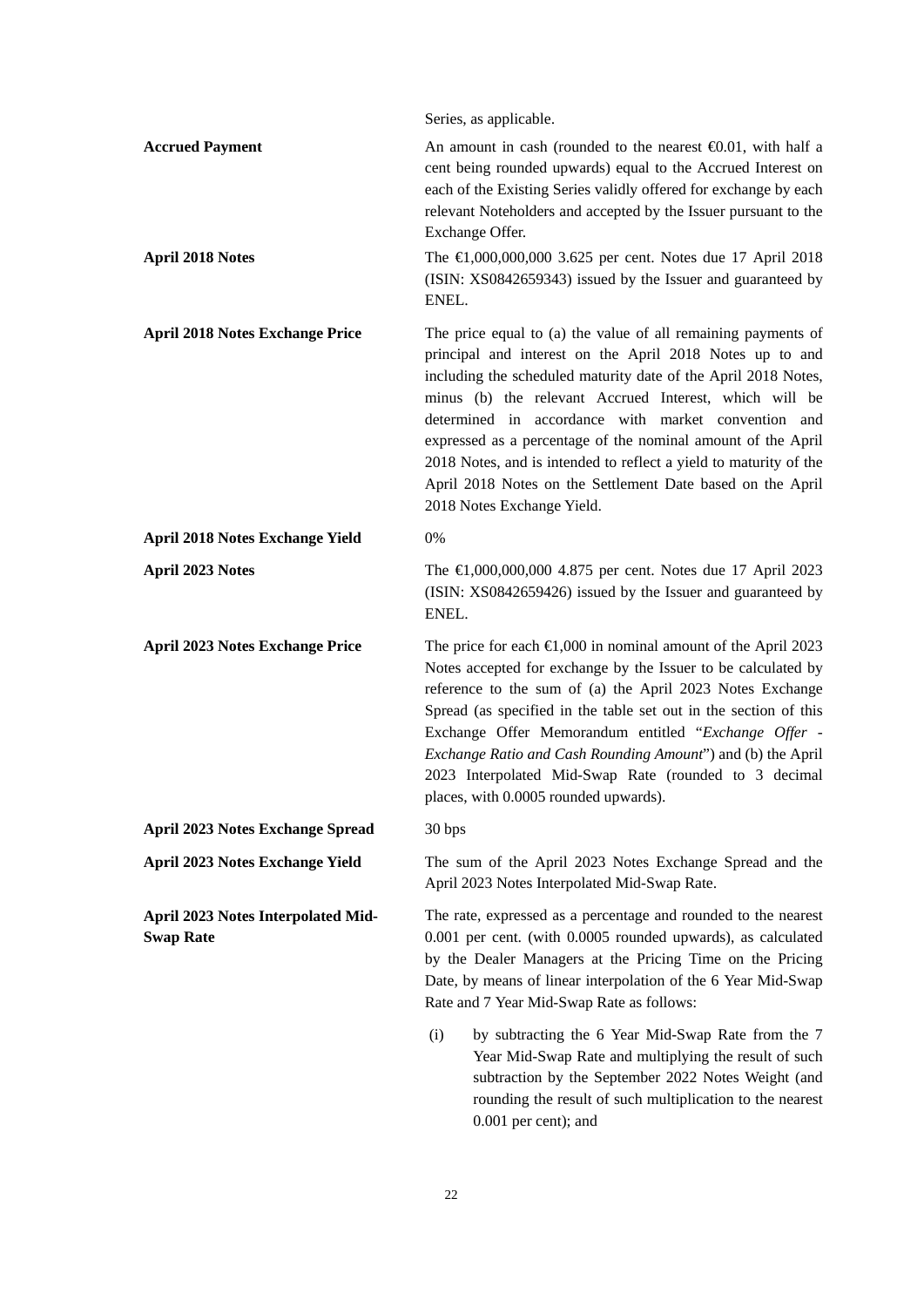Series, as applicable.

| | |
|---|---|
| **Accrued Payment** | An amount in cash (rounded to the nearest €0.01, with half a cent being rounded upwards) equal to the Accrued Interest on each of the Existing Series validly offered for exchange by each relevant Noteholders and accepted by the Issuer pursuant to the Exchange Offer. |
| **April 2018 Notes** | The €1,000,000,000 3.625 per cent. Notes due 17 April 2018 (ISIN: XS0842659343) issued by the Issuer and guaranteed by ENEL. |
| **April 2018 Notes Exchange Price** | The price equal to (a) the value of all remaining payments of principal and interest on the April 2018 Notes up to and including the scheduled maturity date of the April 2018 Notes, minus (b) the relevant Accrued Interest, which will be determined in accordance with market convention and expressed as a percentage of the nominal amount of the April 2018 Notes, and is intended to reflect a yield to maturity of the April 2018 Notes on the Settlement Date based on the April 2018 Notes Exchange Yield. |
| **April 2018 Notes Exchange Yield** | 0% |
| **April 2023 Notes** | The €1,000,000,000 4.875 per cent. Notes due 17 April 2023 (ISIN: XS0842659426) issued by the Issuer and guaranteed by ENEL. |
| **April 2023 Notes Exchange Price** | The price for each €1,000 in nominal amount of the April 2023 Notes accepted for exchange by the Issuer to be calculated by reference to the sum of (a) the April 2023 Notes Exchange Spread (as specified in the table set out in the section of this Exchange Offer Memorandum entitled "*Exchange Offer - Exchange Ratio and Cash Rounding Amount*") and (b) the April 2023 Interpolated Mid-Swap Rate (rounded to 3 decimal places, with 0.0005 rounded upwards). |
| **April 2023 Notes Exchange Spread** | 30 bps |
| **April 2023 Notes Exchange Yield** | The sum of the April 2023 Notes Exchange Spread and the April 2023 Notes Interpolated Mid-Swap Rate. |
| **April 2023 Notes Interpolated Mid-Swap Rate** | The rate, expressed as a percentage and rounded to the nearest 0.001 per cent. (with 0.0005 rounded upwards), as calculated by the Dealer Managers at the Pricing Time on the Pricing Date, by means of linear interpolation of the 6 Year Mid-Swap Rate and 7 Year Mid-Swap Rate as follows: |

(i) by subtracting the 6 Year Mid-Swap Rate from the 7 Year Mid-Swap Rate and multiplying the result of such subtraction by the September 2022 Notes Weight (and rounding the result of such multiplication to the nearest 0.001 per cent); and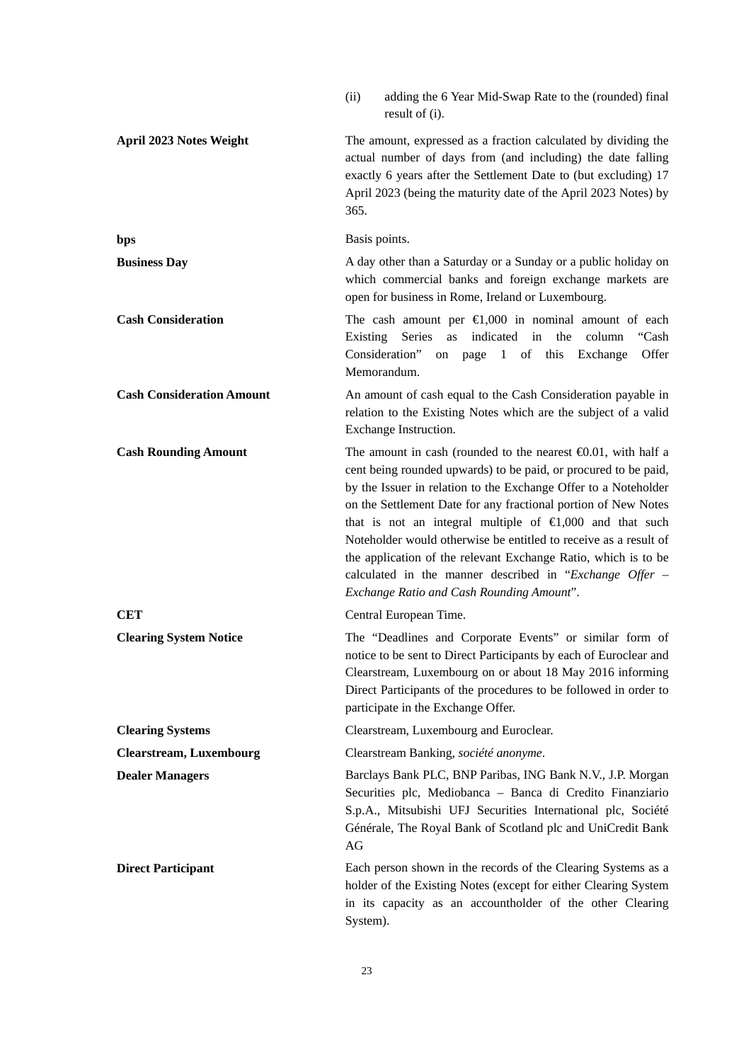|  |  |
|---|---|
|  | (ii) adding the 6 Year Mid-Swap Rate to the (rounded) final result of (i). |
| **April 2023 Notes Weight** | The amount, expressed as a fraction calculated by dividing the actual number of days from (and including) the date falling exactly 6 years after the Settlement Date to (but excluding) 17 April 2023 (being the maturity date of the April 2023 Notes) by 365. |
| **bps** | Basis points. |
| **Business Day** | A day other than a Saturday or a Sunday or a public holiday on which commercial banks and foreign exchange markets are open for business in Rome, Ireland or Luxembourg. |
| **Cash Consideration** | The cash amount per €1,000 in nominal amount of each Existing Series as indicated in the column "Cash Consideration" on page 1 of this Exchange Offer Memorandum. |
| **Cash Consideration Amount** | An amount of cash equal to the Cash Consideration payable in relation to the Existing Notes which are the subject of a valid Exchange Instruction. |
| **Cash Rounding Amount** | The amount in cash (rounded to the nearest €0.01, with half a cent being rounded upwards) to be paid, or procured to be paid, by the Issuer in relation to the Exchange Offer to a Noteholder on the Settlement Date for any fractional portion of New Notes that is not an integral multiple of €1,000 and that such Noteholder would otherwise be entitled to receive as a result of the application of the relevant Exchange Ratio, which is to be calculated in the manner described in "*Exchange Offer – Exchange Ratio and Cash Rounding Amount*". |
| **CET** | Central European Time. |
| **Clearing System Notice** | The "Deadlines and Corporate Events" or similar form of notice to be sent to Direct Participants by each of Euroclear and Clearstream, Luxembourg on or about 18 May 2016 informing Direct Participants of the procedures to be followed in order to participate in the Exchange Offer. |
| **Clearing Systems** | Clearstream, Luxembourg and Euroclear. |
| **Clearstream, Luxembourg** | Clearstream Banking, *société anonyme*. |
| **Dealer Managers** | Barclays Bank PLC, BNP Paribas, ING Bank N.V., J.P. Morgan Securities plc, Mediobanca – Banca di Credito Finanziario S.p.A., Mitsubishi UFJ Securities International plc, Société Générale, The Royal Bank of Scotland plc and UniCredit Bank AG |
| **Direct Participant** | Each person shown in the records of the Clearing Systems as a holder of the Existing Notes (except for either Clearing System in its capacity as an accountholder of the other Clearing System). |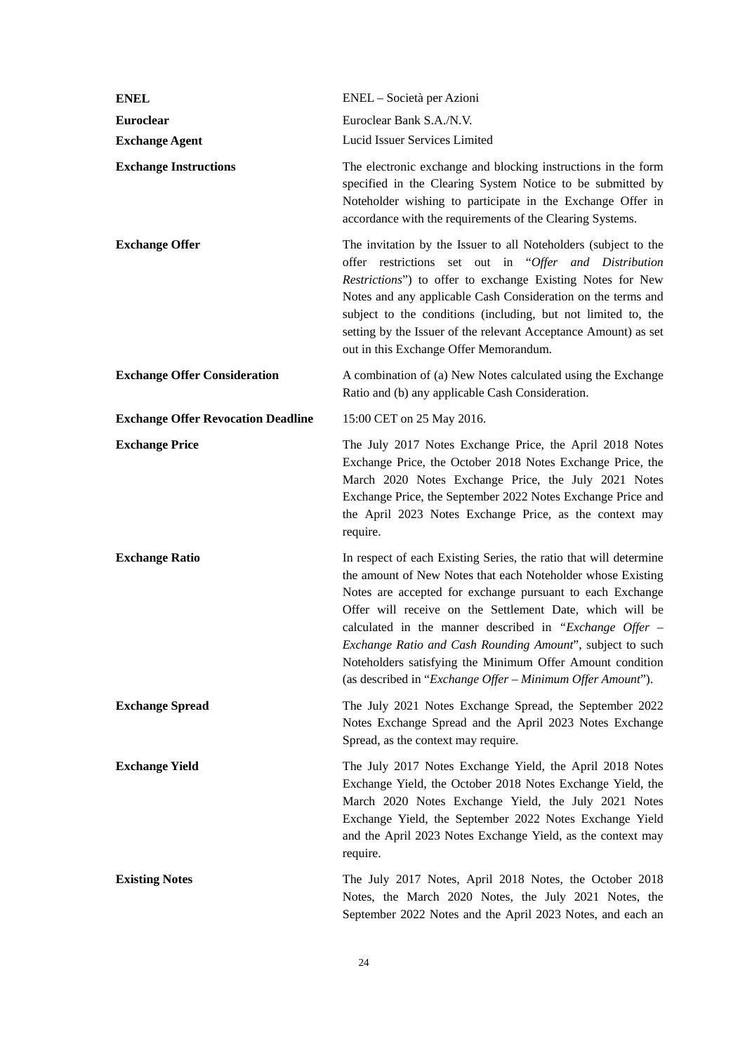| | |
|---|---|
| **ENEL** | ENEL – Società per Azioni |
| **Euroclear** | Euroclear Bank S.A./N.V. |
| **Exchange Agent** | Lucid Issuer Services Limited |
| **Exchange Instructions** | The electronic exchange and blocking instructions in the form specified in the Clearing System Notice to be submitted by Noteholder wishing to participate in the Exchange Offer in accordance with the requirements of the Clearing Systems. |
| **Exchange Offer** | The invitation by the Issuer to all Noteholders (subject to the offer restrictions set out in "*Offer and Distribution Restrictions*") to offer to exchange Existing Notes for New Notes and any applicable Cash Consideration on the terms and subject to the conditions (including, but not limited to, the setting by the Issuer of the relevant Acceptance Amount) as set out in this Exchange Offer Memorandum. |
| **Exchange Offer Consideration** | A combination of (a) New Notes calculated using the Exchange Ratio and (b) any applicable Cash Consideration. |
| **Exchange Offer Revocation Deadline** | 15:00 CET on 25 May 2016. |
| **Exchange Price** | The July 2017 Notes Exchange Price, the April 2018 Notes Exchange Price, the October 2018 Notes Exchange Price, the March 2020 Notes Exchange Price, the July 2021 Notes Exchange Price, the September 2022 Notes Exchange Price and the April 2023 Notes Exchange Price, as the context may require. |
| **Exchange Ratio** | In respect of each Existing Series, the ratio that will determine the amount of New Notes that each Noteholder whose Existing Notes are accepted for exchange pursuant to each Exchange Offer will receive on the Settlement Date, which will be calculated in the manner described in "*Exchange Offer – Exchange Ratio and Cash Rounding Amount*", subject to such Noteholders satisfying the Minimum Offer Amount condition (as described in "*Exchange Offer – Minimum Offer Amount*"). |
| **Exchange Spread** | The July 2021 Notes Exchange Spread, the September 2022 Notes Exchange Spread and the April 2023 Notes Exchange Spread, as the context may require. |
| **Exchange Yield** | The July 2017 Notes Exchange Yield, the April 2018 Notes Exchange Yield, the October 2018 Notes Exchange Yield, the March 2020 Notes Exchange Yield, the July 2021 Notes Exchange Yield, the September 2022 Notes Exchange Yield and the April 2023 Notes Exchange Yield, as the context may require. |
| **Existing Notes** | The July 2017 Notes, April 2018 Notes, the October 2018 Notes, the March 2020 Notes, the July 2021 Notes, the September 2022 Notes and the April 2023 Notes, and each an |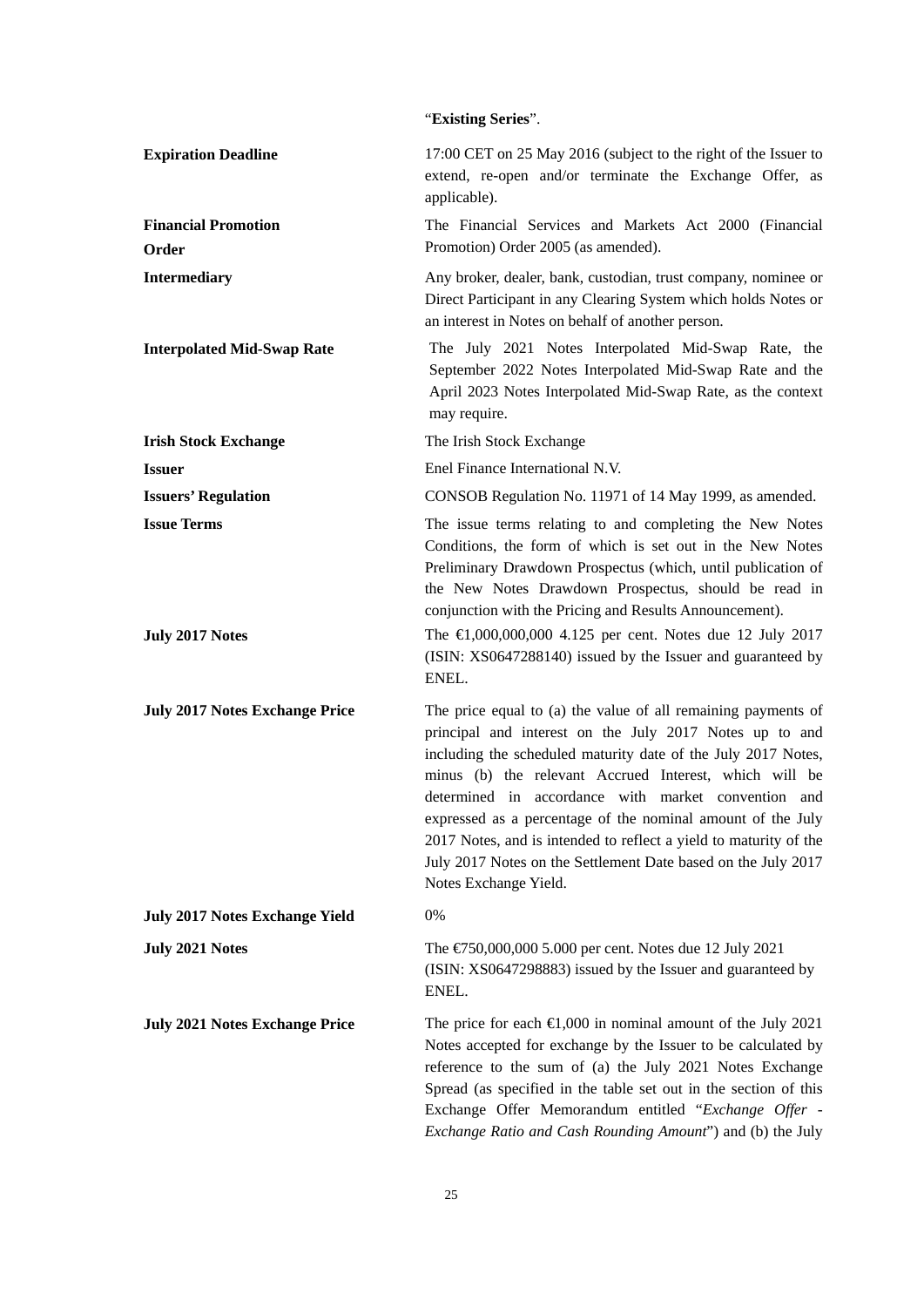"**Existing Series**".

| | |
|---|---|
| **Expiration Deadline** | 17:00 CET on 25 May 2016 (subject to the right of the Issuer to extend, re-open and/or terminate the Exchange Offer, as applicable). |
| **Financial Promotion Order** | The Financial Services and Markets Act 2000 (Financial Promotion) Order 2005 (as amended). |
| **Intermediary** | Any broker, dealer, bank, custodian, trust company, nominee or Direct Participant in any Clearing System which holds Notes or an interest in Notes on behalf of another person. |
| **Interpolated Mid-Swap Rate** | The July 2021 Notes Interpolated Mid-Swap Rate, the September 2022 Notes Interpolated Mid-Swap Rate and the April 2023 Notes Interpolated Mid-Swap Rate, as the context may require. |
| **Irish Stock Exchange** | The Irish Stock Exchange |
| **Issuer** | Enel Finance International N.V. |
| **Issuers' Regulation** | CONSOB Regulation No. 11971 of 14 May 1999, as amended. |
| **Issue Terms** | The issue terms relating to and completing the New Notes Conditions, the form of which is set out in the New Notes Preliminary Drawdown Prospectus (which, until publication of the New Notes Drawdown Prospectus, should be read in conjunction with the Pricing and Results Announcement). |
| **July 2017 Notes** | The €1,000,000,000 4.125 per cent. Notes due 12 July 2017 (ISIN: XS0647288140) issued by the Issuer and guaranteed by ENEL. |
| **July 2017 Notes Exchange Price** | The price equal to (a) the value of all remaining payments of principal and interest on the July 2017 Notes up to and including the scheduled maturity date of the July 2017 Notes, minus (b) the relevant Accrued Interest, which will be determined in accordance with market convention and expressed as a percentage of the nominal amount of the July 2017 Notes, and is intended to reflect a yield to maturity of the July 2017 Notes on the Settlement Date based on the July 2017 Notes Exchange Yield. |
| **July 2017 Notes Exchange Yield** | 0% |
| **July 2021 Notes** | The €750,000,000 5.000 per cent. Notes due 12 July 2021 (ISIN: XS0647298883) issued by the Issuer and guaranteed by ENEL. |
| **July 2021 Notes Exchange Price** | The price for each €1,000 in nominal amount of the July 2021 Notes accepted for exchange by the Issuer to be calculated by reference to the sum of (a) the July 2021 Notes Exchange Spread (as specified in the table set out in the section of this Exchange Offer Memorandum entitled "*Exchange Offer - Exchange Ratio and Cash Rounding Amount*") and (b) the July |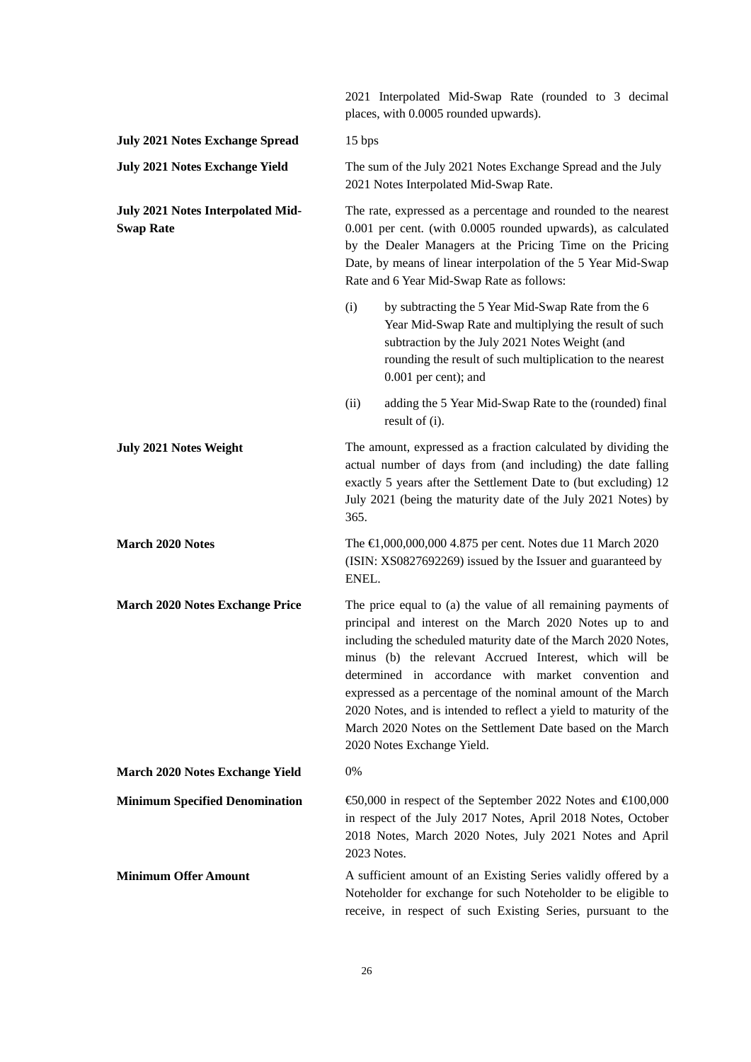2021 Interpolated Mid-Swap Rate (rounded to 3 decimal places, with 0.0005 rounded upwards).

**July 2021 Notes Exchange Spread**

15 bps

**July 2021 Notes Exchange Yield**

The sum of the July 2021 Notes Exchange Spread and the July 2021 Notes Interpolated Mid-Swap Rate.

**July 2021 Notes Interpolated Mid-Swap Rate**

The rate, expressed as a percentage and rounded to the nearest 0.001 per cent. (with 0.0005 rounded upwards), as calculated by the Dealer Managers at the Pricing Time on the Pricing Date, by means of linear interpolation of the 5 Year Mid-Swap Rate and 6 Year Mid-Swap Rate as follows:

(i) by subtracting the 5 Year Mid-Swap Rate from the 6 Year Mid-Swap Rate and multiplying the result of such subtraction by the July 2021 Notes Weight (and rounding the result of such multiplication to the nearest 0.001 per cent); and

(ii) adding the 5 Year Mid-Swap Rate to the (rounded) final result of (i).

**July 2021 Notes Weight**

The amount, expressed as a fraction calculated by dividing the actual number of days from (and including) the date falling exactly 5 years after the Settlement Date to (but excluding) 12 July 2021 (being the maturity date of the July 2021 Notes) by 365.

**March 2020 Notes**

The €1,000,000,000 4.875 per cent. Notes due 11 March 2020 (ISIN: XS0827692269) issued by the Issuer and guaranteed by ENEL.

**March 2020 Notes Exchange Price**

The price equal to (a) the value of all remaining payments of principal and interest on the March 2020 Notes up to and including the scheduled maturity date of the March 2020 Notes, minus (b) the relevant Accrued Interest, which will be determined in accordance with market convention and expressed as a percentage of the nominal amount of the March 2020 Notes, and is intended to reflect a yield to maturity of the March 2020 Notes on the Settlement Date based on the March 2020 Notes Exchange Yield.

**March 2020 Notes Exchange Yield**

0%

**Minimum Specified Denomination**

€50,000 in respect of the September 2022 Notes and €100,000 in respect of the July 2017 Notes, April 2018 Notes, October 2018 Notes, March 2020 Notes, July 2021 Notes and April 2023 Notes.

**Minimum Offer Amount**

A sufficient amount of an Existing Series validly offered by a Noteholder for exchange for such Noteholder to be eligible to receive, in respect of such Existing Series, pursuant to the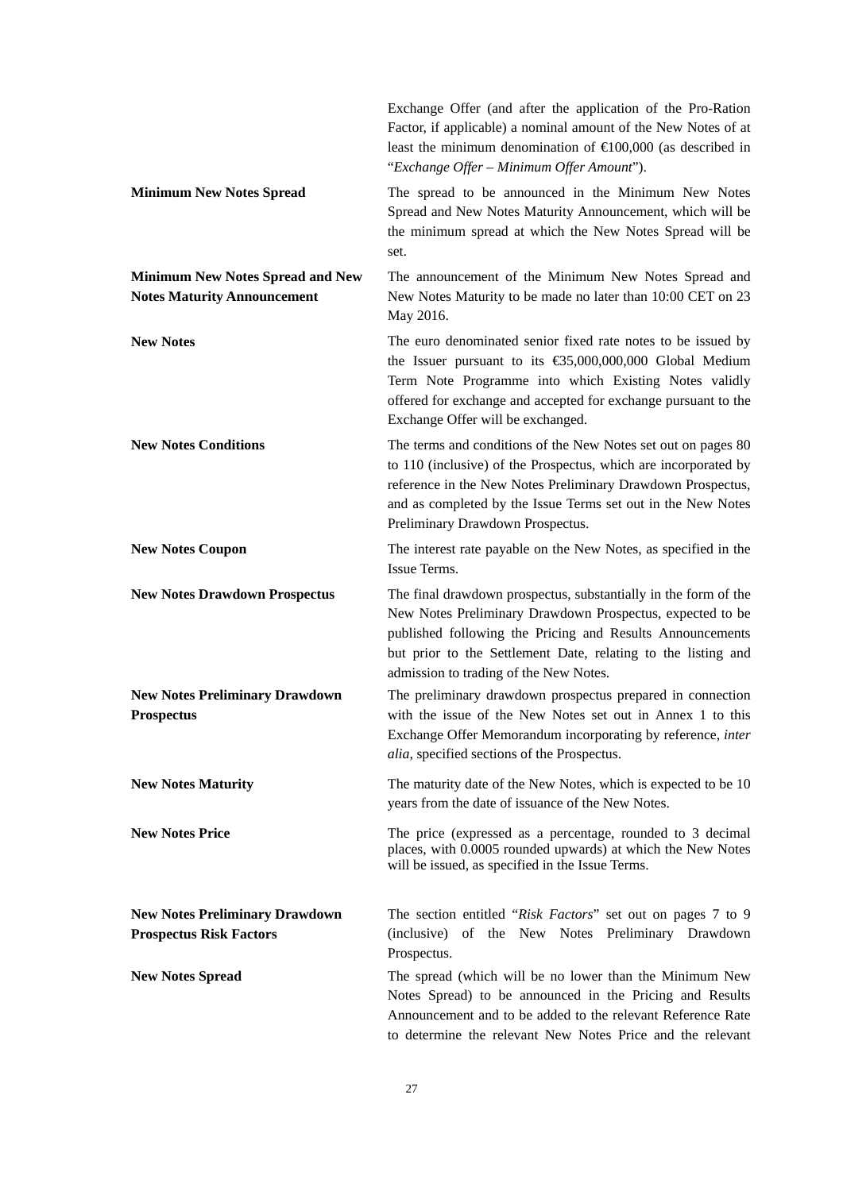| | |
|---|---|
| | Exchange Offer (and after the application of the Pro-Ration Factor, if applicable) a nominal amount of the New Notes of at least the minimum denomination of €100,000 (as described in "*Exchange Offer – Minimum Offer Amount*"). |
| **Minimum New Notes Spread** | The spread to be announced in the Minimum New Notes Spread and New Notes Maturity Announcement, which will be the minimum spread at which the New Notes Spread will be set. |
| **Minimum New Notes Spread and New Notes Maturity Announcement** | The announcement of the Minimum New Notes Spread and New Notes Maturity to be made no later than 10:00 CET on 23 May 2016. |
| **New Notes** | The euro denominated senior fixed rate notes to be issued by the Issuer pursuant to its €35,000,000,000 Global Medium Term Note Programme into which Existing Notes validly offered for exchange and accepted for exchange pursuant to the Exchange Offer will be exchanged. |
| **New Notes Conditions** | The terms and conditions of the New Notes set out on pages 80 to 110 (inclusive) of the Prospectus, which are incorporated by reference in the New Notes Preliminary Drawdown Prospectus, and as completed by the Issue Terms set out in the New Notes Preliminary Drawdown Prospectus. |
| **New Notes Coupon** | The interest rate payable on the New Notes, as specified in the Issue Terms. |
| **New Notes Drawdown Prospectus** | The final drawdown prospectus, substantially in the form of the New Notes Preliminary Drawdown Prospectus, expected to be published following the Pricing and Results Announcements but prior to the Settlement Date, relating to the listing and admission to trading of the New Notes. |
| **New Notes Preliminary Drawdown Prospectus** | The preliminary drawdown prospectus prepared in connection with the issue of the New Notes set out in Annex 1 to this Exchange Offer Memorandum incorporating by reference, *inter alia*, specified sections of the Prospectus. |
| **New Notes Maturity** | The maturity date of the New Notes, which is expected to be 10 years from the date of issuance of the New Notes. |
| **New Notes Price** | The price (expressed as a percentage, rounded to 3 decimal places, with 0.0005 rounded upwards) at which the New Notes will be issued, as specified in the Issue Terms. |
| **New Notes Preliminary Drawdown Prospectus Risk Factors** | The section entitled "*Risk Factors*" set out on pages 7 to 9 (inclusive) of the New Notes Preliminary Drawdown Prospectus. |
| **New Notes Spread** | The spread (which will be no lower than the Minimum New Notes Spread) to be announced in the Pricing and Results Announcement and to be added to the relevant Reference Rate to determine the relevant New Notes Price and the relevant |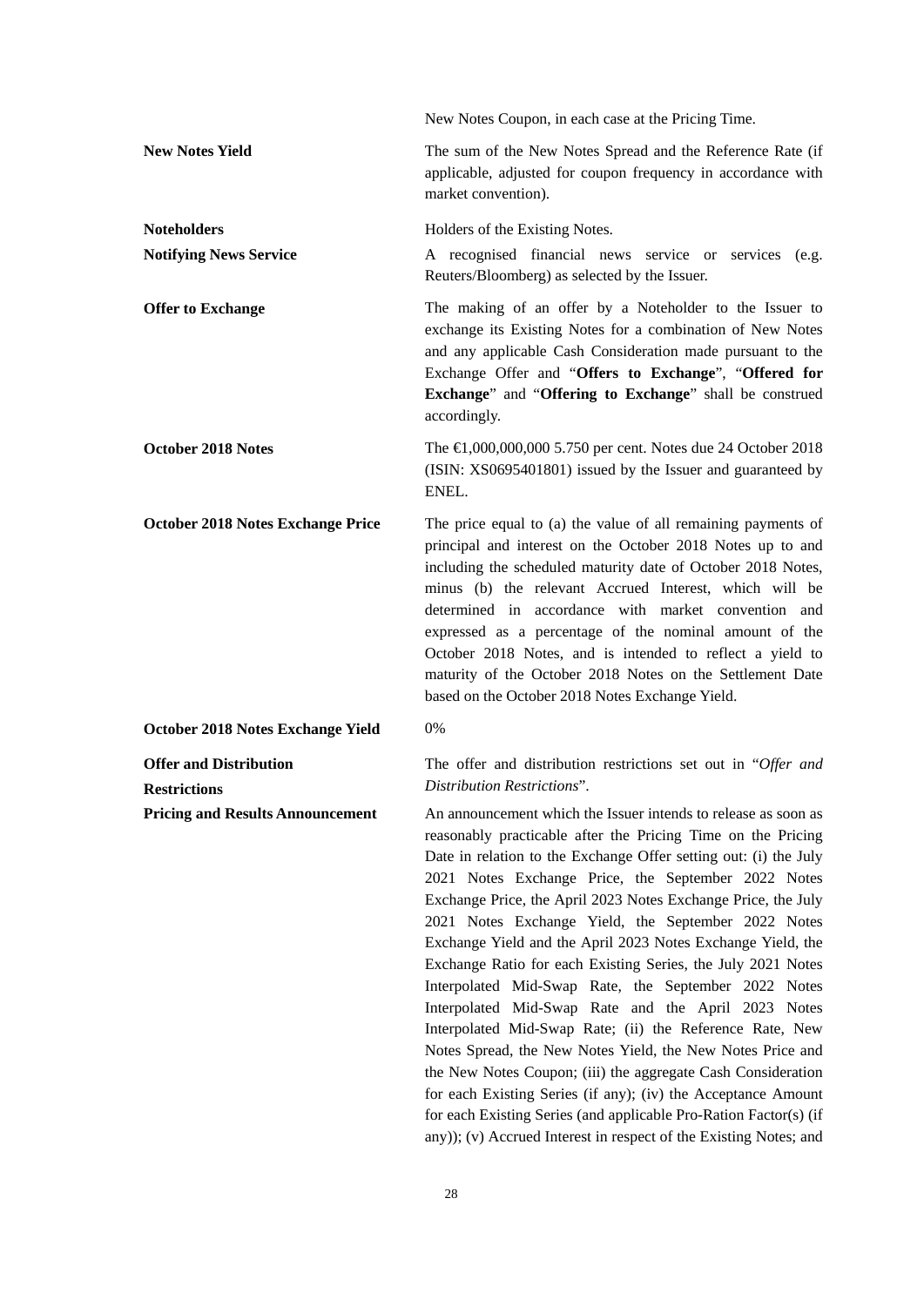New Notes Coupon, in each case at the Pricing Time.

**New Notes Yield**

The sum of the New Notes Spread and the Reference Rate (if applicable, adjusted for coupon frequency in accordance with market convention).

**Noteholders**

Holders of the Existing Notes.

**Notifying News Service**

A recognised financial news service or services (e.g. Reuters/Bloomberg) as selected by the Issuer.

**Offer to Exchange**

The making of an offer by a Noteholder to the Issuer to exchange its Existing Notes for a combination of New Notes and any applicable Cash Consideration made pursuant to the Exchange Offer and "**Offers to Exchange**", "**Offered for Exchange**" and "**Offering to Exchange**" shall be construed accordingly.

**October 2018 Notes**

The €1,000,000,000 5.750 per cent. Notes due 24 October 2018 (ISIN: XS0695401801) issued by the Issuer and guaranteed by ENEL.

**October 2018 Notes Exchange Price**

The price equal to (a) the value of all remaining payments of principal and interest on the October 2018 Notes up to and including the scheduled maturity date of October 2018 Notes, minus (b) the relevant Accrued Interest, which will be determined in accordance with market convention and expressed as a percentage of the nominal amount of the October 2018 Notes, and is intended to reflect a yield to maturity of the October 2018 Notes on the Settlement Date based on the October 2018 Notes Exchange Yield.

**October 2018 Notes Exchange Yield**

0%

**Offer and Distribution Restrictions**

The offer and distribution restrictions set out in "*Offer and Distribution Restrictions*".

**Pricing and Results Announcement**

An announcement which the Issuer intends to release as soon as reasonably practicable after the Pricing Time on the Pricing Date in relation to the Exchange Offer setting out: (i) the July 2021 Notes Exchange Price, the September 2022 Notes Exchange Price, the April 2023 Notes Exchange Price, the July 2021 Notes Exchange Yield, the September 2022 Notes Exchange Yield and the April 2023 Notes Exchange Yield, the Exchange Ratio for each Existing Series, the July 2021 Notes Interpolated Mid-Swap Rate, the September 2022 Notes Interpolated Mid-Swap Rate and the April 2023 Notes Interpolated Mid-Swap Rate; (ii) the Reference Rate, New Notes Spread, the New Notes Yield, the New Notes Price and the New Notes Coupon; (iii) the aggregate Cash Consideration for each Existing Series (if any); (iv) the Acceptance Amount for each Existing Series (and applicable Pro-Ration Factor(s) (if any)); (v) Accrued Interest in respect of the Existing Notes; and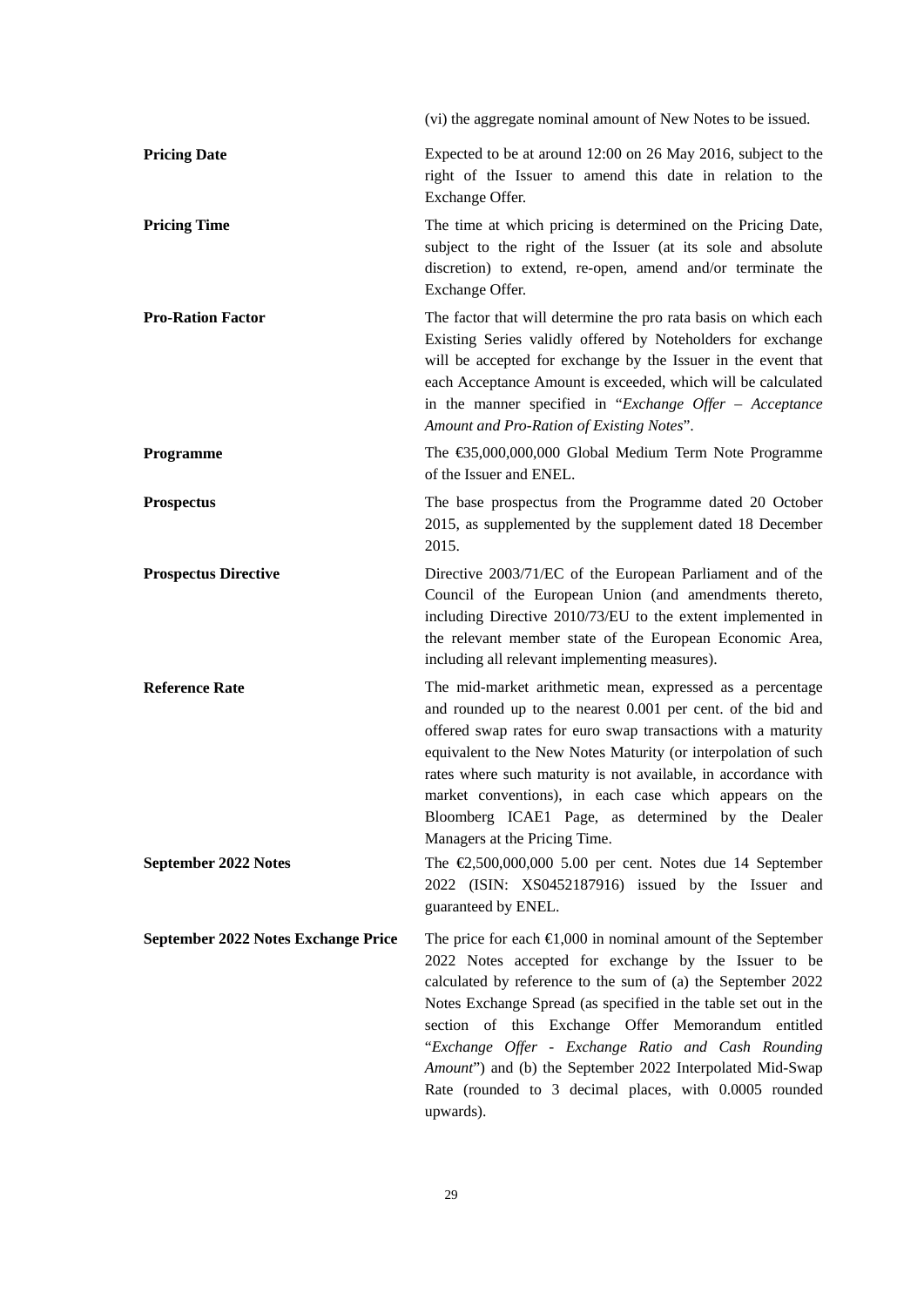| | |
|---|---|
| | (vi) the aggregate nominal amount of New Notes to be issued. |
| **Pricing Date** | Expected to be at around 12:00 on 26 May 2016, subject to the right of the Issuer to amend this date in relation to the Exchange Offer. |
| **Pricing Time** | The time at which pricing is determined on the Pricing Date, subject to the right of the Issuer (at its sole and absolute discretion) to extend, re-open, amend and/or terminate the Exchange Offer. |
| **Pro-Ration Factor** | The factor that will determine the pro rata basis on which each Existing Series validly offered by Noteholders for exchange will be accepted for exchange by the Issuer in the event that each Acceptance Amount is exceeded, which will be calculated in the manner specified in "*Exchange Offer – Acceptance Amount and Pro-Ration of Existing Notes*". |
| **Programme** | The €35,000,000,000 Global Medium Term Note Programme of the Issuer and ENEL. |
| **Prospectus** | The base prospectus from the Programme dated 20 October 2015, as supplemented by the supplement dated 18 December 2015. |
| **Prospectus Directive** | Directive 2003/71/EC of the European Parliament and of the Council of the European Union (and amendments thereto, including Directive 2010/73/EU to the extent implemented in the relevant member state of the European Economic Area, including all relevant implementing measures). |
| **Reference Rate** | The mid-market arithmetic mean, expressed as a percentage and rounded up to the nearest 0.001 per cent. of the bid and offered swap rates for euro swap transactions with a maturity equivalent to the New Notes Maturity (or interpolation of such rates where such maturity is not available, in accordance with market conventions), in each case which appears on the Bloomberg ICAE1 Page, as determined by the Dealer Managers at the Pricing Time. |
| **September 2022 Notes** | The €2,500,000,000 5.00 per cent. Notes due 14 September 2022 (ISIN: XS0452187916) issued by the Issuer and guaranteed by ENEL. |
| **September 2022 Notes Exchange Price** | The price for each €1,000 in nominal amount of the September 2022 Notes accepted for exchange by the Issuer to be calculated by reference to the sum of (a) the September 2022 Notes Exchange Spread (as specified in the table set out in the section of this Exchange Offer Memorandum entitled "*Exchange Offer - Exchange Ratio and Cash Rounding Amount*") and (b) the September 2022 Interpolated Mid-Swap Rate (rounded to 3 decimal places, with 0.0005 rounded upwards). |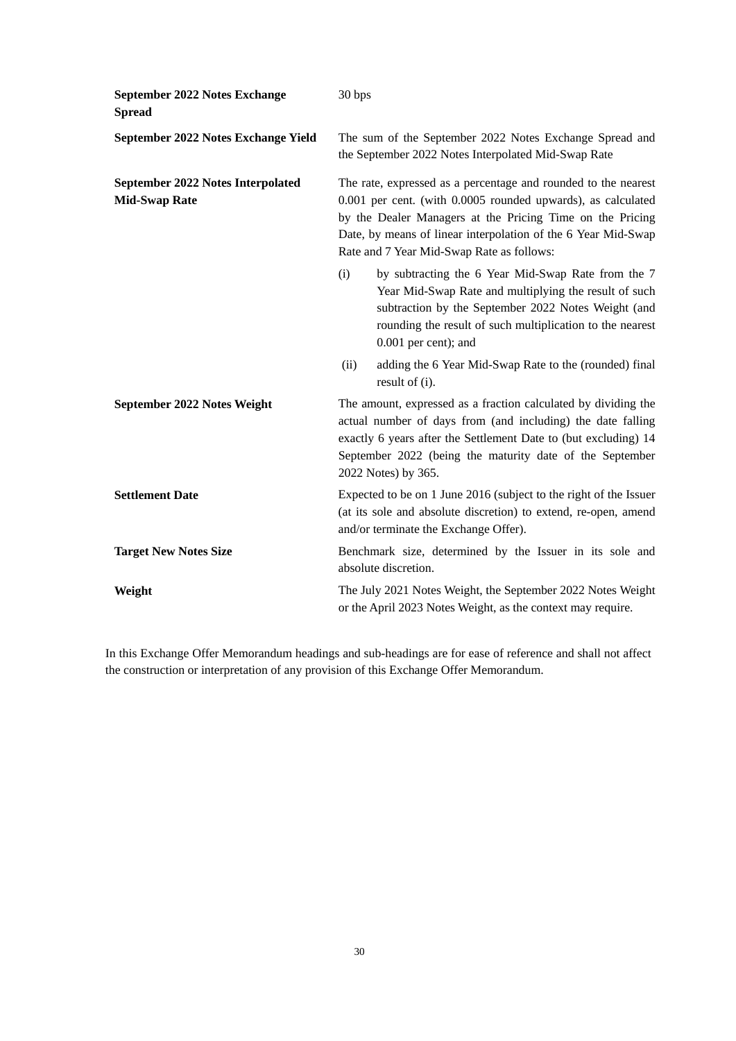| | |
|---|---|
| **September 2022 Notes Exchange Spread** | 30 bps |
| **September 2022 Notes Exchange Yield** | The sum of the September 2022 Notes Exchange Spread and the September 2022 Notes Interpolated Mid-Swap Rate |
| **September 2022 Notes Interpolated Mid-Swap Rate** | The rate, expressed as a percentage and rounded to the nearest 0.001 per cent. (with 0.0005 rounded upwards), as calculated by the Dealer Managers at the Pricing Time on the Pricing Date, by means of linear interpolation of the 6 Year Mid-Swap Rate and 7 Year Mid-Swap Rate as follows:<br><br>(i) by subtracting the 6 Year Mid-Swap Rate from the 7 Year Mid-Swap Rate and multiplying the result of such subtraction by the September 2022 Notes Weight (and rounding the result of such multiplication to the nearest 0.001 per cent); and<br><br>(ii) adding the 6 Year Mid-Swap Rate to the (rounded) final result of (i). |
| **September 2022 Notes Weight** | The amount, expressed as a fraction calculated by dividing the actual number of days from (and including) the date falling exactly 6 years after the Settlement Date to (but excluding) 14 September 2022 (being the maturity date of the September 2022 Notes) by 365. |
| **Settlement Date** | Expected to be on 1 June 2016 (subject to the right of the Issuer (at its sole and absolute discretion) to extend, re-open, amend and/or terminate the Exchange Offer). |
| **Target New Notes Size** | Benchmark size, determined by the Issuer in its sole and absolute discretion. |
| **Weight** | The July 2021 Notes Weight, the September 2022 Notes Weight or the April 2023 Notes Weight, as the context may require. |

In this Exchange Offer Memorandum headings and sub-headings are for ease of reference and shall not affect the construction or interpretation of any provision of this Exchange Offer Memorandum.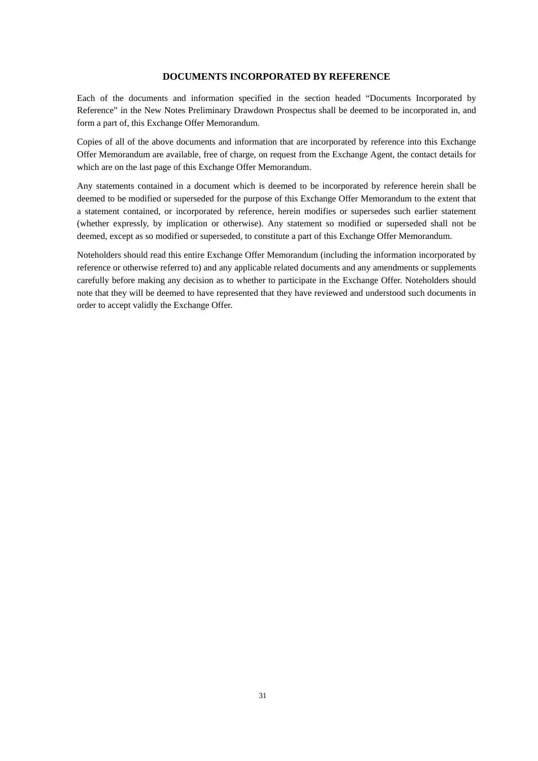## DOCUMENTS INCORPORATED BY REFERENCE

Each of the documents and information specified in the section headed "Documents Incorporated by Reference" in the New Notes Preliminary Drawdown Prospectus shall be deemed to be incorporated in, and form a part of, this Exchange Offer Memorandum.

Copies of all of the above documents and information that are incorporated by reference into this Exchange Offer Memorandum are available, free of charge, on request from the Exchange Agent, the contact details for which are on the last page of this Exchange Offer Memorandum.

Any statements contained in a document which is deemed to be incorporated by reference herein shall be deemed to be modified or superseded for the purpose of this Exchange Offer Memorandum to the extent that a statement contained, or incorporated by reference, herein modifies or supersedes such earlier statement (whether expressly, by implication or otherwise). Any statement so modified or superseded shall not be deemed, except as so modified or superseded, to constitute a part of this Exchange Offer Memorandum.

Noteholders should read this entire Exchange Offer Memorandum (including the information incorporated by reference or otherwise referred to) and any applicable related documents and any amendments or supplements carefully before making any decision as to whether to participate in the Exchange Offer. Noteholders should note that they will be deemed to have represented that they have reviewed and understood such documents in order to accept validly the Exchange Offer.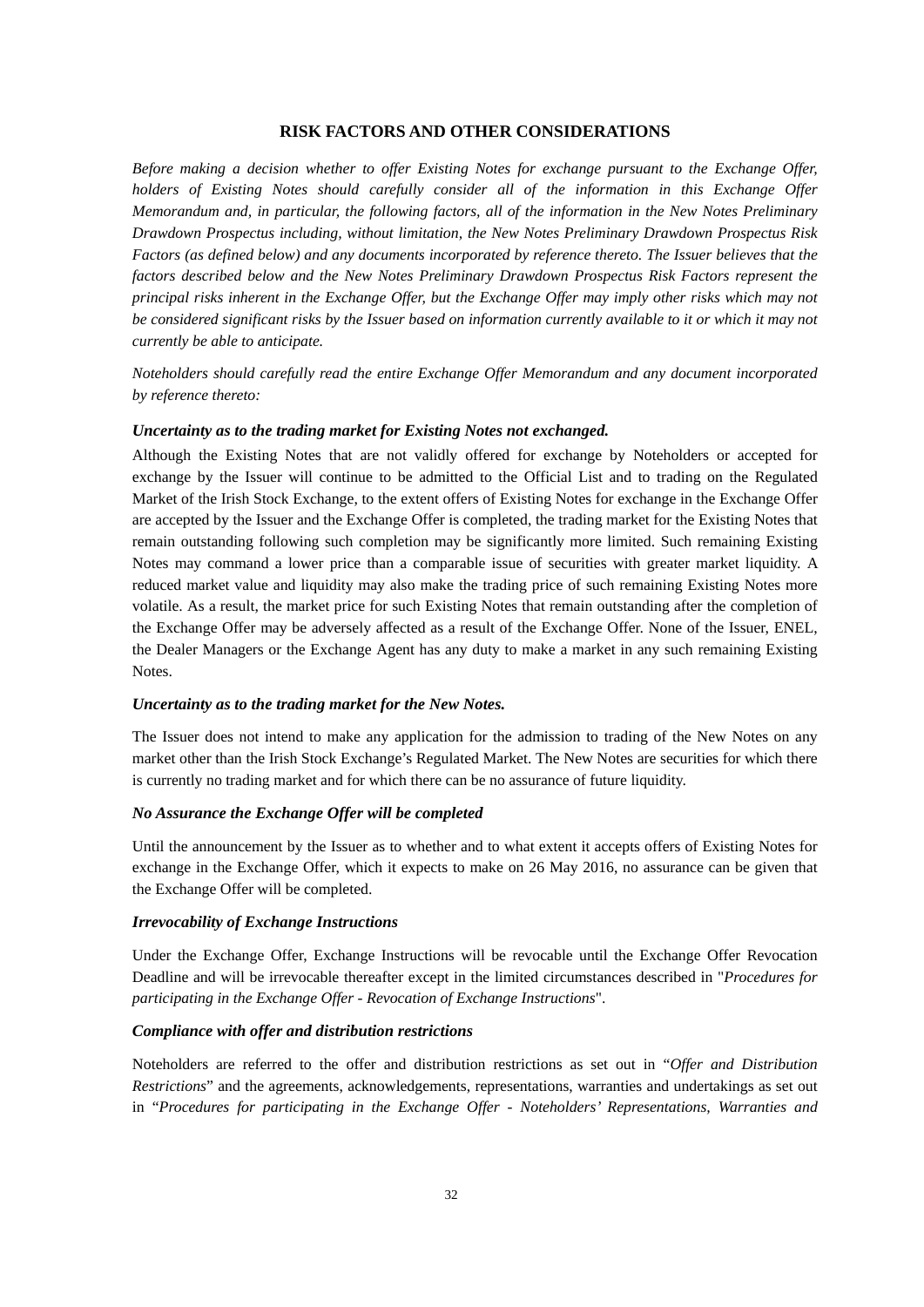## RISK FACTORS AND OTHER CONSIDERATIONS

*Before making a decision whether to offer Existing Notes for exchange pursuant to the Exchange Offer, holders of Existing Notes should carefully consider all of the information in this Exchange Offer Memorandum and, in particular, the following factors, all of the information in the New Notes Preliminary Drawdown Prospectus including, without limitation, the New Notes Preliminary Drawdown Prospectus Risk Factors (as defined below) and any documents incorporated by reference thereto. The Issuer believes that the factors described below and the New Notes Preliminary Drawdown Prospectus Risk Factors represent the principal risks inherent in the Exchange Offer, but the Exchange Offer may imply other risks which may not be considered significant risks by the Issuer based on information currently available to it or which it may not currently be able to anticipate.*

*Noteholders should carefully read the entire Exchange Offer Memorandum and any document incorporated by reference thereto:*

### *Uncertainty as to the trading market for Existing Notes not exchanged.*

Although the Existing Notes that are not validly offered for exchange by Noteholders or accepted for exchange by the Issuer will continue to be admitted to the Official List and to trading on the Regulated Market of the Irish Stock Exchange, to the extent offers of Existing Notes for exchange in the Exchange Offer are accepted by the Issuer and the Exchange Offer is completed, the trading market for the Existing Notes that remain outstanding following such completion may be significantly more limited. Such remaining Existing Notes may command a lower price than a comparable issue of securities with greater market liquidity. A reduced market value and liquidity may also make the trading price of such remaining Existing Notes more volatile. As a result, the market price for such Existing Notes that remain outstanding after the completion of the Exchange Offer may be adversely affected as a result of the Exchange Offer. None of the Issuer, ENEL, the Dealer Managers or the Exchange Agent has any duty to make a market in any such remaining Existing Notes.

### *Uncertainty as to the trading market for the New Notes.*

The Issuer does not intend to make any application for the admission to trading of the New Notes on any market other than the Irish Stock Exchange's Regulated Market. The New Notes are securities for which there is currently no trading market and for which there can be no assurance of future liquidity.

### *No Assurance the Exchange Offer will be completed*

Until the announcement by the Issuer as to whether and to what extent it accepts offers of Existing Notes for exchange in the Exchange Offer, which it expects to make on 26 May 2016, no assurance can be given that the Exchange Offer will be completed.

### *Irrevocability of Exchange Instructions*

Under the Exchange Offer, Exchange Instructions will be revocable until the Exchange Offer Revocation Deadline and will be irrevocable thereafter except in the limited circumstances described in "*Procedures for participating in the Exchange Offer - Revocation of Exchange Instructions*".

### *Compliance with offer and distribution restrictions*

Noteholders are referred to the offer and distribution restrictions as set out in "*Offer and Distribution Restrictions*" and the agreements, acknowledgements, representations, warranties and undertakings as set out in "*Procedures for participating in the Exchange Offer - Noteholders' Representations, Warranties and*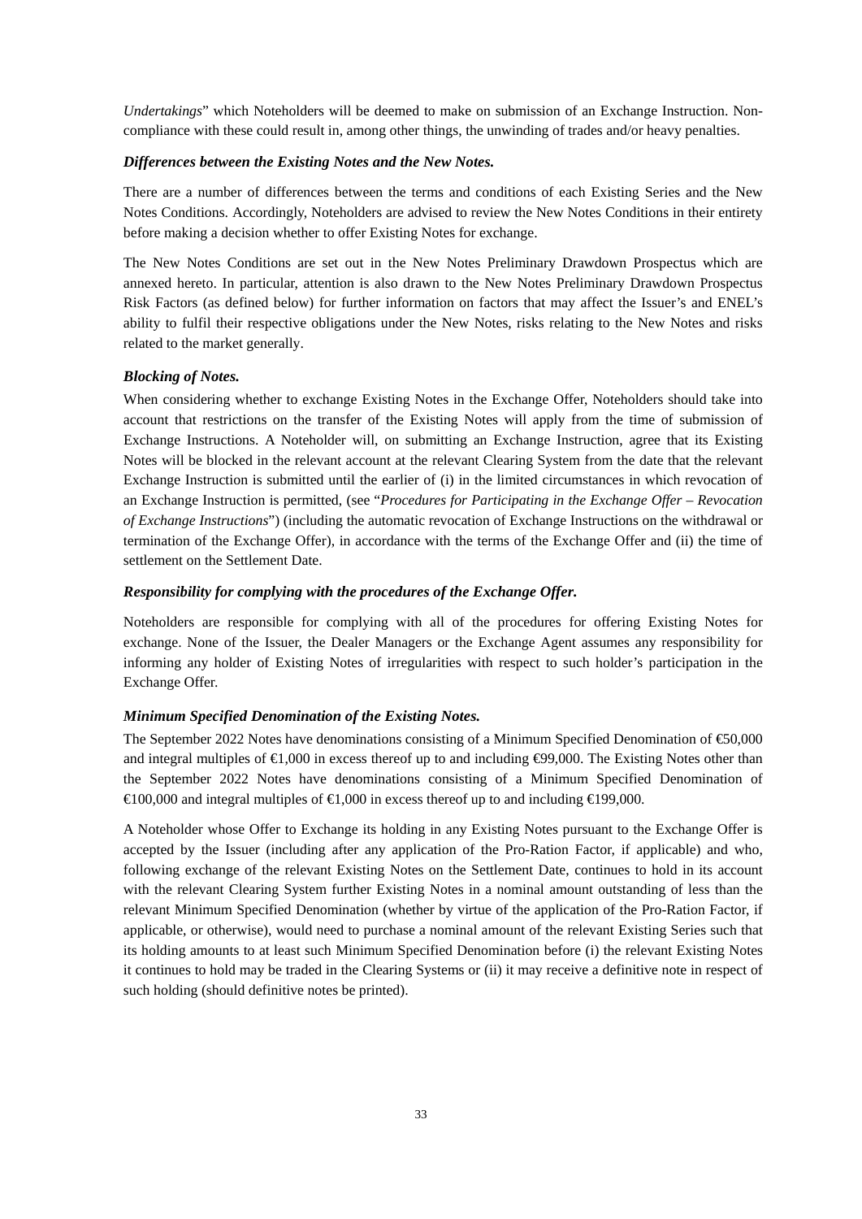*Undertakings*" which Noteholders will be deemed to make on submission of an Exchange Instruction. Non-compliance with these could result in, among other things, the unwinding of trades and/or heavy penalties.

***Differences between the Existing Notes and the New Notes.***

There are a number of differences between the terms and conditions of each Existing Series and the New Notes Conditions. Accordingly, Noteholders are advised to review the New Notes Conditions in their entirety before making a decision whether to offer Existing Notes for exchange.

The New Notes Conditions are set out in the New Notes Preliminary Drawdown Prospectus which are annexed hereto. In particular, attention is also drawn to the New Notes Preliminary Drawdown Prospectus Risk Factors (as defined below) for further information on factors that may affect the Issuer's and ENEL's ability to fulfil their respective obligations under the New Notes, risks relating to the New Notes and risks related to the market generally.

***Blocking of Notes.***

When considering whether to exchange Existing Notes in the Exchange Offer, Noteholders should take into account that restrictions on the transfer of the Existing Notes will apply from the time of submission of Exchange Instructions. A Noteholder will, on submitting an Exchange Instruction, agree that its Existing Notes will be blocked in the relevant account at the relevant Clearing System from the date that the relevant Exchange Instruction is submitted until the earlier of (i) in the limited circumstances in which revocation of an Exchange Instruction is permitted, (see "*Procedures for Participating in the Exchange Offer – Revocation of Exchange Instructions*") (including the automatic revocation of Exchange Instructions on the withdrawal or termination of the Exchange Offer), in accordance with the terms of the Exchange Offer and (ii) the time of settlement on the Settlement Date.

***Responsibility for complying with the procedures of the Exchange Offer.***

Noteholders are responsible for complying with all of the procedures for offering Existing Notes for exchange. None of the Issuer, the Dealer Managers or the Exchange Agent assumes any responsibility for informing any holder of Existing Notes of irregularities with respect to such holder's participation in the Exchange Offer.

***Minimum Specified Denomination of the Existing Notes.***

The September 2022 Notes have denominations consisting of a Minimum Specified Denomination of €50,000 and integral multiples of €1,000 in excess thereof up to and including €99,000. The Existing Notes other than the September 2022 Notes have denominations consisting of a Minimum Specified Denomination of €100,000 and integral multiples of €1,000 in excess thereof up to and including €199,000.

A Noteholder whose Offer to Exchange its holding in any Existing Notes pursuant to the Exchange Offer is accepted by the Issuer (including after any application of the Pro-Ration Factor, if applicable) and who, following exchange of the relevant Existing Notes on the Settlement Date, continues to hold in its account with the relevant Clearing System further Existing Notes in a nominal amount outstanding of less than the relevant Minimum Specified Denomination (whether by virtue of the application of the Pro-Ration Factor, if applicable, or otherwise), would need to purchase a nominal amount of the relevant Existing Series such that its holding amounts to at least such Minimum Specified Denomination before (i) the relevant Existing Notes it continues to hold may be traded in the Clearing Systems or (ii) it may receive a definitive note in respect of such holding (should definitive notes be printed).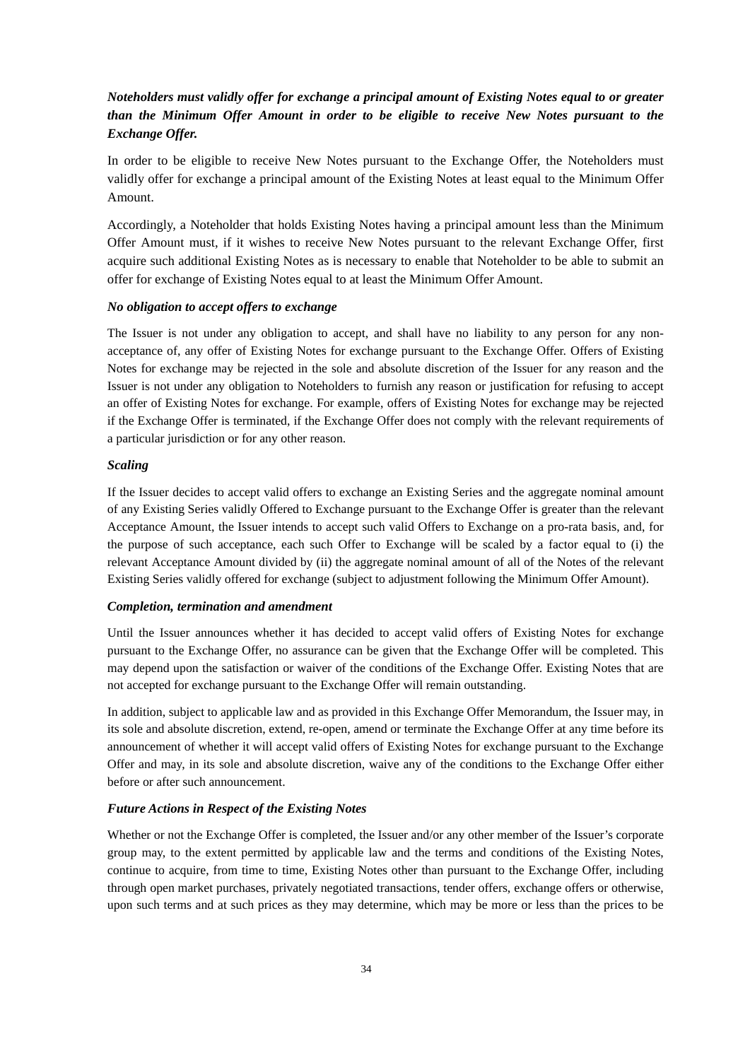***Noteholders must validly offer for exchange a principal amount of Existing Notes equal to or greater than the Minimum Offer Amount in order to be eligible to receive New Notes pursuant to the Exchange Offer.***

In order to be eligible to receive New Notes pursuant to the Exchange Offer, the Noteholders must validly offer for exchange a principal amount of the Existing Notes at least equal to the Minimum Offer Amount.

Accordingly, a Noteholder that holds Existing Notes having a principal amount less than the Minimum Offer Amount must, if it wishes to receive New Notes pursuant to the relevant Exchange Offer, first acquire such additional Existing Notes as is necessary to enable that Noteholder to be able to submit an offer for exchange of Existing Notes equal to at least the Minimum Offer Amount.

***No obligation to accept offers to exchange***

The Issuer is not under any obligation to accept, and shall have no liability to any person for any non-acceptance of, any offer of Existing Notes for exchange pursuant to the Exchange Offer. Offers of Existing Notes for exchange may be rejected in the sole and absolute discretion of the Issuer for any reason and the Issuer is not under any obligation to Noteholders to furnish any reason or justification for refusing to accept an offer of Existing Notes for exchange. For example, offers of Existing Notes for exchange may be rejected if the Exchange Offer is terminated, if the Exchange Offer does not comply with the relevant requirements of a particular jurisdiction or for any other reason.

***Scaling***

If the Issuer decides to accept valid offers to exchange an Existing Series and the aggregate nominal amount of any Existing Series validly Offered to Exchange pursuant to the Exchange Offer is greater than the relevant Acceptance Amount, the Issuer intends to accept such valid Offers to Exchange on a pro-rata basis, and, for the purpose of such acceptance, each such Offer to Exchange will be scaled by a factor equal to (i) the relevant Acceptance Amount divided by (ii) the aggregate nominal amount of all of the Notes of the relevant Existing Series validly offered for exchange (subject to adjustment following the Minimum Offer Amount).

***Completion, termination and amendment***

Until the Issuer announces whether it has decided to accept valid offers of Existing Notes for exchange pursuant to the Exchange Offer, no assurance can be given that the Exchange Offer will be completed. This may depend upon the satisfaction or waiver of the conditions of the Exchange Offer. Existing Notes that are not accepted for exchange pursuant to the Exchange Offer will remain outstanding.

In addition, subject to applicable law and as provided in this Exchange Offer Memorandum, the Issuer may, in its sole and absolute discretion, extend, re-open, amend or terminate the Exchange Offer at any time before its announcement of whether it will accept valid offers of Existing Notes for exchange pursuant to the Exchange Offer and may, in its sole and absolute discretion, waive any of the conditions to the Exchange Offer either before or after such announcement.

***Future Actions in Respect of the Existing Notes***

Whether or not the Exchange Offer is completed, the Issuer and/or any other member of the Issuer's corporate group may, to the extent permitted by applicable law and the terms and conditions of the Existing Notes, continue to acquire, from time to time, Existing Notes other than pursuant to the Exchange Offer, including through open market purchases, privately negotiated transactions, tender offers, exchange offers or otherwise, upon such terms and at such prices as they may determine, which may be more or less than the prices to be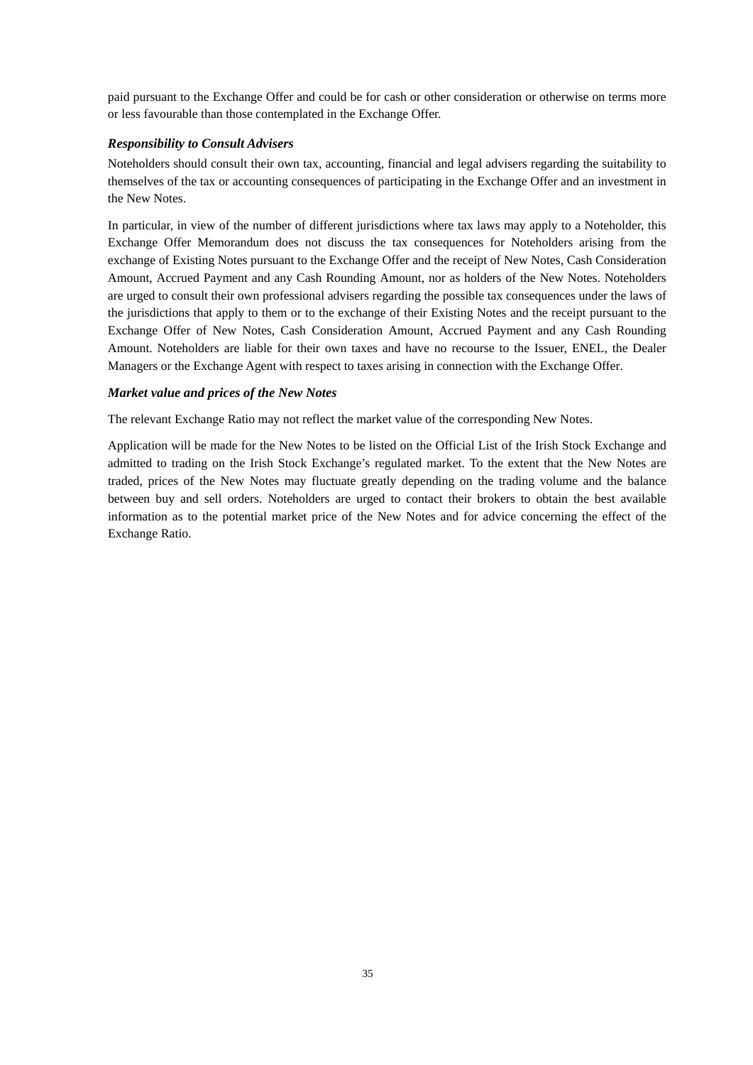paid pursuant to the Exchange Offer and could be for cash or other consideration or otherwise on terms more or less favourable than those contemplated in the Exchange Offer.

***Responsibility to Consult Advisers***

Noteholders should consult their own tax, accounting, financial and legal advisers regarding the suitability to themselves of the tax or accounting consequences of participating in the Exchange Offer and an investment in the New Notes.

In particular, in view of the number of different jurisdictions where tax laws may apply to a Noteholder, this Exchange Offer Memorandum does not discuss the tax consequences for Noteholders arising from the exchange of Existing Notes pursuant to the Exchange Offer and the receipt of New Notes, Cash Consideration Amount, Accrued Payment and any Cash Rounding Amount, nor as holders of the New Notes. Noteholders are urged to consult their own professional advisers regarding the possible tax consequences under the laws of the jurisdictions that apply to them or to the exchange of their Existing Notes and the receipt pursuant to the Exchange Offer of New Notes, Cash Consideration Amount, Accrued Payment and any Cash Rounding Amount. Noteholders are liable for their own taxes and have no recourse to the Issuer, ENEL, the Dealer Managers or the Exchange Agent with respect to taxes arising in connection with the Exchange Offer.

***Market value and prices of the New Notes***

The relevant Exchange Ratio may not reflect the market value of the corresponding New Notes.

Application will be made for the New Notes to be listed on the Official List of the Irish Stock Exchange and admitted to trading on the Irish Stock Exchange's regulated market. To the extent that the New Notes are traded, prices of the New Notes may fluctuate greatly depending on the trading volume and the balance between buy and sell orders. Noteholders are urged to contact their brokers to obtain the best available information as to the potential market price of the New Notes and for advice concerning the effect of the Exchange Ratio.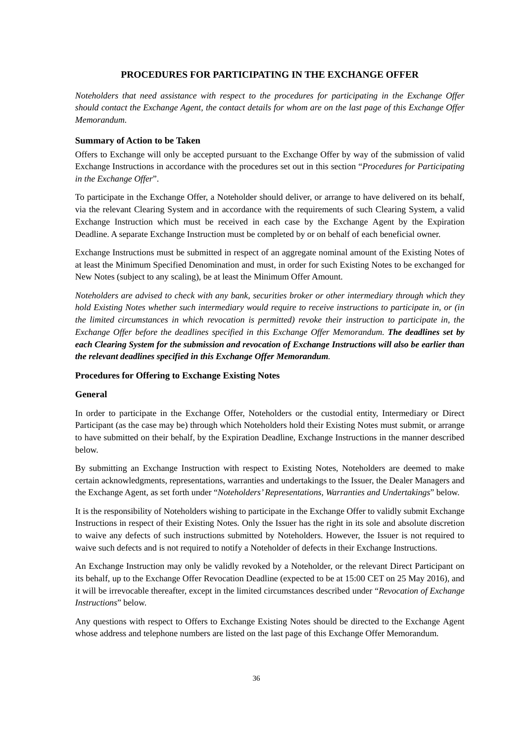## PROCEDURES FOR PARTICIPATING IN THE EXCHANGE OFFER

*Noteholders that need assistance with respect to the procedures for participating in the Exchange Offer should contact the Exchange Agent, the contact details for whom are on the last page of this Exchange Offer Memorandum.*

### Summary of Action to be Taken

Offers to Exchange will only be accepted pursuant to the Exchange Offer by way of the submission of valid Exchange Instructions in accordance with the procedures set out in this section "*Procedures for Participating in the Exchange Offer*".

To participate in the Exchange Offer, a Noteholder should deliver, or arrange to have delivered on its behalf, via the relevant Clearing System and in accordance with the requirements of such Clearing System, a valid Exchange Instruction which must be received in each case by the Exchange Agent by the Expiration Deadline. A separate Exchange Instruction must be completed by or on behalf of each beneficial owner.

Exchange Instructions must be submitted in respect of an aggregate nominal amount of the Existing Notes of at least the Minimum Specified Denomination and must, in order for such Existing Notes to be exchanged for New Notes (subject to any scaling), be at least the Minimum Offer Amount.

*Noteholders are advised to check with any bank, securities broker or other intermediary through which they hold Existing Notes whether such intermediary would require to receive instructions to participate in, or (in the limited circumstances in which revocation is permitted) revoke their instruction to participate in, the Exchange Offer before the deadlines specified in this Exchange Offer Memorandum.* ***The deadlines set by each Clearing System for the submission and revocation of Exchange Instructions will also be earlier than the relevant deadlines specified in this Exchange Offer Memorandum.***

### Procedures for Offering to Exchange Existing Notes

### General

In order to participate in the Exchange Offer, Noteholders or the custodial entity, Intermediary or Direct Participant (as the case may be) through which Noteholders hold their Existing Notes must submit, or arrange to have submitted on their behalf, by the Expiration Deadline, Exchange Instructions in the manner described below.

By submitting an Exchange Instruction with respect to Existing Notes, Noteholders are deemed to make certain acknowledgments, representations, warranties and undertakings to the Issuer, the Dealer Managers and the Exchange Agent, as set forth under "*Noteholders' Representations, Warranties and Undertakings*" below.

It is the responsibility of Noteholders wishing to participate in the Exchange Offer to validly submit Exchange Instructions in respect of their Existing Notes. Only the Issuer has the right in its sole and absolute discretion to waive any defects of such instructions submitted by Noteholders. However, the Issuer is not required to waive such defects and is not required to notify a Noteholder of defects in their Exchange Instructions.

An Exchange Instruction may only be validly revoked by a Noteholder, or the relevant Direct Participant on its behalf, up to the Exchange Offer Revocation Deadline (expected to be at 15:00 CET on 25 May 2016), and it will be irrevocable thereafter, except in the limited circumstances described under "*Revocation of Exchange Instructions*" below.

Any questions with respect to Offers to Exchange Existing Notes should be directed to the Exchange Agent whose address and telephone numbers are listed on the last page of this Exchange Offer Memorandum.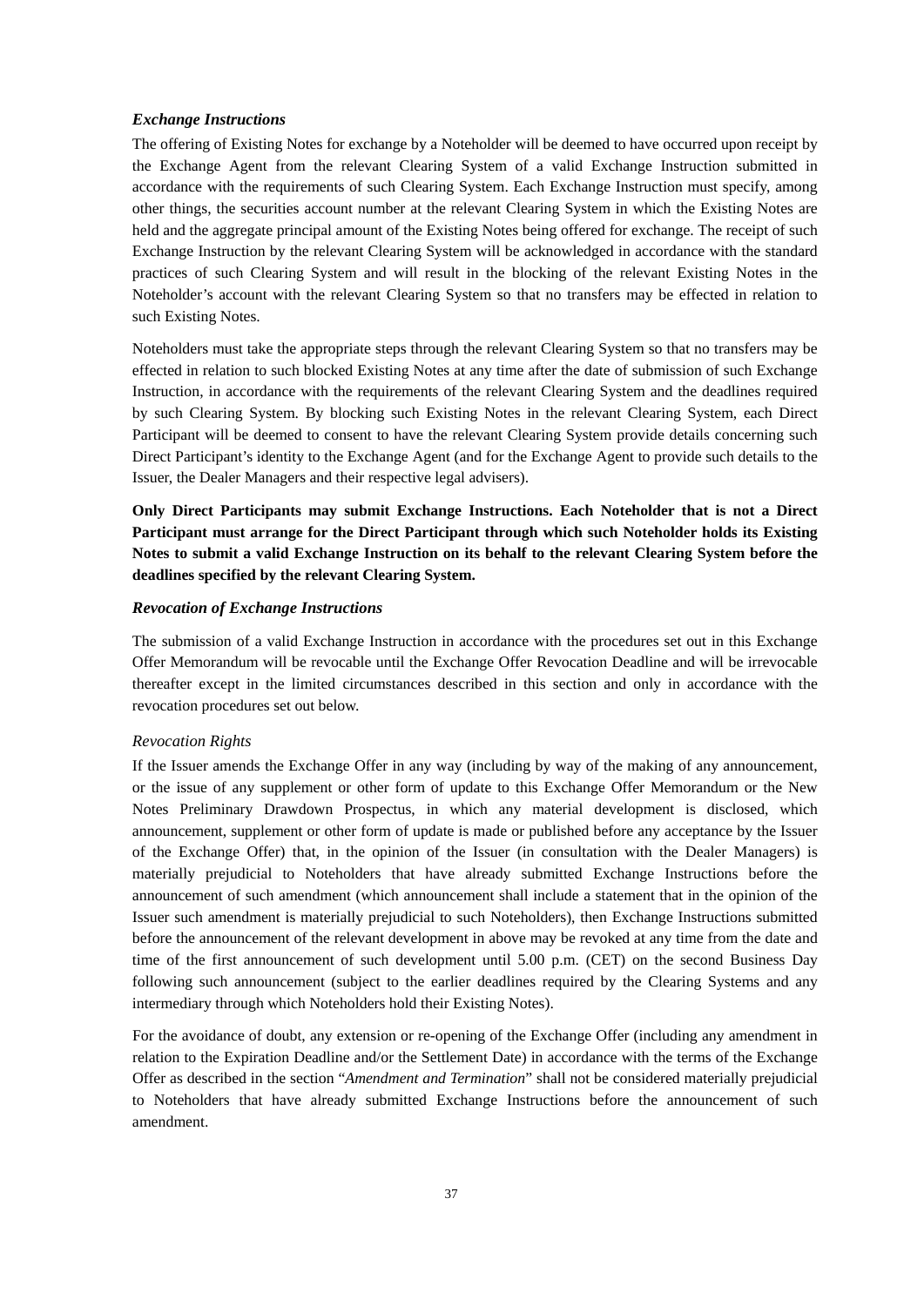### *Exchange Instructions*

The offering of Existing Notes for exchange by a Noteholder will be deemed to have occurred upon receipt by the Exchange Agent from the relevant Clearing System of a valid Exchange Instruction submitted in accordance with the requirements of such Clearing System. Each Exchange Instruction must specify, among other things, the securities account number at the relevant Clearing System in which the Existing Notes are held and the aggregate principal amount of the Existing Notes being offered for exchange. The receipt of such Exchange Instruction by the relevant Clearing System will be acknowledged in accordance with the standard practices of such Clearing System and will result in the blocking of the relevant Existing Notes in the Noteholder's account with the relevant Clearing System so that no transfers may be effected in relation to such Existing Notes.

Noteholders must take the appropriate steps through the relevant Clearing System so that no transfers may be effected in relation to such blocked Existing Notes at any time after the date of submission of such Exchange Instruction, in accordance with the requirements of the relevant Clearing System and the deadlines required by such Clearing System. By blocking such Existing Notes in the relevant Clearing System, each Direct Participant will be deemed to consent to have the relevant Clearing System provide details concerning such Direct Participant's identity to the Exchange Agent (and for the Exchange Agent to provide such details to the Issuer, the Dealer Managers and their respective legal advisers).

**Only Direct Participants may submit Exchange Instructions. Each Noteholder that is not a Direct Participant must arrange for the Direct Participant through which such Noteholder holds its Existing Notes to submit a valid Exchange Instruction on its behalf to the relevant Clearing System before the deadlines specified by the relevant Clearing System.**

### *Revocation of Exchange Instructions*

The submission of a valid Exchange Instruction in accordance with the procedures set out in this Exchange Offer Memorandum will be revocable until the Exchange Offer Revocation Deadline and will be irrevocable thereafter except in the limited circumstances described in this section and only in accordance with the revocation procedures set out below.

#### *Revocation Rights*

If the Issuer amends the Exchange Offer in any way (including by way of the making of any announcement, or the issue of any supplement or other form of update to this Exchange Offer Memorandum or the New Notes Preliminary Drawdown Prospectus, in which any material development is disclosed, which announcement, supplement or other form of update is made or published before any acceptance by the Issuer of the Exchange Offer) that, in the opinion of the Issuer (in consultation with the Dealer Managers) is materially prejudicial to Noteholders that have already submitted Exchange Instructions before the announcement of such amendment (which announcement shall include a statement that in the opinion of the Issuer such amendment is materially prejudicial to such Noteholders), then Exchange Instructions submitted before the announcement of the relevant development in above may be revoked at any time from the date and time of the first announcement of such development until 5.00 p.m. (CET) on the second Business Day following such announcement (subject to the earlier deadlines required by the Clearing Systems and any intermediary through which Noteholders hold their Existing Notes).

For the avoidance of doubt, any extension or re-opening of the Exchange Offer (including any amendment in relation to the Expiration Deadline and/or the Settlement Date) in accordance with the terms of the Exchange Offer as described in the section "*Amendment and Termination*" shall not be considered materially prejudicial to Noteholders that have already submitted Exchange Instructions before the announcement of such amendment.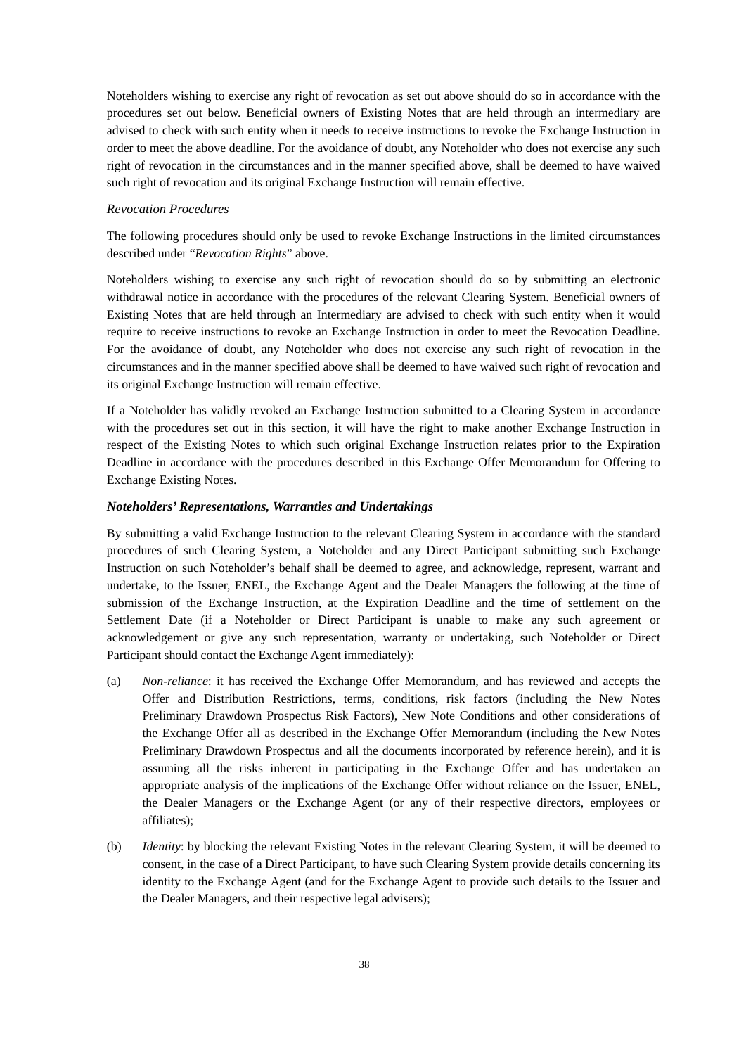Noteholders wishing to exercise any right of revocation as set out above should do so in accordance with the procedures set out below. Beneficial owners of Existing Notes that are held through an intermediary are advised to check with such entity when it needs to receive instructions to revoke the Exchange Instruction in order to meet the above deadline. For the avoidance of doubt, any Noteholder who does not exercise any such right of revocation in the circumstances and in the manner specified above, shall be deemed to have waived such right of revocation and its original Exchange Instruction will remain effective.

*Revocation Procedures*

The following procedures should only be used to revoke Exchange Instructions in the limited circumstances described under "*Revocation Rights*" above.

Noteholders wishing to exercise any such right of revocation should do so by submitting an electronic withdrawal notice in accordance with the procedures of the relevant Clearing System. Beneficial owners of Existing Notes that are held through an Intermediary are advised to check with such entity when it would require to receive instructions to revoke an Exchange Instruction in order to meet the Revocation Deadline. For the avoidance of doubt, any Noteholder who does not exercise any such right of revocation in the circumstances and in the manner specified above shall be deemed to have waived such right of revocation and its original Exchange Instruction will remain effective.

If a Noteholder has validly revoked an Exchange Instruction submitted to a Clearing System in accordance with the procedures set out in this section, it will have the right to make another Exchange Instruction in respect of the Existing Notes to which such original Exchange Instruction relates prior to the Expiration Deadline in accordance with the procedures described in this Exchange Offer Memorandum for Offering to Exchange Existing Notes.

***Noteholders' Representations, Warranties and Undertakings***

By submitting a valid Exchange Instruction to the relevant Clearing System in accordance with the standard procedures of such Clearing System, a Noteholder and any Direct Participant submitting such Exchange Instruction on such Noteholder's behalf shall be deemed to agree, and acknowledge, represent, warrant and undertake, to the Issuer, ENEL, the Exchange Agent and the Dealer Managers the following at the time of submission of the Exchange Instruction, at the Expiration Deadline and the time of settlement on the Settlement Date (if a Noteholder or Direct Participant is unable to make any such agreement or acknowledgement or give any such representation, warranty or undertaking, such Noteholder or Direct Participant should contact the Exchange Agent immediately):

(a) *Non-reliance*: it has received the Exchange Offer Memorandum, and has reviewed and accepts the Offer and Distribution Restrictions, terms, conditions, risk factors (including the New Notes Preliminary Drawdown Prospectus Risk Factors), New Note Conditions and other considerations of the Exchange Offer all as described in the Exchange Offer Memorandum (including the New Notes Preliminary Drawdown Prospectus and all the documents incorporated by reference herein), and it is assuming all the risks inherent in participating in the Exchange Offer and has undertaken an appropriate analysis of the implications of the Exchange Offer without reliance on the Issuer, ENEL, the Dealer Managers or the Exchange Agent (or any of their respective directors, employees or affiliates);

(b) *Identity*: by blocking the relevant Existing Notes in the relevant Clearing System, it will be deemed to consent, in the case of a Direct Participant, to have such Clearing System provide details concerning its identity to the Exchange Agent (and for the Exchange Agent to provide such details to the Issuer and the Dealer Managers, and their respective legal advisers);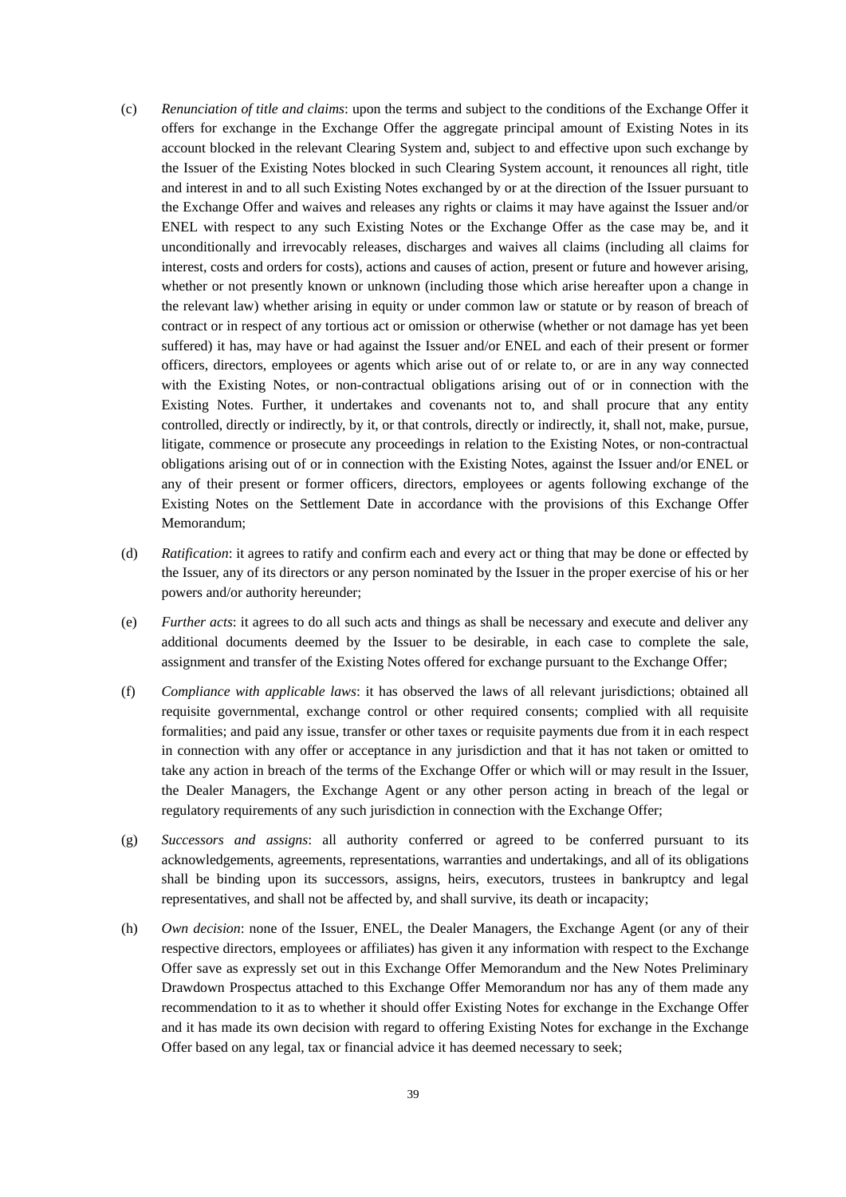(c) *Renunciation of title and claims*: upon the terms and subject to the conditions of the Exchange Offer it offers for exchange in the Exchange Offer the aggregate principal amount of Existing Notes in its account blocked in the relevant Clearing System and, subject to and effective upon such exchange by the Issuer of the Existing Notes blocked in such Clearing System account, it renounces all right, title and interest in and to all such Existing Notes exchanged by or at the direction of the Issuer pursuant to the Exchange Offer and waives and releases any rights or claims it may have against the Issuer and/or ENEL with respect to any such Existing Notes or the Exchange Offer as the case may be, and it unconditionally and irrevocably releases, discharges and waives all claims (including all claims for interest, costs and orders for costs), actions and causes of action, present or future and however arising, whether or not presently known or unknown (including those which arise hereafter upon a change in the relevant law) whether arising in equity or under common law or statute or by reason of breach of contract or in respect of any tortious act or omission or otherwise (whether or not damage has yet been suffered) it has, may have or had against the Issuer and/or ENEL and each of their present or former officers, directors, employees or agents which arise out of or relate to, or are in any way connected with the Existing Notes, or non-contractual obligations arising out of or in connection with the Existing Notes. Further, it undertakes and covenants not to, and shall procure that any entity controlled, directly or indirectly, by it, or that controls, directly or indirectly, it, shall not, make, pursue, litigate, commence or prosecute any proceedings in relation to the Existing Notes, or non-contractual obligations arising out of or in connection with the Existing Notes, against the Issuer and/or ENEL or any of their present or former officers, directors, employees or agents following exchange of the Existing Notes on the Settlement Date in accordance with the provisions of this Exchange Offer Memorandum;

(d) *Ratification*: it agrees to ratify and confirm each and every act or thing that may be done or effected by the Issuer, any of its directors or any person nominated by the Issuer in the proper exercise of his or her powers and/or authority hereunder;

(e) *Further acts*: it agrees to do all such acts and things as shall be necessary and execute and deliver any additional documents deemed by the Issuer to be desirable, in each case to complete the sale, assignment and transfer of the Existing Notes offered for exchange pursuant to the Exchange Offer;

(f) *Compliance with applicable laws*: it has observed the laws of all relevant jurisdictions; obtained all requisite governmental, exchange control or other required consents; complied with all requisite formalities; and paid any issue, transfer or other taxes or requisite payments due from it in each respect in connection with any offer or acceptance in any jurisdiction and that it has not taken or omitted to take any action in breach of the terms of the Exchange Offer or which will or may result in the Issuer, the Dealer Managers, the Exchange Agent or any other person acting in breach of the legal or regulatory requirements of any such jurisdiction in connection with the Exchange Offer;

(g) *Successors and assigns*: all authority conferred or agreed to be conferred pursuant to its acknowledgements, agreements, representations, warranties and undertakings, and all of its obligations shall be binding upon its successors, assigns, heirs, executors, trustees in bankruptcy and legal representatives, and shall not be affected by, and shall survive, its death or incapacity;

(h) *Own decision*: none of the Issuer, ENEL, the Dealer Managers, the Exchange Agent (or any of their respective directors, employees or affiliates) has given it any information with respect to the Exchange Offer save as expressly set out in this Exchange Offer Memorandum and the New Notes Preliminary Drawdown Prospectus attached to this Exchange Offer Memorandum nor has any of them made any recommendation to it as to whether it should offer Existing Notes for exchange in the Exchange Offer and it has made its own decision with regard to offering Existing Notes for exchange in the Exchange Offer based on any legal, tax or financial advice it has deemed necessary to seek;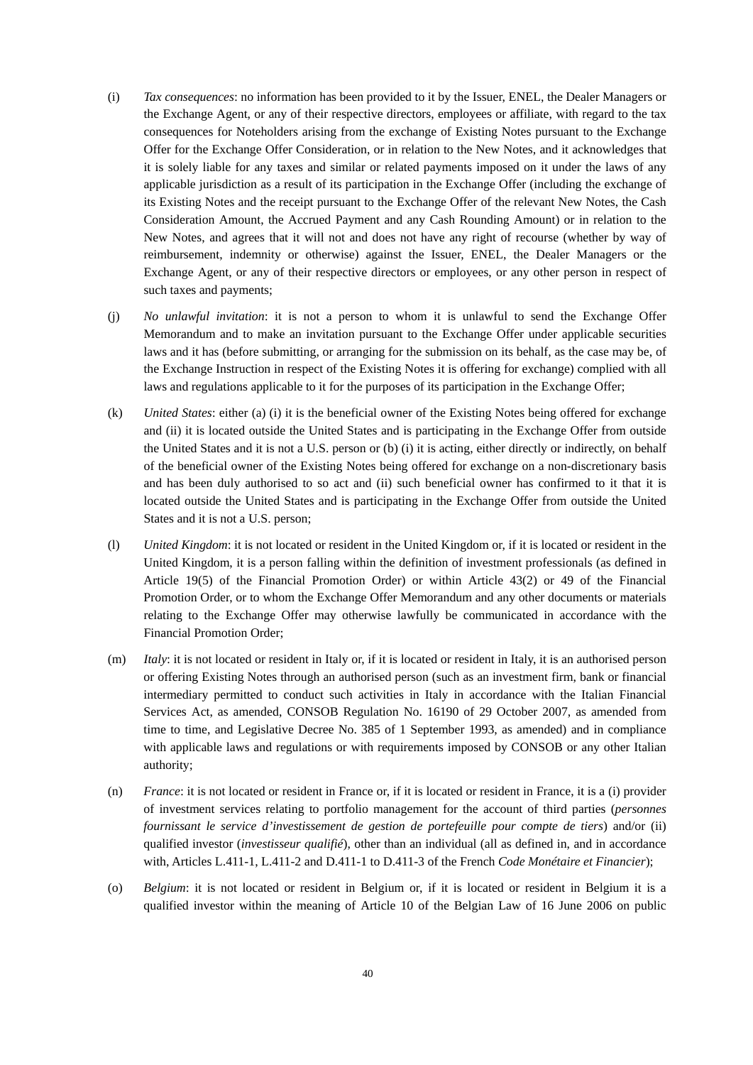(i) *Tax consequences*: no information has been provided to it by the Issuer, ENEL, the Dealer Managers or the Exchange Agent, or any of their respective directors, employees or affiliate, with regard to the tax consequences for Noteholders arising from the exchange of Existing Notes pursuant to the Exchange Offer for the Exchange Offer Consideration, or in relation to the New Notes, and it acknowledges that it is solely liable for any taxes and similar or related payments imposed on it under the laws of any applicable jurisdiction as a result of its participation in the Exchange Offer (including the exchange of its Existing Notes and the receipt pursuant to the Exchange Offer of the relevant New Notes, the Cash Consideration Amount, the Accrued Payment and any Cash Rounding Amount) or in relation to the New Notes, and agrees that it will not and does not have any right of recourse (whether by way of reimbursement, indemnity or otherwise) against the Issuer, ENEL, the Dealer Managers or the Exchange Agent, or any of their respective directors or employees, or any other person in respect of such taxes and payments;

(j) *No unlawful invitation*: it is not a person to whom it is unlawful to send the Exchange Offer Memorandum and to make an invitation pursuant to the Exchange Offer under applicable securities laws and it has (before submitting, or arranging for the submission on its behalf, as the case may be, of the Exchange Instruction in respect of the Existing Notes it is offering for exchange) complied with all laws and regulations applicable to it for the purposes of its participation in the Exchange Offer;

(k) *United States*: either (a) (i) it is the beneficial owner of the Existing Notes being offered for exchange and (ii) it is located outside the United States and is participating in the Exchange Offer from outside the United States and it is not a U.S. person or (b) (i) it is acting, either directly or indirectly, on behalf of the beneficial owner of the Existing Notes being offered for exchange on a non-discretionary basis and has been duly authorised to so act and (ii) such beneficial owner has confirmed to it that it is located outside the United States and is participating in the Exchange Offer from outside the United States and it is not a U.S. person;

(l) *United Kingdom*: it is not located or resident in the United Kingdom or, if it is located or resident in the United Kingdom, it is a person falling within the definition of investment professionals (as defined in Article 19(5) of the Financial Promotion Order) or within Article 43(2) or 49 of the Financial Promotion Order, or to whom the Exchange Offer Memorandum and any other documents or materials relating to the Exchange Offer may otherwise lawfully be communicated in accordance with the Financial Promotion Order;

(m) *Italy*: it is not located or resident in Italy or, if it is located or resident in Italy, it is an authorised person or offering Existing Notes through an authorised person (such as an investment firm, bank or financial intermediary permitted to conduct such activities in Italy in accordance with the Italian Financial Services Act, as amended, CONSOB Regulation No. 16190 of 29 October 2007, as amended from time to time, and Legislative Decree No. 385 of 1 September 1993, as amended) and in compliance with applicable laws and regulations or with requirements imposed by CONSOB or any other Italian authority;

(n) *France*: it is not located or resident in France or, if it is located or resident in France, it is a (i) provider of investment services relating to portfolio management for the account of third parties (*personnes fournissant le service d'investissement de gestion de portefeuille pour compte de tiers*) and/or (ii) qualified investor (*investisseur qualifié*), other than an individual (all as defined in, and in accordance with, Articles L.411-1, L.411-2 and D.411-1 to D.411-3 of the French *Code Monétaire et Financier*);

(o) *Belgium*: it is not located or resident in Belgium or, if it is located or resident in Belgium it is a qualified investor within the meaning of Article 10 of the Belgian Law of 16 June 2006 on public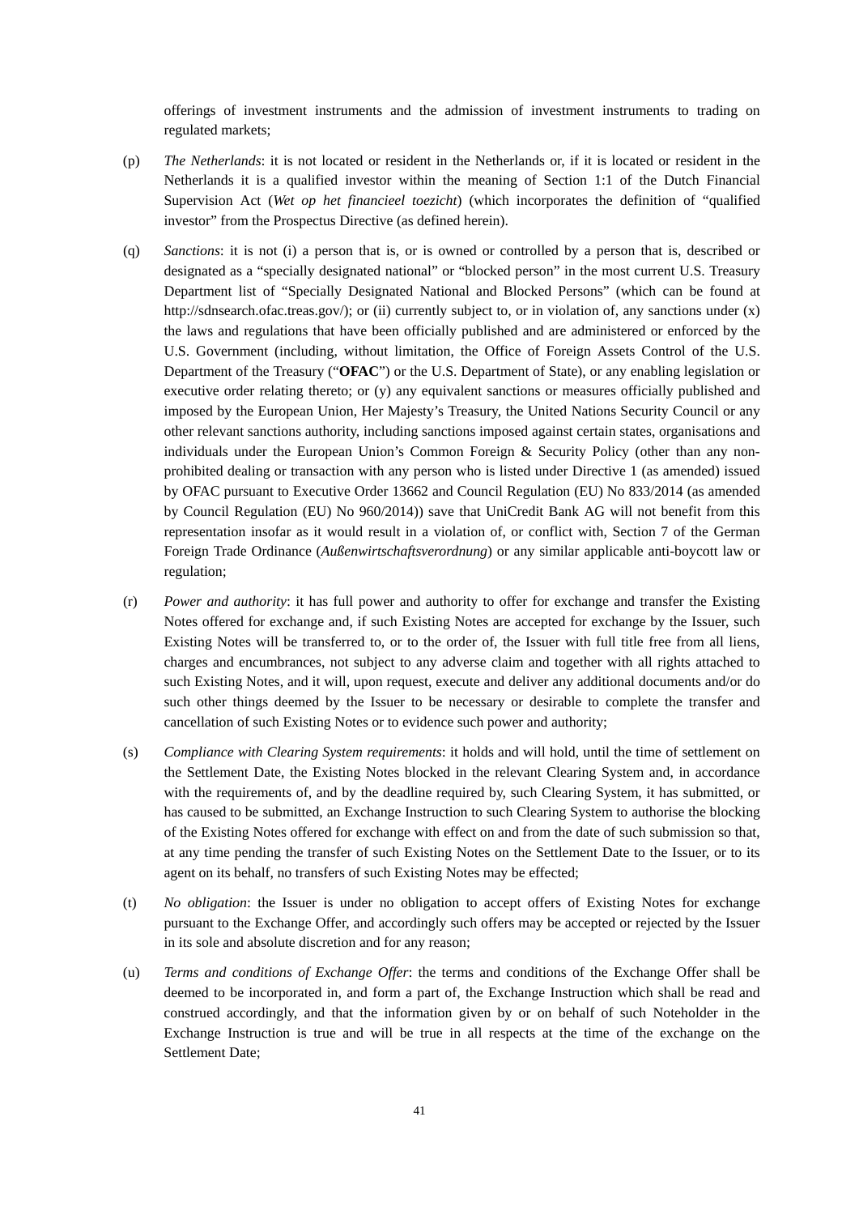offerings of investment instruments and the admission of investment instruments to trading on regulated markets;

(p) *The Netherlands*: it is not located or resident in the Netherlands or, if it is located or resident in the Netherlands it is a qualified investor within the meaning of Section 1:1 of the Dutch Financial Supervision Act (*Wet op het financieel toezicht*) (which incorporates the definition of "qualified investor" from the Prospectus Directive (as defined herein).

(q) *Sanctions*: it is not (i) a person that is, or is owned or controlled by a person that is, described or designated as a "specially designated national" or "blocked person" in the most current U.S. Treasury Department list of "Specially Designated National and Blocked Persons" (which can be found at http://sdnsearch.ofac.treas.gov/); or (ii) currently subject to, or in violation of, any sanctions under (x) the laws and regulations that have been officially published and are administered or enforced by the U.S. Government (including, without limitation, the Office of Foreign Assets Control of the U.S. Department of the Treasury ("**OFAC**") or the U.S. Department of State), or any enabling legislation or executive order relating thereto; or (y) any equivalent sanctions or measures officially published and imposed by the European Union, Her Majesty's Treasury, the United Nations Security Council or any other relevant sanctions authority, including sanctions imposed against certain states, organisations and individuals under the European Union's Common Foreign & Security Policy (other than any non-prohibited dealing or transaction with any person who is listed under Directive 1 (as amended) issued by OFAC pursuant to Executive Order 13662 and Council Regulation (EU) No 833/2014 (as amended by Council Regulation (EU) No 960/2014)) save that UniCredit Bank AG will not benefit from this representation insofar as it would result in a violation of, or conflict with, Section 7 of the German Foreign Trade Ordinance (*Außenwirtschaftsverordnung*) or any similar applicable anti-boycott law or regulation;

(r) *Power and authority*: it has full power and authority to offer for exchange and transfer the Existing Notes offered for exchange and, if such Existing Notes are accepted for exchange by the Issuer, such Existing Notes will be transferred to, or to the order of, the Issuer with full title free from all liens, charges and encumbrances, not subject to any adverse claim and together with all rights attached to such Existing Notes, and it will, upon request, execute and deliver any additional documents and/or do such other things deemed by the Issuer to be necessary or desirable to complete the transfer and cancellation of such Existing Notes or to evidence such power and authority;

(s) *Compliance with Clearing System requirements*: it holds and will hold, until the time of settlement on the Settlement Date, the Existing Notes blocked in the relevant Clearing System and, in accordance with the requirements of, and by the deadline required by, such Clearing System, it has submitted, or has caused to be submitted, an Exchange Instruction to such Clearing System to authorise the blocking of the Existing Notes offered for exchange with effect on and from the date of such submission so that, at any time pending the transfer of such Existing Notes on the Settlement Date to the Issuer, or to its agent on its behalf, no transfers of such Existing Notes may be effected;

(t) *No obligation*: the Issuer is under no obligation to accept offers of Existing Notes for exchange pursuant to the Exchange Offer, and accordingly such offers may be accepted or rejected by the Issuer in its sole and absolute discretion and for any reason;

(u) *Terms and conditions of Exchange Offer*: the terms and conditions of the Exchange Offer shall be deemed to be incorporated in, and form a part of, the Exchange Instruction which shall be read and construed accordingly, and that the information given by or on behalf of such Noteholder in the Exchange Instruction is true and will be true in all respects at the time of the exchange on the Settlement Date;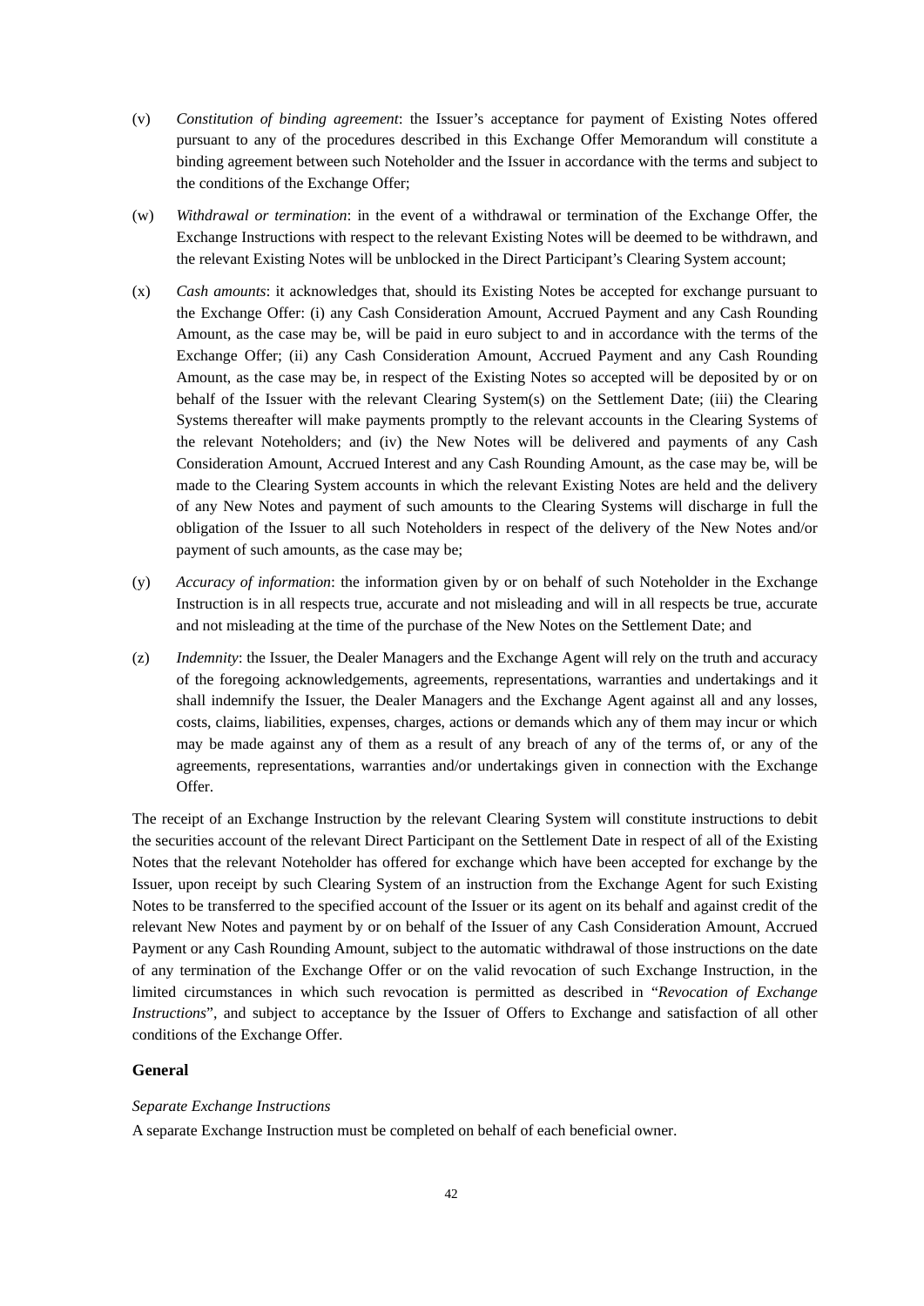(v) *Constitution of binding agreement*: the Issuer's acceptance for payment of Existing Notes offered pursuant to any of the procedures described in this Exchange Offer Memorandum will constitute a binding agreement between such Noteholder and the Issuer in accordance with the terms and subject to the conditions of the Exchange Offer;

(w) *Withdrawal or termination*: in the event of a withdrawal or termination of the Exchange Offer, the Exchange Instructions with respect to the relevant Existing Notes will be deemed to be withdrawn, and the relevant Existing Notes will be unblocked in the Direct Participant's Clearing System account;

(x) *Cash amounts*: it acknowledges that, should its Existing Notes be accepted for exchange pursuant to the Exchange Offer: (i) any Cash Consideration Amount, Accrued Payment and any Cash Rounding Amount, as the case may be, will be paid in euro subject to and in accordance with the terms of the Exchange Offer; (ii) any Cash Consideration Amount, Accrued Payment and any Cash Rounding Amount, as the case may be, in respect of the Existing Notes so accepted will be deposited by or on behalf of the Issuer with the relevant Clearing System(s) on the Settlement Date; (iii) the Clearing Systems thereafter will make payments promptly to the relevant accounts in the Clearing Systems of the relevant Noteholders; and (iv) the New Notes will be delivered and payments of any Cash Consideration Amount, Accrued Interest and any Cash Rounding Amount, as the case may be, will be made to the Clearing System accounts in which the relevant Existing Notes are held and the delivery of any New Notes and payment of such amounts to the Clearing Systems will discharge in full the obligation of the Issuer to all such Noteholders in respect of the delivery of the New Notes and/or payment of such amounts, as the case may be;

(y) *Accuracy of information*: the information given by or on behalf of such Noteholder in the Exchange Instruction is in all respects true, accurate and not misleading and will in all respects be true, accurate and not misleading at the time of the purchase of the New Notes on the Settlement Date; and

(z) *Indemnity*: the Issuer, the Dealer Managers and the Exchange Agent will rely on the truth and accuracy of the foregoing acknowledgements, agreements, representations, warranties and undertakings and it shall indemnify the Issuer, the Dealer Managers and the Exchange Agent against all and any losses, costs, claims, liabilities, expenses, charges, actions or demands which any of them may incur or which may be made against any of them as a result of any breach of any of the terms of, or any of the agreements, representations, warranties and/or undertakings given in connection with the Exchange Offer.

The receipt of an Exchange Instruction by the relevant Clearing System will constitute instructions to debit the securities account of the relevant Direct Participant on the Settlement Date in respect of all of the Existing Notes that the relevant Noteholder has offered for exchange which have been accepted for exchange by the Issuer, upon receipt by such Clearing System of an instruction from the Exchange Agent for such Existing Notes to be transferred to the specified account of the Issuer or its agent on its behalf and against credit of the relevant New Notes and payment by or on behalf of the Issuer of any Cash Consideration Amount, Accrued Payment or any Cash Rounding Amount, subject to the automatic withdrawal of those instructions on the date of any termination of the Exchange Offer or on the valid revocation of such Exchange Instruction, in the limited circumstances in which such revocation is permitted as described in "*Revocation of Exchange Instructions*", and subject to acceptance by the Issuer of Offers to Exchange and satisfaction of all other conditions of the Exchange Offer.

**General**

*Separate Exchange Instructions*

A separate Exchange Instruction must be completed on behalf of each beneficial owner.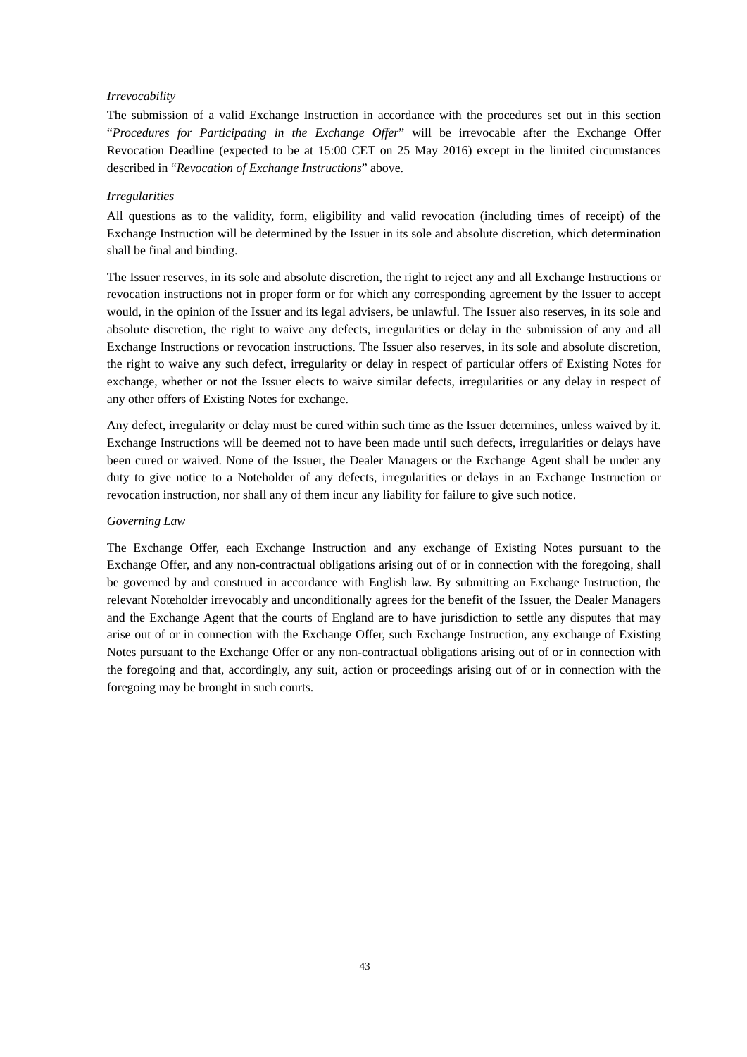*Irrevocability*

The submission of a valid Exchange Instruction in accordance with the procedures set out in this section "*Procedures for Participating in the Exchange Offer*" will be irrevocable after the Exchange Offer Revocation Deadline (expected to be at 15:00 CET on 25 May 2016) except in the limited circumstances described in "*Revocation of Exchange Instructions*" above.

*Irregularities*

All questions as to the validity, form, eligibility and valid revocation (including times of receipt) of the Exchange Instruction will be determined by the Issuer in its sole and absolute discretion, which determination shall be final and binding.

The Issuer reserves, in its sole and absolute discretion, the right to reject any and all Exchange Instructions or revocation instructions not in proper form or for which any corresponding agreement by the Issuer to accept would, in the opinion of the Issuer and its legal advisers, be unlawful. The Issuer also reserves, in its sole and absolute discretion, the right to waive any defects, irregularities or delay in the submission of any and all Exchange Instructions or revocation instructions. The Issuer also reserves, in its sole and absolute discretion, the right to waive any such defect, irregularity or delay in respect of particular offers of Existing Notes for exchange, whether or not the Issuer elects to waive similar defects, irregularities or any delay in respect of any other offers of Existing Notes for exchange.

Any defect, irregularity or delay must be cured within such time as the Issuer determines, unless waived by it. Exchange Instructions will be deemed not to have been made until such defects, irregularities or delays have been cured or waived. None of the Issuer, the Dealer Managers or the Exchange Agent shall be under any duty to give notice to a Noteholder of any defects, irregularities or delays in an Exchange Instruction or revocation instruction, nor shall any of them incur any liability for failure to give such notice.

*Governing Law*

The Exchange Offer, each Exchange Instruction and any exchange of Existing Notes pursuant to the Exchange Offer, and any non-contractual obligations arising out of or in connection with the foregoing, shall be governed by and construed in accordance with English law. By submitting an Exchange Instruction, the relevant Noteholder irrevocably and unconditionally agrees for the benefit of the Issuer, the Dealer Managers and the Exchange Agent that the courts of England are to have jurisdiction to settle any disputes that may arise out of or in connection with the Exchange Offer, such Exchange Instruction, any exchange of Existing Notes pursuant to the Exchange Offer or any non-contractual obligations arising out of or in connection with the foregoing and that, accordingly, any suit, action or proceedings arising out of or in connection with the foregoing may be brought in such courts.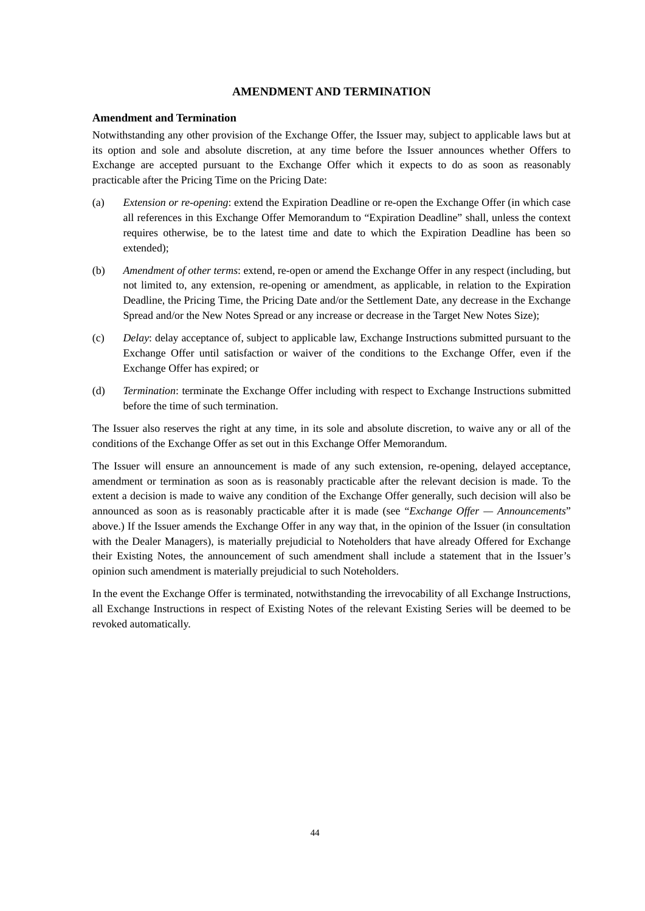# AMENDMENT AND TERMINATION

## Amendment and Termination

Notwithstanding any other provision of the Exchange Offer, the Issuer may, subject to applicable laws but at its option and sole and absolute discretion, at any time before the Issuer announces whether Offers to Exchange are accepted pursuant to the Exchange Offer which it expects to do as soon as reasonably practicable after the Pricing Time on the Pricing Date:

(a) *Extension or re-opening*: extend the Expiration Deadline or re-open the Exchange Offer (in which case all references in this Exchange Offer Memorandum to "Expiration Deadline" shall, unless the context requires otherwise, be to the latest time and date to which the Expiration Deadline has been so extended);

(b) *Amendment of other terms*: extend, re-open or amend the Exchange Offer in any respect (including, but not limited to, any extension, re-opening or amendment, as applicable, in relation to the Expiration Deadline, the Pricing Time, the Pricing Date and/or the Settlement Date, any decrease in the Exchange Spread and/or the New Notes Spread or any increase or decrease in the Target New Notes Size);

(c) *Delay*: delay acceptance of, subject to applicable law, Exchange Instructions submitted pursuant to the Exchange Offer until satisfaction or waiver of the conditions to the Exchange Offer, even if the Exchange Offer has expired; or

(d) *Termination*: terminate the Exchange Offer including with respect to Exchange Instructions submitted before the time of such termination.

The Issuer also reserves the right at any time, in its sole and absolute discretion, to waive any or all of the conditions of the Exchange Offer as set out in this Exchange Offer Memorandum.

The Issuer will ensure an announcement is made of any such extension, re-opening, delayed acceptance, amendment or termination as soon as is reasonably practicable after the relevant decision is made. To the extent a decision is made to waive any condition of the Exchange Offer generally, such decision will also be announced as soon as is reasonably practicable after it is made (see "*Exchange Offer — Announcements*" above.) If the Issuer amends the Exchange Offer in any way that, in the opinion of the Issuer (in consultation with the Dealer Managers), is materially prejudicial to Noteholders that have already Offered for Exchange their Existing Notes, the announcement of such amendment shall include a statement that in the Issuer's opinion such amendment is materially prejudicial to such Noteholders.

In the event the Exchange Offer is terminated, notwithstanding the irrevocability of all Exchange Instructions, all Exchange Instructions in respect of Existing Notes of the relevant Existing Series will be deemed to be revoked automatically.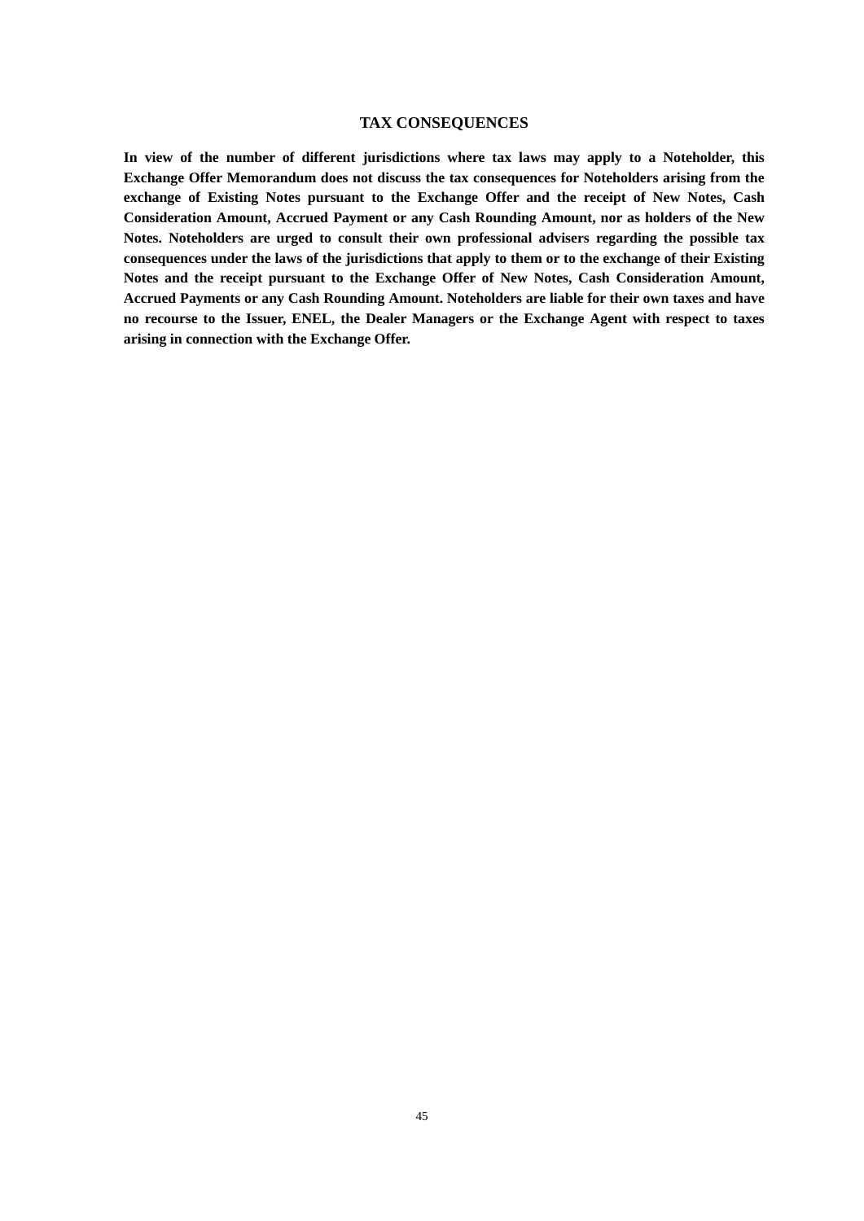## TAX CONSEQUENCES

**In view of the number of different jurisdictions where tax laws may apply to a Noteholder, this Exchange Offer Memorandum does not discuss the tax consequences for Noteholders arising from the exchange of Existing Notes pursuant to the Exchange Offer and the receipt of New Notes, Cash Consideration Amount, Accrued Payment or any Cash Rounding Amount, nor as holders of the New Notes. Noteholders are urged to consult their own professional advisers regarding the possible tax consequences under the laws of the jurisdictions that apply to them or to the exchange of their Existing Notes and the receipt pursuant to the Exchange Offer of New Notes, Cash Consideration Amount, Accrued Payments or any Cash Rounding Amount. Noteholders are liable for their own taxes and have no recourse to the Issuer, ENEL, the Dealer Managers or the Exchange Agent with respect to taxes arising in connection with the Exchange Offer.**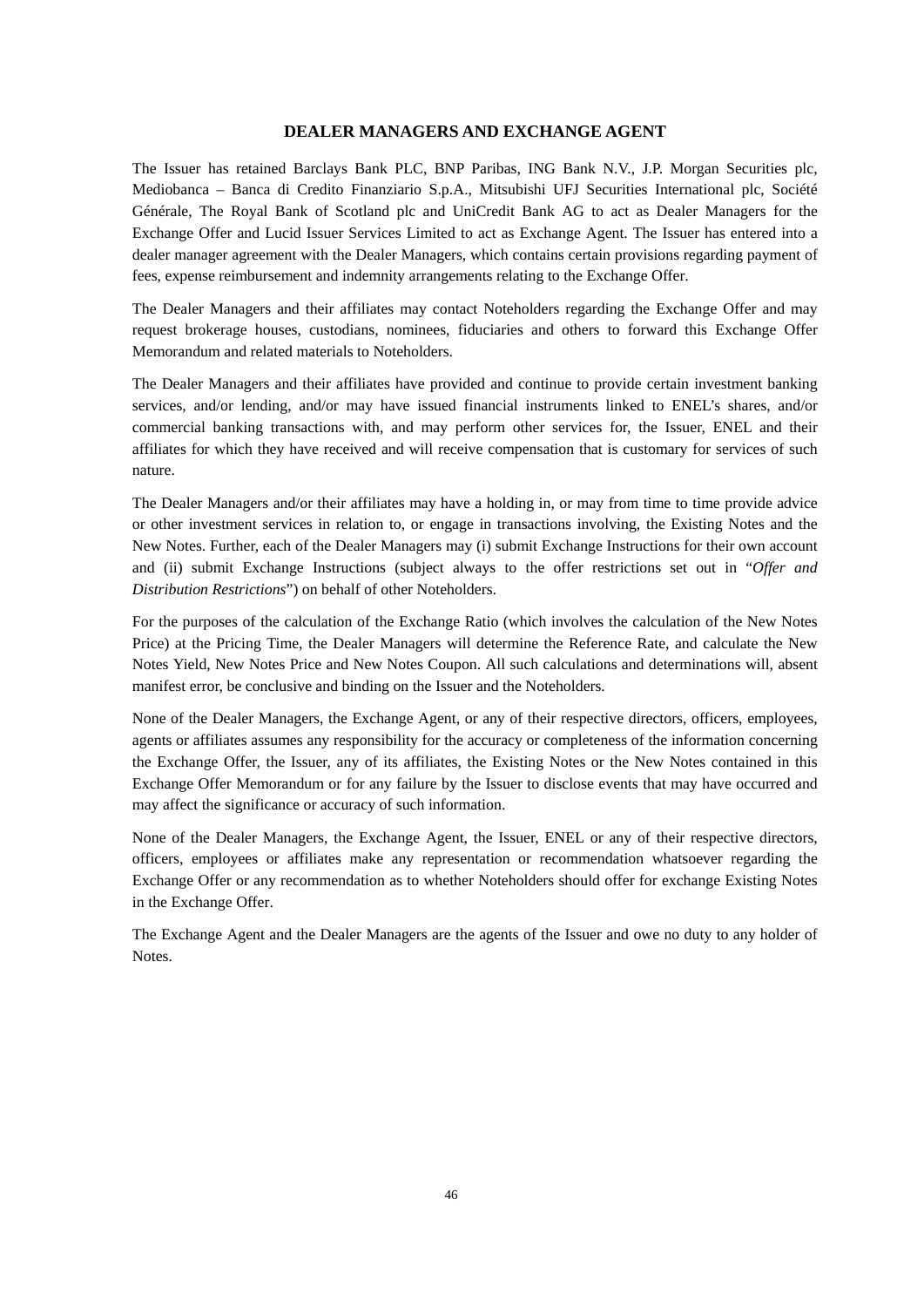## DEALER MANAGERS AND EXCHANGE AGENT

The Issuer has retained Barclays Bank PLC, BNP Paribas, ING Bank N.V., J.P. Morgan Securities plc, Mediobanca – Banca di Credito Finanziario S.p.A., Mitsubishi UFJ Securities International plc, Société Générale, The Royal Bank of Scotland plc and UniCredit Bank AG to act as Dealer Managers for the Exchange Offer and Lucid Issuer Services Limited to act as Exchange Agent. The Issuer has entered into a dealer manager agreement with the Dealer Managers, which contains certain provisions regarding payment of fees, expense reimbursement and indemnity arrangements relating to the Exchange Offer.

The Dealer Managers and their affiliates may contact Noteholders regarding the Exchange Offer and may request brokerage houses, custodians, nominees, fiduciaries and others to forward this Exchange Offer Memorandum and related materials to Noteholders.

The Dealer Managers and their affiliates have provided and continue to provide certain investment banking services, and/or lending, and/or may have issued financial instruments linked to ENEL's shares, and/or commercial banking transactions with, and may perform other services for, the Issuer, ENEL and their affiliates for which they have received and will receive compensation that is customary for services of such nature.

The Dealer Managers and/or their affiliates may have a holding in, or may from time to time provide advice or other investment services in relation to, or engage in transactions involving, the Existing Notes and the New Notes. Further, each of the Dealer Managers may (i) submit Exchange Instructions for their own account and (ii) submit Exchange Instructions (subject always to the offer restrictions set out in "*Offer and Distribution Restrictions*") on behalf of other Noteholders.

For the purposes of the calculation of the Exchange Ratio (which involves the calculation of the New Notes Price) at the Pricing Time, the Dealer Managers will determine the Reference Rate, and calculate the New Notes Yield, New Notes Price and New Notes Coupon. All such calculations and determinations will, absent manifest error, be conclusive and binding on the Issuer and the Noteholders.

None of the Dealer Managers, the Exchange Agent, or any of their respective directors, officers, employees, agents or affiliates assumes any responsibility for the accuracy or completeness of the information concerning the Exchange Offer, the Issuer, any of its affiliates, the Existing Notes or the New Notes contained in this Exchange Offer Memorandum or for any failure by the Issuer to disclose events that may have occurred and may affect the significance or accuracy of such information.

None of the Dealer Managers, the Exchange Agent, the Issuer, ENEL or any of their respective directors, officers, employees or affiliates make any representation or recommendation whatsoever regarding the Exchange Offer or any recommendation as to whether Noteholders should offer for exchange Existing Notes in the Exchange Offer.

The Exchange Agent and the Dealer Managers are the agents of the Issuer and owe no duty to any holder of Notes.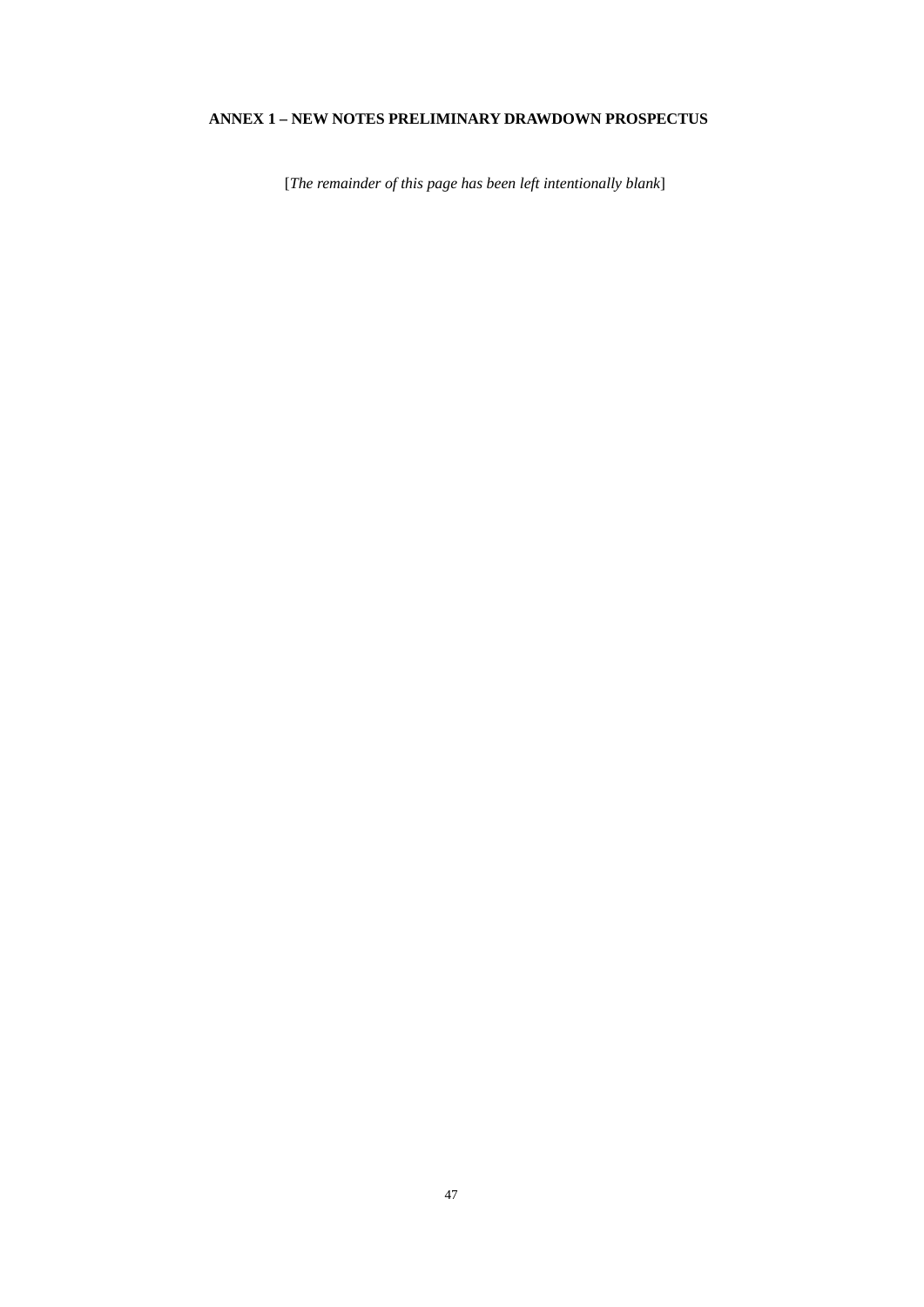## ANNEX 1 – NEW NOTES PRELIMINARY DRAWDOWN PROSPECTUS

[*The remainder of this page has been left intentionally blank*]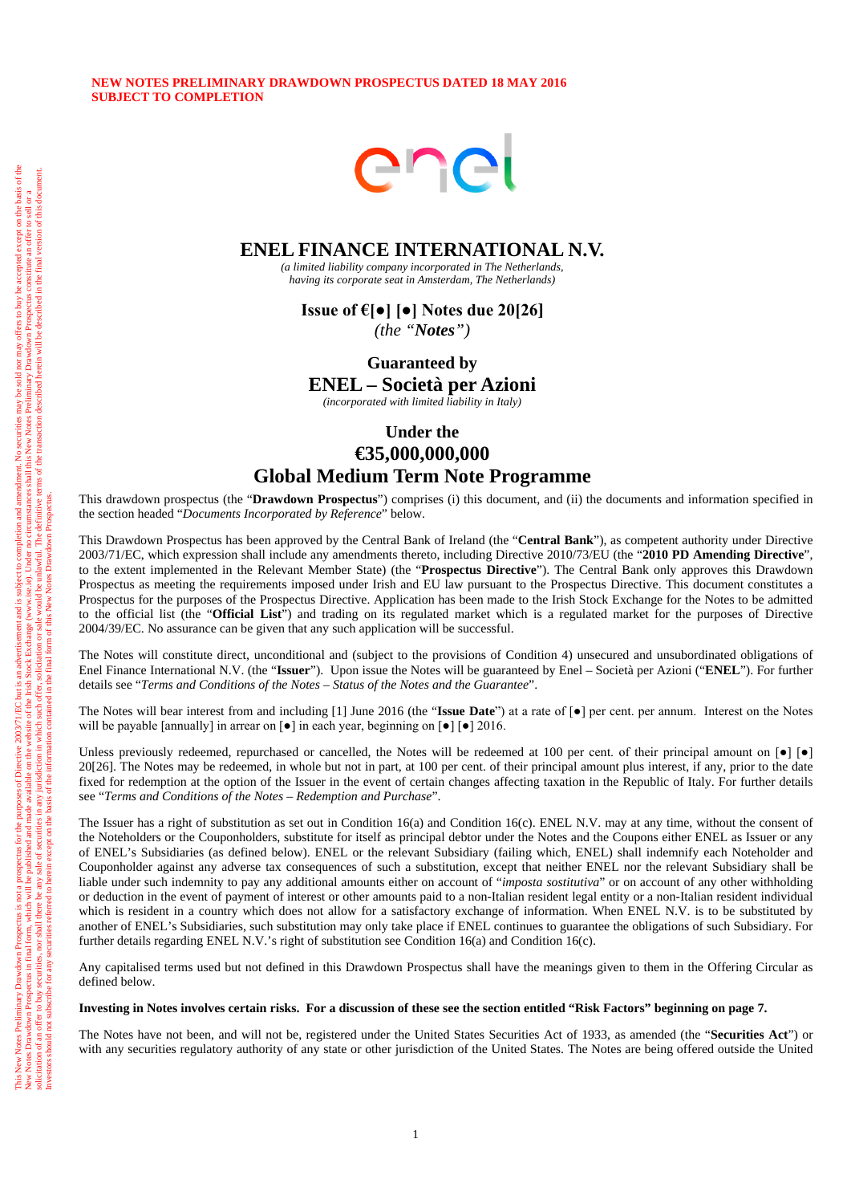**NEW NOTES PRELIMINARY DRAWDOWN PROSPECTUS DATED 18 MAY 2016**
**SUBJECT TO COMPLETION**

This New Notes Preliminary Drawdown Prospectus is not a prospectus for the purposes of Directive 2003/71/EC but is an advertisement and is subject to completion and amendment. No securities may be sold nor may offers to buy be accepted except on the basis of the New Notes Drawdown Prospectus in final form, which will be published and made available on the website of the Irish Stock Exchange (www.ise.ie). Under no circumstances shall this New Notes Preliminary Drawdown Prospectus constitute an offer to sell or a solicitation of an offer to buy securities, nor shall there be any sale of securities in any jurisdiction in which such offer, solicitation or sale would be unlawful. The definitive terms of the transaction described herein will be described in the final version of this document. Investors should not subscribe for any securities referred to herein except on the basis of the information contained in the final form of this New Notes Drawdown Prospectus.

# ENEL FINANCE INTERNATIONAL N.V.

*(a limited liability company incorporated in The Netherlands, having its corporate seat in Amsterdam, The Netherlands)*

**Issue of €[●] [●] Notes due 20[26]**
*(the "**Notes**")*

**Guaranteed by**
## ENEL – Società per Azioni
*(incorporated with limited liability in Italy)*

**Under the**
## €35,000,000,000
## Global Medium Term Note Programme

This drawdown prospectus (the "**Drawdown Prospectus**") comprises (i) this document, and (ii) the documents and information specified in the section headed "*Documents Incorporated by Reference*" below.

This Drawdown Prospectus has been approved by the Central Bank of Ireland (the "**Central Bank**"), as competent authority under Directive 2003/71/EC, which expression shall include any amendments thereto, including Directive 2010/73/EU (the "**2010 PD Amending Directive**", to the extent implemented in the Relevant Member State) (the "**Prospectus Directive**"). The Central Bank only approves this Drawdown Prospectus as meeting the requirements imposed under Irish and EU law pursuant to the Prospectus Directive. This document constitutes a Prospectus for the purposes of the Prospectus Directive. Application has been made to the Irish Stock Exchange for the Notes to be admitted to the official list (the "**Official List**") and trading on its regulated market which is a regulated market for the purposes of Directive 2004/39/EC. No assurance can be given that any such application will be successful.

The Notes will constitute direct, unconditional and (subject to the provisions of Condition 4) unsecured and unsubordinated obligations of Enel Finance International N.V. (the "**Issuer**"). Upon issue the Notes will be guaranteed by Enel – Società per Azioni ("**ENEL**"). For further details see "*Terms and Conditions of the Notes – Status of the Notes and the Guarantee*".

The Notes will bear interest from and including [1] June 2016 (the "**Issue Date**") at a rate of [●] per cent. per annum. Interest on the Notes will be payable [annually] in arrear on [●] in each year, beginning on [●] [●] 2016.

Unless previously redeemed, repurchased or cancelled, the Notes will be redeemed at 100 per cent. of their principal amount on [●] [●] 20[26]. The Notes may be redeemed, in whole but not in part, at 100 per cent. of their principal amount plus interest, if any, prior to the date fixed for redemption at the option of the Issuer in the event of certain changes affecting taxation in the Republic of Italy. For further details see "*Terms and Conditions of the Notes – Redemption and Purchase*".

The Issuer has a right of substitution as set out in Condition 16(a) and Condition 16(c). ENEL N.V. may at any time, without the consent of the Noteholders or the Couponholders, substitute for itself as principal debtor under the Notes and the Coupons either ENEL as Issuer or any of ENEL's Subsidiaries (as defined below). ENEL or the relevant Subsidiary (failing which, ENEL) shall indemnify each Noteholder and Couponholder against any adverse tax consequences of such a substitution, except that neither ENEL nor the relevant Subsidiary shall be liable under such indemnity to pay any additional amounts either on account of "*imposta sostitutiva*" or on account of any other withholding or deduction in the event of payment of interest or other amounts paid to a non-Italian resident legal entity or a non-Italian resident individual which is resident in a country which does not allow for a satisfactory exchange of information. When ENEL N.V. is to be substituted by another of ENEL's Subsidiaries, such substitution may only take place if ENEL continues to guarantee the obligations of such Subsidiary. For further details regarding ENEL N.V.'s right of substitution see Condition 16(a) and Condition 16(c).

Any capitalised terms used but not defined in this Drawdown Prospectus shall have the meanings given to them in the Offering Circular as defined below.

**Investing in Notes involves certain risks. For a discussion of these see the section entitled "Risk Factors" beginning on page 7.**

The Notes have not been, and will not be, registered under the United States Securities Act of 1933, as amended (the "**Securities Act**") or with any securities regulatory authority of any state or other jurisdiction of the United States. The Notes are being offered outside the United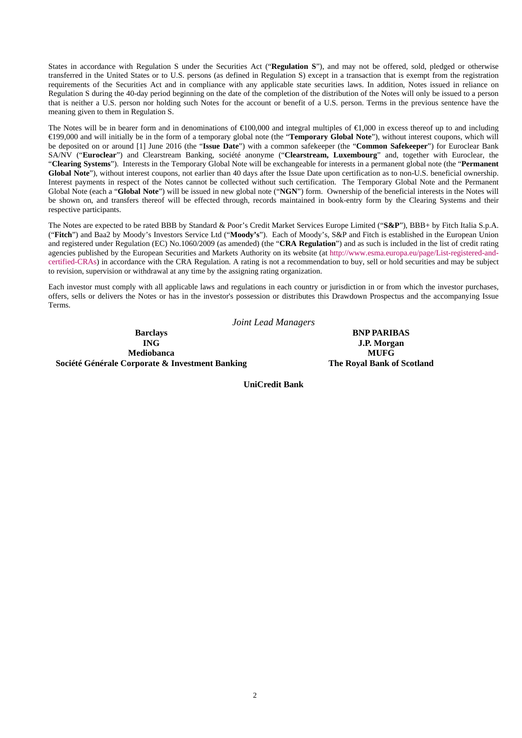States in accordance with Regulation S under the Securities Act ("**Regulation S**"), and may not be offered, sold, pledged or otherwise transferred in the United States or to U.S. persons (as defined in Regulation S) except in a transaction that is exempt from the registration requirements of the Securities Act and in compliance with any applicable state securities laws. In addition, Notes issued in reliance on Regulation S during the 40-day period beginning on the date of the completion of the distribution of the Notes will only be issued to a person that is neither a U.S. person nor holding such Notes for the account or benefit of a U.S. person. Terms in the previous sentence have the meaning given to them in Regulation S.

The Notes will be in bearer form and in denominations of €100,000 and integral multiples of €1,000 in excess thereof up to and including €199,000 and will initially be in the form of a temporary global note (the "**Temporary Global Note**"), without interest coupons, which will be deposited on or around [1] June 2016 (the "**Issue Date**") with a common safekeeper (the "**Common Safekeeper**") for Euroclear Bank SA/NV ("**Euroclear**") and Clearstream Banking, société anonyme ("**Clearstream, Luxembourg**" and, together with Euroclear, the "**Clearing Systems**"). Interests in the Temporary Global Note will be exchangeable for interests in a permanent global note (the "**Permanent Global Note**"), without interest coupons, not earlier than 40 days after the Issue Date upon certification as to non-U.S. beneficial ownership. Interest payments in respect of the Notes cannot be collected without such certification. The Temporary Global Note and the Permanent Global Note (each a "**Global Note**") will be issued in new global note ("**NGN**") form. Ownership of the beneficial interests in the Notes will be shown on, and transfers thereof will be effected through, records maintained in book-entry form by the Clearing Systems and their respective participants.

The Notes are expected to be rated BBB by Standard & Poor's Credit Market Services Europe Limited ("**S&P**"), BBB+ by Fitch Italia S.p.A. ("**Fitch**") and Baa2 by Moody's Investors Service Ltd ("**Moody's**"). Each of Moody's, S&P and Fitch is established in the European Union and registered under Regulation (EC) No.1060/2009 (as amended) (the "**CRA Regulation**") and as such is included in the list of credit rating agencies published by the European Securities and Markets Authority on its website (at http://www.esma.europa.eu/page/List-registered-and-certified-CRAs) in accordance with the CRA Regulation. A rating is not a recommendation to buy, sell or hold securities and may be subject to revision, supervision or withdrawal at any time by the assigning rating organization.

Each investor must comply with all applicable laws and regulations in each country or jurisdiction in or from which the investor purchases, offers, sells or delivers the Notes or has in the investor's possession or distributes this Drawdown Prospectus and the accompanying Issue Terms.

*Joint Lead Managers*

**Barclays**

**BNP PARIBAS**

**ING**

**J.P. Morgan**

**Mediobanca**

**MUFG**

**Société Générale Corporate & Investment Banking**

**The Royal Bank of Scotland**

**UniCredit Bank**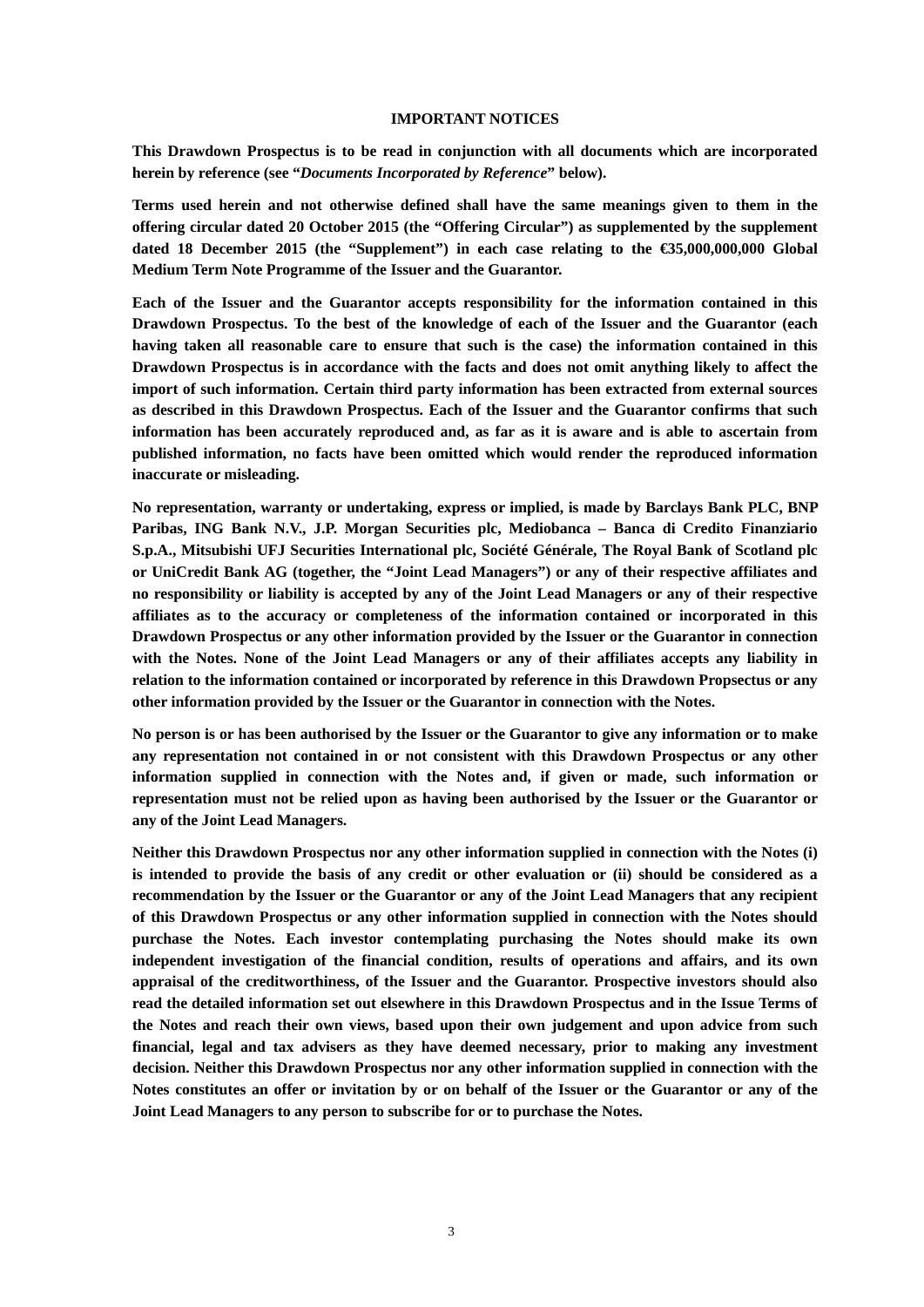## IMPORTANT NOTICES

**This Drawdown Prospectus is to be read in conjunction with all documents which are incorporated herein by reference (see "*Documents Incorporated by Reference*" below).**

**Terms used herein and not otherwise defined shall have the same meanings given to them in the offering circular dated 20 October 2015 (the "Offering Circular") as supplemented by the supplement dated 18 December 2015 (the "Supplement") in each case relating to the €35,000,000,000 Global Medium Term Note Programme of the Issuer and the Guarantor.**

**Each of the Issuer and the Guarantor accepts responsibility for the information contained in this Drawdown Prospectus. To the best of the knowledge of each of the Issuer and the Guarantor (each having taken all reasonable care to ensure that such is the case) the information contained in this Drawdown Prospectus is in accordance with the facts and does not omit anything likely to affect the import of such information. Certain third party information has been extracted from external sources as described in this Drawdown Prospectus. Each of the Issuer and the Guarantor confirms that such information has been accurately reproduced and, as far as it is aware and is able to ascertain from published information, no facts have been omitted which would render the reproduced information inaccurate or misleading.**

**No representation, warranty or undertaking, express or implied, is made by Barclays Bank PLC, BNP Paribas, ING Bank N.V., J.P. Morgan Securities plc, Mediobanca – Banca di Credito Finanziario S.p.A., Mitsubishi UFJ Securities International plc, Société Générale, The Royal Bank of Scotland plc or UniCredit Bank AG (together, the "Joint Lead Managers") or any of their respective affiliates and no responsibility or liability is accepted by any of the Joint Lead Managers or any of their respective affiliates as to the accuracy or completeness of the information contained or incorporated in this Drawdown Prospectus or any other information provided by the Issuer or the Guarantor in connection with the Notes. None of the Joint Lead Managers or any of their affiliates accepts any liability in relation to the information contained or incorporated by reference in this Drawdown Propsectus or any other information provided by the Issuer or the Guarantor in connection with the Notes.**

**No person is or has been authorised by the Issuer or the Guarantor to give any information or to make any representation not contained in or not consistent with this Drawdown Prospectus or any other information supplied in connection with the Notes and, if given or made, such information or representation must not be relied upon as having been authorised by the Issuer or the Guarantor or any of the Joint Lead Managers.**

**Neither this Drawdown Prospectus nor any other information supplied in connection with the Notes (i) is intended to provide the basis of any credit or other evaluation or (ii) should be considered as a recommendation by the Issuer or the Guarantor or any of the Joint Lead Managers that any recipient of this Drawdown Prospectus or any other information supplied in connection with the Notes should purchase the Notes. Each investor contemplating purchasing the Notes should make its own independent investigation of the financial condition, results of operations and affairs, and its own appraisal of the creditworthiness, of the Issuer and the Guarantor. Prospective investors should also read the detailed information set out elsewhere in this Drawdown Prospectus and in the Issue Terms of the Notes and reach their own views, based upon their own judgement and upon advice from such financial, legal and tax advisers as they have deemed necessary, prior to making any investment decision. Neither this Drawdown Prospectus nor any other information supplied in connection with the Notes constitutes an offer or invitation by or on behalf of the Issuer or the Guarantor or any of the Joint Lead Managers to any person to subscribe for or to purchase the Notes.**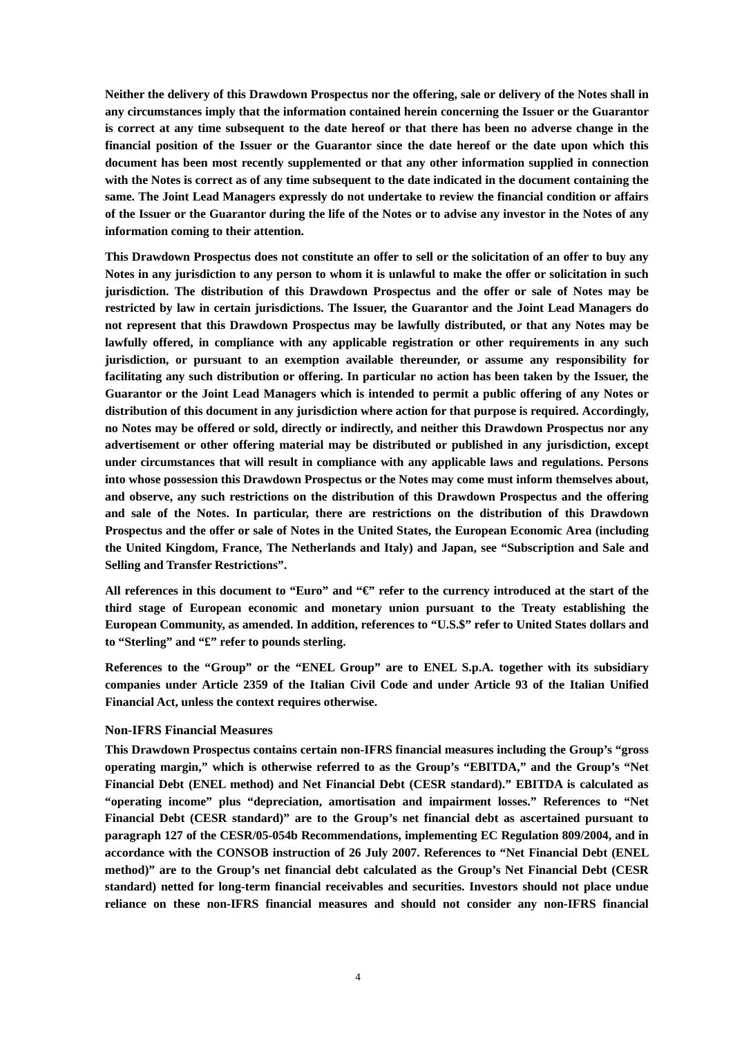**Neither the delivery of this Drawdown Prospectus nor the offering, sale or delivery of the Notes shall in any circumstances imply that the information contained herein concerning the Issuer or the Guarantor is correct at any time subsequent to the date hereof or that there has been no adverse change in the financial position of the Issuer or the Guarantor since the date hereof or the date upon which this document has been most recently supplemented or that any other information supplied in connection with the Notes is correct as of any time subsequent to the date indicated in the document containing the same. The Joint Lead Managers expressly do not undertake to review the financial condition or affairs of the Issuer or the Guarantor during the life of the Notes or to advise any investor in the Notes of any information coming to their attention.**

**This Drawdown Prospectus does not constitute an offer to sell or the solicitation of an offer to buy any Notes in any jurisdiction to any person to whom it is unlawful to make the offer or solicitation in such jurisdiction. The distribution of this Drawdown Prospectus and the offer or sale of Notes may be restricted by law in certain jurisdictions. The Issuer, the Guarantor and the Joint Lead Managers do not represent that this Drawdown Prospectus may be lawfully distributed, or that any Notes may be lawfully offered, in compliance with any applicable registration or other requirements in any such jurisdiction, or pursuant to an exemption available thereunder, or assume any responsibility for facilitating any such distribution or offering. In particular no action has been taken by the Issuer, the Guarantor or the Joint Lead Managers which is intended to permit a public offering of any Notes or distribution of this document in any jurisdiction where action for that purpose is required. Accordingly, no Notes may be offered or sold, directly or indirectly, and neither this Drawdown Prospectus nor any advertisement or other offering material may be distributed or published in any jurisdiction, except under circumstances that will result in compliance with any applicable laws and regulations. Persons into whose possession this Drawdown Prospectus or the Notes may come must inform themselves about, and observe, any such restrictions on the distribution of this Drawdown Prospectus and the offering and sale of the Notes. In particular, there are restrictions on the distribution of this Drawdown Prospectus and the offer or sale of Notes in the United States, the European Economic Area (including the United Kingdom, France, The Netherlands and Italy) and Japan, see "Subscription and Sale and Selling and Transfer Restrictions".**

**All references in this document to "Euro" and "€" refer to the currency introduced at the start of the third stage of European economic and monetary union pursuant to the Treaty establishing the European Community, as amended. In addition, references to "U.S.$" refer to United States dollars and to "Sterling" and "£" refer to pounds sterling.**

**References to the "Group" or the "ENEL Group" are to ENEL S.p.A. together with its subsidiary companies under Article 2359 of the Italian Civil Code and under Article 93 of the Italian Unified Financial Act, unless the context requires otherwise.**

### Non-IFRS Financial Measures

**This Drawdown Prospectus contains certain non-IFRS financial measures including the Group's "gross operating margin," which is otherwise referred to as the Group's "EBITDA," and the Group's "Net Financial Debt (ENEL method) and Net Financial Debt (CESR standard)." EBITDA is calculated as "operating income" plus "depreciation, amortisation and impairment losses." References to "Net Financial Debt (CESR standard)" are to the Group's net financial debt as ascertained pursuant to paragraph 127 of the CESR/05-054b Recommendations, implementing EC Regulation 809/2004, and in accordance with the CONSOB instruction of 26 July 2007. References to "Net Financial Debt (ENEL method)" are to the Group's net financial debt calculated as the Group's Net Financial Debt (CESR standard) netted for long-term financial receivables and securities. Investors should not place undue reliance on these non-IFRS financial measures and should not consider any non-IFRS financial**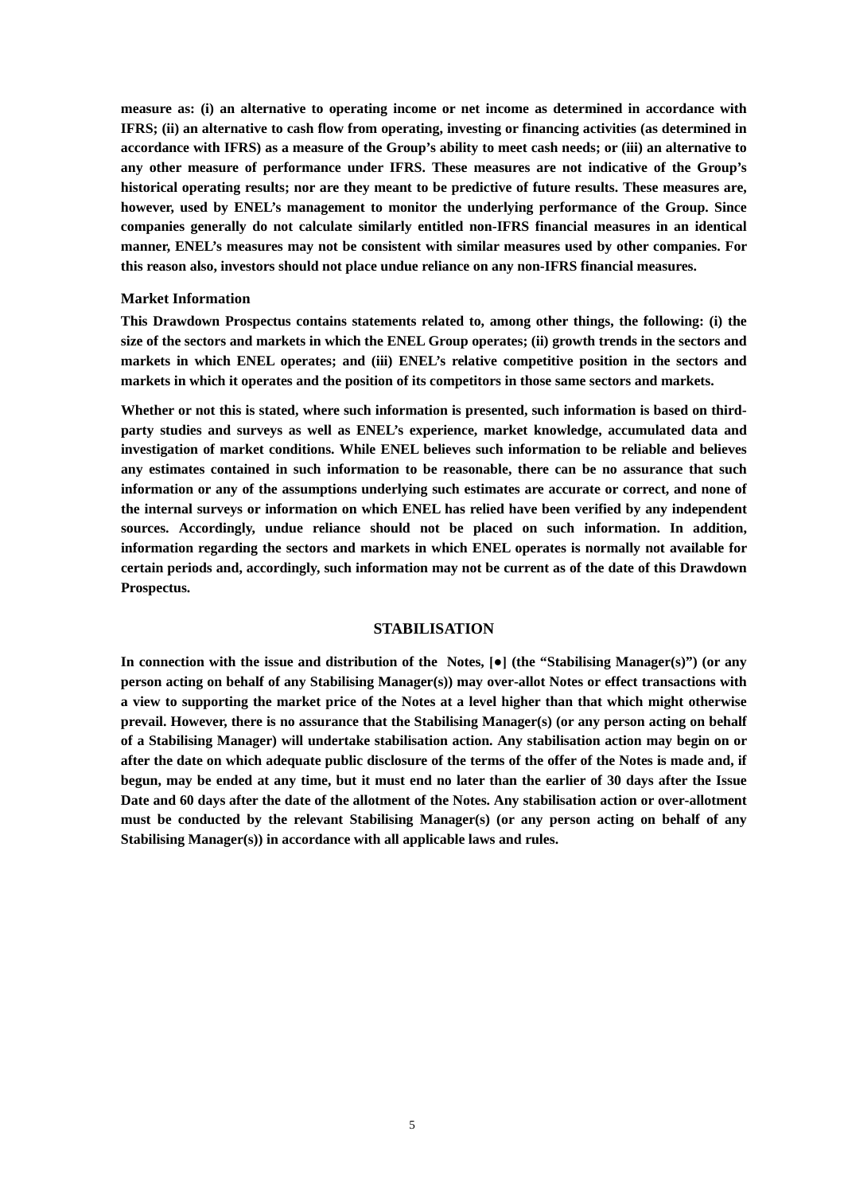**measure as: (i) an alternative to operating income or net income as determined in accordance with IFRS; (ii) an alternative to cash flow from operating, investing or financing activities (as determined in accordance with IFRS) as a measure of the Group's ability to meet cash needs; or (iii) an alternative to any other measure of performance under IFRS. These measures are not indicative of the Group's historical operating results; nor are they meant to be predictive of future results. These measures are, however, used by ENEL's management to monitor the underlying performance of the Group. Since companies generally do not calculate similarly entitled non-IFRS financial measures in an identical manner, ENEL's measures may not be consistent with similar measures used by other companies. For this reason also, investors should not place undue reliance on any non-IFRS financial measures.**

### Market Information

**This Drawdown Prospectus contains statements related to, among other things, the following: (i) the size of the sectors and markets in which the ENEL Group operates; (ii) growth trends in the sectors and markets in which ENEL operates; and (iii) ENEL's relative competitive position in the sectors and markets in which it operates and the position of its competitors in those same sectors and markets.**

**Whether or not this is stated, where such information is presented, such information is based on third-party studies and surveys as well as ENEL's experience, market knowledge, accumulated data and investigation of market conditions. While ENEL believes such information to be reliable and believes any estimates contained in such information to be reasonable, there can be no assurance that such information or any of the assumptions underlying such estimates are accurate or correct, and none of the internal surveys or information on which ENEL has relied have been verified by any independent sources. Accordingly, undue reliance should not be placed on such information. In addition, information regarding the sectors and markets in which ENEL operates is normally not available for certain periods and, accordingly, such information may not be current as of the date of this Drawdown Prospectus.**

## STABILISATION

**In connection with the issue and distribution of the Notes, [●] (the "Stabilising Manager(s)") (or any person acting on behalf of any Stabilising Manager(s)) may over-allot Notes or effect transactions with a view to supporting the market price of the Notes at a level higher than that which might otherwise prevail. However, there is no assurance that the Stabilising Manager(s) (or any person acting on behalf of a Stabilising Manager) will undertake stabilisation action. Any stabilisation action may begin on or after the date on which adequate public disclosure of the terms of the offer of the Notes is made and, if begun, may be ended at any time, but it must end no later than the earlier of 30 days after the Issue Date and 60 days after the date of the allotment of the Notes. Any stabilisation action or over-allotment must be conducted by the relevant Stabilising Manager(s) (or any person acting on behalf of any Stabilising Manager(s)) in accordance with all applicable laws and rules.**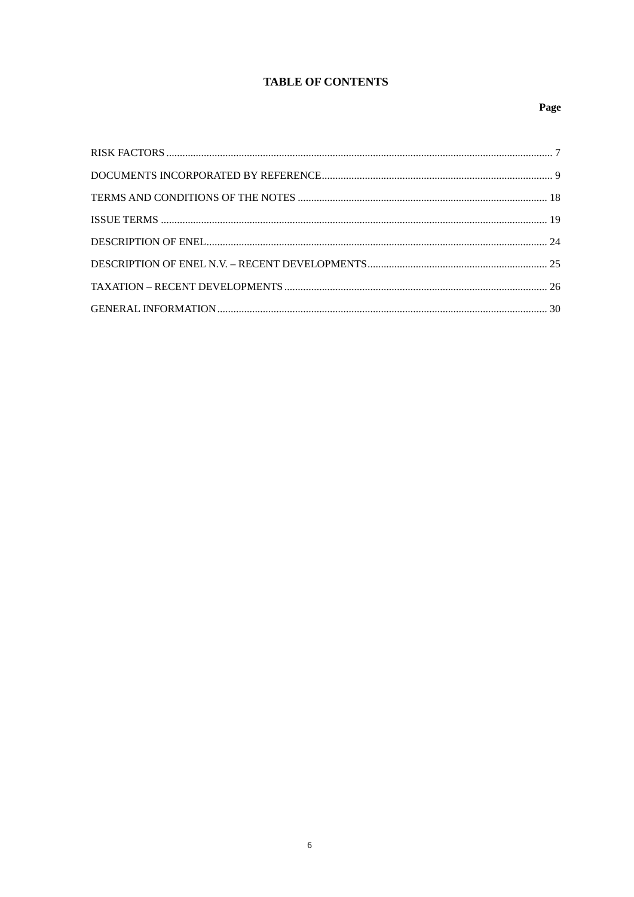# TABLE OF CONTENTS

| | Page |
|---|---|
| RISK FACTORS | 7 |
| DOCUMENTS INCORPORATED BY REFERENCE | 9 |
| TERMS AND CONDITIONS OF THE NOTES | 18 |
| ISSUE TERMS | 19 |
| DESCRIPTION OF ENEL | 24 |
| DESCRIPTION OF ENEL N.V. – RECENT DEVELOPMENTS | 25 |
| TAXATION – RECENT DEVELOPMENTS | 26 |
| GENERAL INFORMATION | 30 |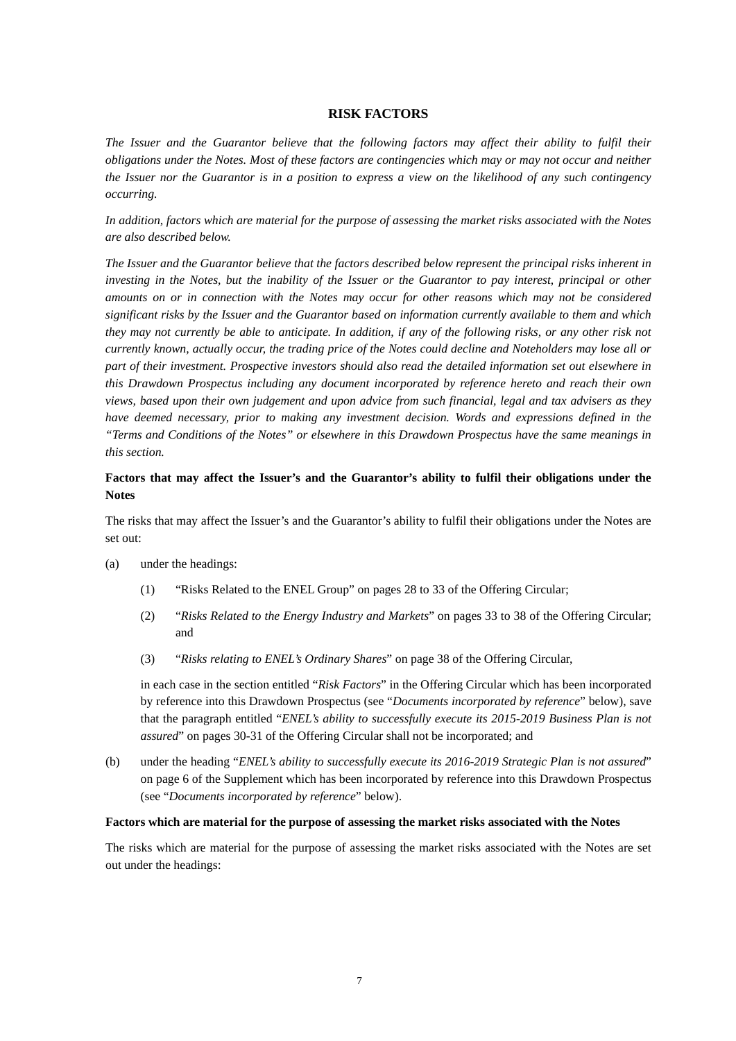## RISK FACTORS

*The Issuer and the Guarantor believe that the following factors may affect their ability to fulfil their obligations under the Notes. Most of these factors are contingencies which may or may not occur and neither the Issuer nor the Guarantor is in a position to express a view on the likelihood of any such contingency occurring.*

*In addition, factors which are material for the purpose of assessing the market risks associated with the Notes are also described below.*

*The Issuer and the Guarantor believe that the factors described below represent the principal risks inherent in investing in the Notes, but the inability of the Issuer or the Guarantor to pay interest, principal or other amounts on or in connection with the Notes may occur for other reasons which may not be considered significant risks by the Issuer and the Guarantor based on information currently available to them and which they may not currently be able to anticipate. In addition, if any of the following risks, or any other risk not currently known, actually occur, the trading price of the Notes could decline and Noteholders may lose all or part of their investment. Prospective investors should also read the detailed information set out elsewhere in this Drawdown Prospectus including any document incorporated by reference hereto and reach their own views, based upon their own judgement and upon advice from such financial, legal and tax advisers as they have deemed necessary, prior to making any investment decision. Words and expressions defined in the "Terms and Conditions of the Notes" or elsewhere in this Drawdown Prospectus have the same meanings in this section.*

**Factors that may affect the Issuer's and the Guarantor's ability to fulfil their obligations under the Notes**

The risks that may affect the Issuer's and the Guarantor's ability to fulfil their obligations under the Notes are set out:

(a) under the headings:

   (1) "Risks Related to the ENEL Group" on pages 28 to 33 of the Offering Circular;

   (2) "*Risks Related to the Energy Industry and Markets*" on pages 33 to 38 of the Offering Circular; and

   (3) "*Risks relating to ENEL's Ordinary Shares*" on page 38 of the Offering Circular,

   in each case in the section entitled "*Risk Factors*" in the Offering Circular which has been incorporated by reference into this Drawdown Prospectus (see "*Documents incorporated by reference*" below), save that the paragraph entitled "*ENEL's ability to successfully execute its 2015-2019 Business Plan is not assured*" on pages 30-31 of the Offering Circular shall not be incorporated; and

(b) under the heading "*ENEL's ability to successfully execute its 2016-2019 Strategic Plan is not assured*" on page 6 of the Supplement which has been incorporated by reference into this Drawdown Prospectus (see "*Documents incorporated by reference*" below).

**Factors which are material for the purpose of assessing the market risks associated with the Notes**

The risks which are material for the purpose of assessing the market risks associated with the Notes are set out under the headings: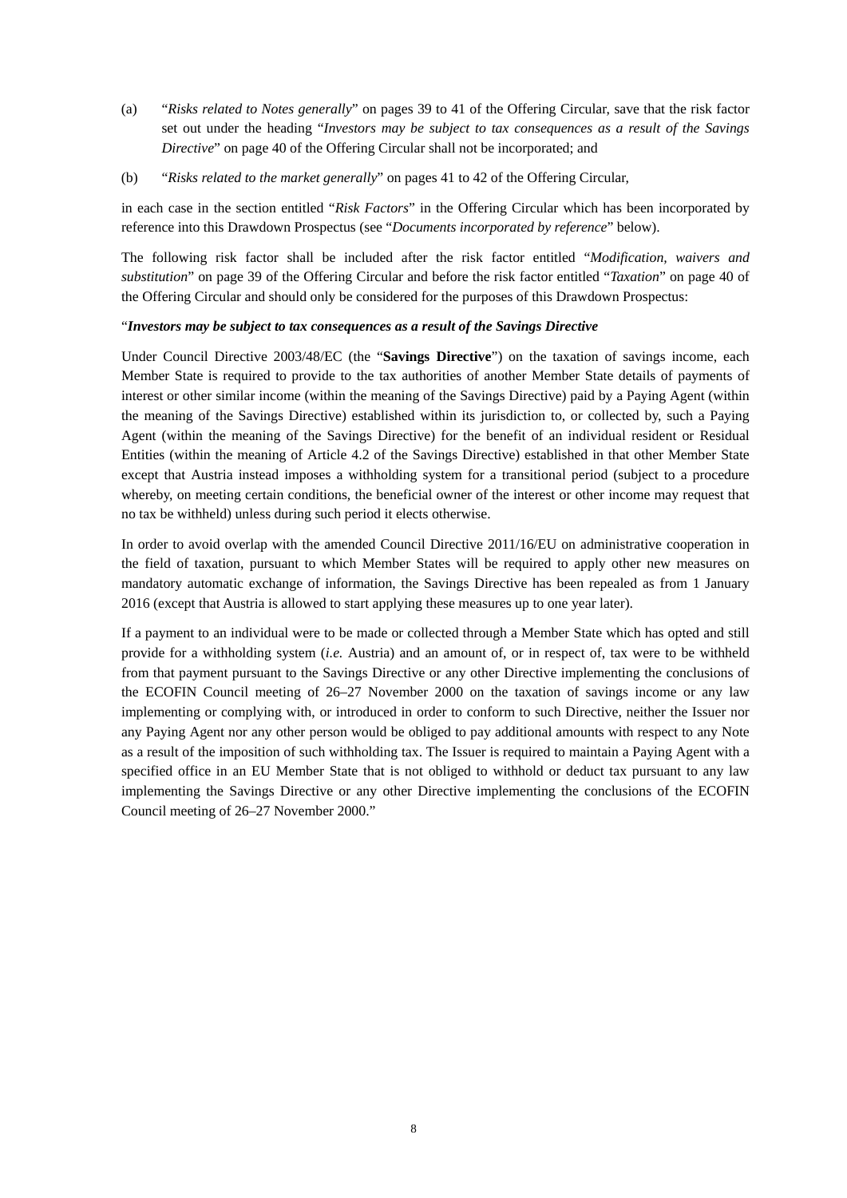(a) "*Risks related to Notes generally*" on pages 39 to 41 of the Offering Circular, save that the risk factor set out under the heading "*Investors may be subject to tax consequences as a result of the Savings Directive*" on page 40 of the Offering Circular shall not be incorporated; and

(b) "*Risks related to the market generally*" on pages 41 to 42 of the Offering Circular,

in each case in the section entitled "*Risk Factors*" in the Offering Circular which has been incorporated by reference into this Drawdown Prospectus (see "*Documents incorporated by reference*" below).

The following risk factor shall be included after the risk factor entitled "*Modification, waivers and substitution*" on page 39 of the Offering Circular and before the risk factor entitled "*Taxation*" on page 40 of the Offering Circular and should only be considered for the purposes of this Drawdown Prospectus:

"***Investors may be subject to tax consequences as a result of the Savings Directive***

Under Council Directive 2003/48/EC (the "**Savings Directive**") on the taxation of savings income, each Member State is required to provide to the tax authorities of another Member State details of payments of interest or other similar income (within the meaning of the Savings Directive) paid by a Paying Agent (within the meaning of the Savings Directive) established within its jurisdiction to, or collected by, such a Paying Agent (within the meaning of the Savings Directive) for the benefit of an individual resident or Residual Entities (within the meaning of Article 4.2 of the Savings Directive) established in that other Member State except that Austria instead imposes a withholding system for a transitional period (subject to a procedure whereby, on meeting certain conditions, the beneficial owner of the interest or other income may request that no tax be withheld) unless during such period it elects otherwise.

In order to avoid overlap with the amended Council Directive 2011/16/EU on administrative cooperation in the field of taxation, pursuant to which Member States will be required to apply other new measures on mandatory automatic exchange of information, the Savings Directive has been repealed as from 1 January 2016 (except that Austria is allowed to start applying these measures up to one year later).

If a payment to an individual were to be made or collected through a Member State which has opted and still provide for a withholding system (*i.e.* Austria) and an amount of, or in respect of, tax were to be withheld from that payment pursuant to the Savings Directive or any other Directive implementing the conclusions of the ECOFIN Council meeting of 26–27 November 2000 on the taxation of savings income or any law implementing or complying with, or introduced in order to conform to such Directive, neither the Issuer nor any Paying Agent nor any other person would be obliged to pay additional amounts with respect to any Note as a result of the imposition of such withholding tax. The Issuer is required to maintain a Paying Agent with a specified office in an EU Member State that is not obliged to withhold or deduct tax pursuant to any law implementing the Savings Directive or any other Directive implementing the conclusions of the ECOFIN Council meeting of 26–27 November 2000."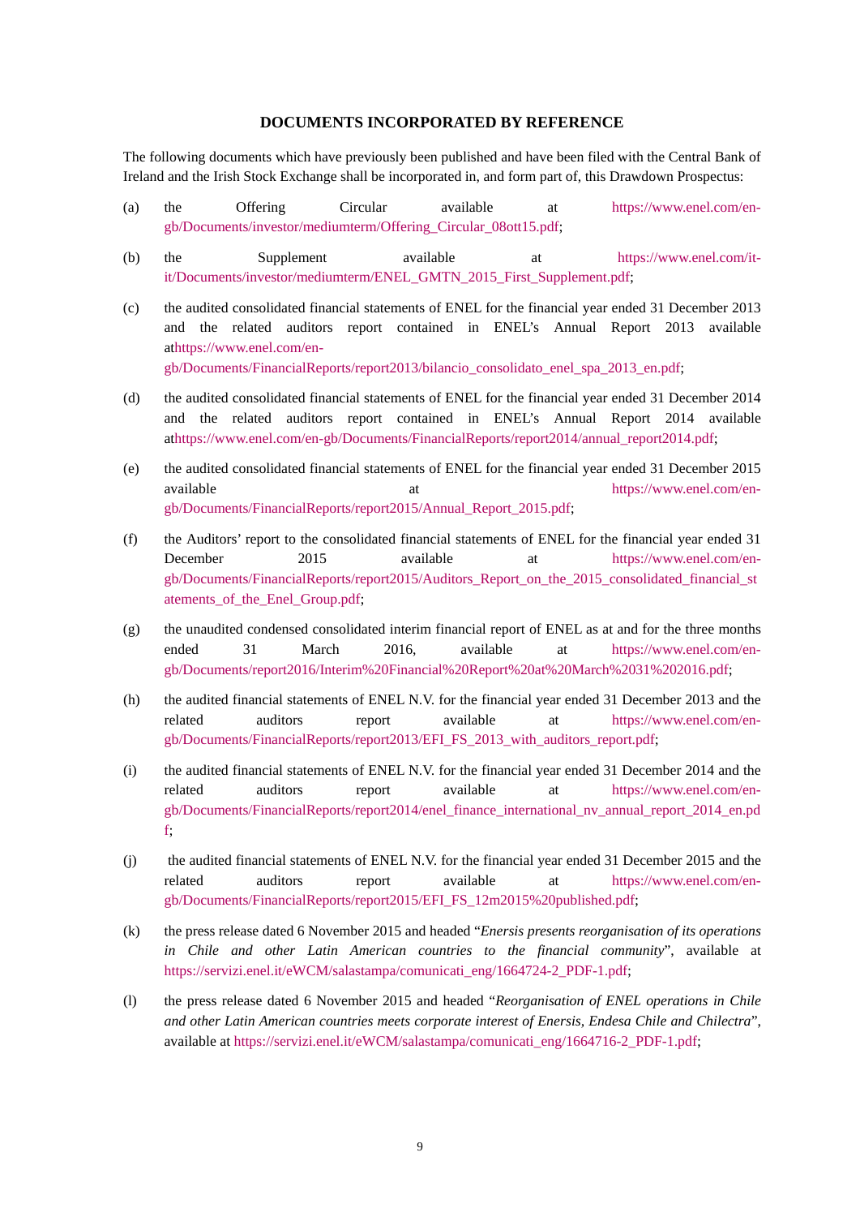## DOCUMENTS INCORPORATED BY REFERENCE

The following documents which have previously been published and have been filed with the Central Bank of Ireland and the Irish Stock Exchange shall be incorporated in, and form part of, this Drawdown Prospectus:

(a) the Offering Circular available at https://www.enel.com/en-gb/Documents/investor/mediumterm/Offering_Circular_08ott15.pdf;

(b) the Supplement available at https://www.enel.com/it-it/Documents/investor/mediumterm/ENEL_GMTN_2015_First_Supplement.pdf;

(c) the audited consolidated financial statements of ENEL for the financial year ended 31 December 2013 and the related auditors report contained in ENEL's Annual Report 2013 available athttps://www.enel.com/en-gb/Documents/FinancialReports/report2013/bilancio_consolidato_enel_spa_2013_en.pdf;

(d) the audited consolidated financial statements of ENEL for the financial year ended 31 December 2014 and the related auditors report contained in ENEL's Annual Report 2014 available athttps://www.enel.com/en-gb/Documents/FinancialReports/report2014/annual_report2014.pdf;

(e) the audited consolidated financial statements of ENEL for the financial year ended 31 December 2015 available at https://www.enel.com/en-gb/Documents/FinancialReports/report2015/Annual_Report_2015.pdf;

(f) the Auditors' report to the consolidated financial statements of ENEL for the financial year ended 31 December 2015 available at https://www.enel.com/en-gb/Documents/FinancialReports/report2015/Auditors_Report_on_the_2015_consolidated_financial_statements_of_the_Enel_Group.pdf;

(g) the unaudited condensed consolidated interim financial report of ENEL as at and for the three months ended 31 March 2016, available at https://www.enel.com/en-gb/Documents/report2016/Interim%20Financial%20Report%20at%20March%2031%202016.pdf;

(h) the audited financial statements of ENEL N.V. for the financial year ended 31 December 2013 and the related auditors report available at https://www.enel.com/en-gb/Documents/FinancialReports/report2013/EFI_FS_2013_with_auditors_report.pdf;

(i) the audited financial statements of ENEL N.V. for the financial year ended 31 December 2014 and the related auditors report available at https://www.enel.com/en-gb/Documents/FinancialReports/report2014/enel_finance_international_nv_annual_report_2014_en.pdf;

(j) the audited financial statements of ENEL N.V. for the financial year ended 31 December 2015 and the related auditors report available at https://www.enel.com/en-gb/Documents/FinancialReports/report2015/EFI_FS_12m2015%20published.pdf;

(k) the press release dated 6 November 2015 and headed "*Enersis presents reorganisation of its operations in Chile and other Latin American countries to the financial community*", available at https://servizi.enel.it/eWCM/salastampa/comunicati_eng/1664724-2_PDF-1.pdf;

(l) the press release dated 6 November 2015 and headed "*Reorganisation of ENEL operations in Chile and other Latin American countries meets corporate interest of Enersis, Endesa Chile and Chilectra*", available at https://servizi.enel.it/eWCM/salastampa/comunicati_eng/1664716-2_PDF-1.pdf;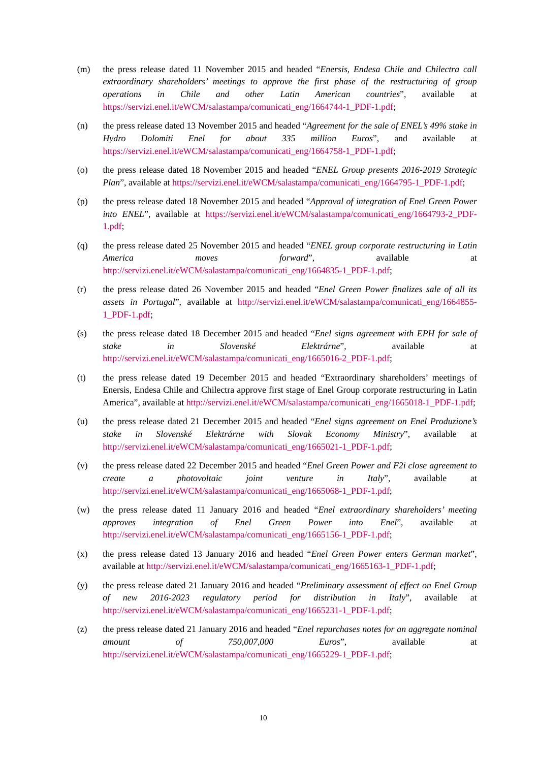(m) the press release dated 11 November 2015 and headed "*Enersis, Endesa Chile and Chilectra call extraordinary shareholders' meetings to approve the first phase of the restructuring of group operations in Chile and other Latin American countries*", available at https://servizi.enel.it/eWCM/salastampa/comunicati_eng/1664744-1_PDF-1.pdf;

(n) the press release dated 13 November 2015 and headed "*Agreement for the sale of ENEL's 49% stake in Hydro Dolomiti Enel for about 335 million Euros*", and available at https://servizi.enel.it/eWCM/salastampa/comunicati_eng/1664758-1_PDF-1.pdf;

(o) the press release dated 18 November 2015 and headed "*ENEL Group presents 2016-2019 Strategic Plan*", available at https://servizi.enel.it/eWCM/salastampa/comunicati_eng/1664795-1_PDF-1.pdf;

(p) the press release dated 18 November 2015 and headed "*Approval of integration of Enel Green Power into ENEL*", available at https://servizi.enel.it/eWCM/salastampa/comunicati_eng/1664793-2_PDF-1.pdf;

(q) the press release dated 25 November 2015 and headed "*ENEL group corporate restructuring in Latin America moves forward*", available at http://servizi.enel.it/eWCM/salastampa/comunicati_eng/1664835-1_PDF-1.pdf;

(r) the press release dated 26 November 2015 and headed "*Enel Green Power finalizes sale of all its assets in Portugal*", available at http://servizi.enel.it/eWCM/salastampa/comunicati_eng/1664855-1_PDF-1.pdf;

(s) the press release dated 18 December 2015 and headed "*Enel signs agreement with EPH for sale of stake in Slovenské Elektrárne*", available at http://servizi.enel.it/eWCM/salastampa/comunicati_eng/1665016-2_PDF-1.pdf;

(t) the press release dated 19 December 2015 and headed "Extraordinary shareholders' meetings of Enersis, Endesa Chile and Chilectra approve first stage of Enel Group corporate restructuring in Latin America", available at http://servizi.enel.it/eWCM/salastampa/comunicati_eng/1665018-1_PDF-1.pdf;

(u) the press release dated 21 December 2015 and headed "*Enel signs agreement on Enel Produzione's stake in Slovenské Elektrárne with Slovak Economy Ministry*", available at http://servizi.enel.it/eWCM/salastampa/comunicati_eng/1665021-1_PDF-1.pdf;

(v) the press release dated 22 December 2015 and headed "*Enel Green Power and F2i close agreement to create a photovoltaic joint venture in Italy*", available at http://servizi.enel.it/eWCM/salastampa/comunicati_eng/1665068-1_PDF-1.pdf;

(w) the press release dated 11 January 2016 and headed "*Enel extraordinary shareholders' meeting approves integration of Enel Green Power into Enel*", available at http://servizi.enel.it/eWCM/salastampa/comunicati_eng/1665156-1_PDF-1.pdf;

(x) the press release dated 13 January 2016 and headed "*Enel Green Power enters German market*", available at http://servizi.enel.it/eWCM/salastampa/comunicati_eng/1665163-1_PDF-1.pdf;

(y) the press release dated 21 January 2016 and headed "*Preliminary assessment of effect on Enel Group of new 2016-2023 regulatory period for distribution in Italy*", available at http://servizi.enel.it/eWCM/salastampa/comunicati_eng/1665231-1_PDF-1.pdf;

(z) the press release dated 21 January 2016 and headed "*Enel repurchases notes for an aggregate nominal amount of 750,007,000 Euros*", available at http://servizi.enel.it/eWCM/salastampa/comunicati_eng/1665229-1_PDF-1.pdf;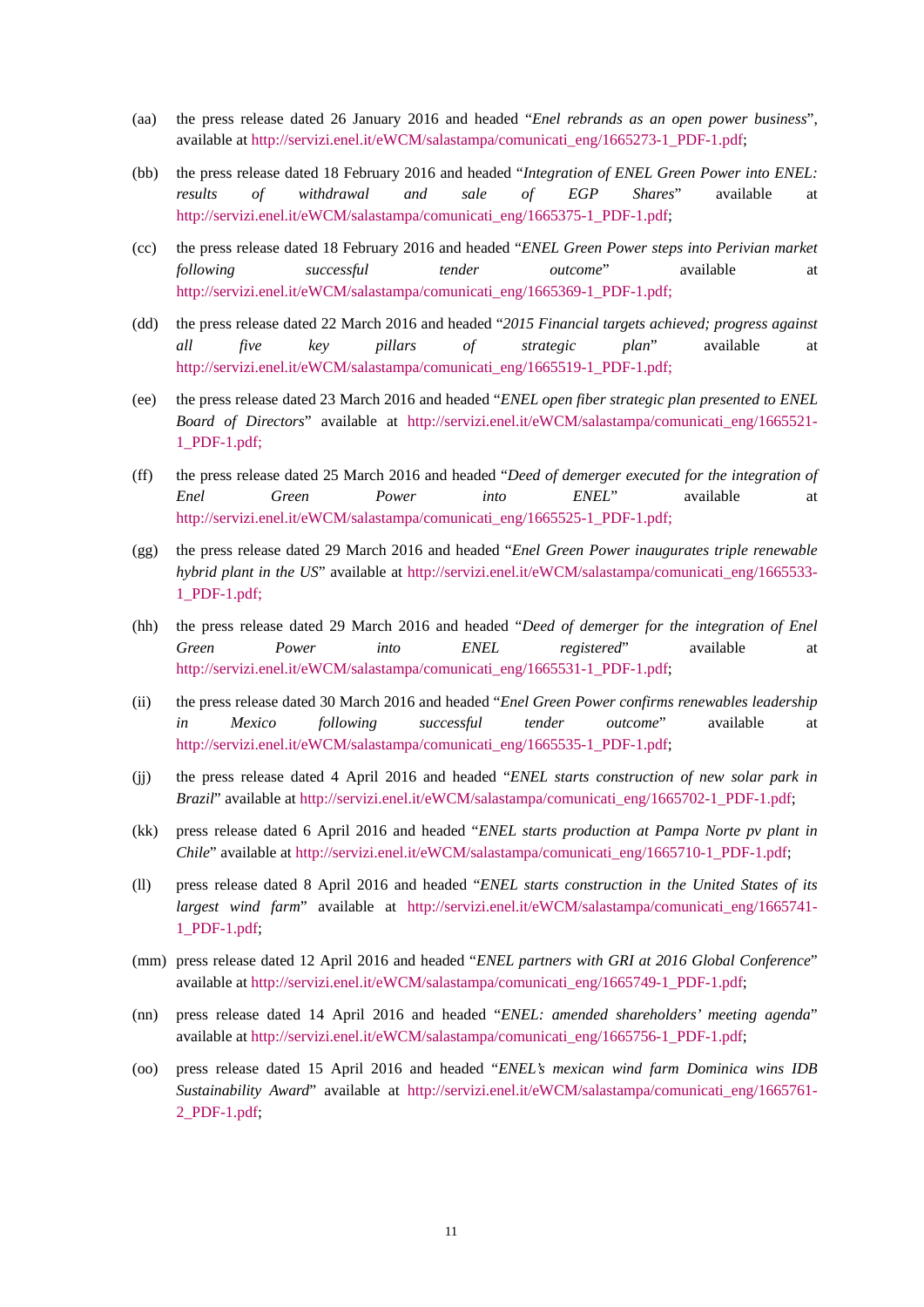(aa) the press release dated 26 January 2016 and headed "*Enel rebrands as an open power business*", available at http://servizi.enel.it/eWCM/salastampa/comunicati_eng/1665273-1_PDF-1.pdf;

(bb) the press release dated 18 February 2016 and headed "*Integration of ENEL Green Power into ENEL: results of withdrawal and sale of EGP Shares*" available at http://servizi.enel.it/eWCM/salastampa/comunicati_eng/1665375-1_PDF-1.pdf;

(cc) the press release dated 18 February 2016 and headed "*ENEL Green Power steps into Perivian market following successful tender outcome*" available at http://servizi.enel.it/eWCM/salastampa/comunicati_eng/1665369-1_PDF-1.pdf;

(dd) the press release dated 22 March 2016 and headed "*2015 Financial targets achieved; progress against all five key pillars of strategic plan*" available at http://servizi.enel.it/eWCM/salastampa/comunicati_eng/1665519-1_PDF-1.pdf;

(ee) the press release dated 23 March 2016 and headed "*ENEL open fiber strategic plan presented to ENEL Board of Directors*" available at http://servizi.enel.it/eWCM/salastampa/comunicati_eng/1665521-1_PDF-1.pdf;

(ff) the press release dated 25 March 2016 and headed "*Deed of demerger executed for the integration of Enel Green Power into ENEL*" available at http://servizi.enel.it/eWCM/salastampa/comunicati_eng/1665525-1_PDF-1.pdf;

(gg) the press release dated 29 March 2016 and headed "*Enel Green Power inaugurates triple renewable hybrid plant in the US*" available at http://servizi.enel.it/eWCM/salastampa/comunicati_eng/1665533-1_PDF-1.pdf;

(hh) the press release dated 29 March 2016 and headed "*Deed of demerger for the integration of Enel Green Power into ENEL registered*" available at http://servizi.enel.it/eWCM/salastampa/comunicati_eng/1665531-1_PDF-1.pdf;

(ii) the press release dated 30 March 2016 and headed "*Enel Green Power confirms renewables leadership in Mexico following successful tender outcome*" available at http://servizi.enel.it/eWCM/salastampa/comunicati_eng/1665535-1_PDF-1.pdf;

(jj) the press release dated 4 April 2016 and headed "*ENEL starts construction of new solar park in Brazil*" available at http://servizi.enel.it/eWCM/salastampa/comunicati_eng/1665702-1_PDF-1.pdf;

(kk) press release dated 6 April 2016 and headed "*ENEL starts production at Pampa Norte pv plant in Chile*" available at http://servizi.enel.it/eWCM/salastampa/comunicati_eng/1665710-1_PDF-1.pdf;

(ll) press release dated 8 April 2016 and headed "*ENEL starts construction in the United States of its largest wind farm*" available at http://servizi.enel.it/eWCM/salastampa/comunicati_eng/1665741-1_PDF-1.pdf;

(mm) press release dated 12 April 2016 and headed "*ENEL partners with GRI at 2016 Global Conference*" available at http://servizi.enel.it/eWCM/salastampa/comunicati_eng/1665749-1_PDF-1.pdf;

(nn) press release dated 14 April 2016 and headed "*ENEL: amended shareholders' meeting agenda*" available at http://servizi.enel.it/eWCM/salastampa/comunicati_eng/1665756-1_PDF-1.pdf;

(oo) press release dated 15 April 2016 and headed "*ENEL's mexican wind farm Dominica wins IDB Sustainability Award*" available at http://servizi.enel.it/eWCM/salastampa/comunicati_eng/1665761-2_PDF-1.pdf;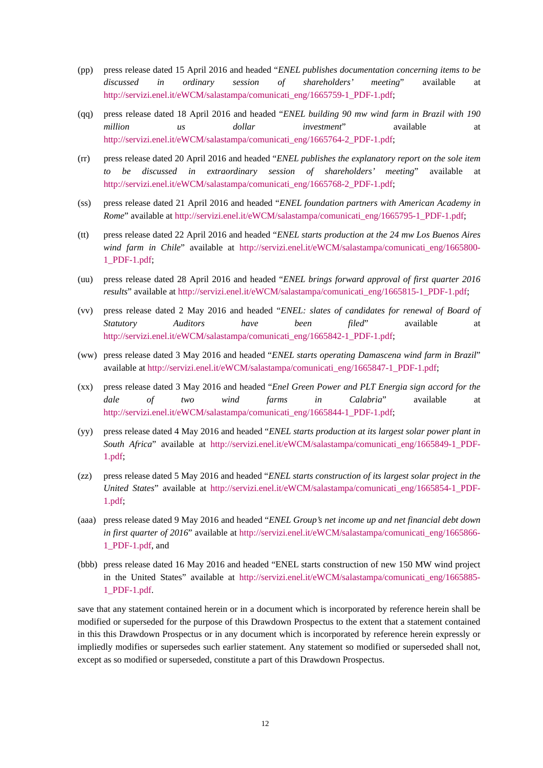(pp) press release dated 15 April 2016 and headed "*ENEL publishes documentation concerning items to be discussed in ordinary session of shareholders' meeting*" available at http://servizi.enel.it/eWCM/salastampa/comunicati_eng/1665759-1_PDF-1.pdf;

(qq) press release dated 18 April 2016 and headed "*ENEL building 90 mw wind farm in Brazil with 190 million us dollar investment*" available at http://servizi.enel.it/eWCM/salastampa/comunicati_eng/1665764-2_PDF-1.pdf;

(rr) press release dated 20 April 2016 and headed "*ENEL publishes the explanatory report on the sole item to be discussed in extraordinary session of shareholders' meeting*" available at http://servizi.enel.it/eWCM/salastampa/comunicati_eng/1665768-2_PDF-1.pdf;

(ss) press release dated 21 April 2016 and headed "*ENEL foundation partners with American Academy in Rome*" available at http://servizi.enel.it/eWCM/salastampa/comunicati_eng/1665795-1_PDF-1.pdf;

(tt) press release dated 22 April 2016 and headed "*ENEL starts production at the 24 mw Los Buenos Aires wind farm in Chile*" available at http://servizi.enel.it/eWCM/salastampa/comunicati_eng/1665800-1_PDF-1.pdf;

(uu) press release dated 28 April 2016 and headed "*ENEL brings forward approval of first quarter 2016 results*" available at http://servizi.enel.it/eWCM/salastampa/comunicati_eng/1665815-1_PDF-1.pdf;

(vv) press release dated 2 May 2016 and headed "*ENEL: slates of candidates for renewal of Board of Statutory Auditors have been filed*" available at http://servizi.enel.it/eWCM/salastampa/comunicati_eng/1665842-1_PDF-1.pdf;

(ww) press release dated 3 May 2016 and headed "*ENEL starts operating Damascena wind farm in Brazil*" available at http://servizi.enel.it/eWCM/salastampa/comunicati_eng/1665847-1_PDF-1.pdf;

(xx) press release dated 3 May 2016 and headed "*Enel Green Power and PLT Energia sign accord for the dale of two wind farms in Calabria*" available at http://servizi.enel.it/eWCM/salastampa/comunicati_eng/1665844-1_PDF-1.pdf;

(yy) press release dated 4 May 2016 and headed "*ENEL starts production at its largest solar power plant in South Africa*" available at http://servizi.enel.it/eWCM/salastampa/comunicati_eng/1665849-1_PDF-1.pdf;

(zz) press release dated 5 May 2016 and headed "*ENEL starts construction of its largest solar project in the United States*" available at http://servizi.enel.it/eWCM/salastampa/comunicati_eng/1665854-1_PDF-1.pdf;

(aaa) press release dated 9 May 2016 and headed "*ENEL Group's net income up and net financial debt down in first quarter of 2016*" available at http://servizi.enel.it/eWCM/salastampa/comunicati_eng/1665866-1_PDF-1.pdf, and

(bbb) press release dated 16 May 2016 and headed "ENEL starts construction of new 150 MW wind project in the United States" available at http://servizi.enel.it/eWCM/salastampa/comunicati_eng/1665885-1_PDF-1.pdf.

save that any statement contained herein or in a document which is incorporated by reference herein shall be modified or superseded for the purpose of this Drawdown Prospectus to the extent that a statement contained in this this Drawdown Prospectus or in any document which is incorporated by reference herein expressly or impliedly modifies or supersedes such earlier statement. Any statement so modified or superseded shall not, except as so modified or superseded, constitute a part of this Drawdown Prospectus.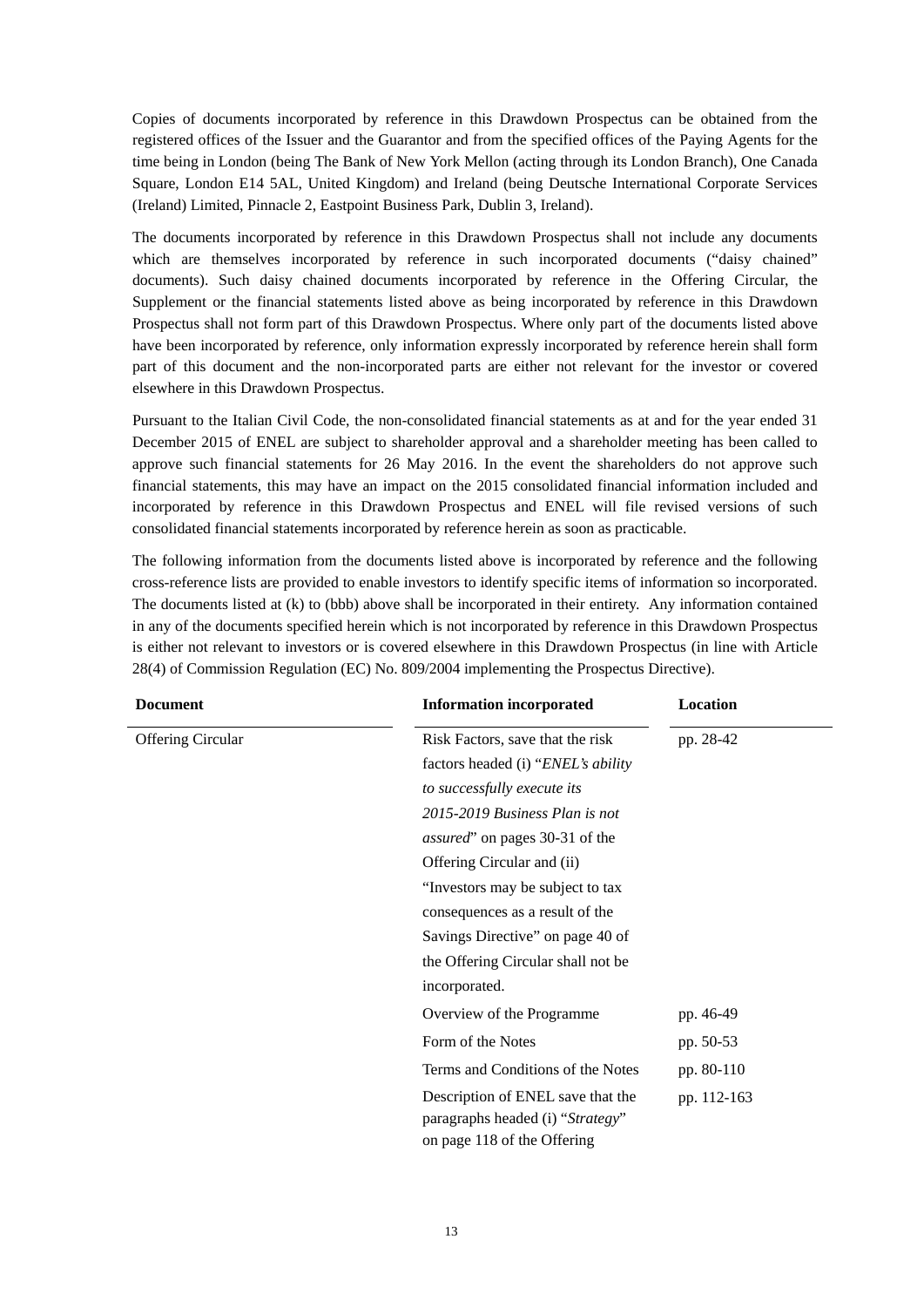Copies of documents incorporated by reference in this Drawdown Prospectus can be obtained from the registered offices of the Issuer and the Guarantor and from the specified offices of the Paying Agents for the time being in London (being The Bank of New York Mellon (acting through its London Branch), One Canada Square, London E14 5AL, United Kingdom) and Ireland (being Deutsche International Corporate Services (Ireland) Limited, Pinnacle 2, Eastpoint Business Park, Dublin 3, Ireland).

The documents incorporated by reference in this Drawdown Prospectus shall not include any documents which are themselves incorporated by reference in such incorporated documents ("daisy chained" documents). Such daisy chained documents incorporated by reference in the Offering Circular, the Supplement or the financial statements listed above as being incorporated by reference in this Drawdown Prospectus shall not form part of this Drawdown Prospectus. Where only part of the documents listed above have been incorporated by reference, only information expressly incorporated by reference herein shall form part of this document and the non-incorporated parts are either not relevant for the investor or covered elsewhere in this Drawdown Prospectus.

Pursuant to the Italian Civil Code, the non-consolidated financial statements as at and for the year ended 31 December 2015 of ENEL are subject to shareholder approval and a shareholder meeting has been called to approve such financial statements for 26 May 2016. In the event the shareholders do not approve such financial statements, this may have an impact on the 2015 consolidated financial information included and incorporated by reference in this Drawdown Prospectus and ENEL will file revised versions of such consolidated financial statements incorporated by reference herein as soon as practicable.

The following information from the documents listed above is incorporated by reference and the following cross-reference lists are provided to enable investors to identify specific items of information so incorporated. The documents listed at (k) to (bbb) above shall be incorporated in their entirety. Any information contained in any of the documents specified herein which is not incorporated by reference in this Drawdown Prospectus is either not relevant to investors or is covered elsewhere in this Drawdown Prospectus (in line with Article 28(4) of Commission Regulation (EC) No. 809/2004 implementing the Prospectus Directive).

| Document | Information incorporated | Location |
|---|---|---|
| Offering Circular | Risk Factors, save that the risk factors headed (i) "*ENEL's ability to successfully execute its 2015-2019 Business Plan is not assured*" on pages 30-31 of the Offering Circular and (ii) "Investors may be subject to tax consequences as a result of the Savings Directive" on page 40 of the Offering Circular shall not be incorporated. | pp. 28-42 |
| | Overview of the Programme | pp. 46-49 |
| | Form of the Notes | pp. 50-53 |
| | Terms and Conditions of the Notes | pp. 80-110 |
| | Description of ENEL save that the paragraphs headed (i) "*Strategy*" on page 118 of the Offering | pp. 112-163 |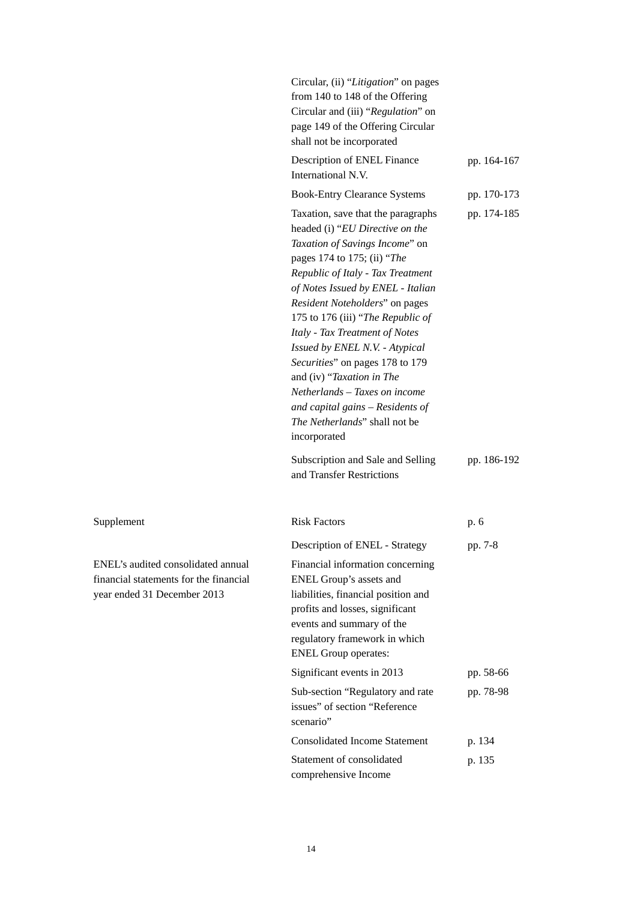| | | |
|---|---|---|
| | Circular, (ii) "*Litigation*" on pages from 140 to 148 of the Offering Circular and (iii) "*Regulation*" on page 149 of the Offering Circular shall not be incorporated | |
| | Description of ENEL Finance International N.V. | pp. 164-167 |
| | Book-Entry Clearance Systems | pp. 170-173 |
| | Taxation, save that the paragraphs headed (i) "*EU Directive on the Taxation of Savings Income*" on pages 174 to 175; (ii) "*The Republic of Italy - Tax Treatment of Notes Issued by ENEL - Italian Resident Noteholders*" on pages 175 to 176 (iii) "*The Republic of Italy - Tax Treatment of Notes Issued by ENEL N.V. - Atypical Securities*" on pages 178 to 179 and (iv) "*Taxation in The Netherlands – Taxes on income and capital gains – Residents of The Netherlands*" shall not be incorporated | pp. 174-185 |
| | Subscription and Sale and Selling and Transfer Restrictions | pp. 186-192 |
| Supplement | Risk Factors | p. 6 |
| | Description of ENEL - Strategy | pp. 7-8 |
| ENEL's audited consolidated annual financial statements for the financial year ended 31 December 2013 | Financial information concerning ENEL Group's assets and liabilities, financial position and profits and losses, significant events and summary of the regulatory framework in which ENEL Group operates: | |
| | Significant events in 2013 | pp. 58-66 |
| | Sub-section "Regulatory and rate issues" of section "Reference scenario" | pp. 78-98 |
| | Consolidated Income Statement | p. 134 |
| | Statement of consolidated comprehensive Income | p. 135 |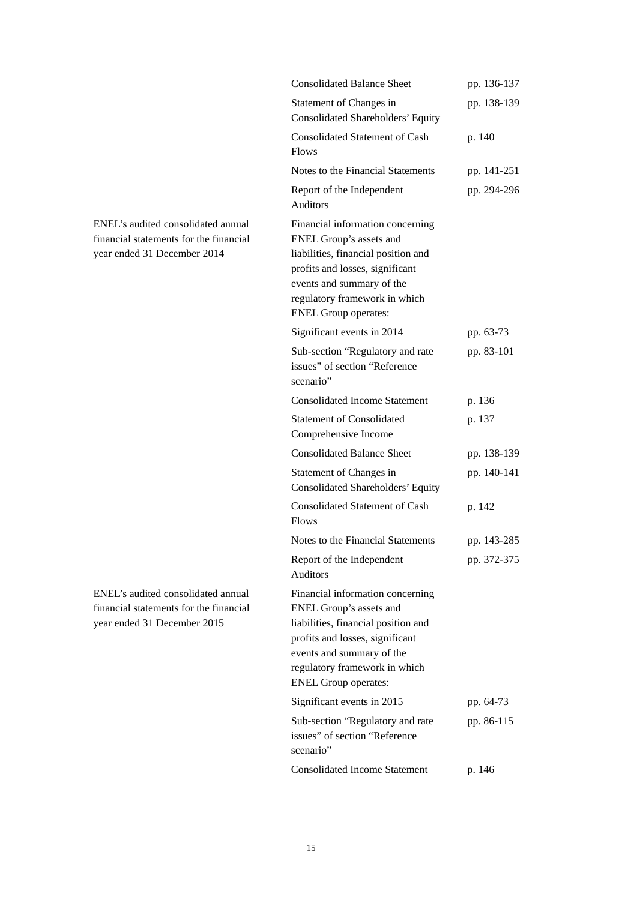| | | |
|---|---|---|
| | Consolidated Balance Sheet | pp. 136-137 |
| | Statement of Changes in Consolidated Shareholders' Equity | pp. 138-139 |
| | Consolidated Statement of Cash Flows | p. 140 |
| | Notes to the Financial Statements | pp. 141-251 |
| | Report of the Independent Auditors | pp. 294-296 |
| ENEL's audited consolidated annual financial statements for the financial year ended 31 December 2014 | Financial information concerning ENEL Group's assets and liabilities, financial position and profits and losses, significant events and summary of the regulatory framework in which ENEL Group operates: | |
| | Significant events in 2014 | pp. 63-73 |
| | Sub-section "Regulatory and rate issues" of section "Reference scenario" | pp. 83-101 |
| | Consolidated Income Statement | p. 136 |
| | Statement of Consolidated Comprehensive Income | p. 137 |
| | Consolidated Balance Sheet | pp. 138-139 |
| | Statement of Changes in Consolidated Shareholders' Equity | pp. 140-141 |
| | Consolidated Statement of Cash Flows | p. 142 |
| | Notes to the Financial Statements | pp. 143-285 |
| | Report of the Independent Auditors | pp. 372-375 |
| ENEL's audited consolidated annual financial statements for the financial year ended 31 December 2015 | Financial information concerning ENEL Group's assets and liabilities, financial position and profits and losses, significant events and summary of the regulatory framework in which ENEL Group operates: | |
| | Significant events in 2015 | pp. 64-73 |
| | Sub-section "Regulatory and rate issues" of section "Reference scenario" | pp. 86-115 |
| | Consolidated Income Statement | p. 146 |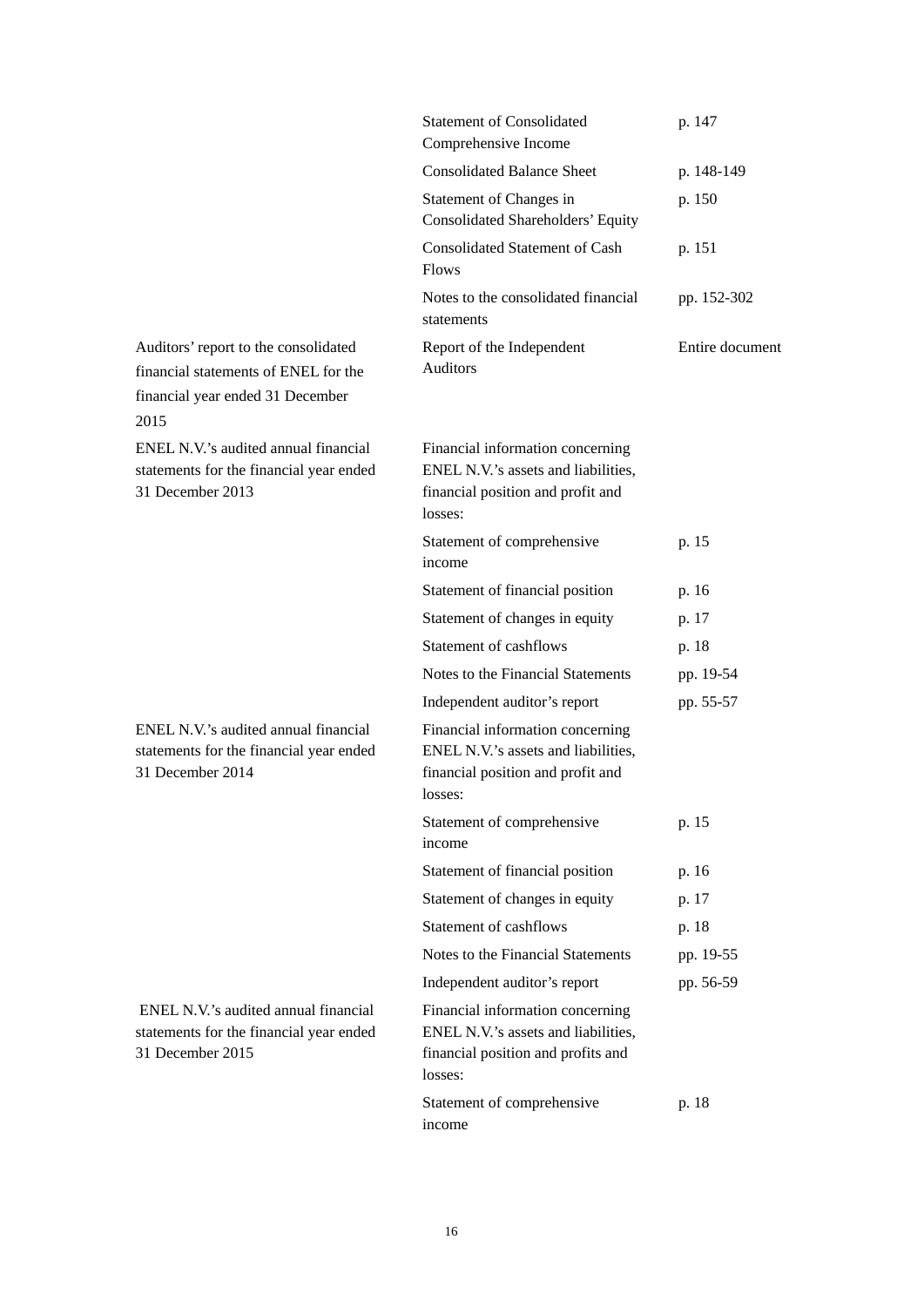| | | |
|---|---|---|
| | Statement of Consolidated Comprehensive Income | p. 147 |
| | Consolidated Balance Sheet | p. 148-149 |
| | Statement of Changes in Consolidated Shareholders' Equity | p. 150 |
| | Consolidated Statement of Cash Flows | p. 151 |
| | Notes to the consolidated financial statements | pp. 152-302 |
| Auditors' report to the consolidated financial statements of ENEL for the financial year ended 31 December 2015 | Report of the Independent Auditors | Entire document |
| ENEL N.V.'s audited annual financial statements for the financial year ended 31 December 2013 | Financial information concerning ENEL N.V.'s assets and liabilities, financial position and profit and losses: | |
| | Statement of comprehensive income | p. 15 |
| | Statement of financial position | p. 16 |
| | Statement of changes in equity | p. 17 |
| | Statement of cashflows | p. 18 |
| | Notes to the Financial Statements | pp. 19-54 |
| | Independent auditor's report | pp. 55-57 |
| ENEL N.V.'s audited annual financial statements for the financial year ended 31 December 2014 | Financial information concerning ENEL N.V.'s assets and liabilities, financial position and profit and losses: | |
| | Statement of comprehensive income | p. 15 |
| | Statement of financial position | p. 16 |
| | Statement of changes in equity | p. 17 |
| | Statement of cashflows | p. 18 |
| | Notes to the Financial Statements | pp. 19-55 |
| | Independent auditor's report | pp. 56-59 |
| ENEL N.V.'s audited annual financial statements for the financial year ended 31 December 2015 | Financial information concerning ENEL N.V.'s assets and liabilities, financial position and profits and losses: | |
| | Statement of comprehensive income | p. 18 |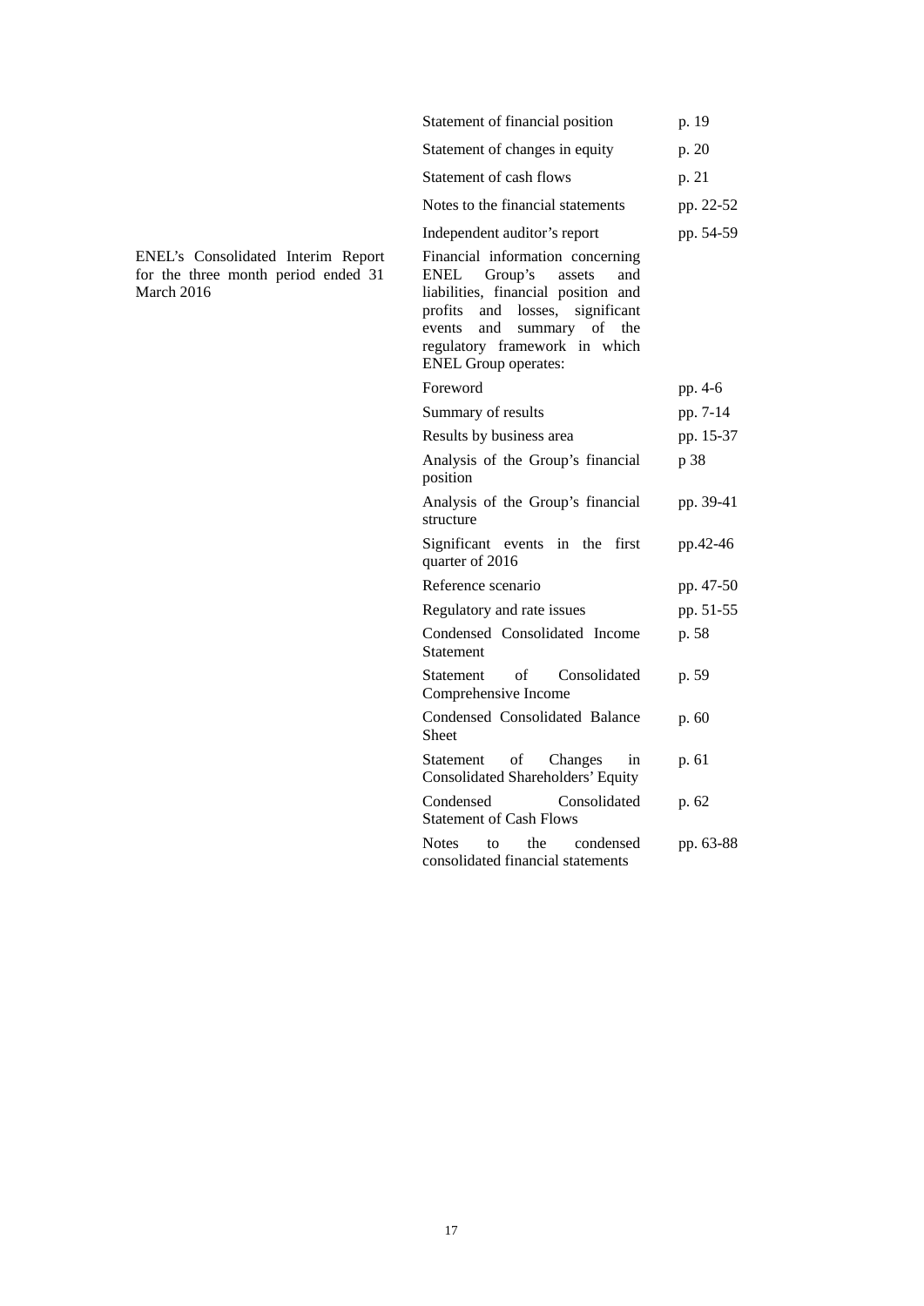| | | |
|---|---|---|
| | Statement of financial position | p. 19 |
| | Statement of changes in equity | p. 20 |
| | Statement of cash flows | p. 21 |
| | Notes to the financial statements | pp. 22-52 |
| | Independent auditor's report | pp. 54-59 |
| ENEL's Consolidated Interim Report for the three month period ended 31 March 2016 | Financial information concerning ENEL Group's assets and liabilities, financial position and profits and losses, significant events and summary of the regulatory framework in which ENEL Group operates: | |
| | Foreword | pp. 4-6 |
| | Summary of results | pp. 7-14 |
| | Results by business area | pp. 15-37 |
| | Analysis of the Group's financial position | p 38 |
| | Analysis of the Group's financial structure | pp. 39-41 |
| | Significant events in the first quarter of 2016 | pp.42-46 |
| | Reference scenario | pp. 47-50 |
| | Regulatory and rate issues | pp. 51-55 |
| | Condensed Consolidated Income Statement | p. 58 |
| | Statement of Consolidated Comprehensive Income | p. 59 |
| | Condensed Consolidated Balance Sheet | p. 60 |
| | Statement of Changes in Consolidated Shareholders' Equity | p. 61 |
| | Condensed Consolidated Statement of Cash Flows | p. 62 |
| | Notes to the condensed consolidated financial statements | pp. 63-88 |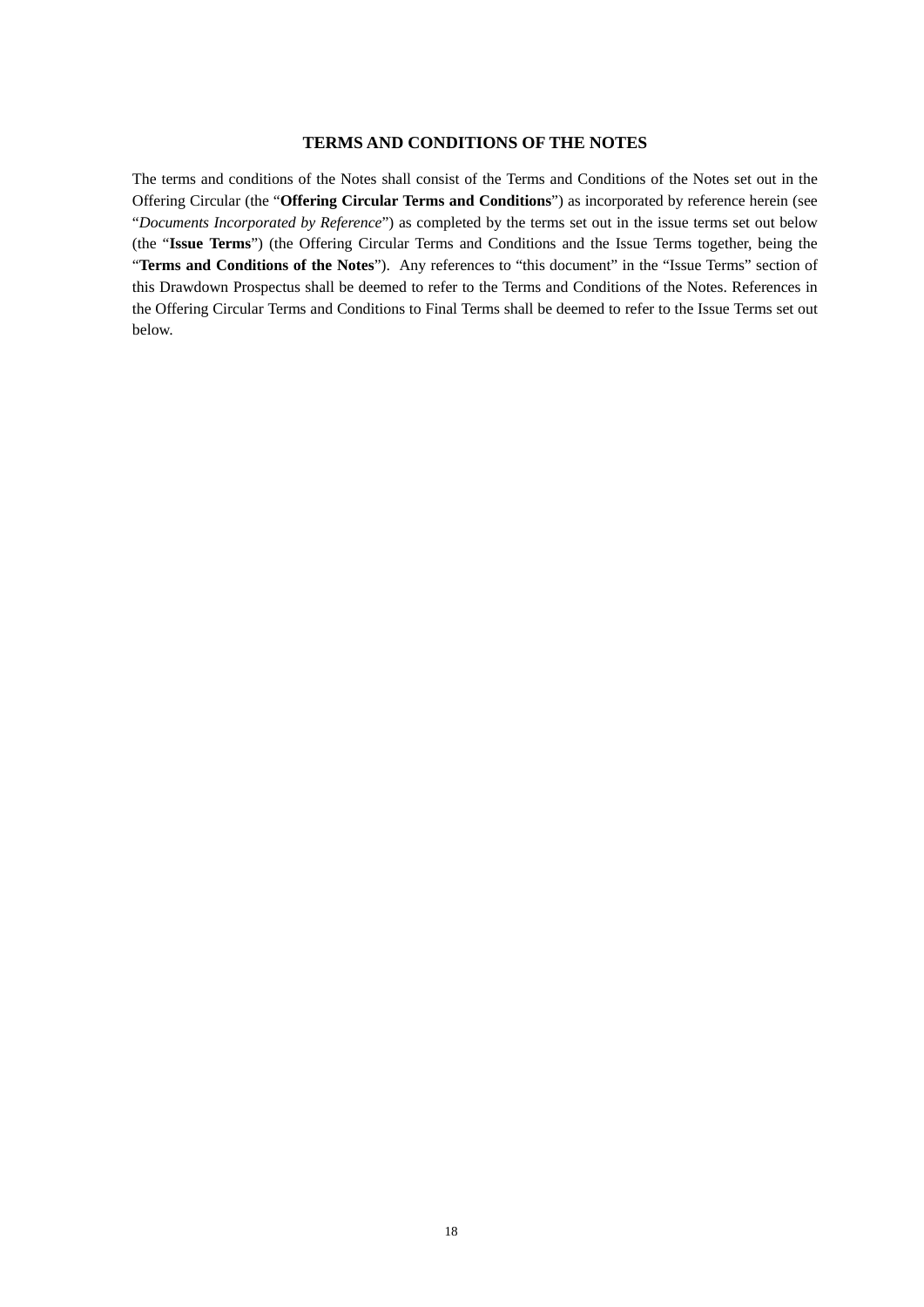# TERMS AND CONDITIONS OF THE NOTES

The terms and conditions of the Notes shall consist of the Terms and Conditions of the Notes set out in the Offering Circular (the "**Offering Circular Terms and Conditions**") as incorporated by reference herein (see "*Documents Incorporated by Reference*") as completed by the terms set out in the issue terms set out below (the "**Issue Terms**") (the Offering Circular Terms and Conditions and the Issue Terms together, being the "**Terms and Conditions of the Notes**"). Any references to "this document" in the "Issue Terms" section of this Drawdown Prospectus shall be deemed to refer to the Terms and Conditions of the Notes. References in the Offering Circular Terms and Conditions to Final Terms shall be deemed to refer to the Issue Terms set out below.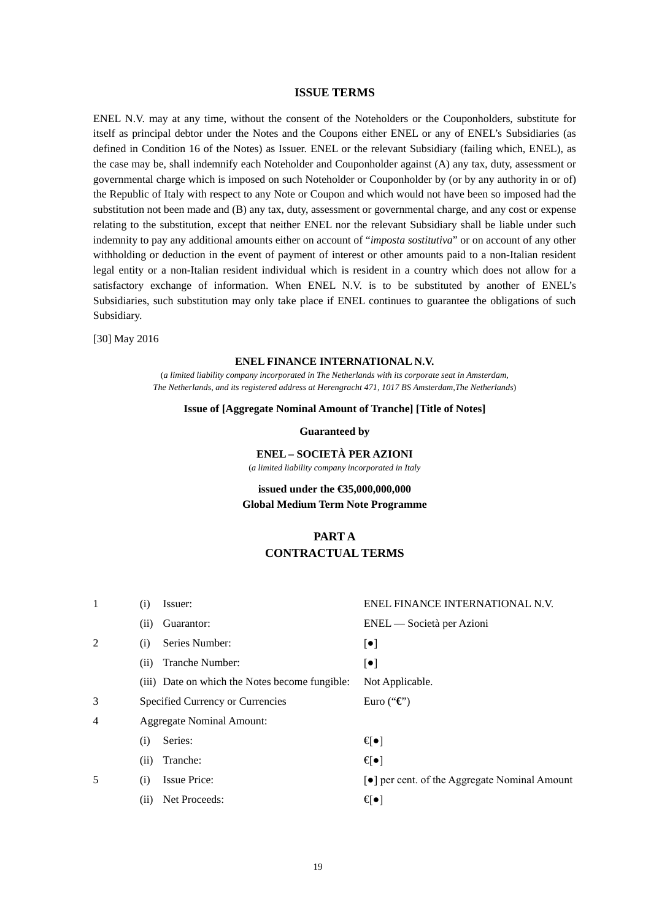## ISSUE TERMS

ENEL N.V. may at any time, without the consent of the Noteholders or the Couponholders, substitute for itself as principal debtor under the Notes and the Coupons either ENEL or any of ENEL's Subsidiaries (as defined in Condition 16 of the Notes) as Issuer. ENEL or the relevant Subsidiary (failing which, ENEL), as the case may be, shall indemnify each Noteholder and Couponholder against (A) any tax, duty, assessment or governmental charge which is imposed on such Noteholder or Couponholder by (or by any authority in or of) the Republic of Italy with respect to any Note or Coupon and which would not have been so imposed had the substitution not been made and (B) any tax, duty, assessment or governmental charge, and any cost or expense relating to the substitution, except that neither ENEL nor the relevant Subsidiary shall be liable under such indemnity to pay any additional amounts either on account of "*imposta sostitutiva*" or on account of any other withholding or deduction in the event of payment of interest or other amounts paid to a non-Italian resident legal entity or a non-Italian resident individual which is resident in a country which does not allow for a satisfactory exchange of information. When ENEL N.V. is to be substituted by another of ENEL's Subsidiaries, such substitution may only take place if ENEL continues to guarantee the obligations of such Subsidiary.

[30] May 2016

**ENEL FINANCE INTERNATIONAL N.V.**

(*a limited liability company incorporated in The Netherlands with its corporate seat in Amsterdam, The Netherlands, and its registered address at Herengracht 471, 1017 BS Amsterdam,The Netherlands*)

**Issue of [Aggregate Nominal Amount of Tranche] [Title of Notes]**

**Guaranteed by**

**ENEL – SOCIETÀ PER AZIONI**

(*a limited liability company incorporated in Italy*

**issued under the €35,000,000,000**
**Global Medium Term Note Programme**

## PART A
## CONTRACTUAL TERMS

| | | |
|---|---|---|
| 1 | (i) Issuer: | ENEL FINANCE INTERNATIONAL N.V. |
| | (ii) Guarantor: | ENEL — Società per Azioni |
| 2 | (i) Series Number: | [●] |
| | (ii) Tranche Number: | [●] |
| | (iii) Date on which the Notes become fungible: | Not Applicable. |
| 3 | Specified Currency or Currencies | Euro ("€") |
| 4 | Aggregate Nominal Amount: | |
| | (i) Series: | €[●] |
| | (ii) Tranche: | €[●] |
| 5 | (i) Issue Price: | [●] per cent. of the Aggregate Nominal Amount |
| | (ii) Net Proceeds: | €[●] |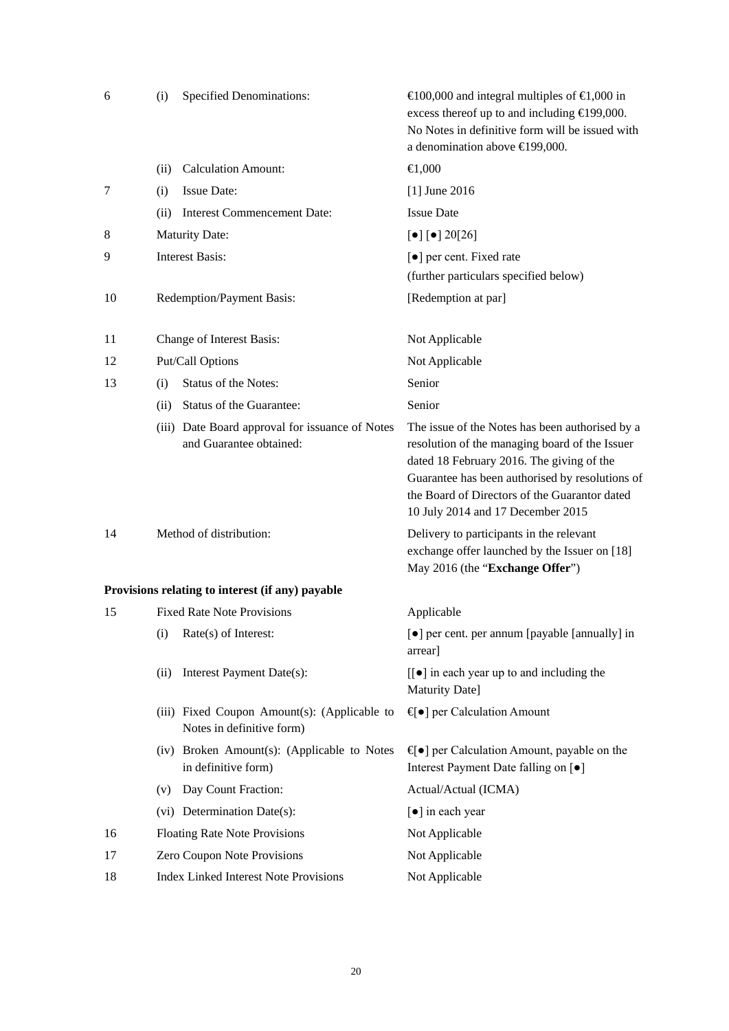| | | | |
|---|---|---|---|
| 6 | (i) | Specified Denominations: | €100,000 and integral multiples of €1,000 in excess thereof up to and including €199,000. No Notes in definitive form will be issued with a denomination above €199,000. |
| | (ii) | Calculation Amount: | €1,000 |
| 7 | (i) | Issue Date: | [1] June 2016 |
| | (ii) | Interest Commencement Date: | Issue Date |
| 8 | | Maturity Date: | [●] [●] 20[26] |
| 9 | | Interest Basis: | [●] per cent. Fixed rate (further particulars specified below) |
| 10 | | Redemption/Payment Basis: | [Redemption at par] |
| 11 | | Change of Interest Basis: | Not Applicable |
| 12 | | Put/Call Options | Not Applicable |
| 13 | (i) | Status of the Notes: | Senior |
| | (ii) | Status of the Guarantee: | Senior |
| | (iii) | Date Board approval for issuance of Notes and Guarantee obtained: | The issue of the Notes has been authorised by a resolution of the managing board of the Issuer dated 18 February 2016. The giving of the Guarantee has been authorised by resolutions of the Board of Directors of the Guarantor dated 10 July 2014 and 17 December 2015 |
| 14 | | Method of distribution: | Delivery to participants in the relevant exchange offer launched by the Issuer on [18] May 2016 (the "**Exchange Offer**") |

**Provisions relating to interest (if any) payable**

| | | | |
|---|---|---|---|
| 15 | | Fixed Rate Note Provisions | Applicable |
| | (i) | Rate(s) of Interest: | [●] per cent. per annum [payable [annually] in arrear] |
| | (ii) | Interest Payment Date(s): | [[●] in each year up to and including the Maturity Date] |
| | (iii) | Fixed Coupon Amount(s): (Applicable to Notes in definitive form) | €[●] per Calculation Amount |
| | (iv) | Broken Amount(s): (Applicable to Notes in definitive form) | €[●] per Calculation Amount, payable on the Interest Payment Date falling on [●] |
| | (v) | Day Count Fraction: | Actual/Actual (ICMA) |
| | (vi) | Determination Date(s): | [●] in each year |
| 16 | | Floating Rate Note Provisions | Not Applicable |
| 17 | | Zero Coupon Note Provisions | Not Applicable |
| 18 | | Index Linked Interest Note Provisions | Not Applicable |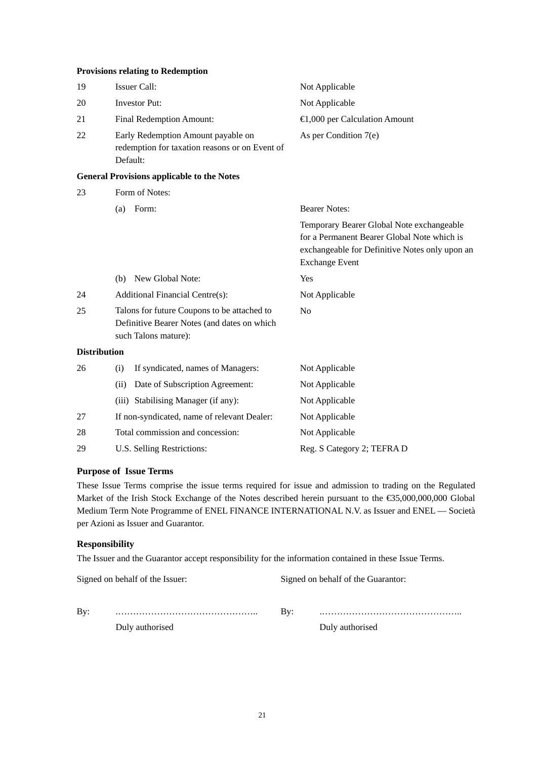**Provisions relating to Redemption**

| | | |
|---|---|---|
| 19 | Issuer Call: | Not Applicable |
| 20 | Investor Put: | Not Applicable |
| 21 | Final Redemption Amount: | €1,000 per Calculation Amount |
| 22 | Early Redemption Amount payable on redemption for taxation reasons or on Event of Default: | As per Condition 7(e) |

**General Provisions applicable to the Notes**

| | | |
|---|---|---|
| 23 | Form of Notes: | |
| | (a) Form: | Bearer Notes: |
| | | Temporary Bearer Global Note exchangeable for a Permanent Bearer Global Note which is exchangeable for Definitive Notes only upon an Exchange Event |
| | (b) New Global Note: | Yes |
| 24 | Additional Financial Centre(s): | Not Applicable |
| 25 | Talons for future Coupons to be attached to Definitive Bearer Notes (and dates on which such Talons mature): | No |

**Distribution**

| | | |
|---|---|---|
| 26 | (i) If syndicated, names of Managers: | Not Applicable |
| | (ii) Date of Subscription Agreement: | Not Applicable |
| | (iii) Stabilising Manager (if any): | Not Applicable |
| 27 | If non-syndicated, name of relevant Dealer: | Not Applicable |
| 28 | Total commission and concession: | Not Applicable |
| 29 | U.S. Selling Restrictions: | Reg. S Category 2; TEFRA D |

**Purpose of Issue Terms**

These Issue Terms comprise the issue terms required for issue and admission to trading on the Regulated Market of the Irish Stock Exchange of the Notes described herein pursuant to the €35,000,000,000 Global Medium Term Note Programme of ENEL FINANCE INTERNATIONAL N.V. as Issuer and ENEL — Società per Azioni as Issuer and Guarantor.

**Responsibility**

The Issuer and the Guarantor accept responsibility for the information contained in these Issue Terms.

Signed on behalf of the Issuer:

By: ………………………………………..
Duly authorised

Signed on behalf of the Guarantor:

By: ………………………………………..
Duly authorised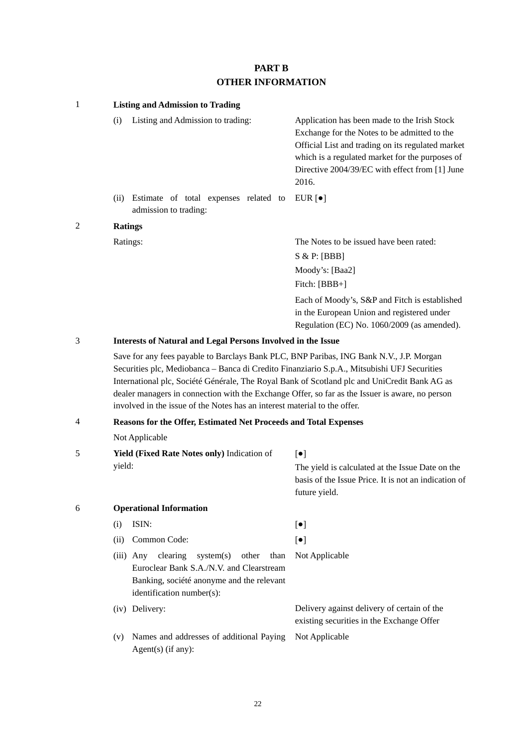# PART B
# OTHER INFORMATION

**1 Listing and Admission to Trading**

| | |
|---|---|
| (i) Listing and Admission to trading: | Application has been made to the Irish Stock Exchange for the Notes to be admitted to the Official List and trading on its regulated market which is a regulated market for the purposes of Directive 2004/39/EC with effect from [1] June 2016. |
| (ii) Estimate of total expenses related to admission to trading: | EUR [●] |

**2 Ratings**

| | |
|---|---|
| Ratings: | The Notes to be issued have been rated:<br>S & P: [BBB]<br>Moody's: [Baa2]<br>Fitch: [BBB+]<br>Each of Moody's, S&P and Fitch is established in the European Union and registered under Regulation (EC) No. 1060/2009 (as amended). |

**3 Interests of Natural and Legal Persons Involved in the Issue**

Save for any fees payable to Barclays Bank PLC, BNP Paribas, ING Bank N.V., J.P. Morgan Securities plc, Mediobanca – Banca di Credito Finanziario S.p.A., Mitsubishi UFJ Securities International plc, Société Générale, The Royal Bank of Scotland plc and UniCredit Bank AG as dealer managers in connection with the Exchange Offer, so far as the Issuer is aware, no person involved in the issue of the Notes has an interest material to the offer.

**4 Reasons for the Offer, Estimated Net Proceeds and Total Expenses**

Not Applicable

**5 Yield (Fixed Rate Notes only)**

| | |
|---|---|
| **Yield (Fixed Rate Notes only)** Indication of yield: | [●]<br>The yield is calculated at the Issue Date on the basis of the Issue Price. It is not an indication of future yield. |

**6 Operational Information**

| | |
|---|---|
| (i) ISIN: | [●] |
| (ii) Common Code: | [●] |
| (iii) Any clearing system(s) other than Euroclear Bank S.A./N.V. and Clearstream Banking, société anonyme and the relevant identification number(s): | Not Applicable |
| (iv) Delivery: | Delivery against delivery of certain of the existing securities in the Exchange Offer |
| (v) Names and addresses of additional Paying Agent(s) (if any): | Not Applicable |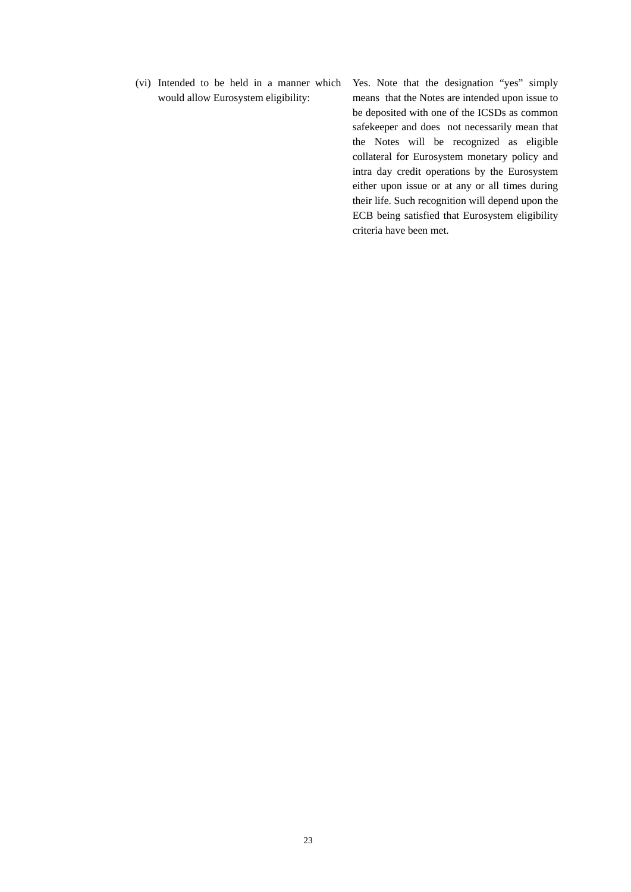| | |
|---|---|
| (vi) Intended to be held in a manner which would allow Eurosystem eligibility: | Yes. Note that the designation "yes" simply means that the Notes are intended upon issue to be deposited with one of the ICSDs as common safekeeper and does not necessarily mean that the Notes will be recognized as eligible collateral for Eurosystem monetary policy and intra day credit operations by the Eurosystem either upon issue or at any or all times during their life. Such recognition will depend upon the ECB being satisfied that Eurosystem eligibility criteria have been met. |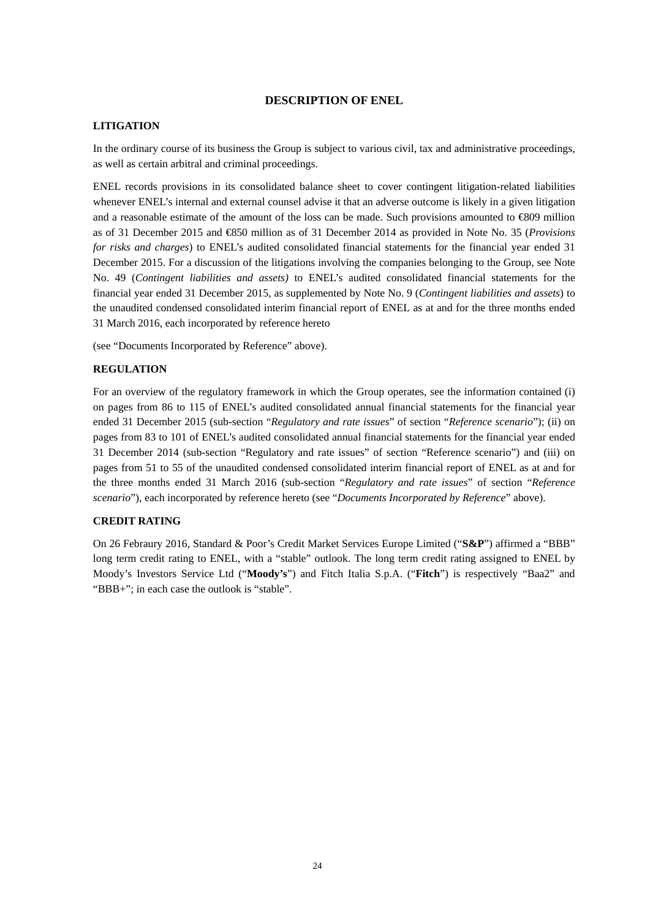## DESCRIPTION OF ENEL

### LITIGATION

In the ordinary course of its business the Group is subject to various civil, tax and administrative proceedings, as well as certain arbitral and criminal proceedings.

ENEL records provisions in its consolidated balance sheet to cover contingent litigation-related liabilities whenever ENEL's internal and external counsel advise it that an adverse outcome is likely in a given litigation and a reasonable estimate of the amount of the loss can be made. Such provisions amounted to €809 million as of 31 December 2015 and €850 million as of 31 December 2014 as provided in Note No. 35 (*Provisions for risks and charges*) to ENEL's audited consolidated financial statements for the financial year ended 31 December 2015. For a discussion of the litigations involving the companies belonging to the Group, see Note No. 49 (*Contingent liabilities and assets)* to ENEL's audited consolidated financial statements for the financial year ended 31 December 2015, as supplemented by Note No. 9 (*Contingent liabilities and assets*) to the unaudited condensed consolidated interim financial report of ENEL as at and for the three months ended 31 March 2016, each incorporated by reference hereto

(see "Documents Incorporated by Reference" above).

### REGULATION

For an overview of the regulatory framework in which the Group operates, see the information contained (i) on pages from 86 to 115 of ENEL's audited consolidated annual financial statements for the financial year ended 31 December 2015 (sub-section "*Regulatory and rate issues*" of section "*Reference scenario*"); (ii) on pages from 83 to 101 of ENEL's audited consolidated annual financial statements for the financial year ended 31 December 2014 (sub-section "Regulatory and rate issues" of section "Reference scenario") and (iii) on pages from 51 to 55 of the unaudited condensed consolidated interim financial report of ENEL as at and for the three months ended 31 March 2016 (sub-section "*Regulatory and rate issues*" of section "*Reference scenario*"), each incorporated by reference hereto (see "*Documents Incorporated by Reference*" above).

### CREDIT RATING

On 26 Febraury 2016, Standard & Poor's Credit Market Services Europe Limited ("**S&P**") affirmed a "BBB" long term credit rating to ENEL, with a "stable" outlook. The long term credit rating assigned to ENEL by Moody's Investors Service Ltd ("**Moody's**") and Fitch Italia S.p.A. ("**Fitch**") is respectively "Baa2" and "BBB+"; in each case the outlook is "stable".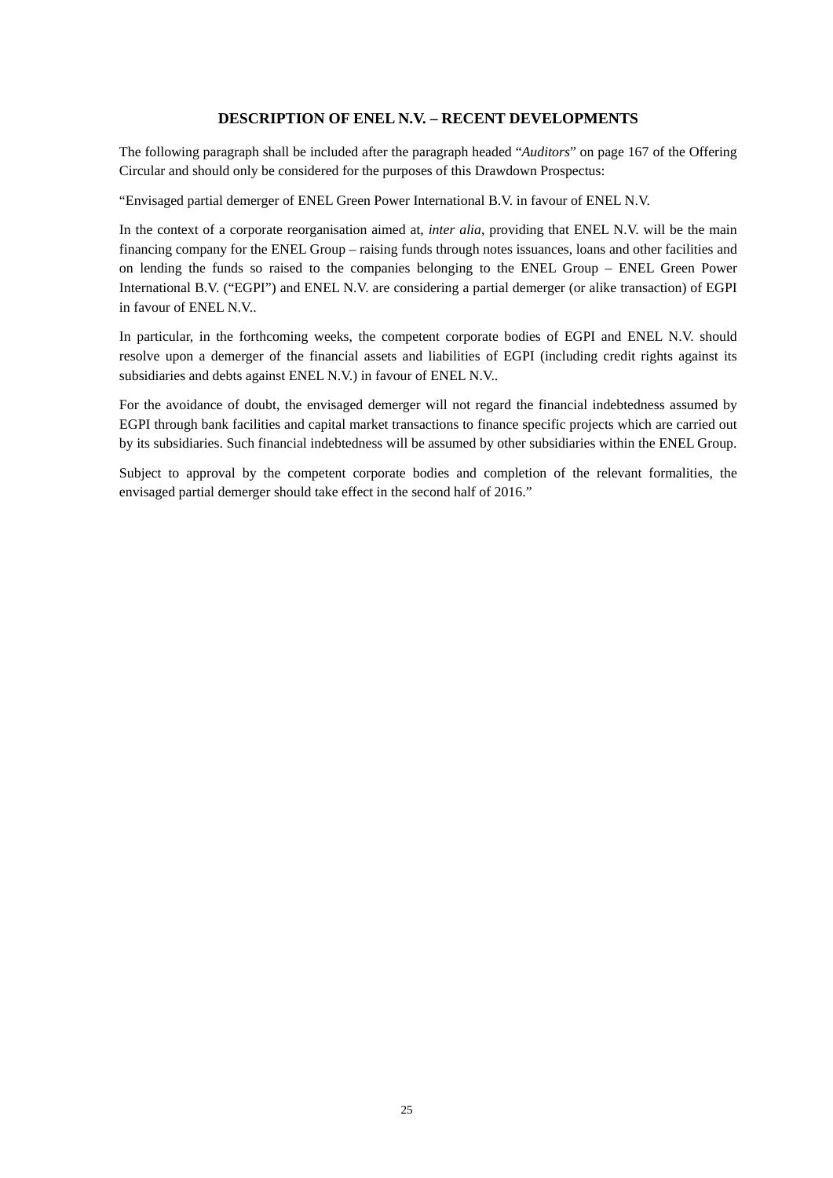## DESCRIPTION OF ENEL N.V. – RECENT DEVELOPMENTS

The following paragraph shall be included after the paragraph headed "*Auditors*" on page 167 of the Offering Circular and should only be considered for the purposes of this Drawdown Prospectus:

"Envisaged partial demerger of ENEL Green Power International B.V. in favour of ENEL N.V.

In the context of a corporate reorganisation aimed at, *inter alia*, providing that ENEL N.V. will be the main financing company for the ENEL Group – raising funds through notes issuances, loans and other facilities and on lending the funds so raised to the companies belonging to the ENEL Group – ENEL Green Power International B.V. ("EGPI") and ENEL N.V. are considering a partial demerger (or alike transaction) of EGPI in favour of ENEL N.V..

In particular, in the forthcoming weeks, the competent corporate bodies of EGPI and ENEL N.V. should resolve upon a demerger of the financial assets and liabilities of EGPI (including credit rights against its subsidiaries and debts against ENEL N.V.) in favour of ENEL N.V..

For the avoidance of doubt, the envisaged demerger will not regard the financial indebtedness assumed by EGPI through bank facilities and capital market transactions to finance specific projects which are carried out by its subsidiaries. Such financial indebtedness will be assumed by other subsidiaries within the ENEL Group.

Subject to approval by the competent corporate bodies and completion of the relevant formalities, the envisaged partial demerger should take effect in the second half of 2016."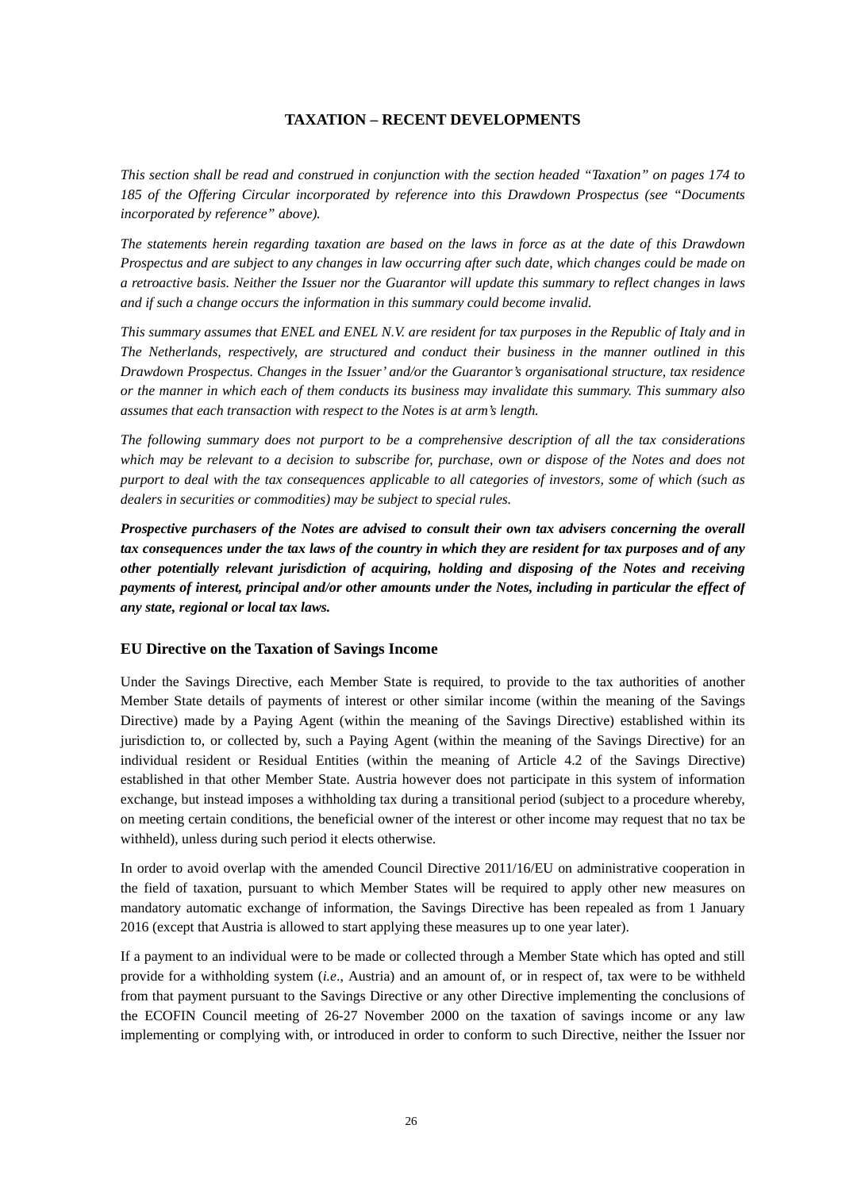## TAXATION – RECENT DEVELOPMENTS

*This section shall be read and construed in conjunction with the section headed "Taxation" on pages 174 to 185 of the Offering Circular incorporated by reference into this Drawdown Prospectus (see "Documents incorporated by reference" above).*

*The statements herein regarding taxation are based on the laws in force as at the date of this Drawdown Prospectus and are subject to any changes in law occurring after such date, which changes could be made on a retroactive basis. Neither the Issuer nor the Guarantor will update this summary to reflect changes in laws and if such a change occurs the information in this summary could become invalid.*

*This summary assumes that ENEL and ENEL N.V. are resident for tax purposes in the Republic of Italy and in The Netherlands, respectively, are structured and conduct their business in the manner outlined in this Drawdown Prospectus. Changes in the Issuer' and/or the Guarantor's organisational structure, tax residence or the manner in which each of them conducts its business may invalidate this summary. This summary also assumes that each transaction with respect to the Notes is at arm's length.*

*The following summary does not purport to be a comprehensive description of all the tax considerations which may be relevant to a decision to subscribe for, purchase, own or dispose of the Notes and does not purport to deal with the tax consequences applicable to all categories of investors, some of which (such as dealers in securities or commodities) may be subject to special rules.*

***Prospective purchasers of the Notes are advised to consult their own tax advisers concerning the overall tax consequences under the tax laws of the country in which they are resident for tax purposes and of any other potentially relevant jurisdiction of acquiring, holding and disposing of the Notes and receiving payments of interest, principal and/or other amounts under the Notes, including in particular the effect of any state, regional or local tax laws.***

### EU Directive on the Taxation of Savings Income

Under the Savings Directive, each Member State is required, to provide to the tax authorities of another Member State details of payments of interest or other similar income (within the meaning of the Savings Directive) made by a Paying Agent (within the meaning of the Savings Directive) established within its jurisdiction to, or collected by, such a Paying Agent (within the meaning of the Savings Directive) for an individual resident or Residual Entities (within the meaning of Article 4.2 of the Savings Directive) established in that other Member State. Austria however does not participate in this system of information exchange, but instead imposes a withholding tax during a transitional period (subject to a procedure whereby, on meeting certain conditions, the beneficial owner of the interest or other income may request that no tax be withheld), unless during such period it elects otherwise.

In order to avoid overlap with the amended Council Directive 2011/16/EU on administrative cooperation in the field of taxation, pursuant to which Member States will be required to apply other new measures on mandatory automatic exchange of information, the Savings Directive has been repealed as from 1 January 2016 (except that Austria is allowed to start applying these measures up to one year later).

If a payment to an individual were to be made or collected through a Member State which has opted and still provide for a withholding system (*i.e*., Austria) and an amount of, or in respect of, tax were to be withheld from that payment pursuant to the Savings Directive or any other Directive implementing the conclusions of the ECOFIN Council meeting of 26-27 November 2000 on the taxation of savings income or any law implementing or complying with, or introduced in order to conform to such Directive, neither the Issuer nor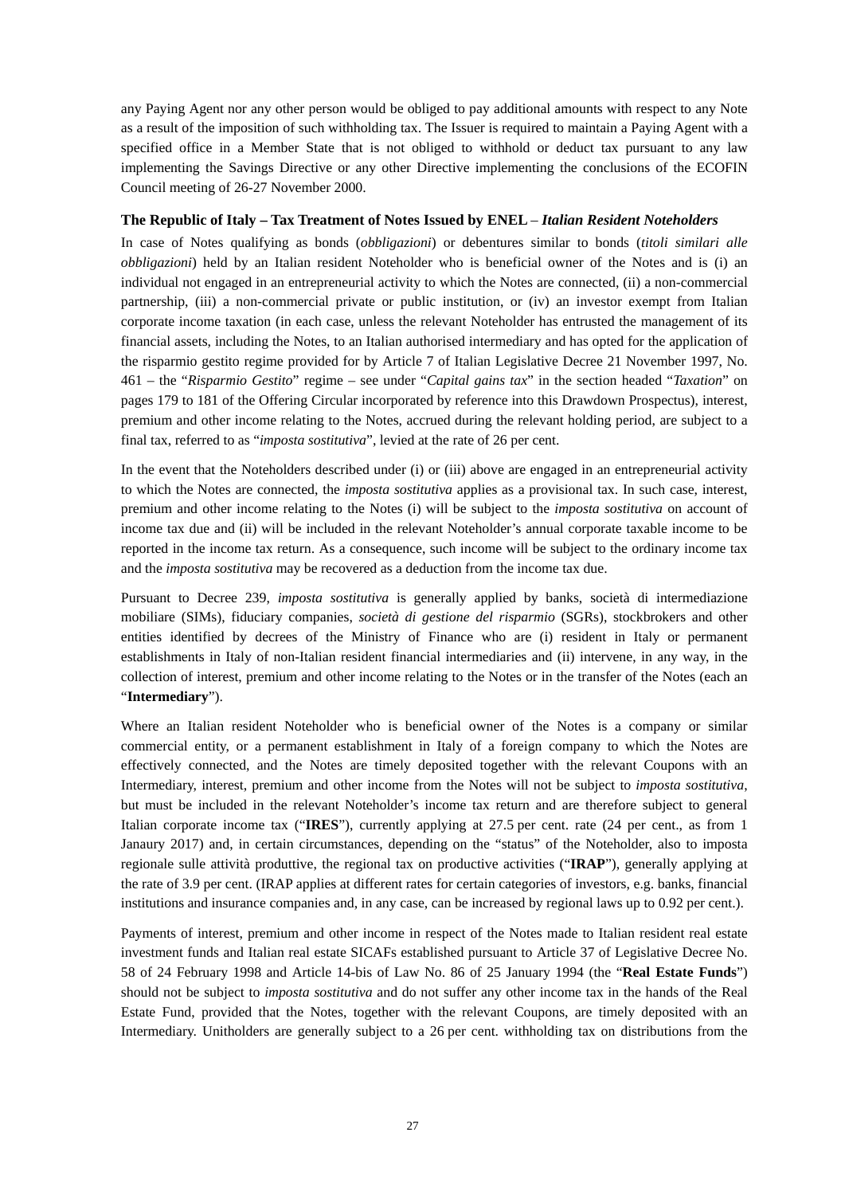any Paying Agent nor any other person would be obliged to pay additional amounts with respect to any Note as a result of the imposition of such withholding tax. The Issuer is required to maintain a Paying Agent with a specified office in a Member State that is not obliged to withhold or deduct tax pursuant to any law implementing the Savings Directive or any other Directive implementing the conclusions of the ECOFIN Council meeting of 26-27 November 2000.

### The Republic of Italy – Tax Treatment of Notes Issued by ENEL – *Italian Resident Noteholders*

In case of Notes qualifying as bonds (*obbligazioni*) or debentures similar to bonds (*titoli similari alle obbligazioni*) held by an Italian resident Noteholder who is beneficial owner of the Notes and is (i) an individual not engaged in an entrepreneurial activity to which the Notes are connected, (ii) a non-commercial partnership, (iii) a non-commercial private or public institution, or (iv) an investor exempt from Italian corporate income taxation (in each case, unless the relevant Noteholder has entrusted the management of its financial assets, including the Notes, to an Italian authorised intermediary and has opted for the application of the risparmio gestito regime provided for by Article 7 of Italian Legislative Decree 21 November 1997, No. 461 – the "*Risparmio Gestito*" regime – see under "*Capital gains tax*" in the section headed "*Taxation*" on pages 179 to 181 of the Offering Circular incorporated by reference into this Drawdown Prospectus), interest, premium and other income relating to the Notes, accrued during the relevant holding period, are subject to a final tax, referred to as "*imposta sostitutiva*", levied at the rate of 26 per cent.

In the event that the Noteholders described under (i) or (iii) above are engaged in an entrepreneurial activity to which the Notes are connected, the *imposta sostitutiva* applies as a provisional tax. In such case, interest, premium and other income relating to the Notes (i) will be subject to the *imposta sostitutiva* on account of income tax due and (ii) will be included in the relevant Noteholder's annual corporate taxable income to be reported in the income tax return. As a consequence, such income will be subject to the ordinary income tax and the *imposta sostitutiva* may be recovered as a deduction from the income tax due.

Pursuant to Decree 239, *imposta sostitutiva* is generally applied by banks, società di intermediazione mobiliare (SIMs), fiduciary companies, *società di gestione del risparmio* (SGRs), stockbrokers and other entities identified by decrees of the Ministry of Finance who are (i) resident in Italy or permanent establishments in Italy of non-Italian resident financial intermediaries and (ii) intervene, in any way, in the collection of interest, premium and other income relating to the Notes or in the transfer of the Notes (each an "**Intermediary**").

Where an Italian resident Noteholder who is beneficial owner of the Notes is a company or similar commercial entity, or a permanent establishment in Italy of a foreign company to which the Notes are effectively connected, and the Notes are timely deposited together with the relevant Coupons with an Intermediary, interest, premium and other income from the Notes will not be subject to *imposta sostitutiva*, but must be included in the relevant Noteholder's income tax return and are therefore subject to general Italian corporate income tax ("**IRES**"), currently applying at 27.5 per cent. rate (24 per cent., as from 1 Janaury 2017) and, in certain circumstances, depending on the "status" of the Noteholder, also to imposta regionale sulle attività produttive, the regional tax on productive activities ("**IRAP**"), generally applying at the rate of 3.9 per cent. (IRAP applies at different rates for certain categories of investors, e.g. banks, financial institutions and insurance companies and, in any case, can be increased by regional laws up to 0.92 per cent.).

Payments of interest, premium and other income in respect of the Notes made to Italian resident real estate investment funds and Italian real estate SICAFs established pursuant to Article 37 of Legislative Decree No. 58 of 24 February 1998 and Article 14-bis of Law No. 86 of 25 January 1994 (the "**Real Estate Funds**") should not be subject to *imposta sostitutiva* and do not suffer any other income tax in the hands of the Real Estate Fund, provided that the Notes, together with the relevant Coupons, are timely deposited with an Intermediary. Unitholders are generally subject to a 26 per cent. withholding tax on distributions from the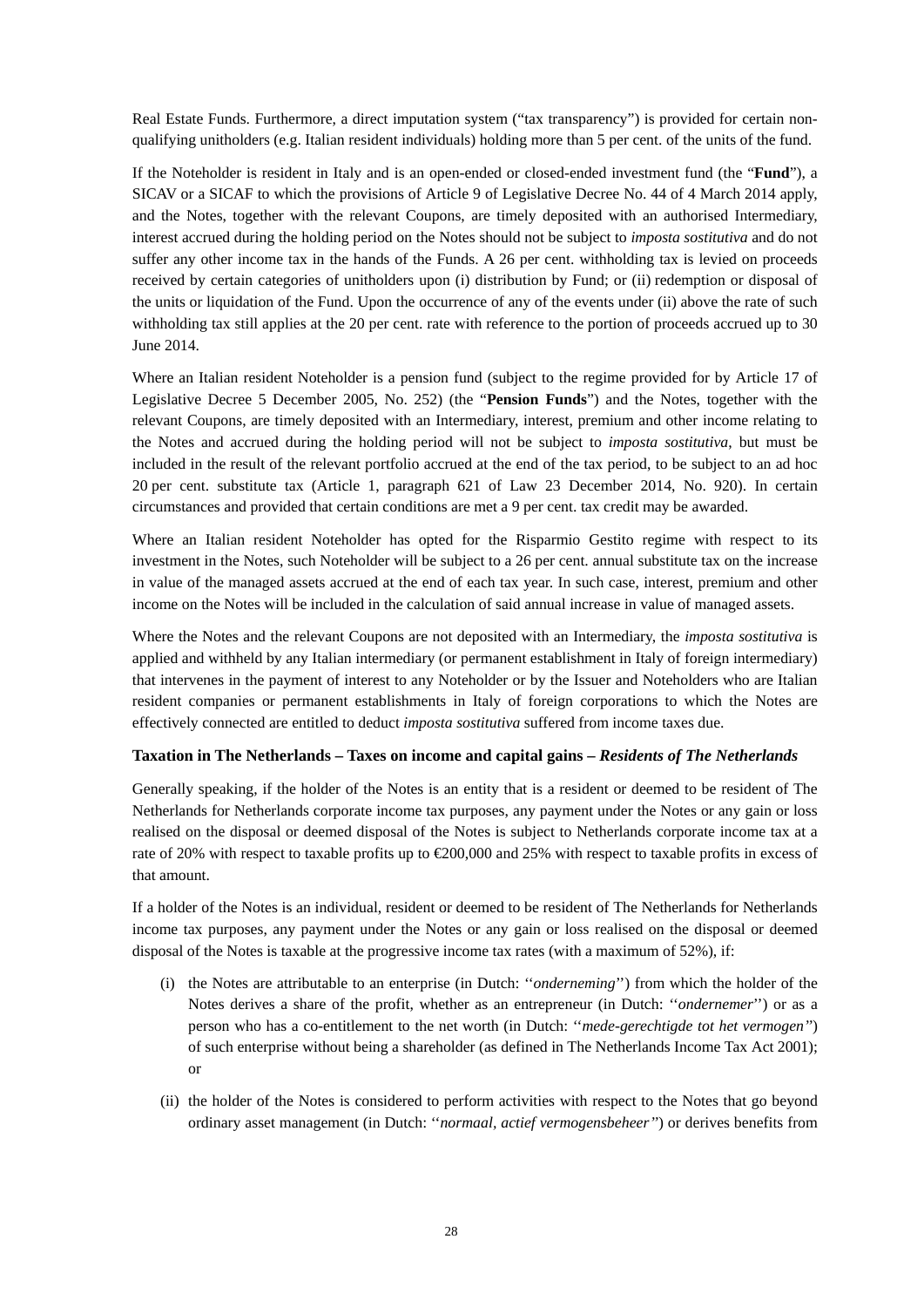Real Estate Funds. Furthermore, a direct imputation system ("tax transparency") is provided for certain non-qualifying unitholders (e.g. Italian resident individuals) holding more than 5 per cent. of the units of the fund.

If the Noteholder is resident in Italy and is an open-ended or closed-ended investment fund (the "**Fund**"), a SICAV or a SICAF to which the provisions of Article 9 of Legislative Decree No. 44 of 4 March 2014 apply, and the Notes, together with the relevant Coupons, are timely deposited with an authorised Intermediary, interest accrued during the holding period on the Notes should not be subject to *imposta sostitutiva* and do not suffer any other income tax in the hands of the Funds. A 26 per cent. withholding tax is levied on proceeds received by certain categories of unitholders upon (i) distribution by Fund; or (ii) redemption or disposal of the units or liquidation of the Fund. Upon the occurrence of any of the events under (ii) above the rate of such withholding tax still applies at the 20 per cent. rate with reference to the portion of proceeds accrued up to 30 June 2014.

Where an Italian resident Noteholder is a pension fund (subject to the regime provided for by Article 17 of Legislative Decree 5 December 2005, No. 252) (the "**Pension Funds**") and the Notes, together with the relevant Coupons, are timely deposited with an Intermediary, interest, premium and other income relating to the Notes and accrued during the holding period will not be subject to *imposta sostitutiva*, but must be included in the result of the relevant portfolio accrued at the end of the tax period, to be subject to an ad hoc 20 per cent. substitute tax (Article 1, paragraph 621 of Law 23 December 2014, No. 920). In certain circumstances and provided that certain conditions are met a 9 per cent. tax credit may be awarded.

Where an Italian resident Noteholder has opted for the Risparmio Gestito regime with respect to its investment in the Notes, such Noteholder will be subject to a 26 per cent. annual substitute tax on the increase in value of the managed assets accrued at the end of each tax year. In such case, interest, premium and other income on the Notes will be included in the calculation of said annual increase in value of managed assets.

Where the Notes and the relevant Coupons are not deposited with an Intermediary, the *imposta sostitutiva* is applied and withheld by any Italian intermediary (or permanent establishment in Italy of foreign intermediary) that intervenes in the payment of interest to any Noteholder or by the Issuer and Noteholders who are Italian resident companies or permanent establishments in Italy of foreign corporations to which the Notes are effectively connected are entitled to deduct *imposta sostitutiva* suffered from income taxes due.

**Taxation in The Netherlands – Taxes on income and capital gains – *Residents of The Netherlands***

Generally speaking, if the holder of the Notes is an entity that is a resident or deemed to be resident of The Netherlands for Netherlands corporate income tax purposes, any payment under the Notes or any gain or loss realised on the disposal or deemed disposal of the Notes is subject to Netherlands corporate income tax at a rate of 20% with respect to taxable profits up to €200,000 and 25% with respect to taxable profits in excess of that amount.

If a holder of the Notes is an individual, resident or deemed to be resident of The Netherlands for Netherlands income tax purposes, any payment under the Notes or any gain or loss realised on the disposal or deemed disposal of the Notes is taxable at the progressive income tax rates (with a maximum of 52%), if:

(i) the Notes are attributable to an enterprise (in Dutch: ''*onderneming*'') from which the holder of the Notes derives a share of the profit, whether as an entrepreneur (in Dutch: ''*ondernemer*'') or as a person who has a co-entitlement to the net worth (in Dutch: ''*mede-gerechtigde tot het vermogen*'') of such enterprise without being a shareholder (as defined in The Netherlands Income Tax Act 2001); or

(ii) the holder of the Notes is considered to perform activities with respect to the Notes that go beyond ordinary asset management (in Dutch: ''*normaal, actief vermogensbeheer*'') or derives benefits from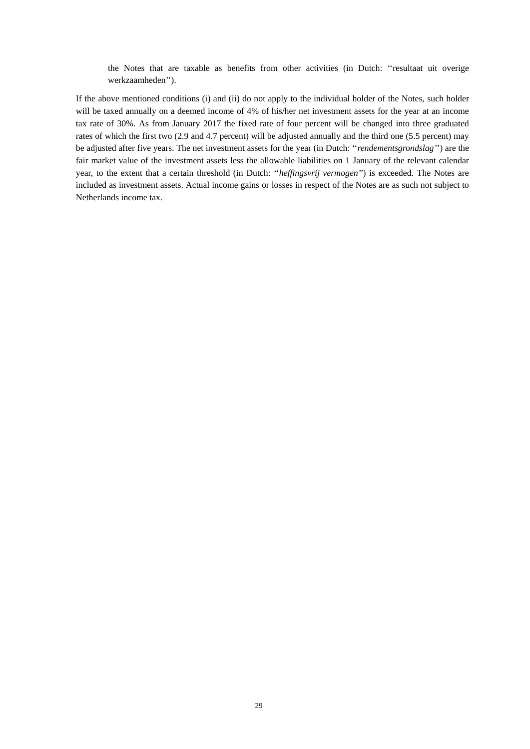the Notes that are taxable as benefits from other activities (in Dutch: ''resultaat uit overige werkzaamheden'').

If the above mentioned conditions (i) and (ii) do not apply to the individual holder of the Notes, such holder will be taxed annually on a deemed income of 4% of his/her net investment assets for the year at an income tax rate of 30%. As from January 2017 the fixed rate of four percent will be changed into three graduated rates of which the first two (2.9 and 4.7 percent) will be adjusted annually and the third one (5.5 percent) may be adjusted after five years. The net investment assets for the year (in Dutch: ''*rendementsgrondslag*'') are the fair market value of the investment assets less the allowable liabilities on 1 January of the relevant calendar year, to the extent that a certain threshold (in Dutch: ''*heffingsvrij vermogen*'') is exceeded. The Notes are included as investment assets. Actual income gains or losses in respect of the Notes are as such not subject to Netherlands income tax.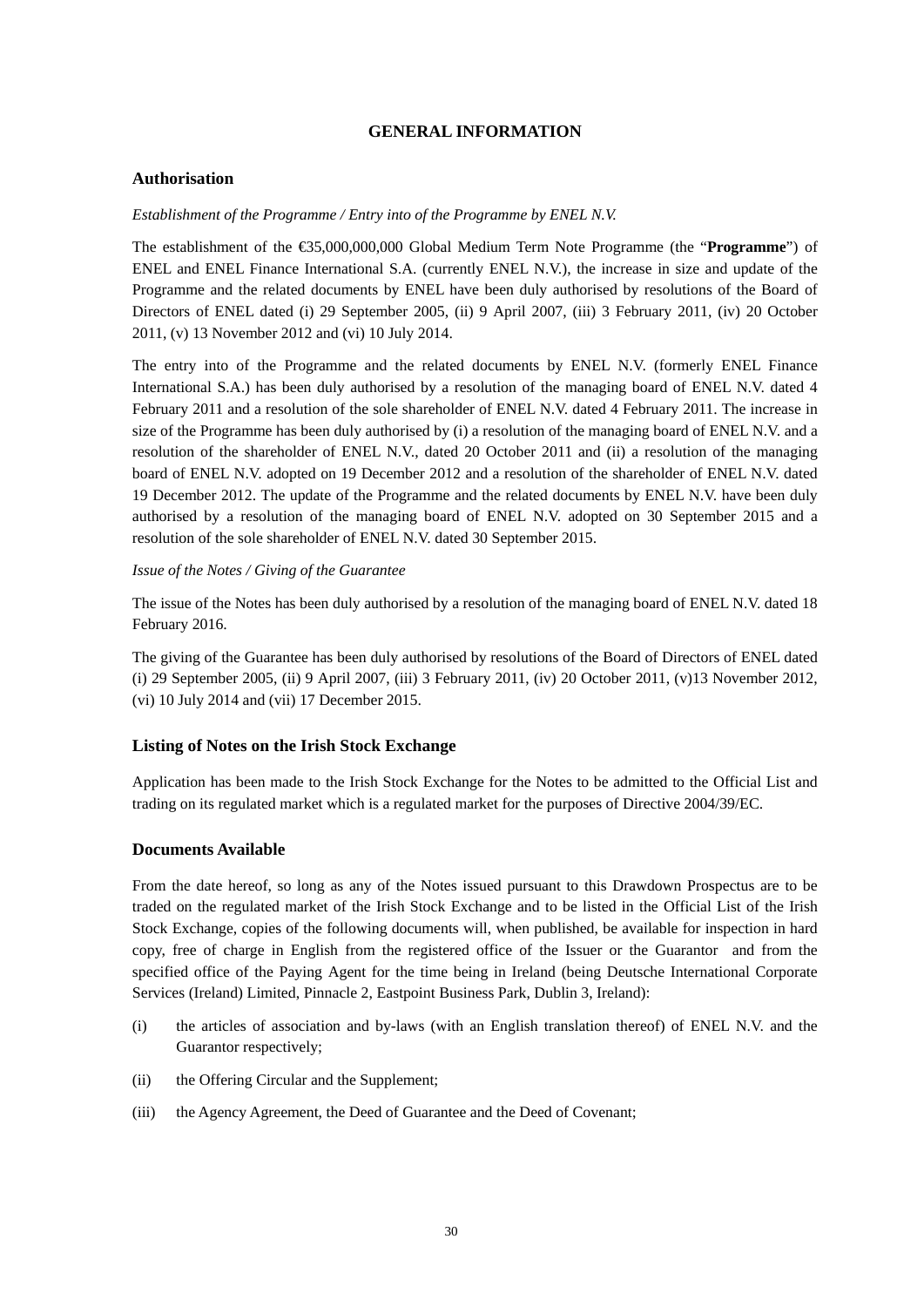## GENERAL INFORMATION

### Authorisation

*Establishment of the Programme / Entry into of the Programme by ENEL N.V.*

The establishment of the €35,000,000,000 Global Medium Term Note Programme (the "**Programme**") of ENEL and ENEL Finance International S.A. (currently ENEL N.V.), the increase in size and update of the Programme and the related documents by ENEL have been duly authorised by resolutions of the Board of Directors of ENEL dated (i) 29 September 2005, (ii) 9 April 2007, (iii) 3 February 2011, (iv) 20 October 2011, (v) 13 November 2012 and (vi) 10 July 2014.

The entry into of the Programme and the related documents by ENEL N.V. (formerly ENEL Finance International S.A.) has been duly authorised by a resolution of the managing board of ENEL N.V. dated 4 February 2011 and a resolution of the sole shareholder of ENEL N.V. dated 4 February 2011. The increase in size of the Programme has been duly authorised by (i) a resolution of the managing board of ENEL N.V. and a resolution of the shareholder of ENEL N.V., dated 20 October 2011 and (ii) a resolution of the managing board of ENEL N.V. adopted on 19 December 2012 and a resolution of the shareholder of ENEL N.V. dated 19 December 2012. The update of the Programme and the related documents by ENEL N.V. have been duly authorised by a resolution of the managing board of ENEL N.V. adopted on 30 September 2015 and a resolution of the sole shareholder of ENEL N.V. dated 30 September 2015.

*Issue of the Notes / Giving of the Guarantee*

The issue of the Notes has been duly authorised by a resolution of the managing board of ENEL N.V. dated 18 February 2016.

The giving of the Guarantee has been duly authorised by resolutions of the Board of Directors of ENEL dated (i) 29 September 2005, (ii) 9 April 2007, (iii) 3 February 2011, (iv) 20 October 2011, (v)13 November 2012, (vi) 10 July 2014 and (vii) 17 December 2015.

### Listing of Notes on the Irish Stock Exchange

Application has been made to the Irish Stock Exchange for the Notes to be admitted to the Official List and trading on its regulated market which is a regulated market for the purposes of Directive 2004/39/EC.

### Documents Available

From the date hereof, so long as any of the Notes issued pursuant to this Drawdown Prospectus are to be traded on the regulated market of the Irish Stock Exchange and to be listed in the Official List of the Irish Stock Exchange, copies of the following documents will, when published, be available for inspection in hard copy, free of charge in English from the registered office of the Issuer or the Guarantor and from the specified office of the Paying Agent for the time being in Ireland (being Deutsche International Corporate Services (Ireland) Limited, Pinnacle 2, Eastpoint Business Park, Dublin 3, Ireland):

(i) the articles of association and by-laws (with an English translation thereof) of ENEL N.V. and the Guarantor respectively;

(ii) the Offering Circular and the Supplement;

(iii) the Agency Agreement, the Deed of Guarantee and the Deed of Covenant;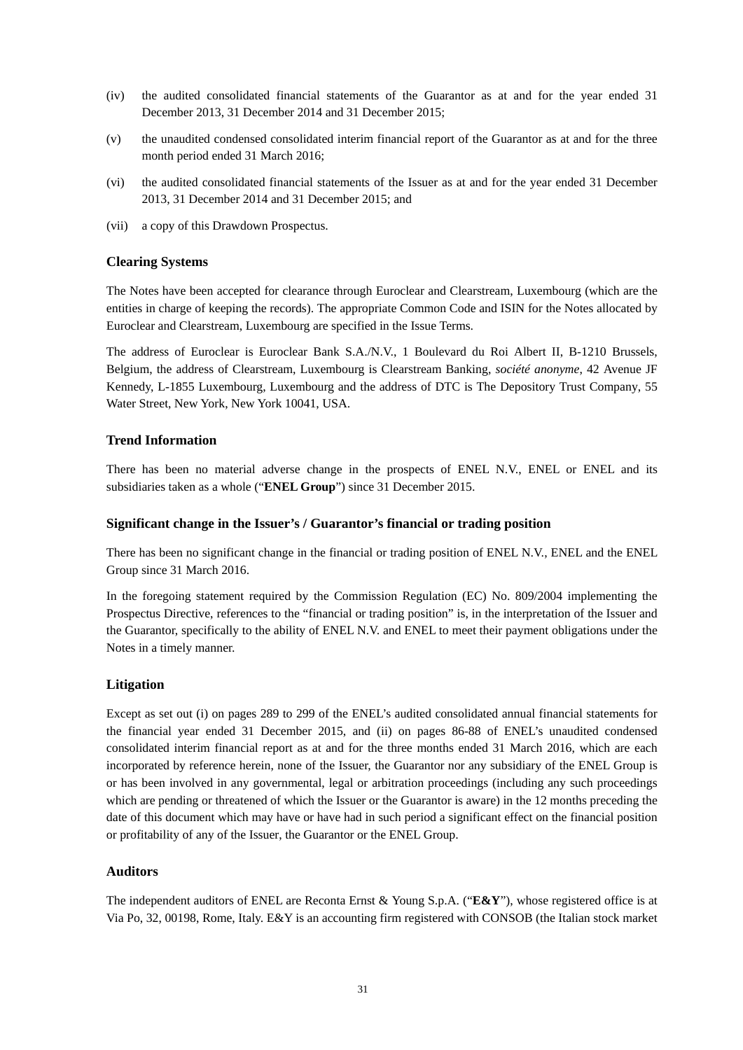(iv) the audited consolidated financial statements of the Guarantor as at and for the year ended 31 December 2013, 31 December 2014 and 31 December 2015;

(v) the unaudited condensed consolidated interim financial report of the Guarantor as at and for the three month period ended 31 March 2016;

(vi) the audited consolidated financial statements of the Issuer as at and for the year ended 31 December 2013, 31 December 2014 and 31 December 2015; and

(vii) a copy of this Drawdown Prospectus.

### Clearing Systems

The Notes have been accepted for clearance through Euroclear and Clearstream, Luxembourg (which are the entities in charge of keeping the records). The appropriate Common Code and ISIN for the Notes allocated by Euroclear and Clearstream, Luxembourg are specified in the Issue Terms.

The address of Euroclear is Euroclear Bank S.A./N.V., 1 Boulevard du Roi Albert II, B-1210 Brussels, Belgium, the address of Clearstream, Luxembourg is Clearstream Banking, *société anonyme*, 42 Avenue JF Kennedy, L-1855 Luxembourg, Luxembourg and the address of DTC is The Depository Trust Company, 55 Water Street, New York, New York 10041, USA.

### Trend Information

There has been no material adverse change in the prospects of ENEL N.V., ENEL or ENEL and its subsidiaries taken as a whole ("**ENEL Group**") since 31 December 2015.

### Significant change in the Issuer's / Guarantor's financial or trading position

There has been no significant change in the financial or trading position of ENEL N.V., ENEL and the ENEL Group since 31 March 2016.

In the foregoing statement required by the Commission Regulation (EC) No. 809/2004 implementing the Prospectus Directive, references to the "financial or trading position" is, in the interpretation of the Issuer and the Guarantor, specifically to the ability of ENEL N.V. and ENEL to meet their payment obligations under the Notes in a timely manner.

### Litigation

Except as set out (i) on pages 289 to 299 of the ENEL's audited consolidated annual financial statements for the financial year ended 31 December 2015, and (ii) on pages 86-88 of ENEL's unaudited condensed consolidated interim financial report as at and for the three months ended 31 March 2016, which are each incorporated by reference herein, none of the Issuer, the Guarantor nor any subsidiary of the ENEL Group is or has been involved in any governmental, legal or arbitration proceedings (including any such proceedings which are pending or threatened of which the Issuer or the Guarantor is aware) in the 12 months preceding the date of this document which may have or have had in such period a significant effect on the financial position or profitability of any of the Issuer, the Guarantor or the ENEL Group.

### Auditors

The independent auditors of ENEL are Reconta Ernst & Young S.p.A. ("**E&Y**"), whose registered office is at Via Po, 32, 00198, Rome, Italy. E&Y is an accounting firm registered with CONSOB (the Italian stock market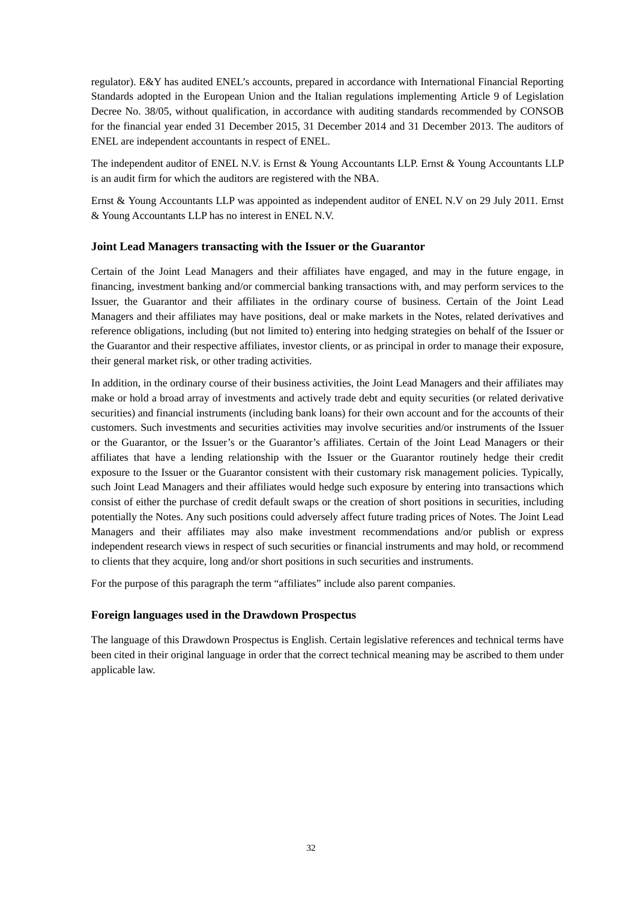regulator). E&Y has audited ENEL's accounts, prepared in accordance with International Financial Reporting Standards adopted in the European Union and the Italian regulations implementing Article 9 of Legislation Decree No. 38/05, without qualification, in accordance with auditing standards recommended by CONSOB for the financial year ended 31 December 2015, 31 December 2014 and 31 December 2013. The auditors of ENEL are independent accountants in respect of ENEL.

The independent auditor of ENEL N.V. is Ernst & Young Accountants LLP. Ernst & Young Accountants LLP is an audit firm for which the auditors are registered with the NBA.

Ernst & Young Accountants LLP was appointed as independent auditor of ENEL N.V on 29 July 2011. Ernst & Young Accountants LLP has no interest in ENEL N.V.

### Joint Lead Managers transacting with the Issuer or the Guarantor

Certain of the Joint Lead Managers and their affiliates have engaged, and may in the future engage, in financing, investment banking and/or commercial banking transactions with, and may perform services to the Issuer, the Guarantor and their affiliates in the ordinary course of business. Certain of the Joint Lead Managers and their affiliates may have positions, deal or make markets in the Notes, related derivatives and reference obligations, including (but not limited to) entering into hedging strategies on behalf of the Issuer or the Guarantor and their respective affiliates, investor clients, or as principal in order to manage their exposure, their general market risk, or other trading activities.

In addition, in the ordinary course of their business activities, the Joint Lead Managers and their affiliates may make or hold a broad array of investments and actively trade debt and equity securities (or related derivative securities) and financial instruments (including bank loans) for their own account and for the accounts of their customers. Such investments and securities activities may involve securities and/or instruments of the Issuer or the Guarantor, or the Issuer's or the Guarantor's affiliates. Certain of the Joint Lead Managers or their affiliates that have a lending relationship with the Issuer or the Guarantor routinely hedge their credit exposure to the Issuer or the Guarantor consistent with their customary risk management policies. Typically, such Joint Lead Managers and their affiliates would hedge such exposure by entering into transactions which consist of either the purchase of credit default swaps or the creation of short positions in securities, including potentially the Notes. Any such positions could adversely affect future trading prices of Notes. The Joint Lead Managers and their affiliates may also make investment recommendations and/or publish or express independent research views in respect of such securities or financial instruments and may hold, or recommend to clients that they acquire, long and/or short positions in such securities and instruments.

For the purpose of this paragraph the term "affiliates" include also parent companies.

### Foreign languages used in the Drawdown Prospectus

The language of this Drawdown Prospectus is English. Certain legislative references and technical terms have been cited in their original language in order that the correct technical meaning may be ascribed to them under applicable law.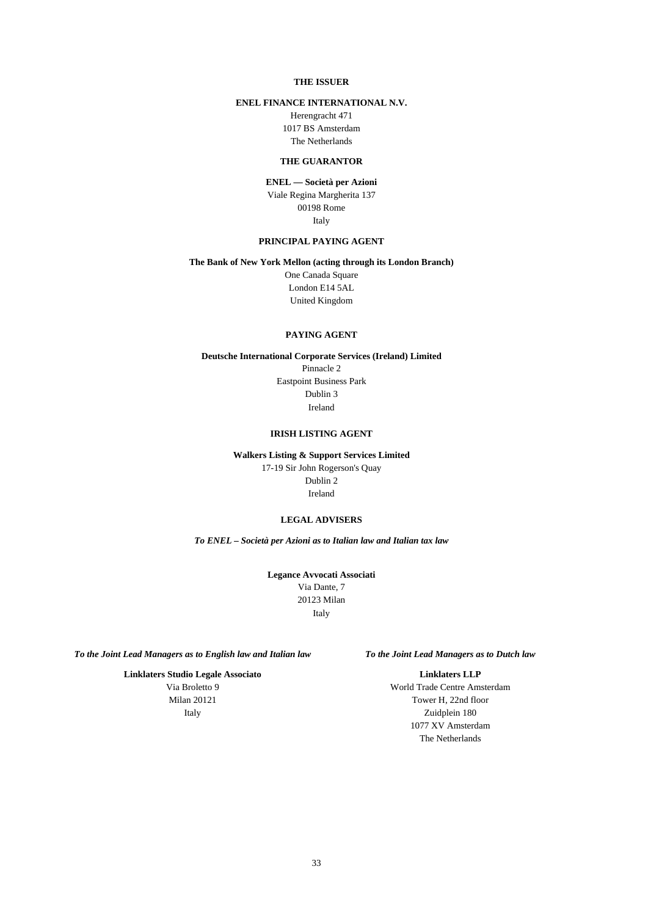**THE ISSUER**

**ENEL FINANCE INTERNATIONAL N.V.**

Herengracht 471
1017 BS Amsterdam
The Netherlands

**THE GUARANTOR**

**ENEL — Società per Azioni**

Viale Regina Margherita 137
00198 Rome
Italy

**PRINCIPAL PAYING AGENT**

**The Bank of New York Mellon (acting through its London Branch)**

One Canada Square
London E14 5AL
United Kingdom

**PAYING AGENT**

**Deutsche International Corporate Services (Ireland) Limited**

Pinnacle 2
Eastpoint Business Park
Dublin 3
Ireland

**IRISH LISTING AGENT**

**Walkers Listing & Support Services Limited**

17-19 Sir John Rogerson's Quay
Dublin 2
Ireland

**LEGAL ADVISERS**

***To ENEL – Società per Azioni as to Italian law and Italian tax law***

**Legance Avvocati Associati**

Via Dante, 7
20123 Milan
Italy

***To the Joint Lead Managers as to English law and Italian law***

**Linklaters Studio Legale Associato**

Via Broletto 9
Milan 20121
Italy

***To the Joint Lead Managers as to Dutch law***

**Linklaters LLP**

World Trade Centre Amsterdam
Tower H, 22nd floor
Zuidplein 180
1077 XV Amsterdam
The Netherlands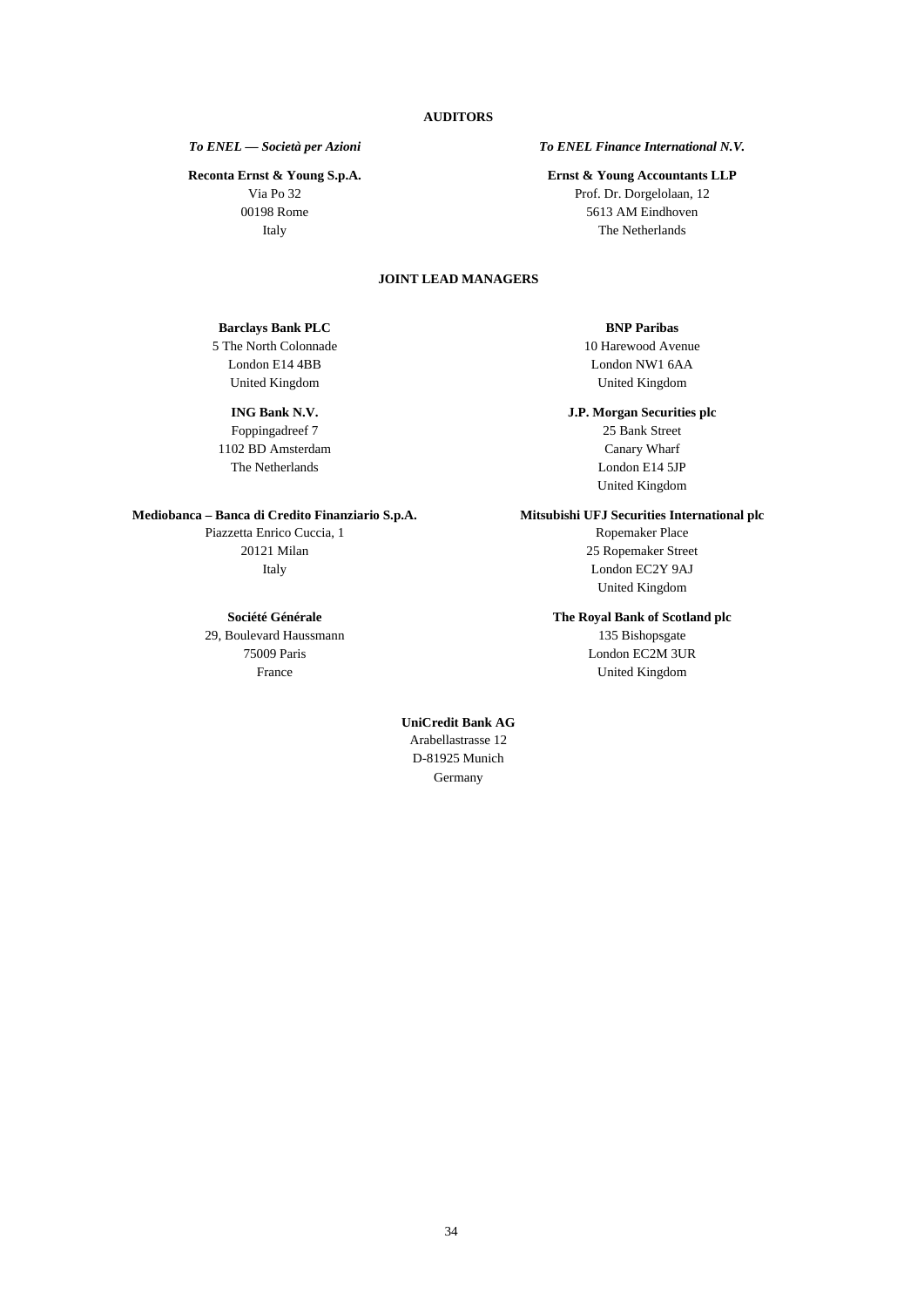## AUDITORS

*To ENEL — Società per Azioni*

**Reconta Ernst & Young S.p.A.**
Via Po 32
00198 Rome
Italy

*To ENEL Finance International N.V.*

**Ernst & Young Accountants LLP**
Prof. Dr. Dorgelolaan, 12
5613 AM Eindhoven
The Netherlands

## JOINT LEAD MANAGERS

**Barclays Bank PLC**
5 The North Colonnade
London E14 4BB
United Kingdom

**BNP Paribas**
10 Harewood Avenue
London NW1 6AA
United Kingdom

**ING Bank N.V.**
Foppingadreef 7
1102 BD Amsterdam
The Netherlands

**J.P. Morgan Securities plc**
25 Bank Street
Canary Wharf
London E14 5JP
United Kingdom

**Mediobanca – Banca di Credito Finanziario S.p.A.**
Piazzetta Enrico Cuccia, 1
20121 Milan
Italy

**Mitsubishi UFJ Securities International plc**
Ropemaker Place
25 Ropemaker Street
London EC2Y 9AJ
United Kingdom

**Société Générale**
29, Boulevard Haussmann
75009 Paris
France

**The Royal Bank of Scotland plc**
135 Bishopsgate
London EC2M 3UR
United Kingdom

**UniCredit Bank AG**
Arabellastrasse 12
D-81925 Munich
Germany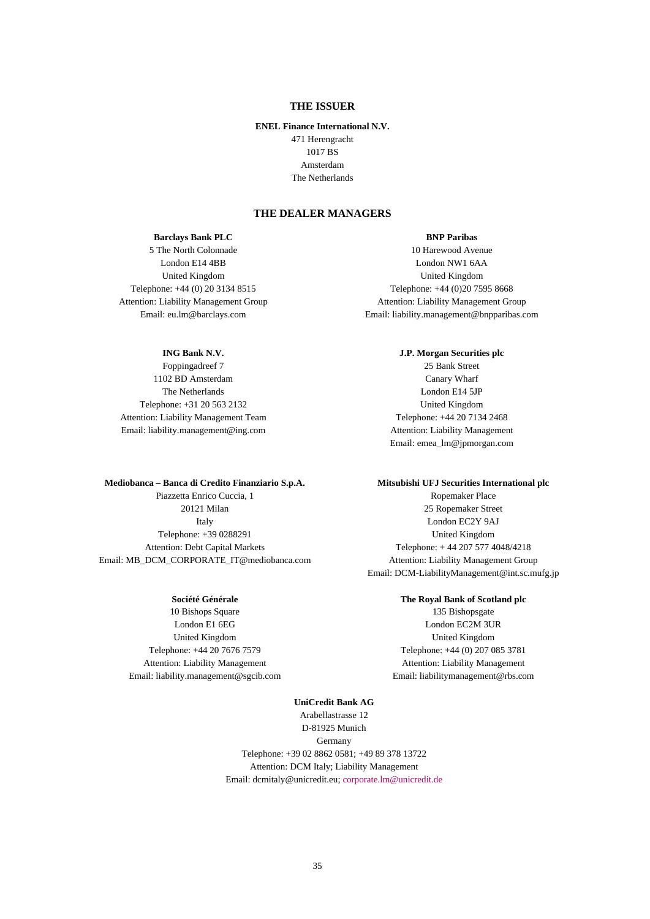## THE ISSUER

**ENEL Finance International N.V.**
471 Herengracht
1017 BS
Amsterdam
The Netherlands

## THE DEALER MANAGERS

**Barclays Bank PLC**
5 The North Colonnade
London E14 4BB
United Kingdom
Telephone: +44 (0) 20 3134 8515
Attention: Liability Management Group
Email: eu.lm@barclays.com

**BNP Paribas**
10 Harewood Avenue
London NW1 6AA
United Kingdom
Telephone: +44 (0)20 7595 8668
Attention: Liability Management Group
Email: liability.management@bnpparibas.com

**ING Bank N.V.**
Foppingadreef 7
1102 BD Amsterdam
The Netherlands
Telephone: +31 20 563 2132
Attention: Liability Management Team
Email: liability.management@ing.com

**J.P. Morgan Securities plc**
25 Bank Street
Canary Wharf
London E14 5JP
United Kingdom
Telephone: +44 20 7134 2468
Attention: Liability Management
Email: emea_lm@jpmorgan.com

**Mediobanca – Banca di Credito Finanziario S.p.A.**
Piazzetta Enrico Cuccia, 1
20121 Milan
Italy
Telephone: +39 0288291
Attention: Debt Capital Markets
Email: MB_DCM_CORPORATE_IT@mediobanca.com

**Mitsubishi UFJ Securities International plc**
Ropemaker Place
25 Ropemaker Street
London EC2Y 9AJ
United Kingdom
Telephone: + 44 207 577 4048/4218
Attention: Liability Management Group
Email: DCM-LiabilityManagement@int.sc.mufg.jp

**Société Générale**
10 Bishops Square
London E1 6EG
United Kingdom
Telephone: +44 20 7676 7579
Attention: Liability Management
Email: liability.management@sgcib.com

**The Royal Bank of Scotland plc**
135 Bishopsgate
London EC2M 3UR
United Kingdom
Telephone: +44 (0) 207 085 3781
Attention: Liability Management
Email: liabilitymanagement@rbs.com

**UniCredit Bank AG**
Arabellastrasse 12
D-81925 Munich
Germany
Telephone: +39 02 8862 0581; +49 89 378 13722
Attention: DCM Italy; Liability Management
Email: dcmitaly@unicredit.eu; corporate.lm@unicredit.de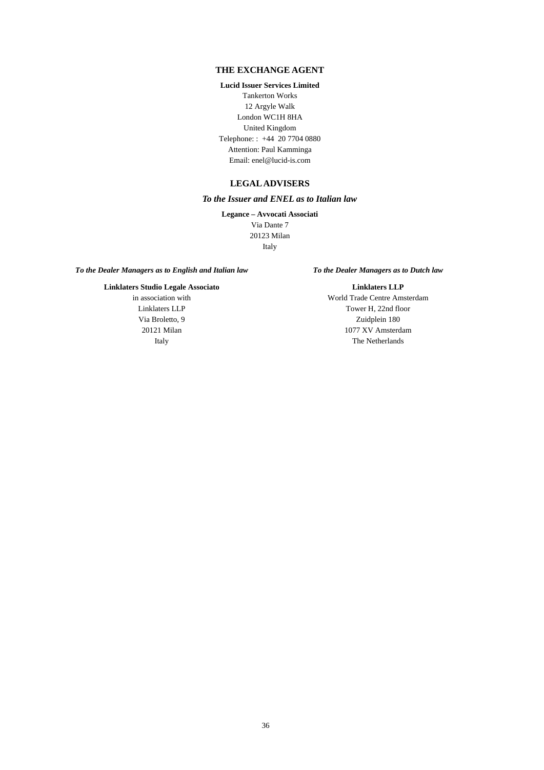## THE EXCHANGE AGENT

**Lucid Issuer Services Limited**
Tankerton Works
12 Argyle Walk
London WC1H 8HA
United Kingdom
Telephone: : +44 20 7704 0880
Attention: Paul Kamminga
Email: enel@lucid-is.com

## LEGAL ADVISERS

### *To the Issuer and ENEL as to Italian law*

**Legance – Avvocati Associati**
Via Dante 7
20123 Milan
Italy

***To the Dealer Managers as to English and Italian law***

**Linklaters Studio Legale Associato**
in association with
Linklaters LLP
Via Broletto, 9
20121 Milan
Italy

***To the Dealer Managers as to Dutch law***

**Linklaters LLP**
World Trade Centre Amsterdam
Tower H, 22nd floor
Zuidplein 180
1077 XV Amsterdam
The Netherlands